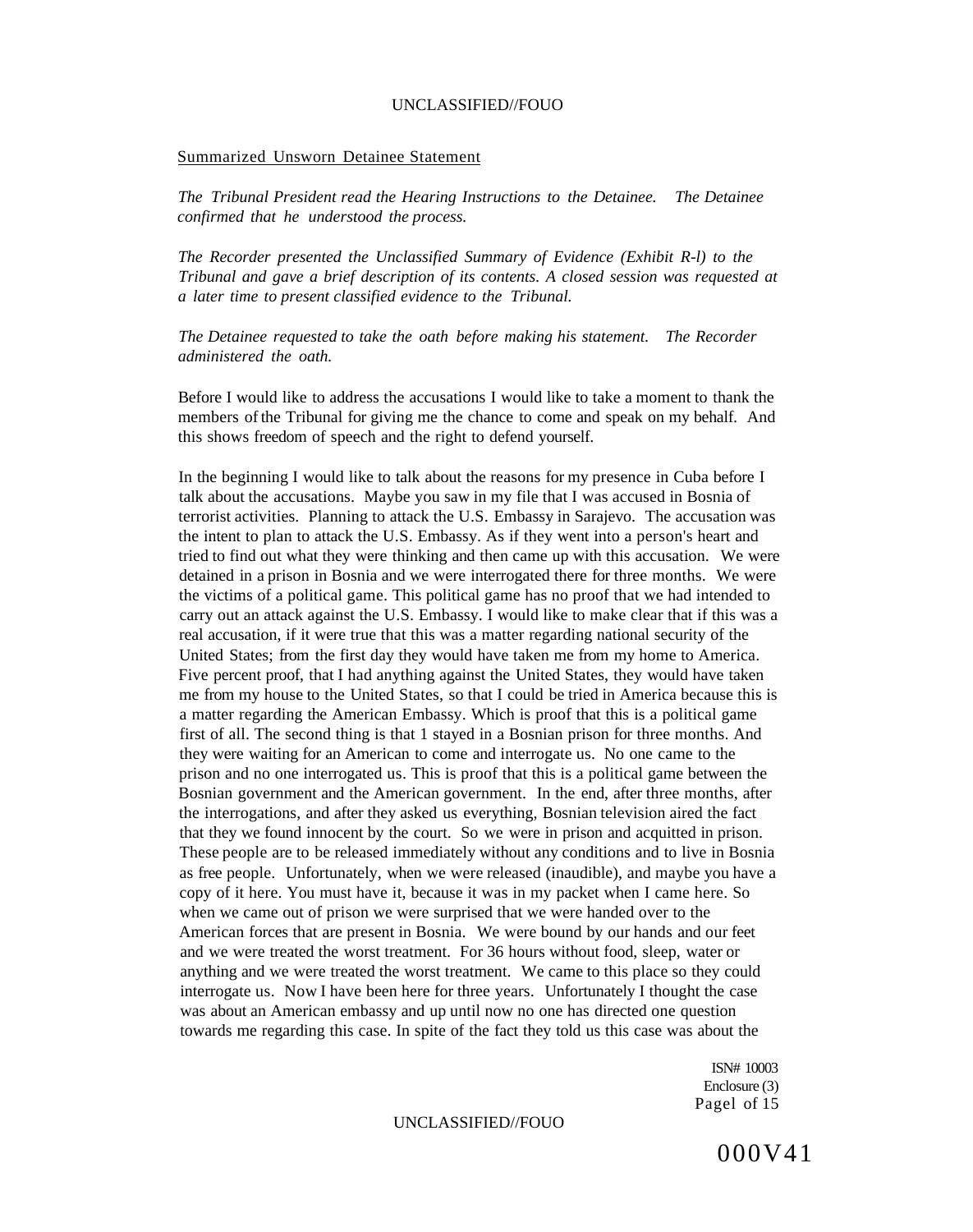Summarized Unsworn Detainee Statement

*The Tribunal President read the Hearing Instructions to the Detainee. The Detainee confirmed that he understood the process.*

*The Recorder presented the Unclassified Summary of Evidence (Exhibit R-l) to the Tribunal and gave a brief description of its contents. A closed session was requested at a later time to present classified evidence to the Tribunal.*

*The Detainee requested to take the oath before making his statement. The Recorder administered the oath.*

Before I would like to address the accusations I would like to take a moment to thank the members of the Tribunal for giving me the chance to come and speak on my behalf. And this shows freedom of speech and the right to defend yourself.

In the beginning I would like to talk about the reasons for my presence in Cuba before I talk about the accusations. Maybe you saw in my file that I was accused in Bosnia of terrorist activities. Planning to attack the U.S. Embassy in Sarajevo. The accusation was the intent to plan to attack the U.S. Embassy. As if they went into a person's heart and tried to find out what they were thinking and then came up with this accusation. We were detained in a prison in Bosnia and we were interrogated there for three months. We were the victims of a political game. This political game has no proof that we had intended to carry out an attack against the U.S. Embassy. I would like to make clear that if this was a real accusation, if it were true that this was a matter regarding national security of the United States; from the first day they would have taken me from my home to America. Five percent proof, that I had anything against the United States, they would have taken me from my house to the United States, so that I could be tried in America because this is a matter regarding the American Embassy. Which is proof that this is a political game first of all. The second thing is that 1 stayed in a Bosnian prison for three months. And they were waiting for an American to come and interrogate us. No one came to the prison and no one interrogated us. This is proof that this is a political game between the Bosnian government and the American government. In the end, after three months, after the interrogations, and after they asked us everything, Bosnian television aired the fact that they we found innocent by the court. So we were in prison and acquitted in prison. These people are to be released immediately without any conditions and to live in Bosnia as free people. Unfortunately, when we were released (inaudible), and maybe you have a copy of it here. You must have it, because it was in my packet when I came here. So when we came out of prison we were surprised that we were handed over to the American forces that are present in Bosnia. We were bound by our hands and our feet and we were treated the worst treatment. For 36 hours without food, sleep, water or anything and we were treated the worst treatment. We came to this place so they could interrogate us. Now I have been here for three years. Unfortunately I thought the case was about an American embassy and up until now no one has directed one question towards me regarding this case. In spite of the fact they told us this case was about the

ISN# 10003
Enclosure (3)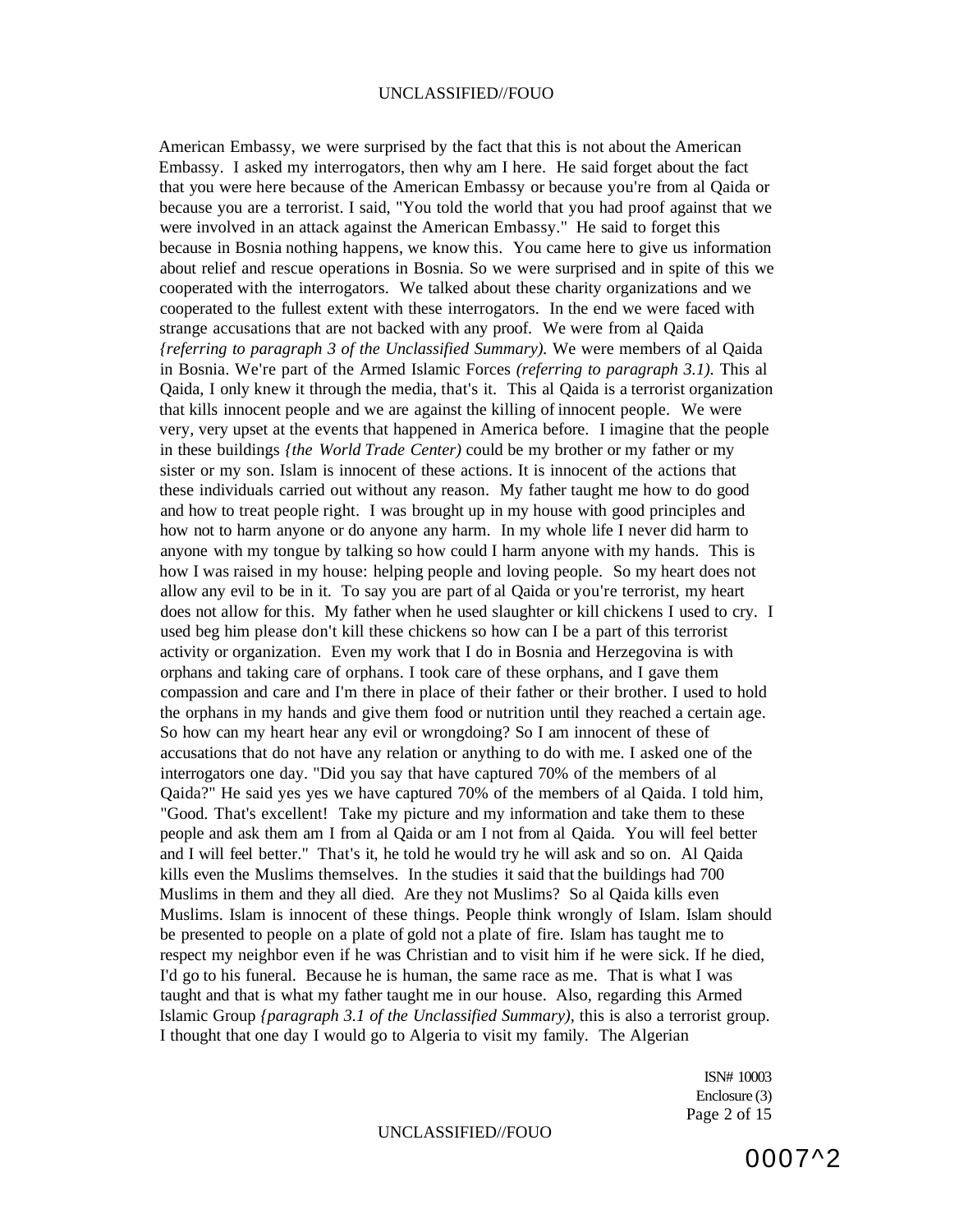American Embassy, we were surprised by the fact that this is not about the American Embassy. I asked my interrogators, then why am I here. He said forget about the fact that you were here because of the American Embassy or because you're from al Qaida or because you are a terrorist. I said, "You told the world that you had proof against that we were involved in an attack against the American Embassy." He said to forget this because in Bosnia nothing happens, we know this. You came here to give us information about relief and rescue operations in Bosnia. So we were surprised and in spite of this we cooperated with the interrogators. We talked about these charity organizations and we cooperated to the fullest extent with these interrogators. In the end we were faced with strange accusations that are not backed with any proof. We were from al Qaida *{referring to paragraph 3 of the Unclassified Summary).* We were members of al Qaida in Bosnia. We're part of the Armed Islamic Forces *(referring to paragraph 3.1).* This al Qaida, I only knew it through the media, that's it. This al Qaida is a terrorist organization that kills innocent people and we are against the killing of innocent people. We were very, very upset at the events that happened in America before. I imagine that the people in these buildings *{the World Trade Center)* could be my brother or my father or my sister or my son. Islam is innocent of these actions. It is innocent of the actions that these individuals carried out without any reason. My father taught me how to do good and how to treat people right. I was brought up in my house with good principles and how not to harm anyone or do anyone any harm. In my whole life I never did harm to anyone with my tongue by talking so how could I harm anyone with my hands. This is how I was raised in my house: helping people and loving people. So my heart does not allow any evil to be in it. To say you are part of al Qaida or you're terrorist, my heart does not allow for this. My father when he used slaughter or kill chickens I used to cry. I used beg him please don't kill these chickens so how can I be a part of this terrorist activity or organization. Even my work that I do in Bosnia and Herzegovina is with orphans and taking care of orphans. I took care of these orphans, and I gave them compassion and care and I'm there in place of their father or their brother. I used to hold the orphans in my hands and give them food or nutrition until they reached a certain age. So how can my heart hear any evil or wrongdoing? So I am innocent of these of accusations that do not have any relation or anything to do with me. I asked one of the interrogators one day. "Did you say that have captured 70% of the members of al Qaida?" He said yes yes we have captured 70% of the members of al Qaida. I told him, "Good. That's excellent! Take my picture and my information and take them to these people and ask them am I from al Qaida or am I not from al Qaida. You will feel better and I will feel better." That's it, he told he would try he will ask and so on. Al Qaida kills even the Muslims themselves. In the studies it said that the buildings had 700 Muslims in them and they all died. Are they not Muslims? So al Qaida kills even Muslims. Islam is innocent of these things. People think wrongly of Islam. Islam should be presented to people on a plate of gold not a plate of fire. Islam has taught me to respect my neighbor even if he was Christian and to visit him if he were sick. If he died, I'd go to his funeral. Because he is human, the same race as me. That is what I was taught and that is what my father taught me in our house. Also, regarding this Armed Islamic Group *{paragraph 3.1 of the Unclassified Summary),* this is also a terrorist group. I thought that one day I would go to Algeria to visit my family. The Algerian

ISN# 10003
Enclosure (3)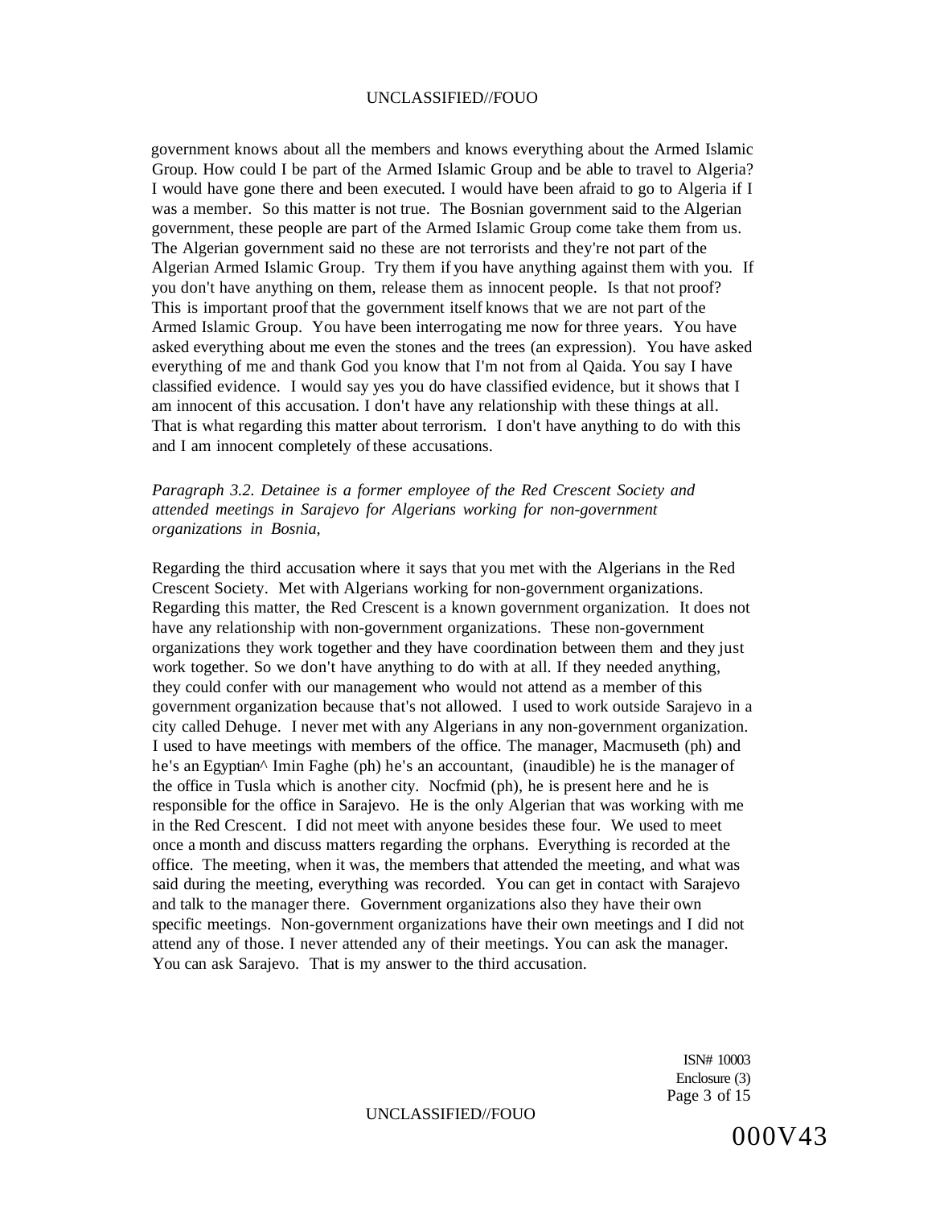government knows about all the members and knows everything about the Armed Islamic Group. How could I be part of the Armed Islamic Group and be able to travel to Algeria? I would have gone there and been executed. I would have been afraid to go to Algeria if I was a member. So this matter is not true. The Bosnian government said to the Algerian government, these people are part of the Armed Islamic Group come take them from us. The Algerian government said no these are not terrorists and they're not part of the Algerian Armed Islamic Group. Try them if you have anything against them with you. If you don't have anything on them, release them as innocent people. Is that not proof? This is important proof that the government itself knows that we are not part of the Armed Islamic Group. You have been interrogating me now for three years. You have asked everything about me even the stones and the trees (an expression). You have asked everything of me and thank God you know that I'm not from al Qaida. You say I have classified evidence. I would say yes you do have classified evidence, but it shows that I am innocent of this accusation. I don't have any relationship with these things at all. That is what regarding this matter about terrorism. I don't have anything to do with this and I am innocent completely of these accusations.

*Paragraph 3.2. Detainee is a former employee of the Red Crescent Society and attended meetings in Sarajevo for Algerians working for non-government organizations in Bosnia,*

Regarding the third accusation where it says that you met with the Algerians in the Red Crescent Society. Met with Algerians working for non-government organizations. Regarding this matter, the Red Crescent is a known government organization. It does not have any relationship with non-government organizations. These non-government organizations they work together and they have coordination between them and they just work together. So we don't have anything to do with at all. If they needed anything, they could confer with our management who would not attend as a member of this government organization because that's not allowed. I used to work outside Sarajevo in a city called Dehuge. I never met with any Algerians in any non-government organization. I used to have meetings with members of the office. The manager, Macmuseth (ph) and he's an Egyptian^ Imin Faghe (ph) he's an accountant, (inaudible) he is the manager of the office in Tusla which is another city. Nocfmid (ph), he is present here and he is responsible for the office in Sarajevo. He is the only Algerian that was working with me in the Red Crescent. I did not meet with anyone besides these four. We used to meet once a month and discuss matters regarding the orphans. Everything is recorded at the office. The meeting, when it was, the members that attended the meeting, and what was said during the meeting, everything was recorded. You can get in contact with Sarajevo and talk to the manager there. Government organizations also they have their own specific meetings. Non-government organizations have their own meetings and I did not attend any of those. I never attended any of their meetings. You can ask the manager. You can ask Sarajevo. That is my answer to the third accusation.

ISN# 10003
Enclosure (3)

000V43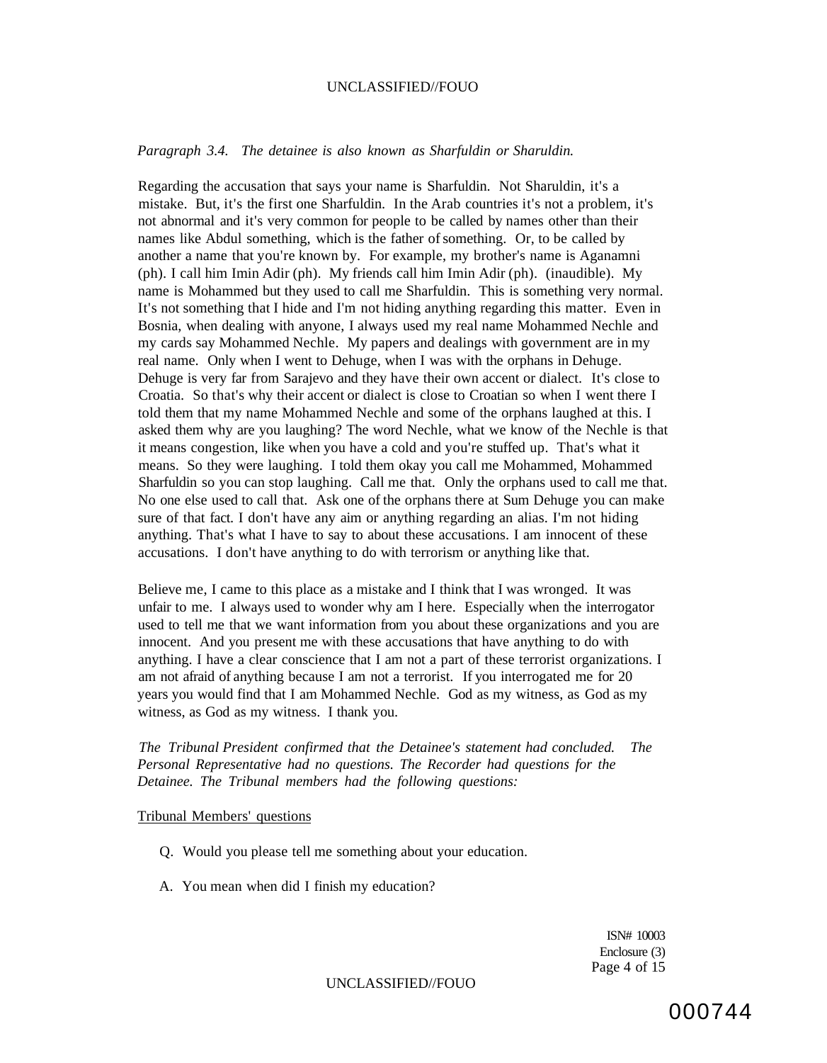*Paragraph 3.4. The detainee is also known as Sharfuldin or Sharuldin.*

Regarding the accusation that says your name is Sharfuldin. Not Sharuldin, it's a mistake. But, it's the first one Sharfuldin. In the Arab countries it's not a problem, it's not abnormal and it's very common for people to be called by names other than their names like Abdul something, which is the father of something. Or, to be called by another a name that you're known by. For example, my brother's name is Aganamni (ph). I call him Imin Adir (ph). My friends call him Imin Adir (ph). (inaudible). My name is Mohammed but they used to call me Sharfuldin. This is something very normal. It's not something that I hide and I'm not hiding anything regarding this matter. Even in Bosnia, when dealing with anyone, I always used my real name Mohammed Nechle and my cards say Mohammed Nechle. My papers and dealings with government are in my real name. Only when I went to Dehuge, when I was with the orphans in Dehuge. Dehuge is very far from Sarajevo and they have their own accent or dialect. It's close to Croatia. So that's why their accent or dialect is close to Croatian so when I went there I told them that my name Mohammed Nechle and some of the orphans laughed at this. I asked them why are you laughing? The word Nechle, what we know of the Nechle is that it means congestion, like when you have a cold and you're stuffed up. That's what it means. So they were laughing. I told them okay you call me Mohammed, Mohammed Sharfuldin so you can stop laughing. Call me that. Only the orphans used to call me that. No one else used to call that. Ask one of the orphans there at Sum Dehuge you can make sure of that fact. I don't have any aim or anything regarding an alias. I'm not hiding anything. That's what I have to say to about these accusations. I am innocent of these accusations. I don't have anything to do with terrorism or anything like that.

Believe me, I came to this place as a mistake and I think that I was wronged. It was unfair to me. I always used to wonder why am I here. Especially when the interrogator used to tell me that we want information from you about these organizations and you are innocent. And you present me with these accusations that have anything to do with anything. I have a clear conscience that I am not a part of these terrorist organizations. I am not afraid of anything because I am not a terrorist. If you interrogated me for 20 years you would find that I am Mohammed Nechle. God as my witness, as God as my witness, as God as my witness. I thank you.

*The Tribunal President confirmed that the Detainee's statement had concluded. The Personal Representative had no questions. The Recorder had questions for the Detainee. The Tribunal members had the following questions:*

Tribunal Members' questions

Q. Would you please tell me something about your education.

A. You mean when did I finish my education?

ISN# 10003
Enclosure (3)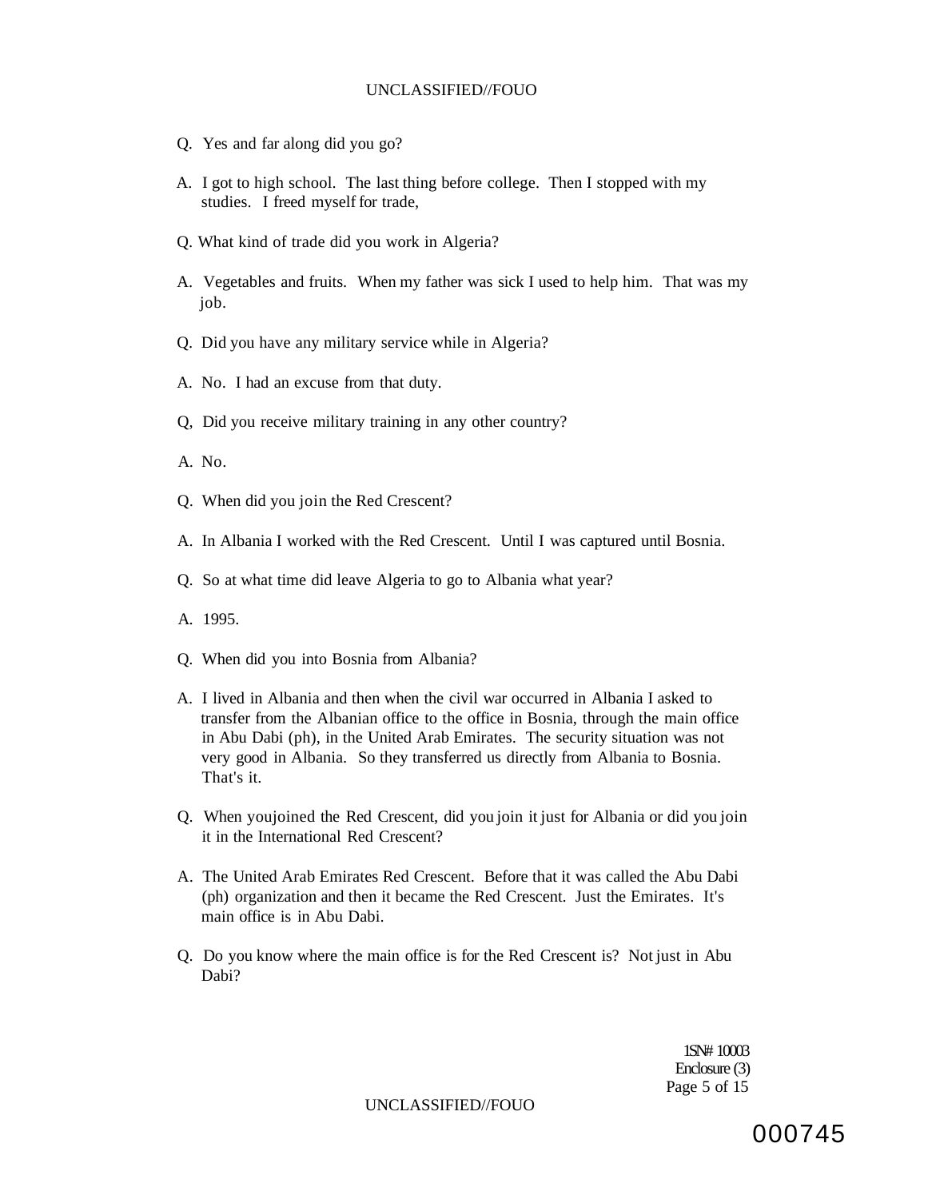Q. Yes and far along did you go?

A. I got to high school. The last thing before college. Then I stopped with my studies. I freed myself for trade,

Q. What kind of trade did you work in Algeria?

A. Vegetables and fruits. When my father was sick I used to help him. That was my job.

Q. Did you have any military service while in Algeria?

A. No. I had an excuse from that duty.

Q, Did you receive military training in any other country?

A. No.

Q. When did you join the Red Crescent?

A. In Albania I worked with the Red Crescent. Until I was captured until Bosnia.

Q. So at what time did leave Algeria to go to Albania what year?

A. 1995.

Q. When did you into Bosnia from Albania?

A. I lived in Albania and then when the civil war occurred in Albania I asked to transfer from the Albanian office to the office in Bosnia, through the main office in Abu Dabi (ph), in the United Arab Emirates. The security situation was not very good in Albania. So they transferred us directly from Albania to Bosnia. That's it.

Q. When youjoined the Red Crescent, did you join it just for Albania or did you join it in the International Red Crescent?

A. The United Arab Emirates Red Crescent. Before that it was called the Abu Dabi (ph) organization and then it became the Red Crescent. Just the Emirates. It's main office is in Abu Dabi.

Q. Do you know where the main office is for the Red Crescent is? Not just in Abu Dabi?

1SN# 10003
Enclosure (3)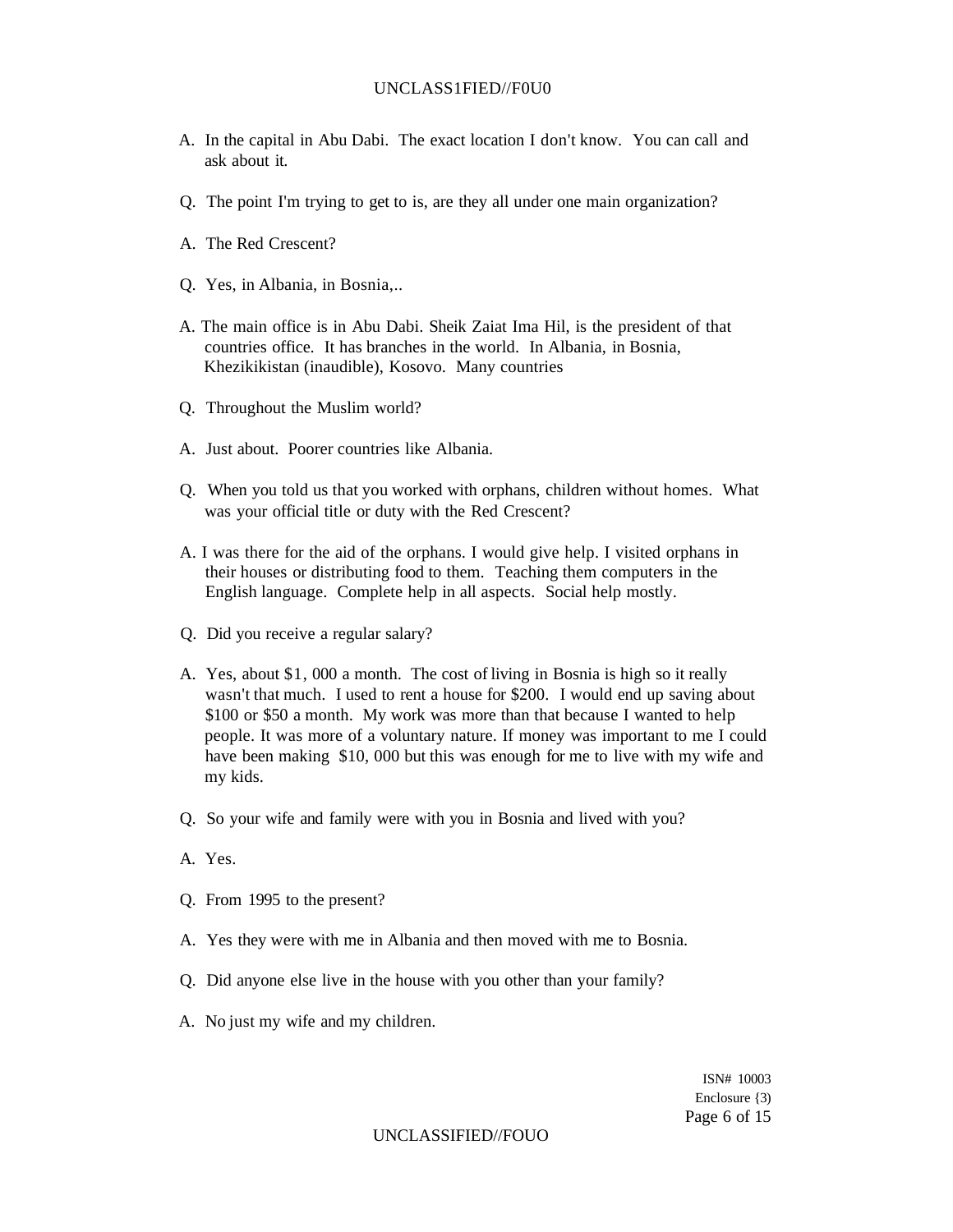A. In the capital in Abu Dabi. The exact location I don't know. You can call and ask about it.

Q. The point I'm trying to get to is, are they all under one main organization?

A. The Red Crescent?

Q. Yes, in Albania, in Bosnia,..

A. The main office is in Abu Dabi. Sheik Zaiat Ima Hil, is the president of that countries office. It has branches in the world. In Albania, in Bosnia, Khezikikistan (inaudible), Kosovo. Many countries

Q. Throughout the Muslim world?

A. Just about. Poorer countries like Albania.

Q. When you told us that you worked with orphans, children without homes. What was your official title or duty with the Red Crescent?

A. I was there for the aid of the orphans. I would give help. I visited orphans in their houses or distributing food to them. Teaching them computers in the English language. Complete help in all aspects. Social help mostly.

Q. Did you receive a regular salary?

A. Yes, about $1, 000 a month. The cost of living in Bosnia is high so it really wasn't that much. I used to rent a house for $200. I would end up saving about $100 or $50 a month. My work was more than that because I wanted to help people. It was more of a voluntary nature. If money was important to me I could have been making $10, 000 but this was enough for me to live with my wife and my kids.

Q. So your wife and family were with you in Bosnia and lived with you?

A. Yes.

Q. From 1995 to the present?

A. Yes they were with me in Albania and then moved with me to Bosnia.

Q. Did anyone else live in the house with you other than your family?

A. No just my wife and my children.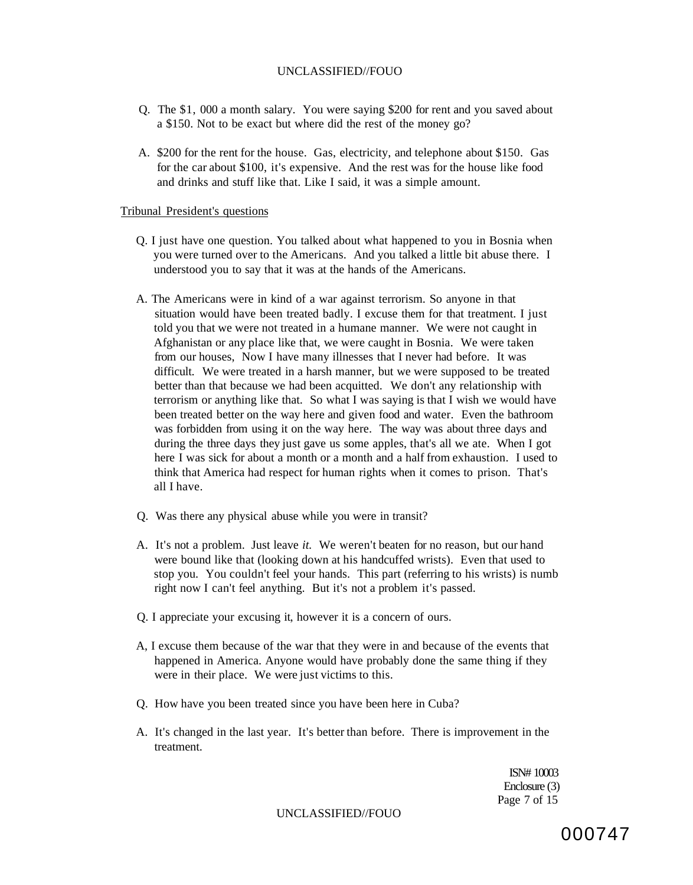Q. The $1, 000 a month salary. You were saying $200 for rent and you saved about a $150. Not to be exact but where did the rest of the money go?

A. $200 for the rent for the house. Gas, electricity, and telephone about $150. Gas for the car about $100, it's expensive. And the rest was for the house like food and drinks and stuff like that. Like I said, it was a simple amount.

Tribunal President's questions

Q. I just have one question. You talked about what happened to you in Bosnia when you were turned over to the Americans. And you talked a little bit abuse there. I understood you to say that it was at the hands of the Americans.

A. The Americans were in kind of a war against terrorism. So anyone in that situation would have been treated badly. I excuse them for that treatment. I just told you that we were not treated in a humane manner. We were not caught in Afghanistan or any place like that, we were caught in Bosnia. We were taken from our houses, Now I have many illnesses that I never had before. It was difficult. We were treated in a harsh manner, but we were supposed to be treated better than that because we had been acquitted. We don't any relationship with terrorism or anything like that. So what I was saying is that I wish we would have been treated better on the way here and given food and water. Even the bathroom was forbidden from using it on the way here. The way was about three days and during the three days they just gave us some apples, that's all we ate. When I got here I was sick for about a month or a month and a half from exhaustion. I used to think that America had respect for human rights when it comes to prison. That's all I have.

Q. Was there any physical abuse while you were in transit?

A. It's not a problem. Just leave *it.* We weren't beaten for no reason, but our hand were bound like that (looking down at his handcuffed wrists). Even that used to stop you. You couldn't feel your hands. This part (referring to his wrists) is numb right now I can't feel anything. But it's not a problem it's passed.

Q. I appreciate your excusing it, however it is a concern of ours.

A, I excuse them because of the war that they were in and because of the events that happened in America. Anyone would have probably done the same thing if they were in their place. We were just victims to this.

Q. How have you been treated since you have been here in Cuba?

A. It's changed in the last year. It's better than before. There is improvement in the treatment.

ISN# 10003
Enclosure (3)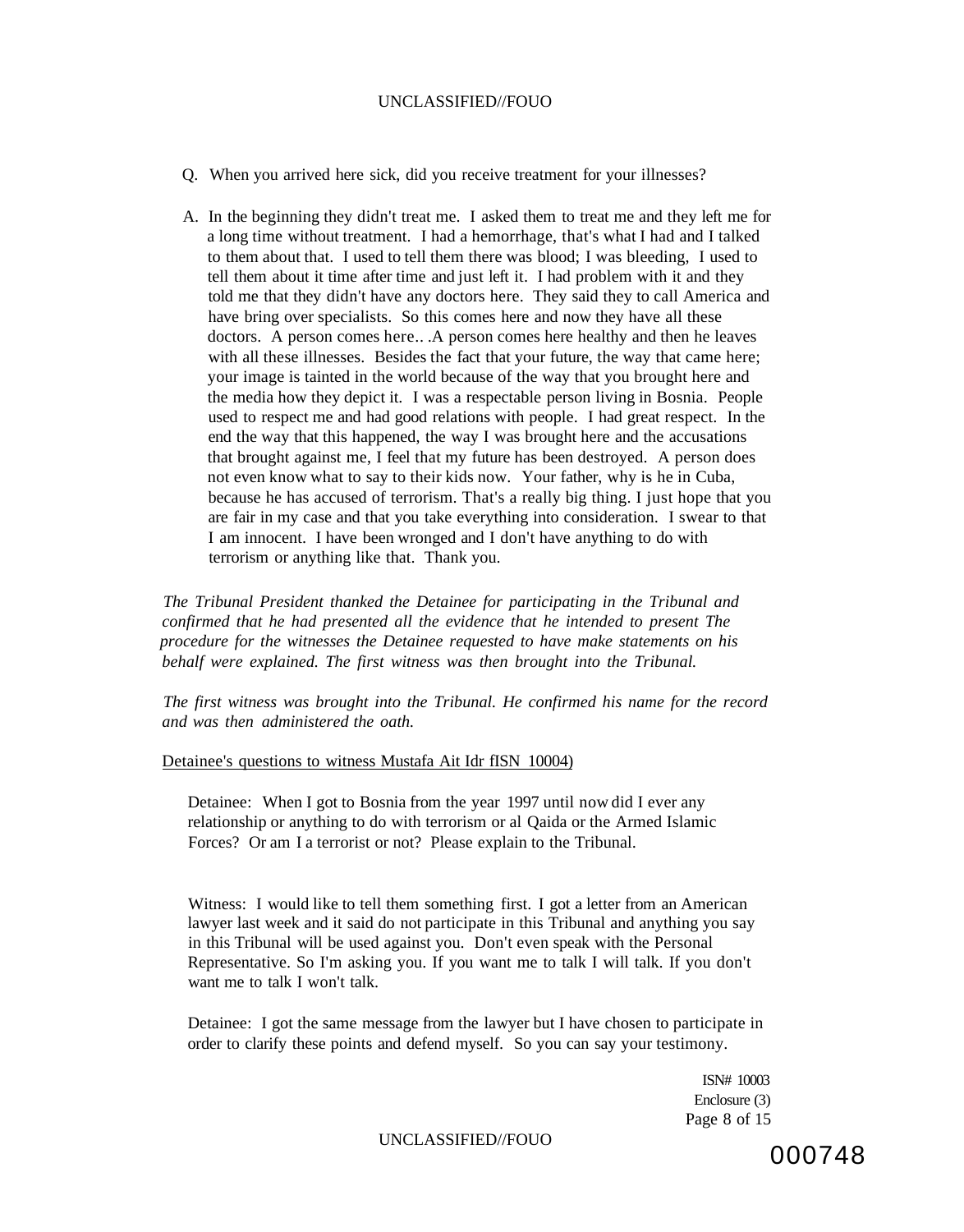Q. When you arrived here sick, did you receive treatment for your illnesses?

A. In the beginning they didn't treat me. I asked them to treat me and they left me for a long time without treatment. I had a hemorrhage, that's what I had and I talked to them about that. I used to tell them there was blood; I was bleeding, I used to tell them about it time after time and just left it. I had problem with it and they told me that they didn't have any doctors here. They said they to call America and have bring over specialists. So this comes here and now they have all these doctors. A person comes here.. .A person comes here healthy and then he leaves with all these illnesses. Besides the fact that your future, the way that came here; your image is tainted in the world because of the way that you brought here and the media how they depict it. I was a respectable person living in Bosnia. People used to respect me and had good relations with people. I had great respect. In the end the way that this happened, the way I was brought here and the accusations that brought against me, I feel that my future has been destroyed. A person does not even know what to say to their kids now. Your father, why is he in Cuba, because he has accused of terrorism. That's a really big thing. I just hope that you are fair in my case and that you take everything into consideration. I swear to that I am innocent. I have been wronged and I don't have anything to do with terrorism or anything like that. Thank you.

*The Tribunal President thanked the Detainee for participating in the Tribunal and confirmed that he had presented all the evidence that he intended to present The procedure for the witnesses the Detainee requested to have make statements on his behalf were explained. The first witness was then brought into the Tribunal.*

*The first witness was brought into the Tribunal. He confirmed his name for the record and was then administered the oath.*

<u>Detainee's questions to witness Mustafa Ait Idr fISN 10004)</u>

Detainee: When I got to Bosnia from the year 1997 until now did I ever any relationship or anything to do with terrorism or al Qaida or the Armed Islamic Forces? Or am I a terrorist or not? Please explain to the Tribunal.

Witness: I would like to tell them something first. I got a letter from an American lawyer last week and it said do not participate in this Tribunal and anything you say in this Tribunal will be used against you. Don't even speak with the Personal Representative. So I'm asking you. If you want me to talk I will talk. If you don't want me to talk I won't talk.

Detainee: I got the same message from the lawyer but I have chosen to participate in order to clarify these points and defend myself. So you can say your testimony.

ISN# 10003
Enclosure (3)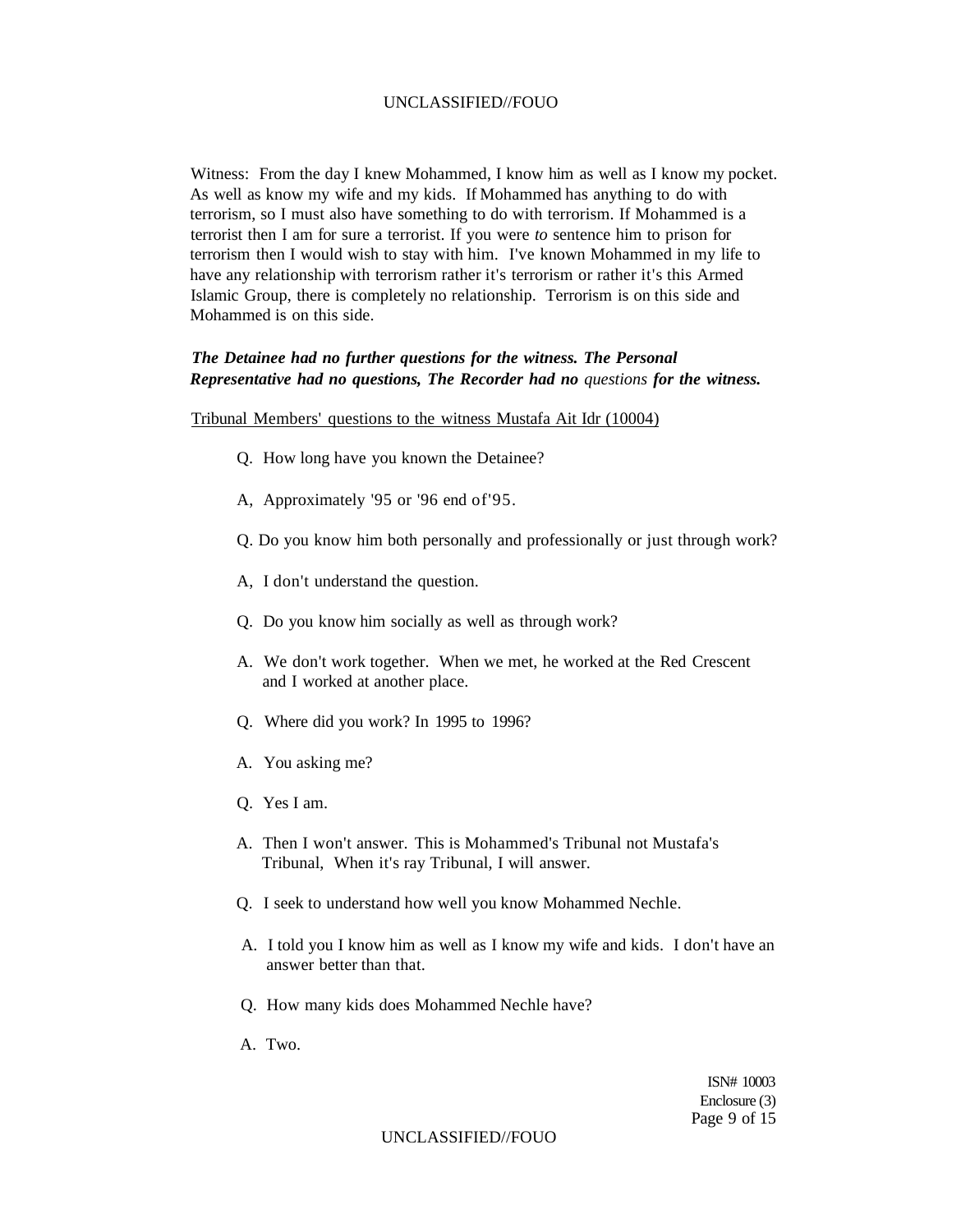Witness: From the day I knew Mohammed, I know him as well as I know my pocket. As well as know my wife and my kids. If Mohammed has anything to do with terrorism, so I must also have something to do with terrorism. If Mohammed is a terrorist then I am for sure a terrorist. If you were *to* sentence him to prison for terrorism then I would wish to stay with him. I've known Mohammed in my life to have any relationship with terrorism rather it's terrorism or rather it's this Armed Islamic Group, there is completely no relationship. Terrorism is on this side and Mohammed is on this side.

***The Detainee had no further questions for the witness. The Personal Representative had no questions, The Recorder had no*** *questions* ***for the witness.***

Tribunal Members' questions to the witness Mustafa Ait Idr (10004)

Q. How long have you known the Detainee?

A, Approximately '95 or '96 end of'95.

Q. Do you know him both personally and professionally or just through work?

A, I don't understand the question.

Q. Do you know him socially as well as through work?

A. We don't work together. When we met, he worked at the Red Crescent and I worked at another place.

Q. Where did you work? In 1995 to 1996?

A. You asking me?

Q. Yes I am.

A. Then I won't answer. This is Mohammed's Tribunal not Mustafa's Tribunal, When it's ray Tribunal, I will answer.

Q. I seek to understand how well you know Mohammed Nechle.

A. I told you I know him as well as I know my wife and kids. I don't have an answer better than that.

Q. How many kids does Mohammed Nechle have?

A. Two.

ISN# 10003
Enclosure (3)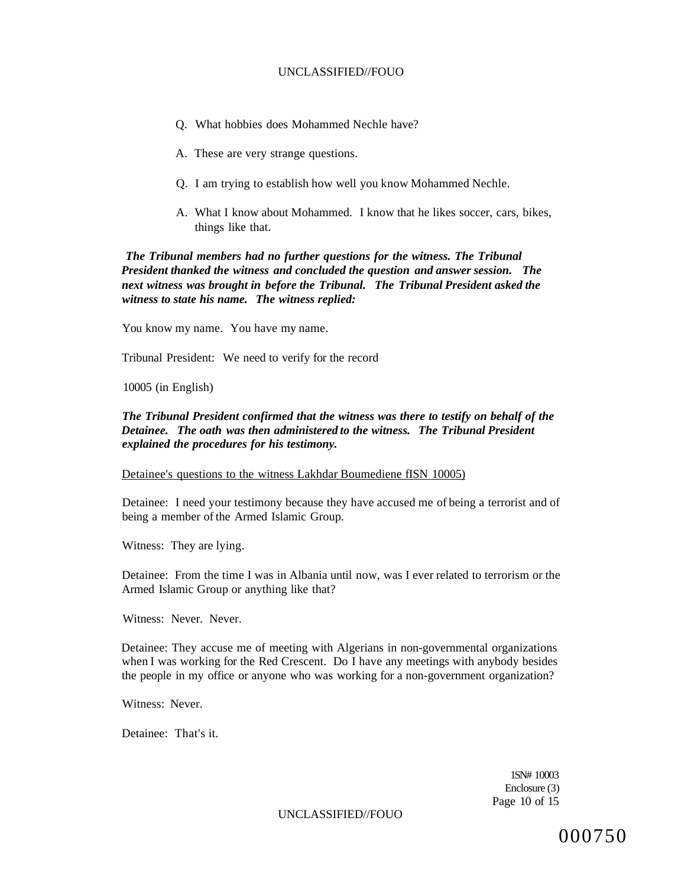Q. What hobbies does Mohammed Nechle have?

A. These are very strange questions.

Q. I am trying to establish how well you know Mohammed Nechle.

A. What I know about Mohammed. I know that he likes soccer, cars, bikes, things like that.

***The Tribunal members had no further questions for the witness. The Tribunal President thanked the witness and concluded the question and answer session. The next witness was brought in before the Tribunal. The Tribunal President asked the witness to state his name. The witness replied:***

You know my name. You have my name.

Tribunal President: We need to verify for the record

10005 (in English)

***The Tribunal President confirmed that the witness was there to testify on behalf of the Detainee. The oath was then administered to the witness. The Tribunal President explained the procedures for his testimony.***

<u>Detainee's questions to the witness Lakhdar Boumediene fISN 10005)</u>

Detainee: I need your testimony because they have accused me of being a terrorist and of being a member of the Armed Islamic Group.

Witness: They are lying.

Detainee: From the time I was in Albania until now, was I ever related to terrorism or the Armed Islamic Group or anything like that?

Witness: Never. Never.

Detainee: They accuse me of meeting with Algerians in non-governmental organizations when I was working for the Red Crescent. Do I have any meetings with anybody besides the people in my office or anyone who was working for a non-government organization?

Witness: Never.

Detainee: That's it.

1SN# 10003
Enclosure (3)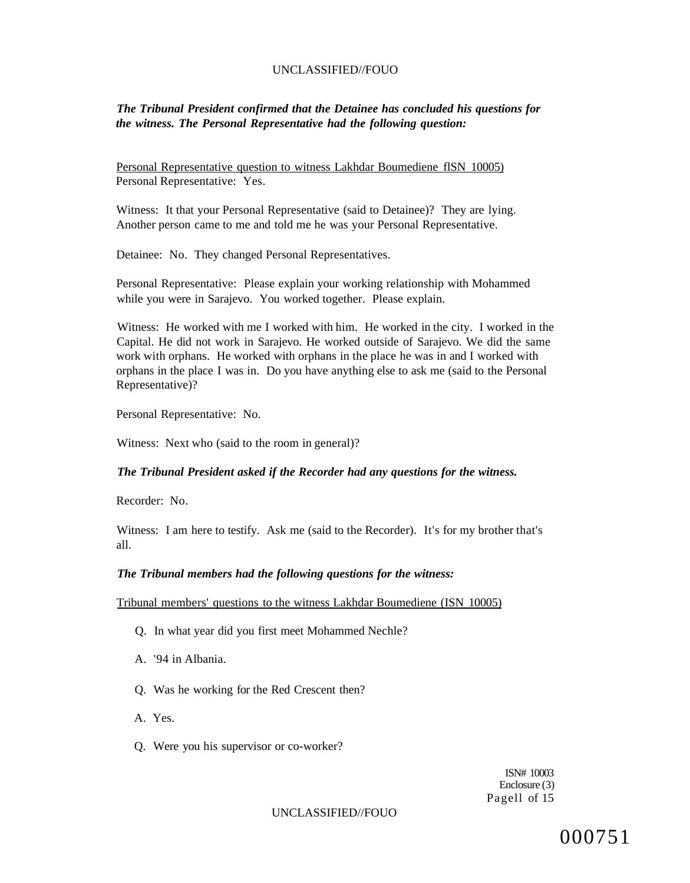***The Tribunal President confirmed that the Detainee has concluded his questions for the witness. The Personal Representative had the following question:***

Personal Representative question to witness Lakhdar Boumediene flSN 10005)

Personal Representative: Yes.

Witness: It that your Personal Representative (said to Detainee)? They are lying. Another person came to me and told me he was your Personal Representative.

Detainee: No. They changed Personal Representatives.

Personal Representative: Please explain your working relationship with Mohammed while you were in Sarajevo. You worked together. Please explain.

Witness: He worked with me I worked with him. He worked in the city. I worked in the Capital. He did not work in Sarajevo. He worked outside of Sarajevo. We did the same work with orphans. He worked with orphans in the place he was in and I worked with orphans in the place I was in. Do you have anything else to ask me (said to the Personal Representative)?

Personal Representative: No.

Witness: Next who (said to the room in general)?

***The Tribunal President asked if the Recorder had any questions for the witness.***

Recorder: No.

Witness: I am here to testify. Ask me (said to the Recorder). It's for my brother that's all.

***The Tribunal members had the following questions for the witness:***

Tribunal members' questions to the witness Lakhdar Boumediene (ISN 10005)

Q. In what year did you first meet Mohammed Nechle?

A. '94 in Albania.

Q. Was he working for the Red Crescent then?

A. Yes.

Q. Were you his supervisor or co-worker?

ISN# 10003
Enclosure (3)
Pagell of 15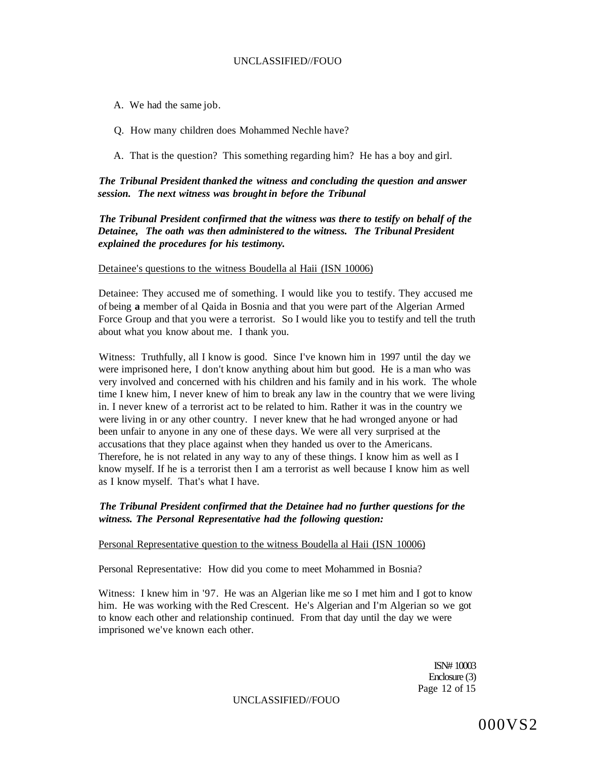A. We had the same job.

Q. How many children does Mohammed Nechle have?

A. That is the question? This something regarding him? He has a boy and girl.

***The Tribunal President thanked the witness and concluding the question and answer session. The next witness was brought in before the Tribunal***

***The Tribunal President confirmed that the witness was there to testify on behalf of the Detainee, The oath was then administered to the witness. The Tribunal President explained the procedures for his testimony.***

Detainee's questions to the witness Boudella al Haii (ISN 10006)

Detainee: They accused me of something. I would like you to testify. They accused me of being **a** member of al Qaida in Bosnia and that you were part of the Algerian Armed Force Group and that you were a terrorist. So I would like you to testify and tell the truth about what you know about me. I thank you.

Witness: Truthfully, all I know is good. Since I've known him in 1997 until the day we were imprisoned here, I don't know anything about him but good. He is a man who was very involved and concerned with his children and his family and in his work. The whole time I knew him, I never knew of him to break any law in the country that we were living in. I never knew of a terrorist act to be related to him. Rather it was in the country we were living in or any other country. I never knew that he had wronged anyone or had been unfair to anyone in any one of these days. We were all very surprised at the accusations that they place against when they handed us over to the Americans. Therefore, he is not related in any way to any of these things. I know him as well as I know myself. If he is a terrorist then I am a terrorist as well because I know him as well as I know myself. That's what I have.

***The Tribunal President confirmed that the Detainee had no further questions for the witness. The Personal Representative had the following question:***

Personal Representative question to the witness Boudella al Haii (ISN 10006)

Personal Representative: How did you come to meet Mohammed in Bosnia?

Witness: I knew him in '97. He was an Algerian like me so I met him and I got to know him. He was working with the Red Crescent. He's Algerian and I'm Algerian so we got to know each other and relationship continued. From that day until the day we were imprisoned we've known each other.

ISN# 10003
Enclosure (3)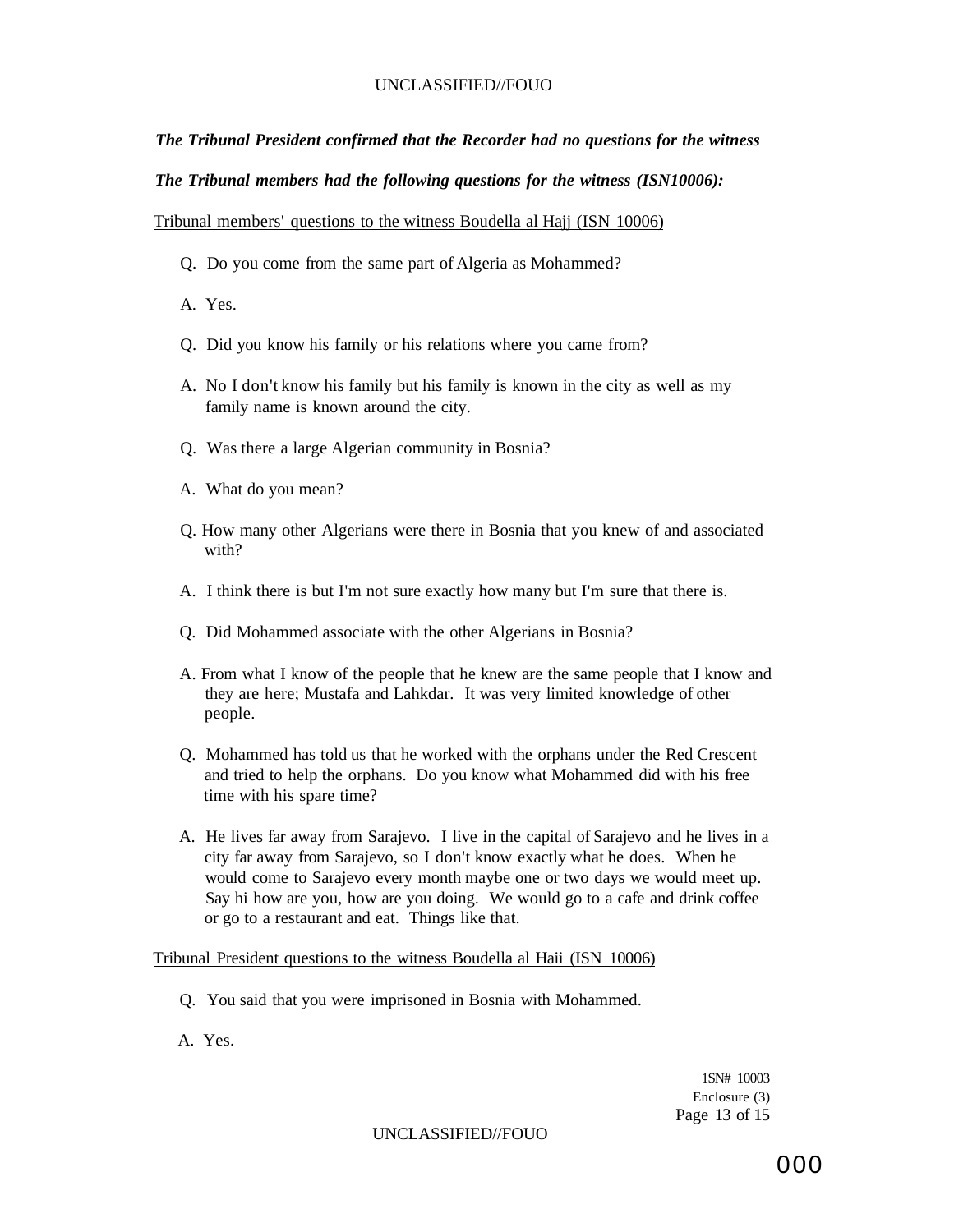***The Tribunal President confirmed that the Recorder had no questions for the witness***

***The Tribunal members had the following questions for the witness (ISN10006):***

Tribunal members' questions to the witness Boudella al Hajj (ISN 10006)

Q. Do you come from the same part of Algeria as Mohammed?

A. Yes.

Q. Did you know his family or his relations where you came from?

A. No I don't know his family but his family is known in the city as well as my family name is known around the city.

Q. Was there a large Algerian community in Bosnia?

A. What do you mean?

Q. How many other Algerians were there in Bosnia that you knew of and associated with?

A. I think there is but I'm not sure exactly how many but I'm sure that there is.

Q. Did Mohammed associate with the other Algerians in Bosnia?

A. From what I know of the people that he knew are the same people that I know and they are here; Mustafa and Lahkdar. It was very limited knowledge of other people.

Q. Mohammed has told us that he worked with the orphans under the Red Crescent and tried to help the orphans. Do you know what Mohammed did with his free time with his spare time?

A. He lives far away from Sarajevo. I live in the capital of Sarajevo and he lives in a city far away from Sarajevo, so I don't know exactly what he does. When he would come to Sarajevo every month maybe one or two days we would meet up. Say hi how are you, how are you doing. We would go to a cafe and drink coffee or go to a restaurant and eat. Things like that.

Tribunal President questions to the witness Boudella al Haii (ISN 10006)

Q. You said that you were imprisoned in Bosnia with Mohammed.

A. Yes.

1SN# 10003
Enclosure (3)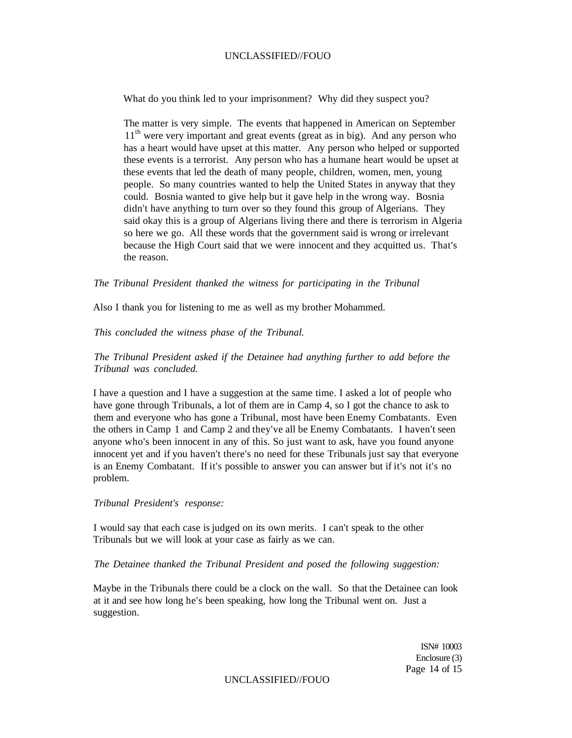What do you think led to your imprisonment? Why did they suspect you?

The matter is very simple. The events that happened in American on September 11th were very important and great events (great as in big). And any person who has a heart would have upset at this matter. Any person who helped or supported these events is a terrorist. Any person who has a humane heart would be upset at these events that led the death of many people, children, women, men, young people. So many countries wanted to help the United States in anyway that they could. Bosnia wanted to give help but it gave help in the wrong way. Bosnia didn't have anything to turn over so they found this group of Algerians. They said okay this is a group of Algerians living there and there is terrorism in Algeria so here we go. All these words that the government said is wrong or irrelevant because the High Court said that we were innocent and they acquitted us. That's the reason.

*The Tribunal President thanked the witness for participating in the Tribunal*

Also I thank you for listening to me as well as my brother Mohammed.

*This concluded the witness phase of the Tribunal.*

*The Tribunal President asked if the Detainee had anything further to add before the Tribunal was concluded.*

I have a question and I have a suggestion at the same time. I asked a lot of people who have gone through Tribunals, a lot of them are in Camp 4, so I got the chance to ask to them and everyone who has gone a Tribunal, most have been Enemy Combatants. Even the others in Camp 1 and Camp 2 and they've all be Enemy Combatants. I haven't seen anyone who's been innocent in any of this. So just want to ask, have you found anyone innocent yet and if you haven't there's no need for these Tribunals just say that everyone is an Enemy Combatant. If it's possible to answer you can answer but if it's not it's no problem.

*Tribunal President's response:*

I would say that each case is judged on its own merits. I can't speak to the other Tribunals but we will look at your case as fairly as we can.

*The Detainee thanked the Tribunal President and posed the following suggestion:*

Maybe in the Tribunals there could be a clock on the wall. So that the Detainee can look at it and see how long he's been speaking, how long the Tribunal went on. Just a suggestion.

ISN# 10003
Enclosure (3)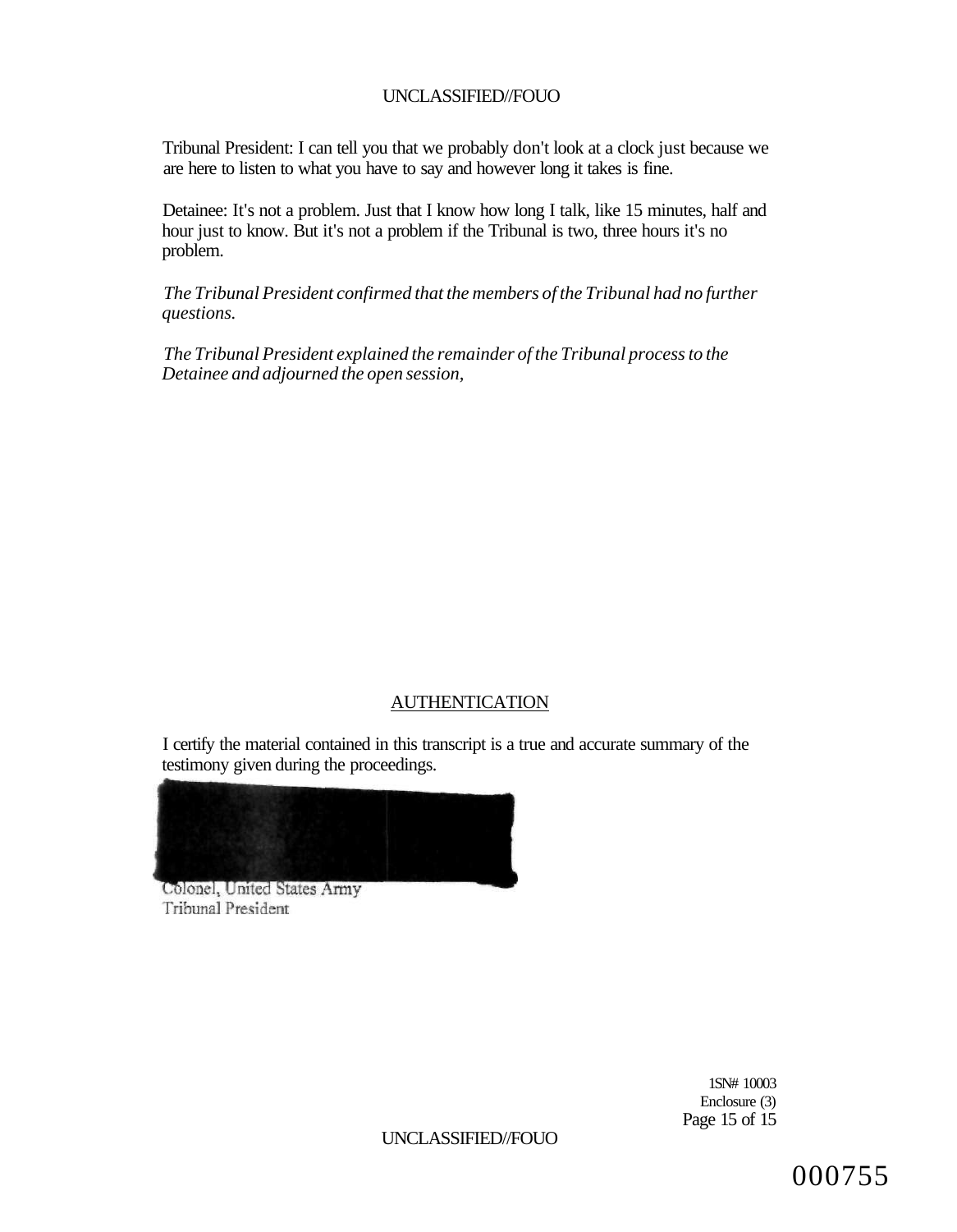Tribunal President: I can tell you that we probably don't look at a clock just because we are here to listen to what you have to say and however long it takes is fine.

Detainee: It's not a problem. Just that I know how long I talk, like 15 minutes, half and hour just to know. But it's not a problem if the Tribunal is two, three hours it's no problem.

*The Tribunal President confirmed that the members of the Tribunal had no further questions.*

*The Tribunal President explained the remainder of the Tribunal process to the Detainee and adjourned the open session,*

## AUTHENTICATION

I certify the material contained in this transcript is a true and accurate summary of the testimony given during the proceedings.

Colonel, United States Army
Tribunal President

1SN# 10003
Enclosure (3)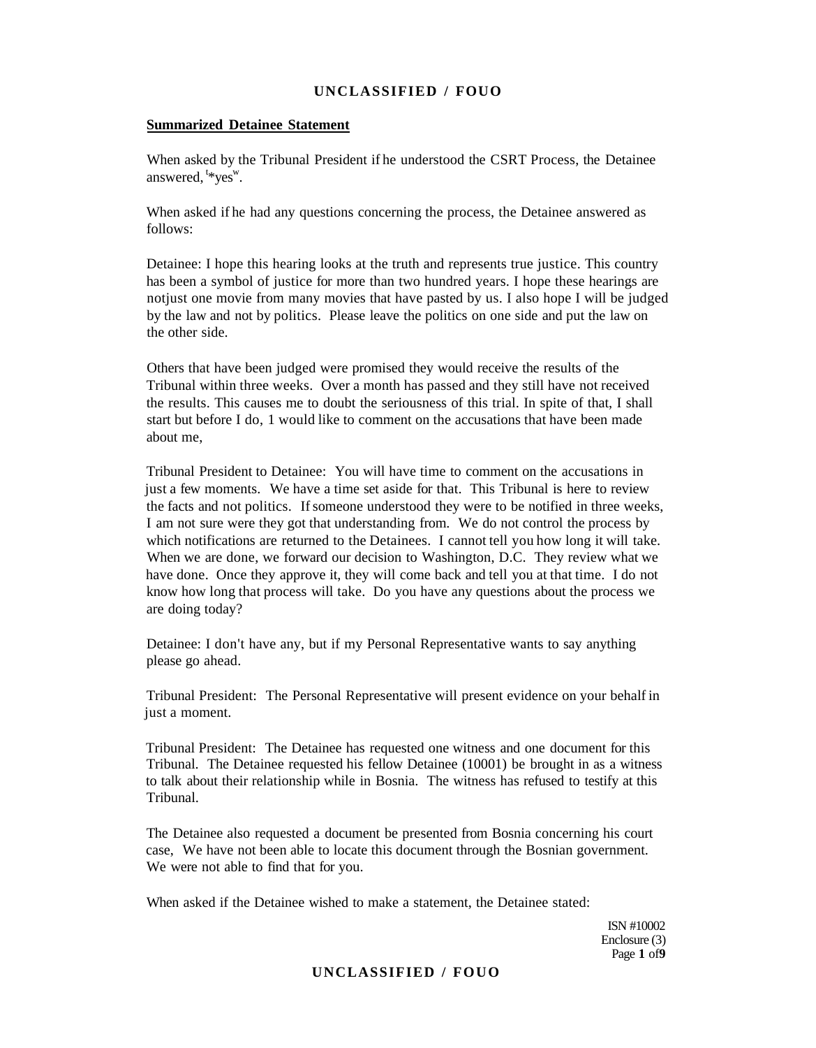**Summarized Detainee Statement**

When asked by the Tribunal President if he understood the CSRT Process, the Detainee answered, "*yes".

When asked if he had any questions concerning the process, the Detainee answered as follows:

Detainee: I hope this hearing looks at the truth and represents true justice. This country has been a symbol of justice for more than two hundred years. I hope these hearings are notjust one movie from many movies that have pasted by us. I also hope I will be judged by the law and not by politics. Please leave the politics on one side and put the law on the other side.

Others that have been judged were promised they would receive the results of the Tribunal within three weeks. Over a month has passed and they still have not received the results. This causes me to doubt the seriousness of this trial. In spite of that, I shall start but before I do, 1 would like to comment on the accusations that have been made about me,

Tribunal President to Detainee: You will have time to comment on the accusations in just a few moments. We have a time set aside for that. This Tribunal is here to review the facts and not politics. If someone understood they were to be notified in three weeks, I am not sure were they got that understanding from. We do not control the process by which notifications are returned to the Detainees. I cannot tell you how long it will take. When we are done, we forward our decision to Washington, D.C. They review what we have done. Once they approve it, they will come back and tell you at that time. I do not know how long that process will take. Do you have any questions about the process we are doing today?

Detainee: I don't have any, but if my Personal Representative wants to say anything please go ahead.

Tribunal President: The Personal Representative will present evidence on your behalf in just a moment.

Tribunal President: The Detainee has requested one witness and one document for this Tribunal. The Detainee requested his fellow Detainee (10001) be brought in as a witness to talk about their relationship while in Bosnia. The witness has refused to testify at this Tribunal.

The Detainee also requested a document be presented from Bosnia concerning his court case, We have not been able to locate this document through the Bosnian government. We were not able to find that for you.

When asked if the Detainee wished to make a statement, the Detainee stated:

ISN #10002
Enclosure (3)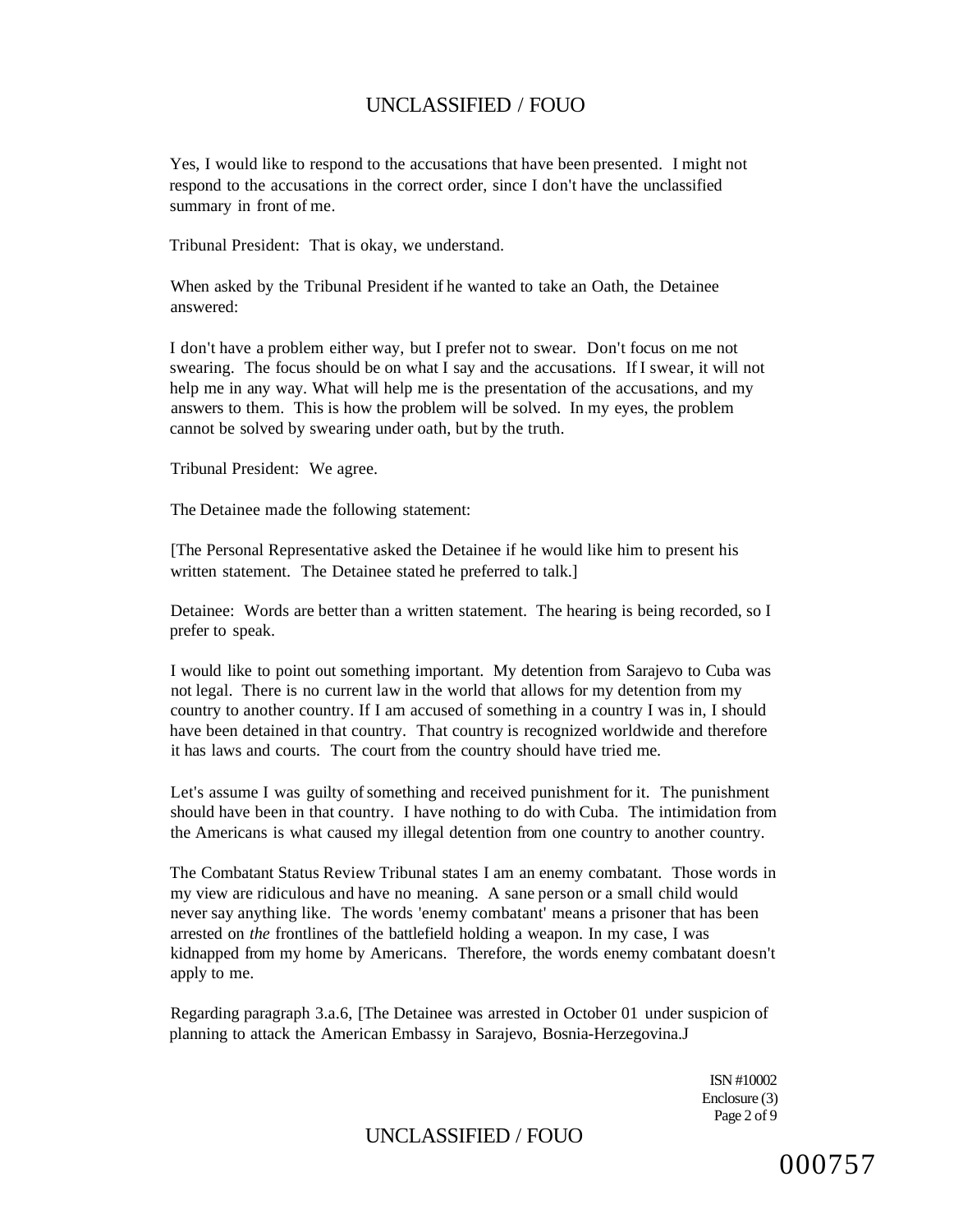Yes, I would like to respond to the accusations that have been presented. I might not respond to the accusations in the correct order, since I don't have the unclassified summary in front of me.

Tribunal President: That is okay, we understand.

When asked by the Tribunal President if he wanted to take an Oath, the Detainee answered:

I don't have a problem either way, but I prefer not to swear. Don't focus on me not swearing. The focus should be on what I say and the accusations. If I swear, it will not help me in any way. What will help me is the presentation of the accusations, and my answers to them. This is how the problem will be solved. In my eyes, the problem cannot be solved by swearing under oath, but by the truth.

Tribunal President: We agree.

The Detainee made the following statement:

[The Personal Representative asked the Detainee if he would like him to present his written statement. The Detainee stated he preferred to talk.]

Detainee: Words are better than a written statement. The hearing is being recorded, so I prefer to speak.

I would like to point out something important. My detention from Sarajevo to Cuba was not legal. There is no current law in the world that allows for my detention from my country to another country. If I am accused of something in a country I was in, I should have been detained in that country. That country is recognized worldwide and therefore it has laws and courts. The court from the country should have tried me.

Let's assume I was guilty of something and received punishment for it. The punishment should have been in that country. I have nothing to do with Cuba. The intimidation from the Americans is what caused my illegal detention from one country to another country.

The Combatant Status Review Tribunal states I am an enemy combatant. Those words in my view are ridiculous and have no meaning. A sane person or a small child would never say anything like. The words 'enemy combatant' means a prisoner that has been arrested on *the* frontlines of the battlefield holding a weapon. In my case, I was kidnapped from my home by Americans. Therefore, the words enemy combatant doesn't apply to me.

Regarding paragraph 3.a.6, [The Detainee was arrested in October 01 under suspicion of planning to attack the American Embassy in Sarajevo, Bosnia-Herzegovina.J

ISN #10002
Enclosure (3)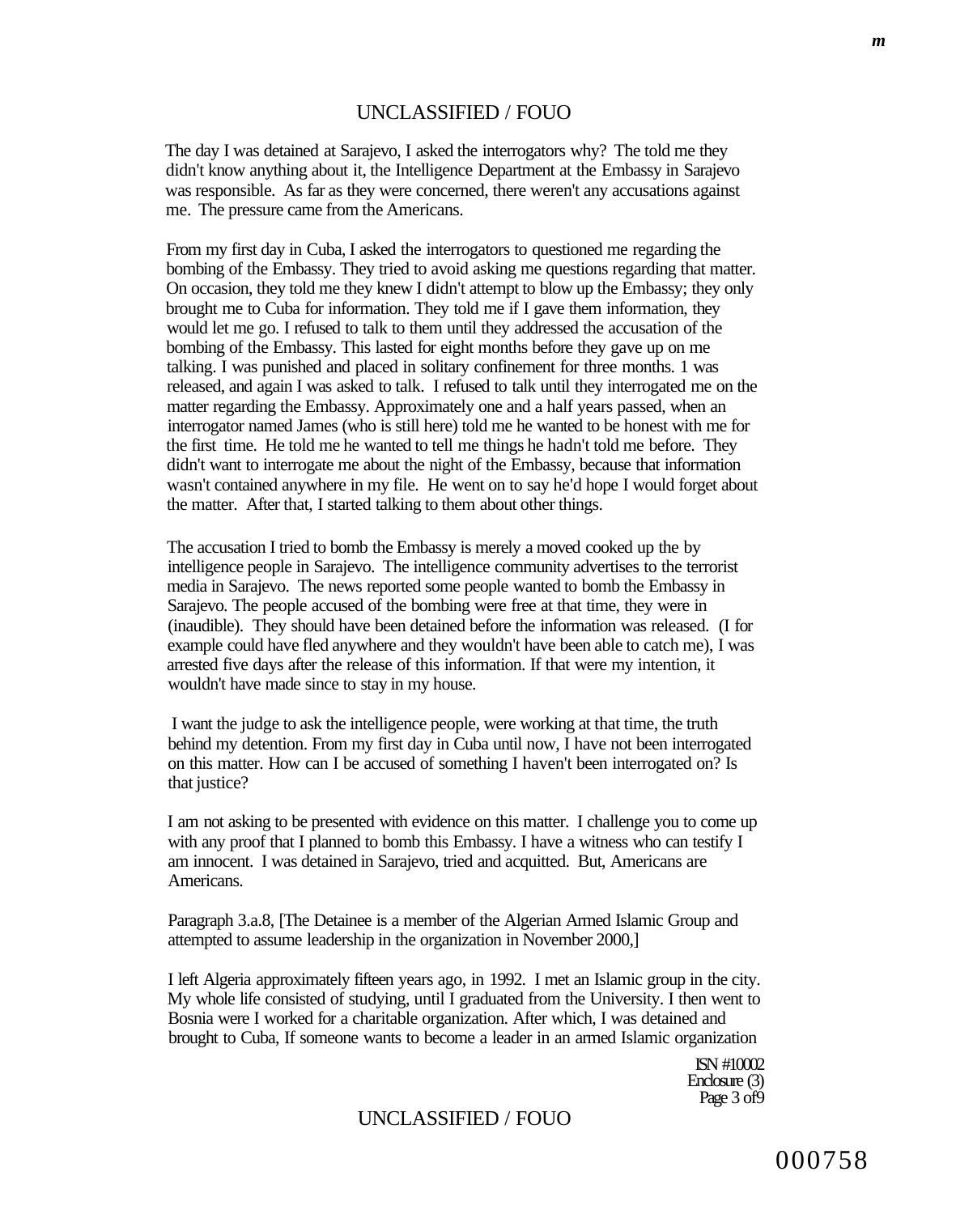The day I was detained at Sarajevo, I asked the interrogators why? The told me they didn't know anything about it, the Intelligence Department at the Embassy in Sarajevo was responsible. As far as they were concerned, there weren't any accusations against me. The pressure came from the Americans.

From my first day in Cuba, I asked the interrogators to questioned me regarding the bombing of the Embassy. They tried to avoid asking me questions regarding that matter. On occasion, they told me they knew I didn't attempt to blow up the Embassy; they only brought me to Cuba for information. They told me if I gave them information, they would let me go. I refused to talk to them until they addressed the accusation of the bombing of the Embassy. This lasted for eight months before they gave up on me talking. I was punished and placed in solitary confinement for three months. 1 was released, and again I was asked to talk. I refused to talk until they interrogated me on the matter regarding the Embassy. Approximately one and a half years passed, when an interrogator named James (who is still here) told me he wanted to be honest with me for the first time. He told me he wanted to tell me things he hadn't told me before. They didn't want to interrogate me about the night of the Embassy, because that information wasn't contained anywhere in my file. He went on to say he'd hope I would forget about the matter. After that, I started talking to them about other things.

The accusation I tried to bomb the Embassy is merely a moved cooked up the by intelligence people in Sarajevo. The intelligence community advertises to the terrorist media in Sarajevo. The news reported some people wanted to bomb the Embassy in Sarajevo. The people accused of the bombing were free at that time, they were in (inaudible). They should have been detained before the information was released. (I for example could have fled anywhere and they wouldn't have been able to catch me), I was arrested five days after the release of this information. If that were my intention, it wouldn't have made since to stay in my house.

I want the judge to ask the intelligence people, were working at that time, the truth behind my detention. From my first day in Cuba until now, I have not been interrogated on this matter. How can I be accused of something I haven't been interrogated on? Is that justice?

I am not asking to be presented with evidence on this matter. I challenge you to come up with any proof that I planned to bomb this Embassy. I have a witness who can testify I am innocent. I was detained in Sarajevo, tried and acquitted. But, Americans are Americans.

Paragraph 3.a.8, [The Detainee is a member of the Algerian Armed Islamic Group and attempted to assume leadership in the organization in November 2000,]

I left Algeria approximately fifteen years ago, in 1992. I met an Islamic group in the city. My whole life consisted of studying, until I graduated from the University. I then went to Bosnia were I worked for a charitable organization. After which, I was detained and brought to Cuba, If someone wants to become a leader in an armed Islamic organization

ISN #10002
Enclosure (3)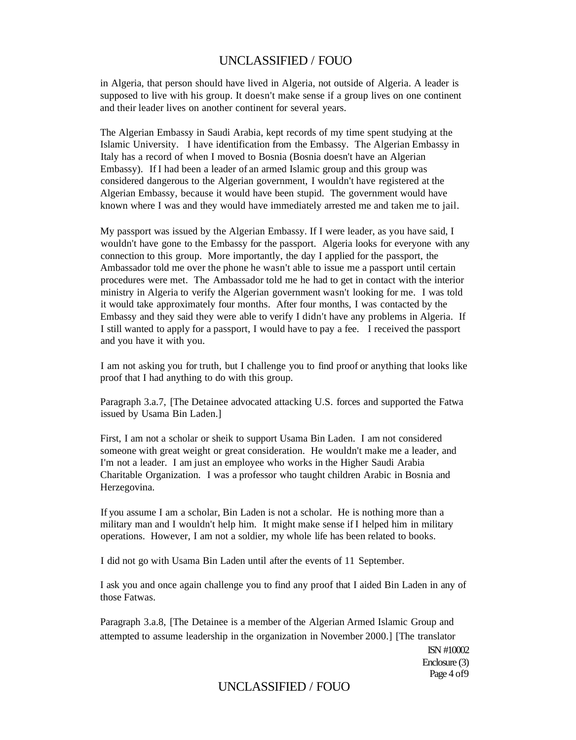in Algeria, that person should have lived in Algeria, not outside of Algeria. A leader is supposed to live with his group. It doesn't make sense if a group lives on one continent and their leader lives on another continent for several years.

The Algerian Embassy in Saudi Arabia, kept records of my time spent studying at the Islamic University. I have identification from the Embassy. The Algerian Embassy in Italy has a record of when I moved to Bosnia (Bosnia doesn't have an Algerian Embassy). If I had been a leader of an armed Islamic group and this group was considered dangerous to the Algerian government, I wouldn't have registered at the Algerian Embassy, because it would have been stupid. The government would have known where I was and they would have immediately arrested me and taken me to jail.

My passport was issued by the Algerian Embassy. If I were leader, as you have said, I wouldn't have gone to the Embassy for the passport. Algeria looks for everyone with any connection to this group. More importantly, the day I applied for the passport, the Ambassador told me over the phone he wasn't able to issue me a passport until certain procedures were met. The Ambassador told me he had to get in contact with the interior ministry in Algeria to verify the Algerian government wasn't looking for me. I was told it would take approximately four months. After four months, I was contacted by the Embassy and they said they were able to verify I didn't have any problems in Algeria. If I still wanted to apply for a passport, I would have to pay a fee. I received the passport and you have it with you.

I am not asking you for truth, but I challenge you to find proof or anything that looks like proof that I had anything to do with this group.

Paragraph 3.a.7, [The Detainee advocated attacking U.S. forces and supported the Fatwa issued by Usama Bin Laden.]

First, I am not a scholar or sheik to support Usama Bin Laden. I am not considered someone with great weight or great consideration. He wouldn't make me a leader, and I'm not a leader. I am just an employee who works in the Higher Saudi Arabia Charitable Organization. I was a professor who taught children Arabic in Bosnia and Herzegovina.

If you assume I am a scholar, Bin Laden is not a scholar. He is nothing more than a military man and I wouldn't help him. It might make sense if I helped him in military operations. However, I am not a soldier, my whole life has been related to books.

I did not go with Usama Bin Laden until after the events of 11 September.

I ask you and once again challenge you to find any proof that I aided Bin Laden in any of those Fatwas.

Paragraph 3.a.8, [The Detainee is a member of the Algerian Armed Islamic Group and attempted to assume leadership in the organization in November 2000.] [The translator

ISN #10002
Enclosure (3)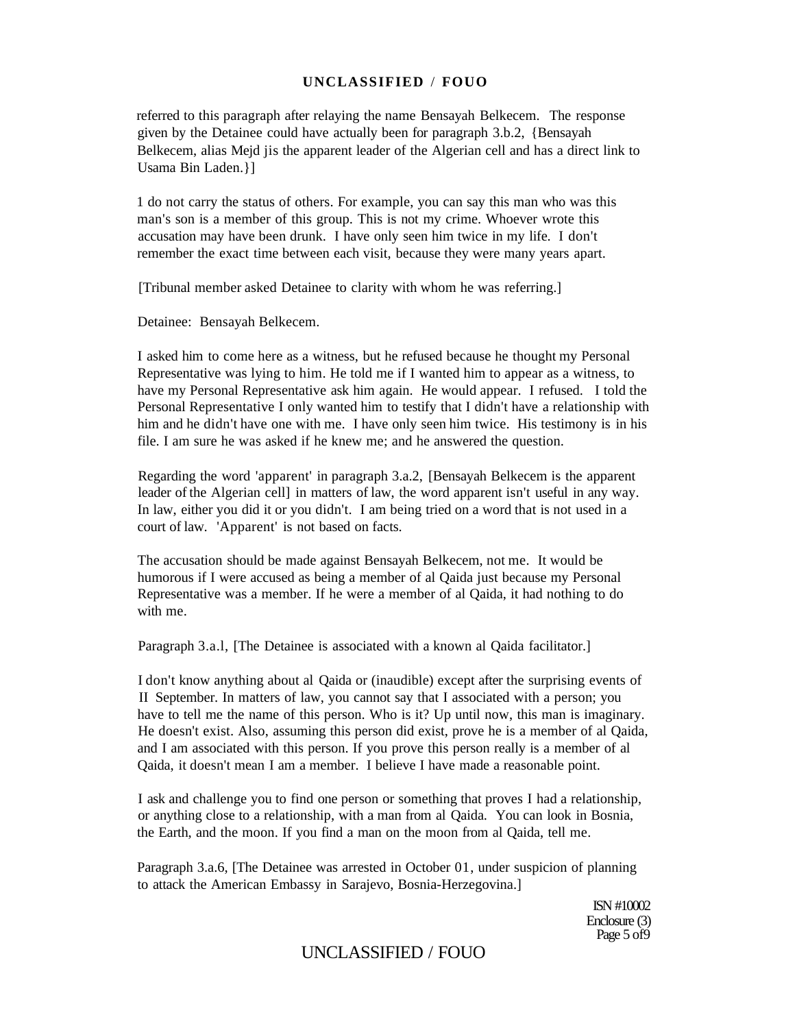referred to this paragraph after relaying the name Bensayah Belkecem. The response given by the Detainee could have actually been for paragraph 3.b.2, {Bensayah Belkecem, alias Mejd jis the apparent leader of the Algerian cell and has a direct link to Usama Bin Laden.}]

1 do not carry the status of others. For example, you can say this man who was this man's son is a member of this group. This is not my crime. Whoever wrote this accusation may have been drunk. I have only seen him twice in my life. I don't remember the exact time between each visit, because they were many years apart.

[Tribunal member asked Detainee to clarity with whom he was referring.]

Detainee: Bensayah Belkecem.

I asked him to come here as a witness, but he refused because he thought my Personal Representative was lying to him. He told me if I wanted him to appear as a witness, to have my Personal Representative ask him again. He would appear. I refused. I told the Personal Representative I only wanted him to testify that I didn't have a relationship with him and he didn't have one with me. I have only seen him twice. His testimony is in his file. I am sure he was asked if he knew me; and he answered the question.

Regarding the word 'apparent' in paragraph 3.a.2, [Bensayah Belkecem is the apparent leader of the Algerian cell] in matters of law, the word apparent isn't useful in any way. In law, either you did it or you didn't. I am being tried on a word that is not used in a court of law. 'Apparent' is not based on facts.

The accusation should be made against Bensayah Belkecem, not me. It would be humorous if I were accused as being a member of al Qaida just because my Personal Representative was a member. If he were a member of al Qaida, it had nothing to do with me.

Paragraph 3.a.l, [The Detainee is associated with a known al Qaida facilitator.]

I don't know anything about al Qaida or (inaudible) except after the surprising events of II September. In matters of law, you cannot say that I associated with a person; you have to tell me the name of this person. Who is it? Up until now, this man is imaginary. He doesn't exist. Also, assuming this person did exist, prove he is a member of al Qaida, and I am associated with this person. If you prove this person really is a member of al Qaida, it doesn't mean I am a member. I believe I have made a reasonable point.

I ask and challenge you to find one person or something that proves I had a relationship, or anything close to a relationship, with a man from al Qaida. You can look in Bosnia, the Earth, and the moon. If you find a man on the moon from al Qaida, tell me.

Paragraph 3.a.6, [The Detainee was arrested in October 01, under suspicion of planning to attack the American Embassy in Sarajevo, Bosnia-Herzegovina.]

ISN #10002
Enclosure (3)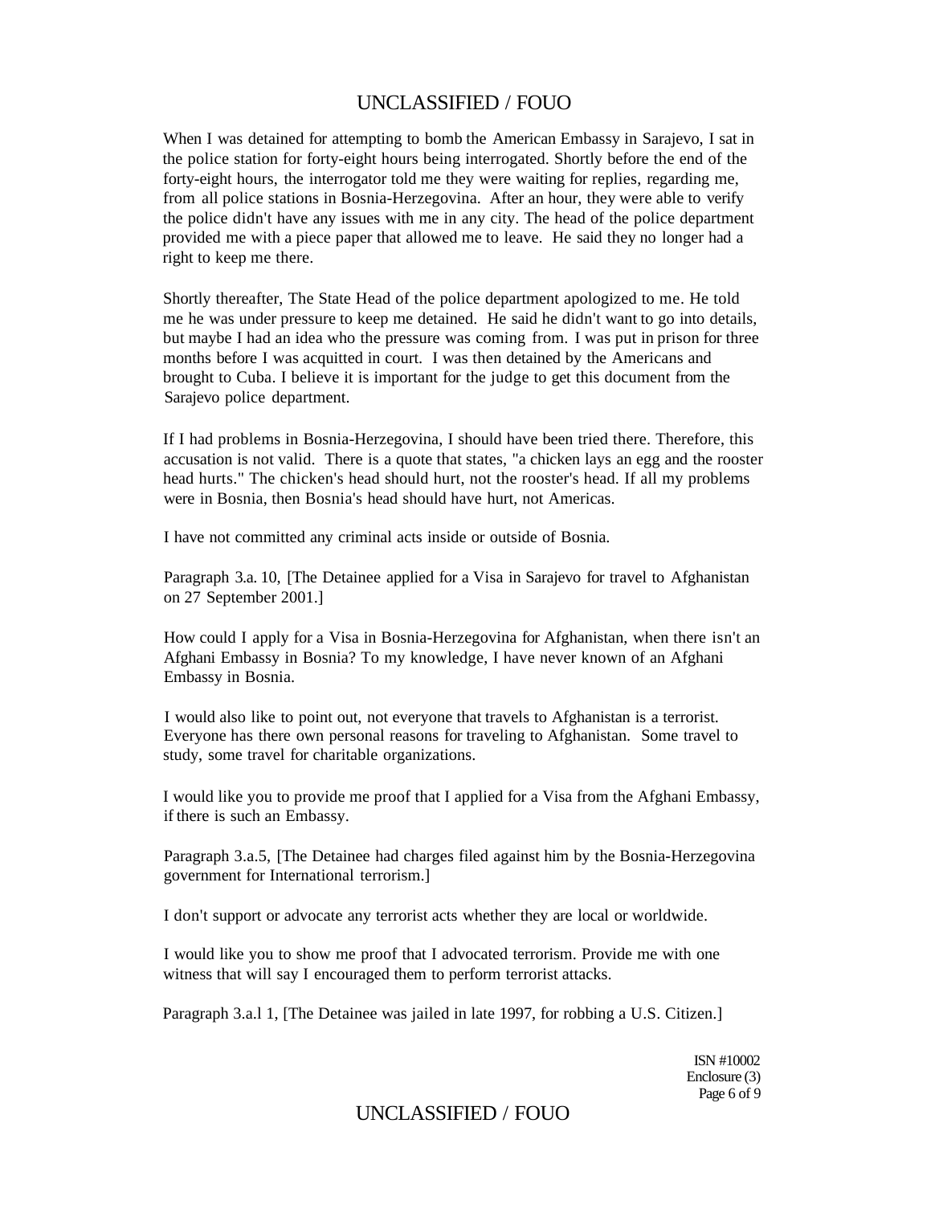When I was detained for attempting to bomb the American Embassy in Sarajevo, I sat in the police station for forty-eight hours being interrogated. Shortly before the end of the forty-eight hours, the interrogator told me they were waiting for replies, regarding me, from all police stations in Bosnia-Herzegovina. After an hour, they were able to verify the police didn't have any issues with me in any city. The head of the police department provided me with a piece paper that allowed me to leave. He said they no longer had a right to keep me there.

Shortly thereafter, The State Head of the police department apologized to me. He told me he was under pressure to keep me detained. He said he didn't want to go into details, but maybe I had an idea who the pressure was coming from. I was put in prison for three months before I was acquitted in court. I was then detained by the Americans and brought to Cuba. I believe it is important for the judge to get this document from the Sarajevo police department.

If I had problems in Bosnia-Herzegovina, I should have been tried there. Therefore, this accusation is not valid. There is a quote that states, "a chicken lays an egg and the rooster head hurts." The chicken's head should hurt, not the rooster's head. If all my problems were in Bosnia, then Bosnia's head should have hurt, not Americas.

I have not committed any criminal acts inside or outside of Bosnia.

Paragraph 3.a. 10, [The Detainee applied for a Visa in Sarajevo for travel to Afghanistan on 27 September 2001.]

How could I apply for a Visa in Bosnia-Herzegovina for Afghanistan, when there isn't an Afghani Embassy in Bosnia? To my knowledge, I have never known of an Afghani Embassy in Bosnia.

I would also like to point out, not everyone that travels to Afghanistan is a terrorist. Everyone has there own personal reasons for traveling to Afghanistan. Some travel to study, some travel for charitable organizations.

I would like you to provide me proof that I applied for a Visa from the Afghani Embassy, if there is such an Embassy.

Paragraph 3.a.5, [The Detainee had charges filed against him by the Bosnia-Herzegovina government for International terrorism.]

I don't support or advocate any terrorist acts whether they are local or worldwide.

I would like you to show me proof that I advocated terrorism. Provide me with one witness that will say I encouraged them to perform terrorist attacks.

Paragraph 3.a.l 1, [The Detainee was jailed in late 1997, for robbing a U.S. Citizen.]

ISN #10002
Enclosure (3)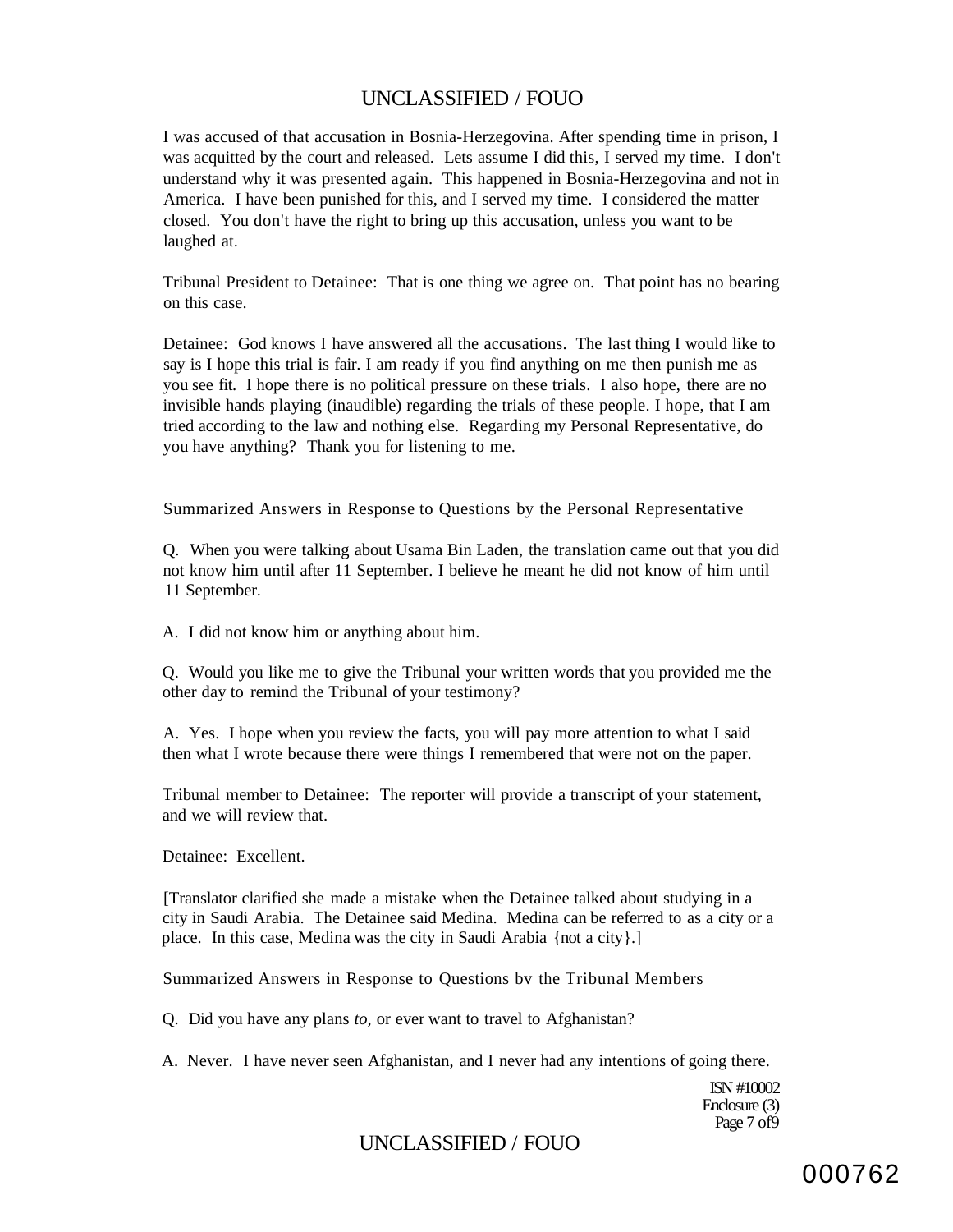I was accused of that accusation in Bosnia-Herzegovina. After spending time in prison, I was acquitted by the court and released. Lets assume I did this, I served my time. I don't understand why it was presented again. This happened in Bosnia-Herzegovina and not in America. I have been punished for this, and I served my time. I considered the matter closed. You don't have the right to bring up this accusation, unless you want to be laughed at.

Tribunal President to Detainee: That is one thing we agree on. That point has no bearing on this case.

Detainee: God knows I have answered all the accusations. The last thing I would like to say is I hope this trial is fair. I am ready if you find anything on me then punish me as you see fit. I hope there is no political pressure on these trials. I also hope, there are no invisible hands playing (inaudible) regarding the trials of these people. I hope, that I am tried according to the law and nothing else. Regarding my Personal Representative, do you have anything? Thank you for listening to me.

Summarized Answers in Response to Questions by the Personal Representative

Q. When you were talking about Usama Bin Laden, the translation came out that you did not know him until after 11 September. I believe he meant he did not know of him until 11 September.

A. I did not know him or anything about him.

Q. Would you like me to give the Tribunal your written words that you provided me the other day to remind the Tribunal of your testimony?

A. Yes. I hope when you review the facts, you will pay more attention to what I said then what I wrote because there were things I remembered that were not on the paper.

Tribunal member to Detainee: The reporter will provide a transcript of your statement, and we will review that.

Detainee: Excellent.

[Translator clarified she made a mistake when the Detainee talked about studying in a city in Saudi Arabia. The Detainee said Medina. Medina can be referred to as a city or a place. In this case, Medina was the city in Saudi Arabia {not a city}.]

Summarized Answers in Response to Questions bv the Tribunal Members

Q. Did you have any plans *to,* or ever want to travel to Afghanistan?

A. Never. I have never seen Afghanistan, and I never had any intentions of going there.

ISN #10002
Enclosure (3)
Page 7 of9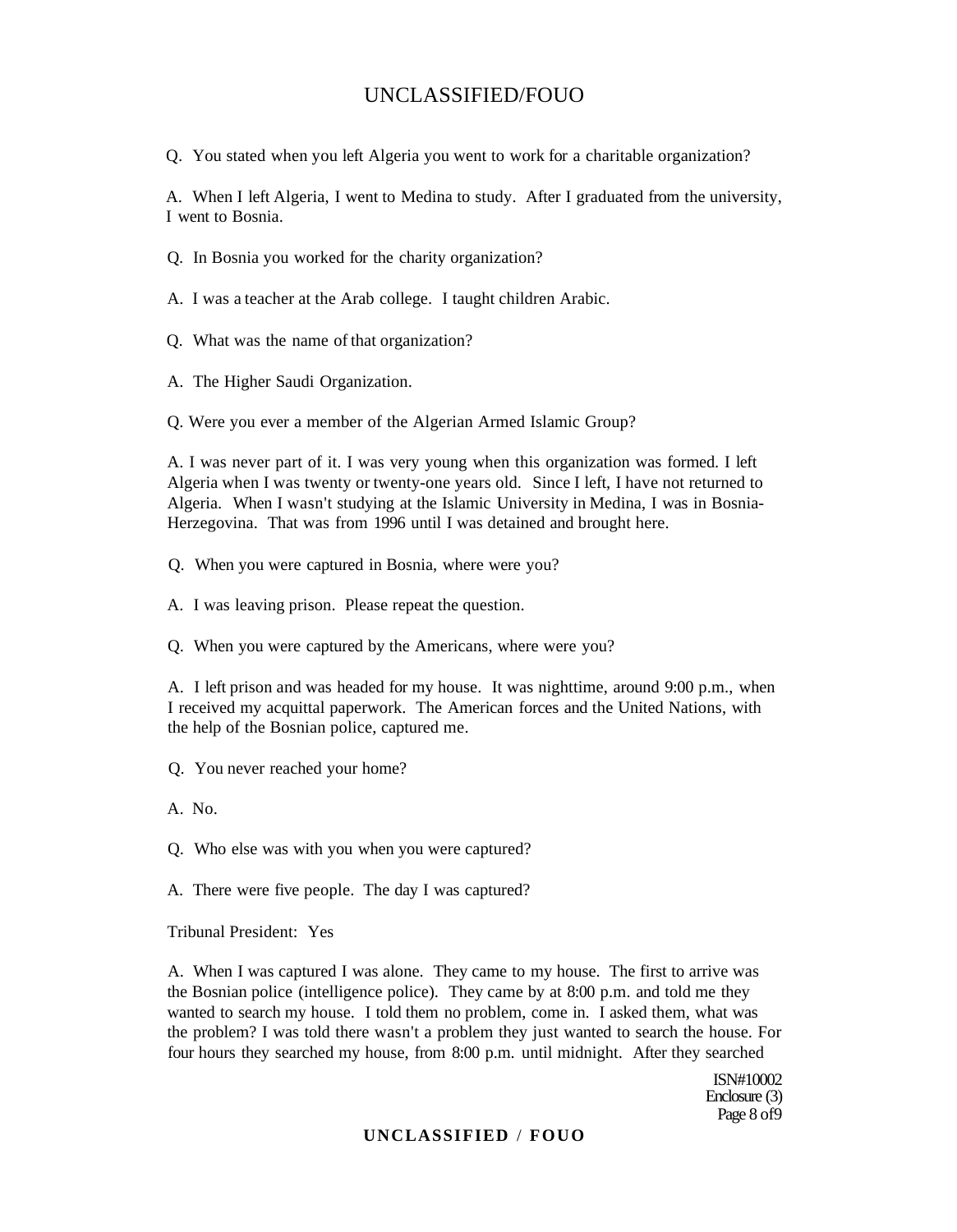Q. You stated when you left Algeria you went to work for a charitable organization?

A. When I left Algeria, I went to Medina to study. After I graduated from the university, I went to Bosnia.

Q. In Bosnia you worked for the charity organization?

A. I was a teacher at the Arab college. I taught children Arabic.

Q. What was the name of that organization?

A. The Higher Saudi Organization.

Q. Were you ever a member of the Algerian Armed Islamic Group?

A. I was never part of it. I was very young when this organization was formed. I left Algeria when I was twenty or twenty-one years old. Since I left, I have not returned to Algeria. When I wasn't studying at the Islamic University in Medina, I was in Bosnia-Herzegovina. That was from 1996 until I was detained and brought here.

Q. When you were captured in Bosnia, where were you?

A. I was leaving prison. Please repeat the question.

Q. When you were captured by the Americans, where were you?

A. I left prison and was headed for my house. It was nighttime, around 9:00 p.m., when I received my acquittal paperwork. The American forces and the United Nations, with the help of the Bosnian police, captured me.

Q. You never reached your home?

A. No.

Q. Who else was with you when you were captured?

A. There were five people. The day I was captured?

Tribunal President: Yes

A. When I was captured I was alone. They came to my house. The first to arrive was the Bosnian police (intelligence police). They came by at 8:00 p.m. and told me they wanted to search my house. I told them no problem, come in. I asked them, what was the problem? I was told there wasn't a problem they just wanted to search the house. For four hours they searched my house, from 8:00 p.m. until midnight. After they searched

ISN#10002
Enclosure (3)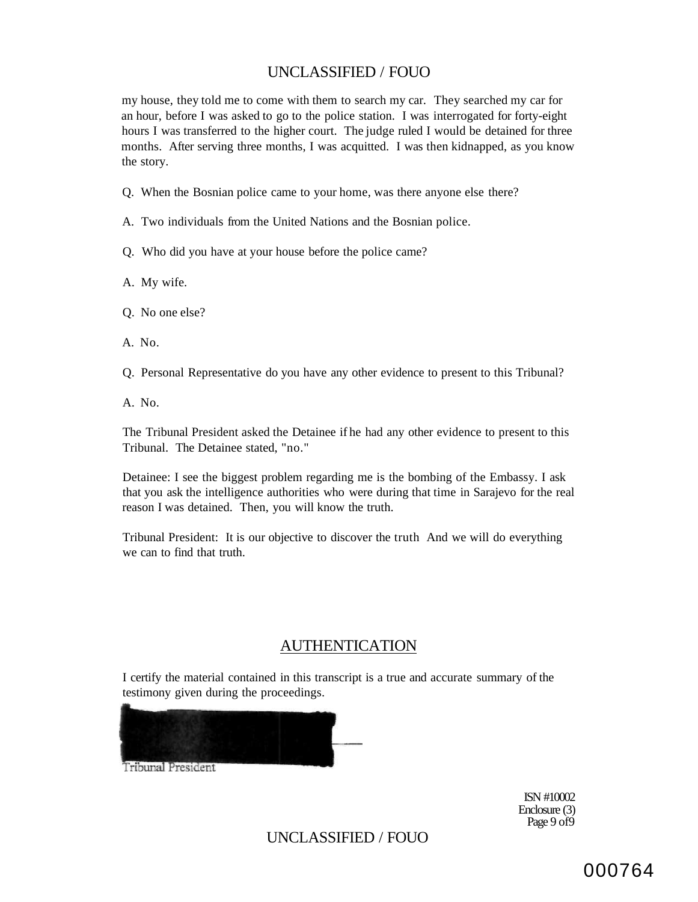my house, they told me to come with them to search my car. They searched my car for an hour, before I was asked to go to the police station. I was interrogated for forty-eight hours I was transferred to the higher court. The judge ruled I would be detained for three months. After serving three months, I was acquitted. I was then kidnapped, as you know the story.

Q. When the Bosnian police came to your home, was there anyone else there?

A. Two individuals from the United Nations and the Bosnian police.

Q. Who did you have at your house before the police came?

A. My wife.

Q. No one else?

A. No.

Q. Personal Representative do you have any other evidence to present to this Tribunal?

A. No.

The Tribunal President asked the Detainee if he had any other evidence to present to this Tribunal. The Detainee stated, "no."

Detainee: I see the biggest problem regarding me is the bombing of the Embassy. I ask that you ask the intelligence authorities who were during that time in Sarajevo for the real reason I was detained. Then, you will know the truth.

Tribunal President: It is our objective to discover the truth And we will do everything we can to find that truth.

## AUTHENTICATION

I certify the material contained in this transcript is a true and accurate summary of the testimony given during the proceedings.

Tribunal President

ISN #10002
Enclosure (3)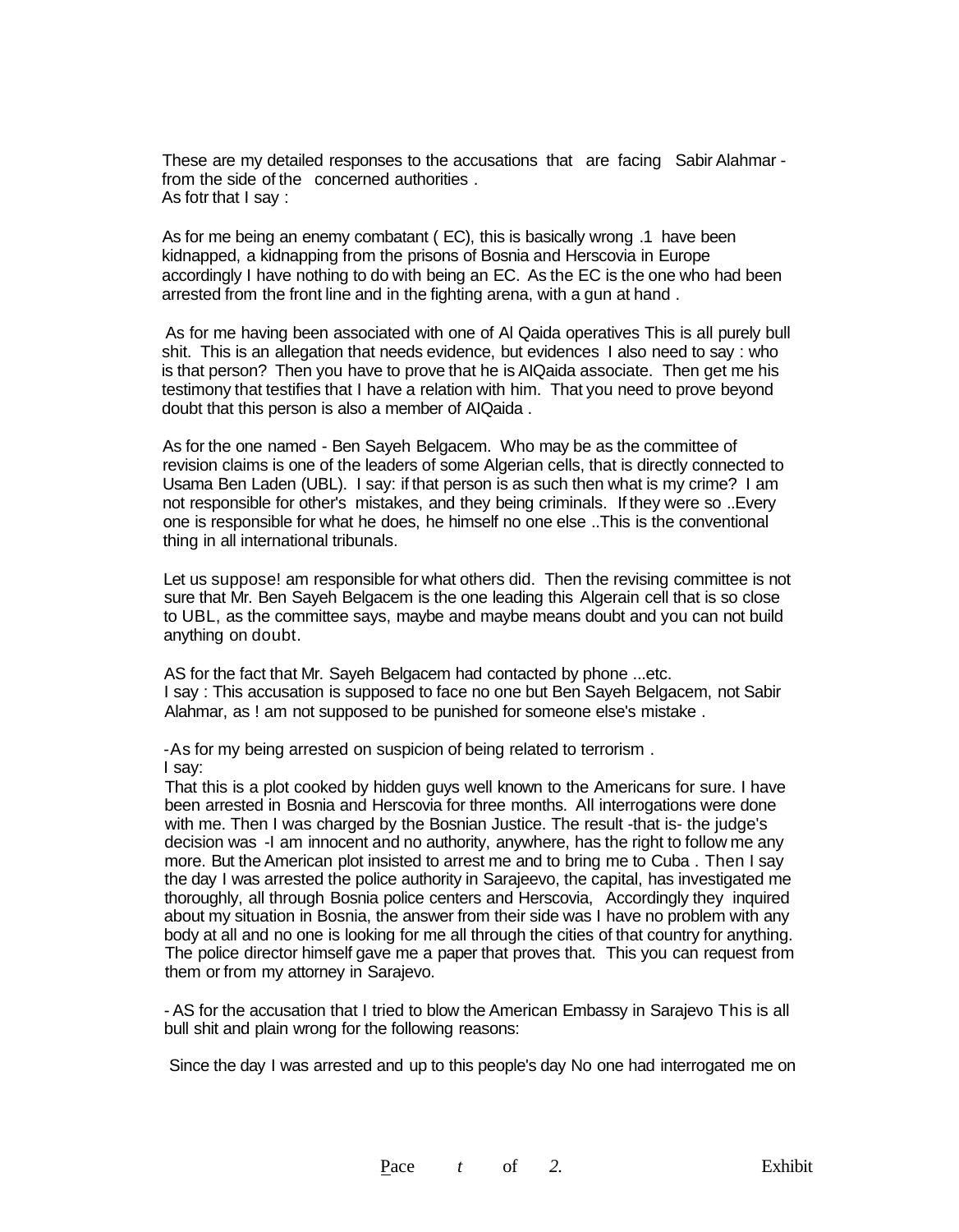These are my detailed responses to the accusations that are facing Sabir Alahmar - from the side of the concerned authorities .
As fotr that I say :

As for me being an enemy combatant ( EC), this is basically wrong .1 have been kidnapped, a kidnapping from the prisons of Bosnia and Herscovia in Europe accordingly I have nothing to do with being an EC. As the EC is the one who had been arrested from the front line and in the fighting arena, with a gun at hand .

As for me having been associated with one of Al Qaida operatives This is all purely bull shit. This is an allegation that needs evidence, but evidences I also need to say : who is that person? Then you have to prove that he is AlQaida associate. Then get me his testimony that testifies that I have a relation with him. That you need to prove beyond doubt that this person is also a member of AlQaida .

As for the one named - Ben Sayeh Belgacem. Who may be as the committee of revision claims is one of the leaders of some Algerian cells, that is directly connected to Usama Ben Laden (UBL). I say: if that person is as such then what is my crime? I am not responsible for other's mistakes, and they being criminals. If they were so ..Every one is responsible for what he does, he himself no one else ..This is the conventional thing in all international tribunals.

Let us suppose! am responsible for what others did. Then the revising committee is not sure that Mr. Ben Sayeh Belgacem is the one leading this Algerain cell that is so close to UBL, as the committee says, maybe and maybe means doubt and you can not build anything on doubt.

AS for the fact that Mr. Sayeh Belgacem had contacted by phone ...etc.
I say : This accusation is supposed to face no one but Ben Sayeh Belgacem, not Sabir Alahmar, as ! am not supposed to be punished for someone else's mistake .

-As for my being arrested on suspicion of being related to terrorism .
I say:
That this is a plot cooked by hidden guys well known to the Americans for sure. I have been arrested in Bosnia and Herscovia for three months. All interrogations were done with me. Then I was charged by the Bosnian Justice. The result -that is- the judge's decision was -I am innocent and no authority, anywhere, has the right to follow me any more. But the American plot insisted to arrest me and to bring me to Cuba . Then I say the day I was arrested the police authority in Sarajeevo, the capital, has investigated me thoroughly, all through Bosnia police centers and Herscovia, Accordingly they inquired about my situation in Bosnia, the answer from their side was I have no problem with any body at all and no one is looking for me all through the cities of that country for anything. The police director himself gave me a paper that proves that. This you can request from them or from my attorney in Sarajevo.

- AS for the accusation that I tried to blow the American Embassy in Sarajevo This is all bull shit and plain wrong for the following reasons:

Since the day I was arrested and up to this people's day No one had interrogated me on

Exhibit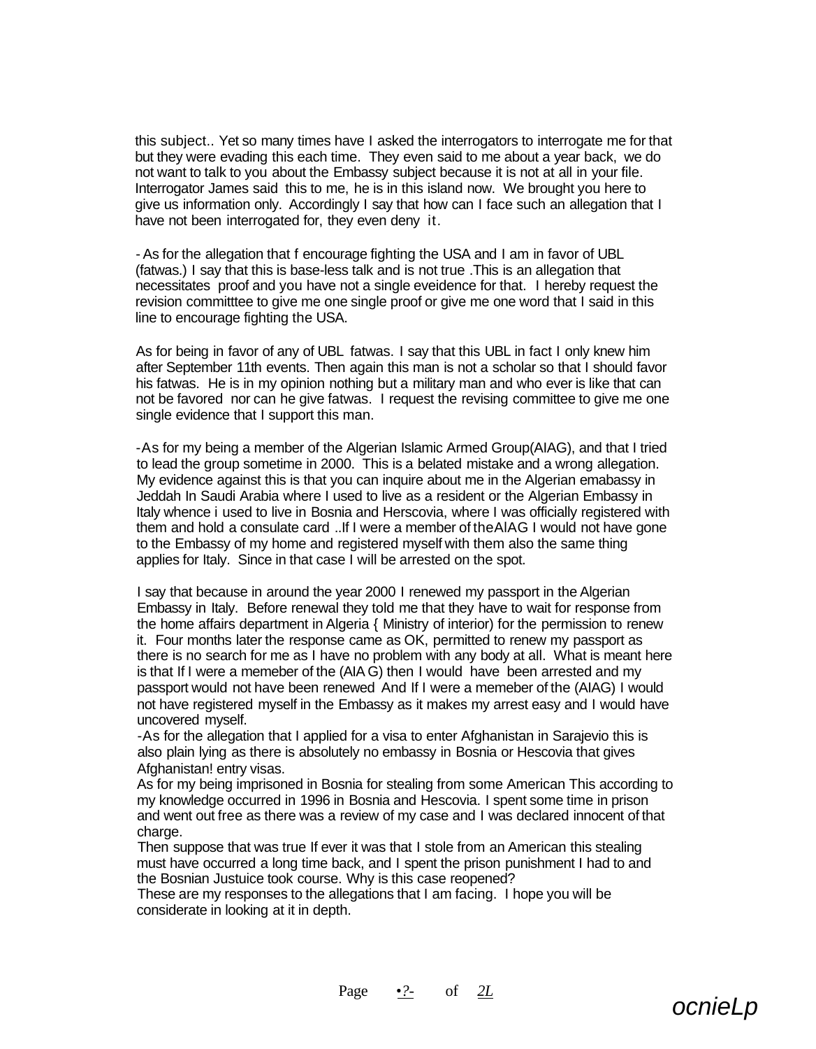this subject.. Yet so many times have I asked the interrogators to interrogate me for that but they were evading this each time. They even said to me about a year back, we do not want to talk to you about the Embassy subject because it is not at all in your file. Interrogator James said this to me, he is in this island now. We brought you here to give us information only. Accordingly I say that how can I face such an allegation that I have not been interrogated for, they even deny it.

- As for the allegation that f encourage fighting the USA and I am in favor of UBL (fatwas.) I say that this is base-less talk and is not true .This is an allegation that necessitates proof and you have not a single eveidence for that. I hereby request the revision committtee to give me one single proof or give me one word that I said in this line to encourage fighting the USA.

As for being in favor of any of UBL fatwas. I say that this UBL in fact I only knew him after September 11th events. Then again this man is not a scholar so that I should favor his fatwas. He is in my opinion nothing but a military man and who ever is like that can not be favored nor can he give fatwas. I request the revising committee to give me one single evidence that I support this man.

-As for my being a member of the Algerian Islamic Armed Group(AIAG), and that I tried to lead the group sometime in 2000. This is a belated mistake and a wrong allegation. My evidence against this is that you can inquire about me in the Algerian emabassy in Jeddah In Saudi Arabia where I used to live as a resident or the Algerian Embassy in Italy whence i used to live in Bosnia and Herscovia, where I was officially registered with them and hold a consulate card ..If I were a member of theAIAG I would not have gone to the Embassy of my home and registered myself with them also the same thing applies for Italy. Since in that case I will be arrested on the spot.

I say that because in around the year 2000 I renewed my passport in the Algerian Embassy in Italy. Before renewal they told me that they have to wait for response from the home affairs department in Algeria { Ministry of interior) for the permission to renew it. Four months later the response came as OK, permitted to renew my passport as there is no search for me as I have no problem with any body at all. What is meant here is that If I were a memeber of the (AIA G) then I would have been arrested and my passport would not have been renewed And If I were a memeber of the (AIAG) I would not have registered myself in the Embassy as it makes my arrest easy and I would have uncovered myself.

-As for the allegation that I applied for a visa to enter Afghanistan in Sarajevio this is also plain lying as there is absolutely no embassy in Bosnia or Hescovia that gives Afghanistan! entry visas.

As for my being imprisoned in Bosnia for stealing from some American This according to my knowledge occurred in 1996 in Bosnia and Hescovia. I spent some time in prison and went out free as there was a review of my case and I was declared innocent of that charge.

Then suppose that was true If ever it was that I stole from an American this stealing must have occurred a long time back, and I spent the prison punishment I had to and the Bosnian Justuice took course. Why is this case reopened?

These are my responses to the allegations that I am facing. I hope you will be considerate in looking at it in depth.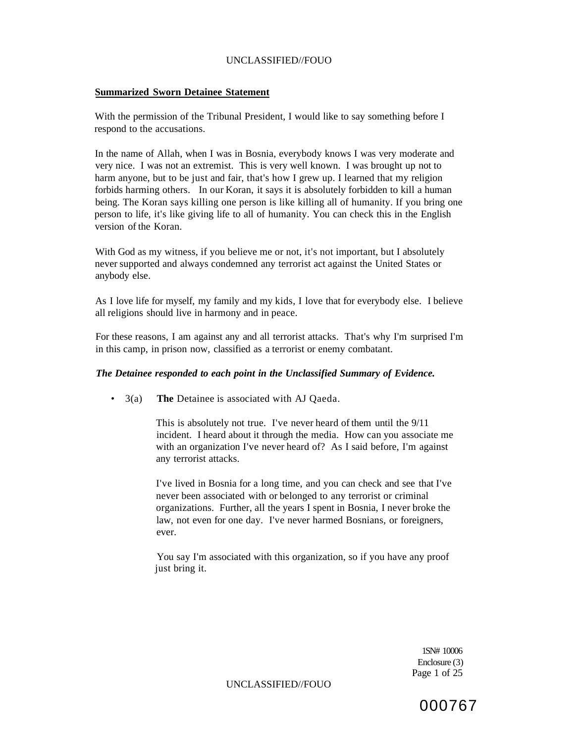**Summarized Sworn Detainee Statement**

With the permission of the Tribunal President, I would like to say something before I respond to the accusations.

In the name of Allah, when I was in Bosnia, everybody knows I was very moderate and very nice. I was not an extremist. This is very well known. I was brought up not to harm anyone, but to be just and fair, that's how I grew up. I learned that my religion forbids harming others. In our Koran, it says it is absolutely forbidden to kill a human being. The Koran says killing one person is like killing all of humanity. If you bring one person to life, it's like giving life to all of humanity. You can check this in the English version of the Koran.

With God as my witness, if you believe me or not, it's not important, but I absolutely never supported and always condemned any terrorist act against the United States or anybody else.

As I love life for myself, my family and my kids, I love that for everybody else. I believe all religions should live in harmony and in peace.

For these reasons, I am against any and all terrorist attacks. That's why I'm surprised I'm in this camp, in prison now, classified as a terrorist or enemy combatant.

***The Detainee responded to each point in the Unclassified Summary of Evidence.***

- 3(a) **The** Detainee is associated with AJ Qaeda.

  This is absolutely not true. I've never heard of them until the 9/11 incident. I heard about it through the media. How can you associate me with an organization I've never heard of? As I said before, I'm against any terrorist attacks.

  I've lived in Bosnia for a long time, and you can check and see that I've never been associated with or belonged to any terrorist or criminal organizations. Further, all the years I spent in Bosnia, I never broke the law, not even for one day. I've never harmed Bosnians, or foreigners, ever.

  You say I'm associated with this organization, so if you have any proof just bring it.

1SN# 10006
Enclosure (3)

000767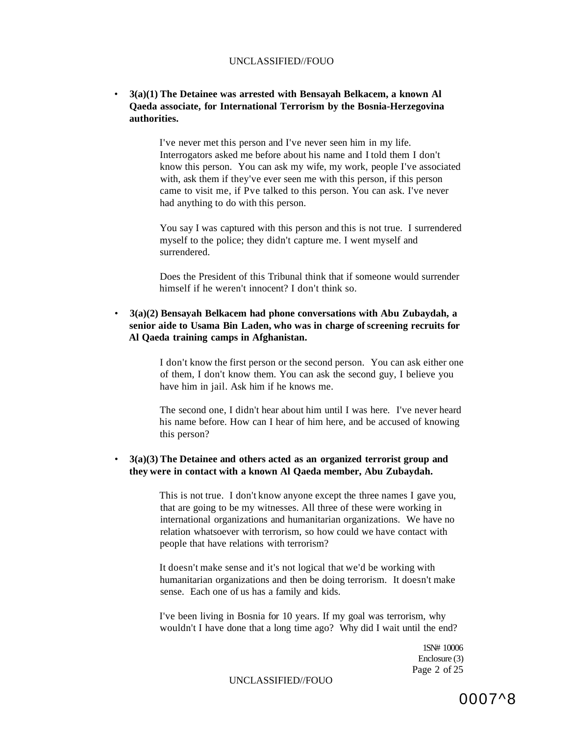- **3(a)(1) The Detainee was arrested with Bensayah Belkacem, a known Al Qaeda associate, for International Terrorism by the Bosnia-Herzegovina authorities.**

  I've never met this person and I've never seen him in my life. Interrogators asked me before about his name and I told them I don't know this person. You can ask my wife, my work, people I've associated with, ask them if they've ever seen me with this person, if this person came to visit me, if Pve talked to this person. You can ask. I've never had anything to do with this person.

  You say I was captured with this person and this is not true. I surrendered myself to the police; they didn't capture me. I went myself and surrendered.

  Does the President of this Tribunal think that if someone would surrender himself if he weren't innocent? I don't think so.

- **3(a)(2) Bensayah Belkacem had phone conversations with Abu Zubaydah, a senior aide to Usama Bin Laden, who was in charge of screening recruits for Al Qaeda training camps in Afghanistan.**

  I don't know the first person or the second person. You can ask either one of them, I don't know them. You can ask the second guy, I believe you have him in jail. Ask him if he knows me.

  The second one, I didn't hear about him until I was here. I've never heard his name before. How can I hear of him here, and be accused of knowing this person?

- **3(a)(3) The Detainee and others acted as an organized terrorist group and they were in contact with a known Al Qaeda member, Abu Zubaydah.**

  This is not true. I don't know anyone except the three names I gave you, that are going to be my witnesses. All three of these were working in international organizations and humanitarian organizations. We have no relation whatsoever with terrorism, so how could we have contact with people that have relations with terrorism?

  It doesn't make sense and it's not logical that we'd be working with humanitarian organizations and then be doing terrorism. It doesn't make sense. Each one of us has a family and kids.

  I've been living in Bosnia for 10 years. If my goal was terrorism, why wouldn't I have done that a long time ago? Why did I wait until the end?

1SN# 10006
Enclosure (3)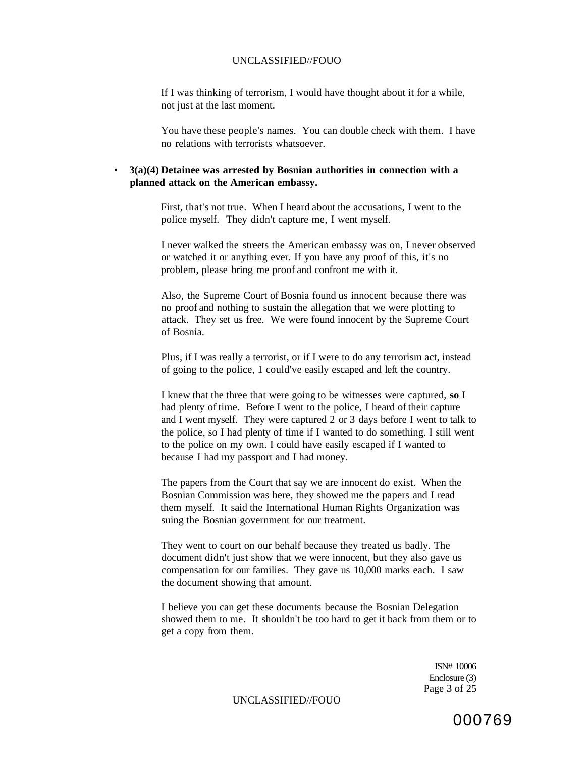If I was thinking of terrorism, I would have thought about it for a while, not just at the last moment.

You have these people's names. You can double check with them. I have no relations with terrorists whatsoever.

- **3(a)(4) Detainee was arrested by Bosnian authorities in connection with a planned attack on the American embassy.**

First, that's not true. When I heard about the accusations, I went to the police myself. They didn't capture me, I went myself.

I never walked the streets the American embassy was on, I never observed or watched it or anything ever. If you have any proof of this, it's no problem, please bring me proof and confront me with it.

Also, the Supreme Court of Bosnia found us innocent because there was no proof and nothing to sustain the allegation that we were plotting to attack. They set us free. We were found innocent by the Supreme Court of Bosnia.

Plus, if I was really a terrorist, or if I were to do any terrorism act, instead of going to the police, 1 could've easily escaped and left the country.

I knew that the three that were going to be witnesses were captured, **so** I had plenty of time. Before I went to the police, I heard of their capture and I went myself. They were captured 2 or 3 days before I went to talk to the police, so I had plenty of time if I wanted to do something. I still went to the police on my own. I could have easily escaped if I wanted to because I had my passport and I had money.

The papers from the Court that say we are innocent do exist. When the Bosnian Commission was here, they showed me the papers and I read them myself. It said the International Human Rights Organization was suing the Bosnian government for our treatment.

They went to court on our behalf because they treated us badly. The document didn't just show that we were innocent, but they also gave us compensation for our families. They gave us 10,000 marks each. I saw the document showing that amount.

I believe you can get these documents because the Bosnian Delegation showed them to me. It shouldn't be too hard to get it back from them or to get a copy from them.

ISN# 10006
Enclosure (3)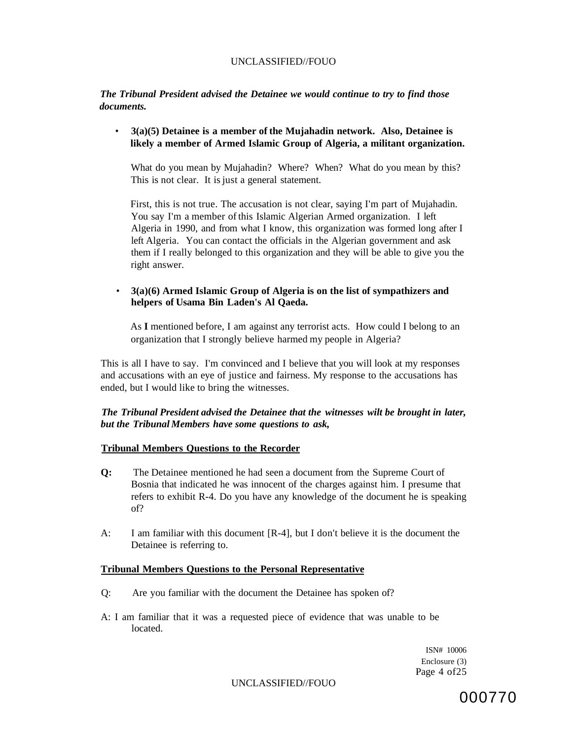*The Tribunal President advised the Detainee we would continue to try to find those documents.*

- **3(a)(5) Detainee is a member of the Mujahadin network. Also, Detainee is likely a member of Armed Islamic Group of Algeria, a militant organization.**

  What do you mean by Mujahadin? Where? When? What do you mean by this? This is not clear. It is just a general statement.

  First, this is not true. The accusation is not clear, saying I'm part of Mujahadin. You say I'm a member of this Islamic Algerian Armed organization. I left Algeria in 1990, and from what I know, this organization was formed long after I left Algeria. You can contact the officials in the Algerian government and ask them if I really belonged to this organization and they will be able to give you the right answer.

- **3(a)(6) Armed Islamic Group of Algeria is on the list of sympathizers and helpers of Usama Bin Laden's Al Qaeda.**

  As **I** mentioned before, I am against any terrorist acts. How could I belong to an organization that I strongly believe harmed my people in Algeria?

This is all I have to say. I'm convinced and I believe that you will look at my responses and accusations with an eye of justice and fairness. My response to the accusations has ended, but I would like to bring the witnesses.

***The Tribunal President advised the Detainee that the witnesses wilt be brought in later, but the Tribunal Members have some questions to ask,***

**Tribunal Members Questions to the Recorder**

**Q:** The Detainee mentioned he had seen a document from the Supreme Court of Bosnia that indicated he was innocent of the charges against him. I presume that refers to exhibit R-4. Do you have any knowledge of the document he is speaking of?

A: I am familiar with this document [R-4], but I don't believe it is the document the Detainee is referring to.

**Tribunal Members Questions to the Personal Representative**

Q: Are you familiar with the document the Detainee has spoken of?

A: I am familiar that it was a requested piece of evidence that was unable to be located.

ISN# 10006
Enclosure (3)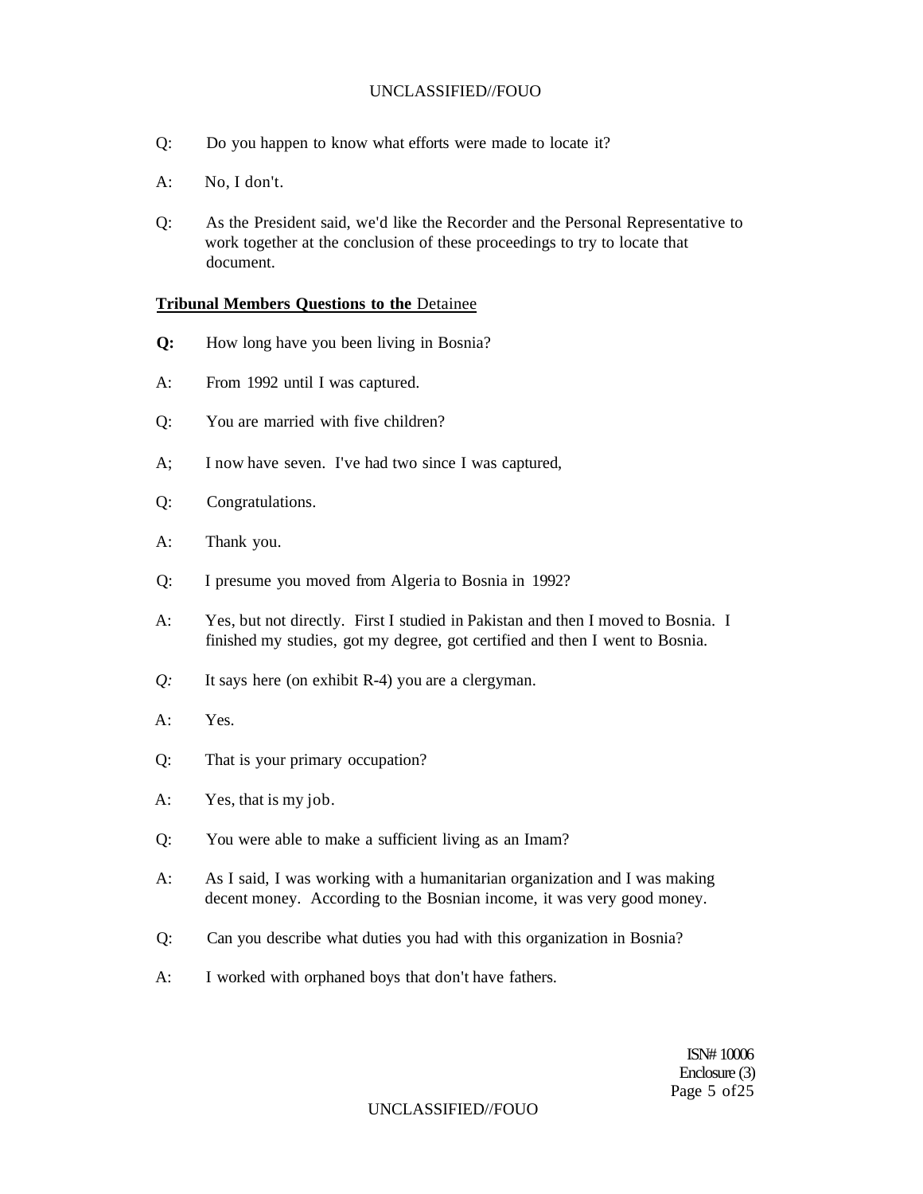Q: Do you happen to know what efforts were made to locate it?

A: No, I don't.

Q: As the President said, we'd like the Recorder and the Personal Representative to work together at the conclusion of these proceedings to try to locate that document.

**Tribunal Members Questions to the** Detainee

**Q:** How long have you been living in Bosnia?

A: From 1992 until I was captured.

Q: You are married with five children?

A; I now have seven. I've had two since I was captured,

Q: Congratulations.

A: Thank you.

Q: I presume you moved from Algeria to Bosnia in 1992?

A: Yes, but not directly. First I studied in Pakistan and then I moved to Bosnia. I finished my studies, got my degree, got certified and then I went to Bosnia.

*Q:* It says here (on exhibit R-4) you are a clergyman.

A: Yes.

Q: That is your primary occupation?

A: Yes, that is my job.

Q: You were able to make a sufficient living as an Imam?

A: As I said, I was working with a humanitarian organization and I was making decent money. According to the Bosnian income, it was very good money.

Q: Can you describe what duties you had with this organization in Bosnia?

A: I worked with orphaned boys that don't have fathers.

ISN# 10006
Enclosure (3)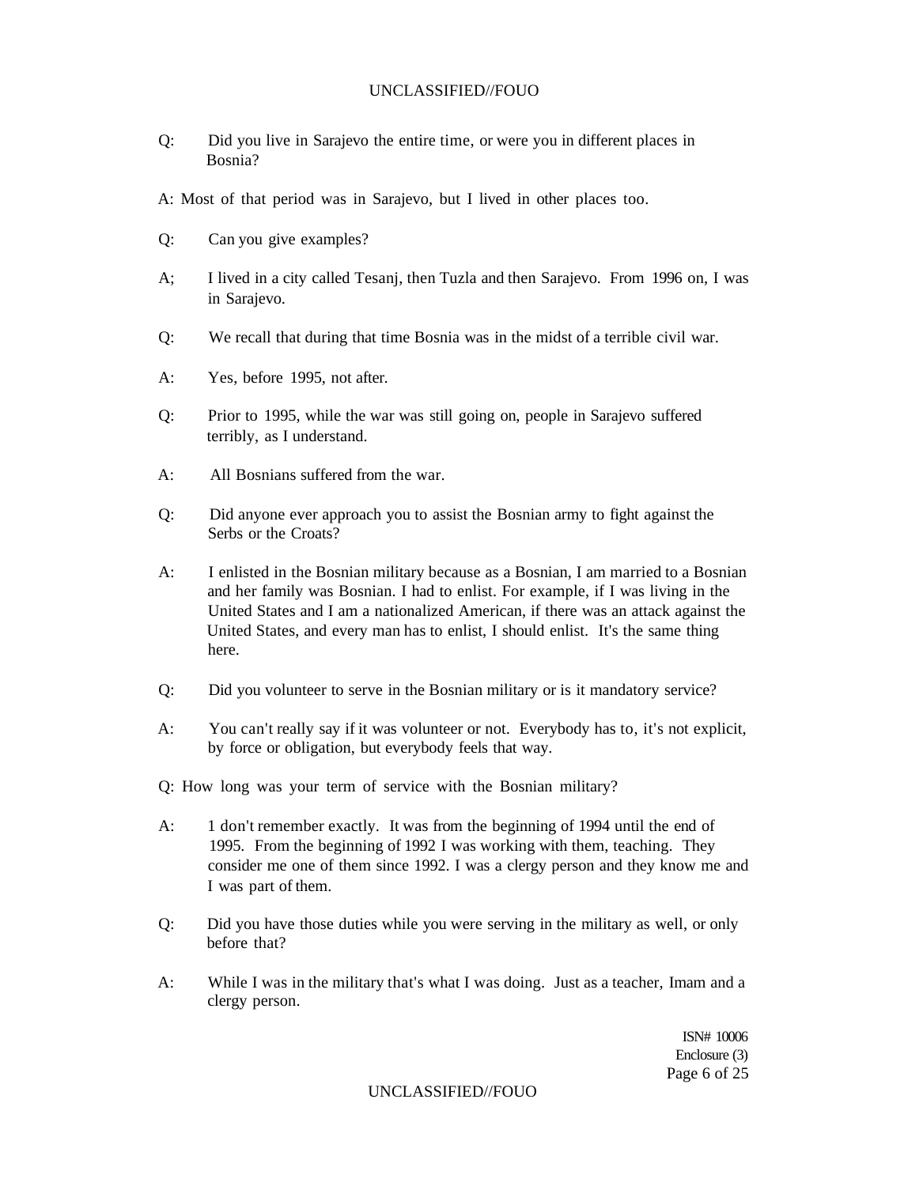Q: Did you live in Sarajevo the entire time, or were you in different places in Bosnia?

A: Most of that period was in Sarajevo, but I lived in other places too.

Q: Can you give examples?

A; I lived in a city called Tesanj, then Tuzla and then Sarajevo. From 1996 on, I was in Sarajevo.

Q: We recall that during that time Bosnia was in the midst of a terrible civil war.

A: Yes, before 1995, not after.

Q: Prior to 1995, while the war was still going on, people in Sarajevo suffered terribly, as I understand.

A: All Bosnians suffered from the war.

Q: Did anyone ever approach you to assist the Bosnian army to fight against the Serbs or the Croats?

A: I enlisted in the Bosnian military because as a Bosnian, I am married to a Bosnian and her family was Bosnian. I had to enlist. For example, if I was living in the United States and I am a nationalized American, if there was an attack against the United States, and every man has to enlist, I should enlist. It's the same thing here.

Q: Did you volunteer to serve in the Bosnian military or is it mandatory service?

A: You can't really say if it was volunteer or not. Everybody has to, it's not explicit, by force or obligation, but everybody feels that way.

Q: How long was your term of service with the Bosnian military?

A: 1 don't remember exactly. It was from the beginning of 1994 until the end of 1995. From the beginning of 1992 I was working with them, teaching. They consider me one of them since 1992. I was a clergy person and they know me and I was part of them.

Q: Did you have those duties while you were serving in the military as well, or only before that?

A: While I was in the military that's what I was doing. Just as a teacher, Imam and a clergy person.

ISN# 10006
Enclosure (3)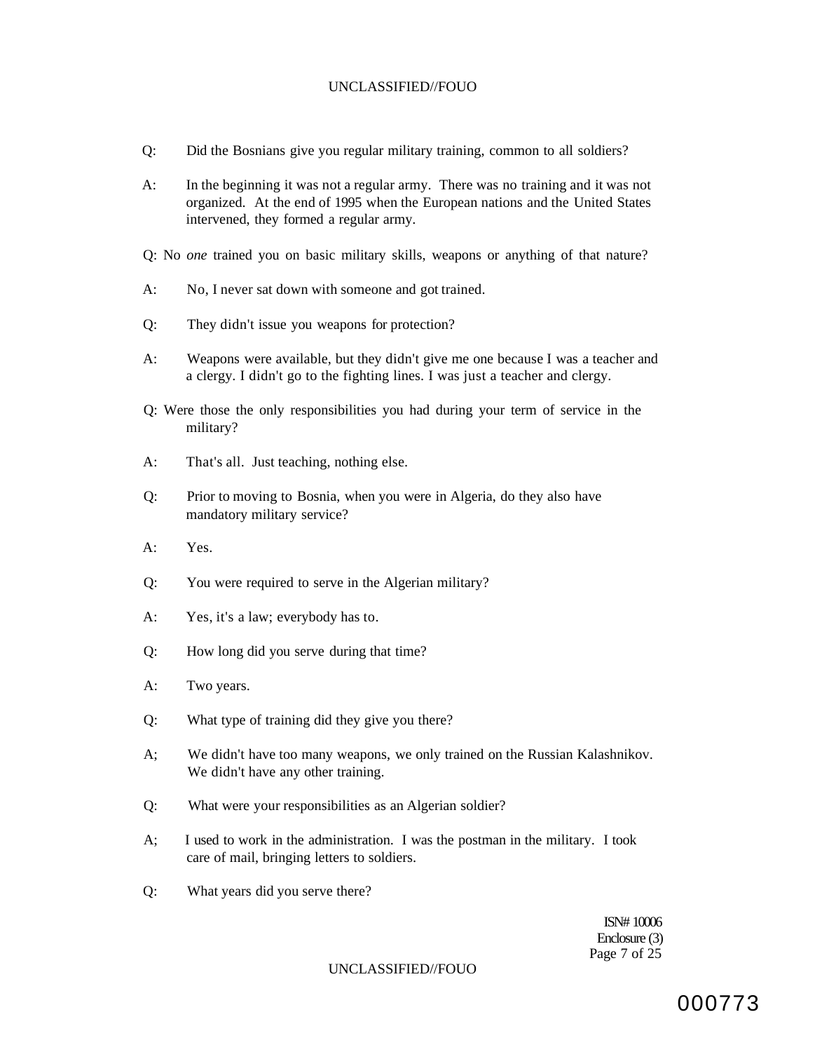Q: Did the Bosnians give you regular military training, common to all soldiers?

A: In the beginning it was not a regular army. There was no training and it was not organized. At the end of 1995 when the European nations and the United States intervened, they formed a regular army.

Q: No *one* trained you on basic military skills, weapons or anything of that nature?

A: No, I never sat down with someone and got trained.

Q: They didn't issue you weapons for protection?

A: Weapons were available, but they didn't give me one because I was a teacher and a clergy. I didn't go to the fighting lines. I was just a teacher and clergy.

Q: Were those the only responsibilities you had during your term of service in the military?

A: That's all. Just teaching, nothing else.

Q: Prior to moving to Bosnia, when you were in Algeria, do they also have mandatory military service?

A: Yes.

Q: You were required to serve in the Algerian military?

A: Yes, it's a law; everybody has to.

Q: How long did you serve during that time?

A: Two years.

Q: What type of training did they give you there?

A; We didn't have too many weapons, we only trained on the Russian Kalashnikov. We didn't have any other training.

Q: What were your responsibilities as an Algerian soldier?

A; I used to work in the administration. I was the postman in the military. I took care of mail, bringing letters to soldiers.

Q: What years did you serve there?

ISN# 10006
Enclosure (3)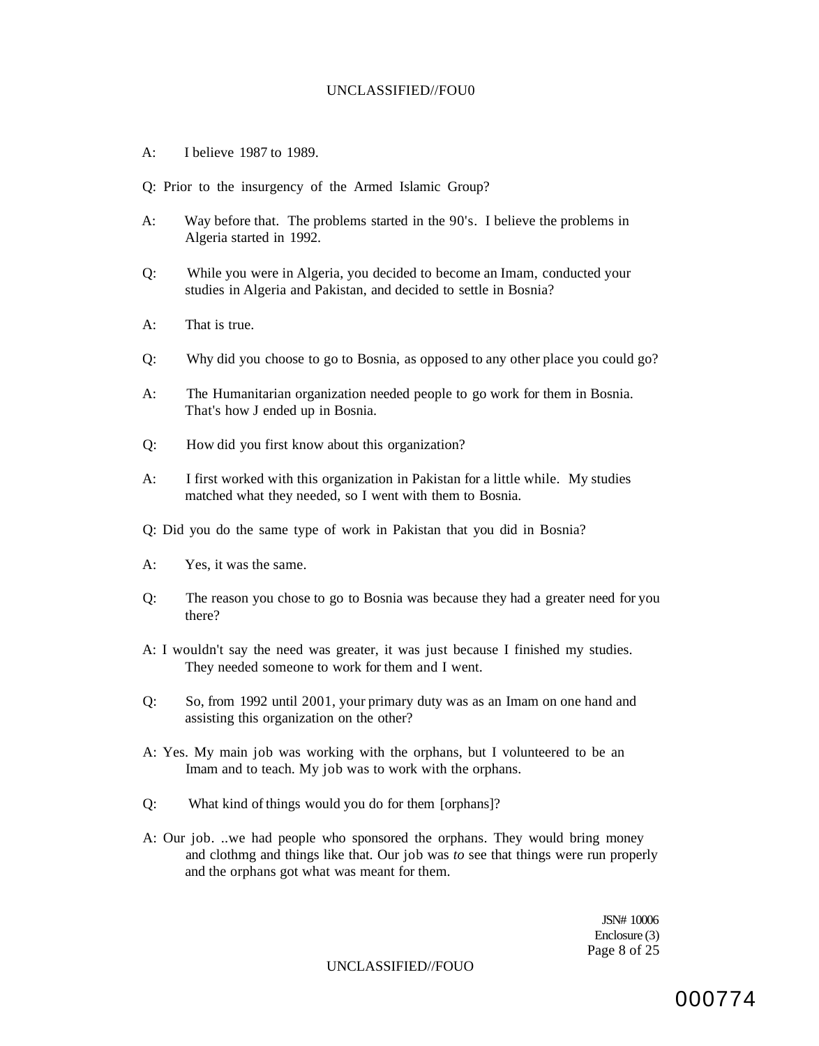A: I believe 1987 to 1989.

Q: Prior to the insurgency of the Armed Islamic Group?

A: Way before that. The problems started in the 90's. I believe the problems in Algeria started in 1992.

Q: While you were in Algeria, you decided to become an Imam, conducted your studies in Algeria and Pakistan, and decided to settle in Bosnia?

A: That is true.

Q: Why did you choose to go to Bosnia, as opposed to any other place you could go?

A: The Humanitarian organization needed people to go work for them in Bosnia. That's how J ended up in Bosnia.

Q: How did you first know about this organization?

A: I first worked with this organization in Pakistan for a little while. My studies matched what they needed, so I went with them to Bosnia.

Q: Did you do the same type of work in Pakistan that you did in Bosnia?

A: Yes, it was the same.

Q: The reason you chose to go to Bosnia was because they had a greater need for you there?

A: I wouldn't say the need was greater, it was just because I finished my studies. They needed someone to work for them and I went.

Q: So, from 1992 until 2001, your primary duty was as an Imam on one hand and assisting this organization on the other?

A: Yes. My main job was working with the orphans, but I volunteered to be an Imam and to teach. My job was to work with the orphans.

Q: What kind of things would you do for them [orphans]?

A: Our job. ..we had people who sponsored the orphans. They would bring money and clothmg and things like that. Our job was *to* see that things were run properly and the orphans got what was meant for them.

JSN# 10006
Enclosure (3)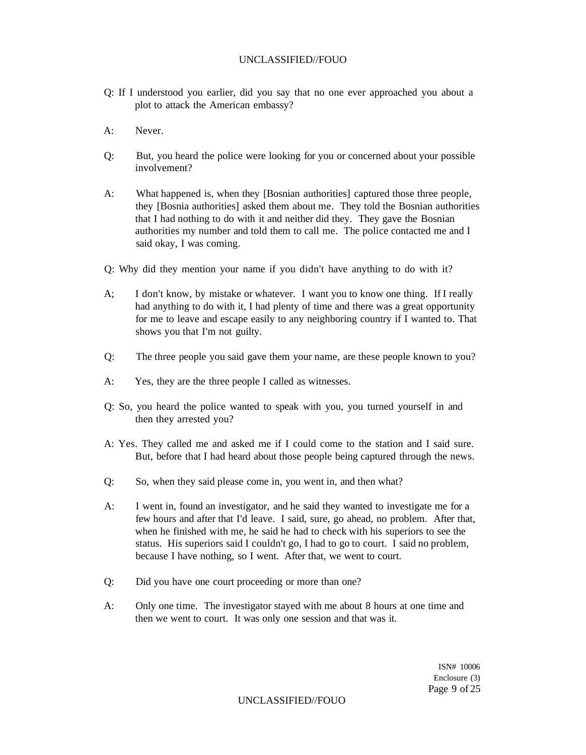Q: If I understood you earlier, did you say that no one ever approached you about a plot to attack the American embassy?

A: Never.

Q: But, you heard the police were looking for you or concerned about your possible involvement?

A: What happened is, when they [Bosnian authorities] captured those three people, they [Bosnia authorities] asked them about me. They told the Bosnian authorities that I had nothing to do with it and neither did they. They gave the Bosnian authorities my number and told them to call me. The police contacted me and I said okay, I was coming.

Q: Why did they mention your name if you didn't have anything to do with it?

A; I don't know, by mistake or whatever. I want you to know one thing. If I really had anything to do with it, I had plenty of time and there was a great opportunity for me to leave and escape easily to any neighboring country if I wanted to. That shows you that I'm not guilty.

Q: The three people you said gave them your name, are these people known to you?

A: Yes, they are the three people I called as witnesses.

Q: So, you heard the police wanted to speak with you, you turned yourself in and then they arrested you?

A: Yes. They called me and asked me if I could come to the station and I said sure. But, before that I had heard about those people being captured through the news.

Q: So, when they said please come in, you went in, and then what?

A: I went in, found an investigator, and he said they wanted to investigate me for a few hours and after that I'd leave. I said, sure, go ahead, no problem. After that, when he finished with me, he said he had to check with his superiors to see the status. His superiors said I couldn't go, I had to go to court. I said no problem, because I have nothing, so I went. After that, we went to court.

Q: Did you have one court proceeding or more than one?

A: Only one time. The investigator stayed with me about 8 hours at one time and then we went to court. It was only one session and that was it.

ISN# 10006
Enclosure (3)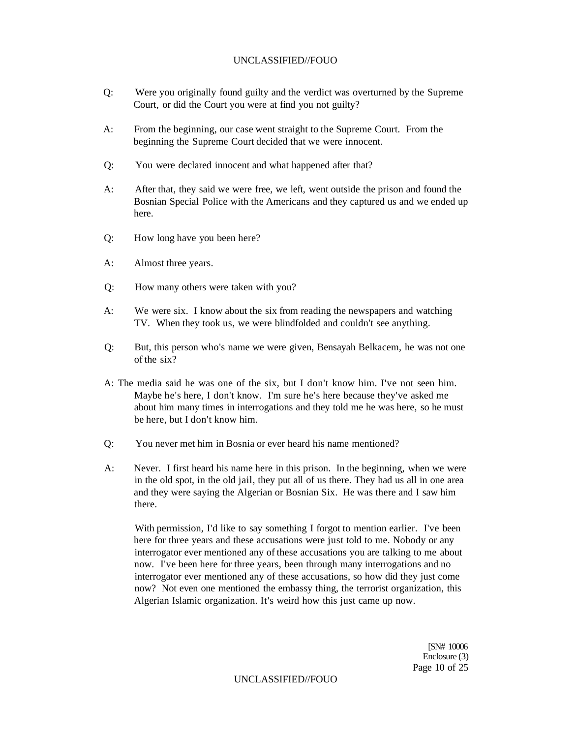Q: Were you originally found guilty and the verdict was overturned by the Supreme Court, or did the Court you were at find you not guilty?

A: From the beginning, our case went straight to the Supreme Court. From the beginning the Supreme Court decided that we were innocent.

Q: You were declared innocent and what happened after that?

A: After that, they said we were free, we left, went outside the prison and found the Bosnian Special Police with the Americans and they captured us and we ended up here.

Q: How long have you been here?

A: Almost three years.

Q: How many others were taken with you?

A: We were six. I know about the six from reading the newspapers and watching TV. When they took us, we were blindfolded and couldn't see anything.

Q: But, this person who's name we were given, Bensayah Belkacem, he was not one of the six?

A: The media said he was one of the six, but I don't know him. I've not seen him. Maybe he's here, I don't know. I'm sure he's here because they've asked me about him many times in interrogations and they told me he was here, so he must be here, but I don't know him.

Q: You never met him in Bosnia or ever heard his name mentioned?

A: Never. I first heard his name here in this prison. In the beginning, when we were in the old spot, in the old jail, they put all of us there. They had us all in one area and they were saying the Algerian or Bosnian Six. He was there and I saw him there.

With permission, I'd like to say something I forgot to mention earlier. I've been here for three years and these accusations were just told to me. Nobody or any interrogator ever mentioned any of these accusations you are talking to me about now. I've been here for three years, been through many interrogations and no interrogator ever mentioned any of these accusations, so how did they just come now? Not even one mentioned the embassy thing, the terrorist organization, this Algerian Islamic organization. It's weird how this just came up now.

[SN# 10006
Enclosure (3)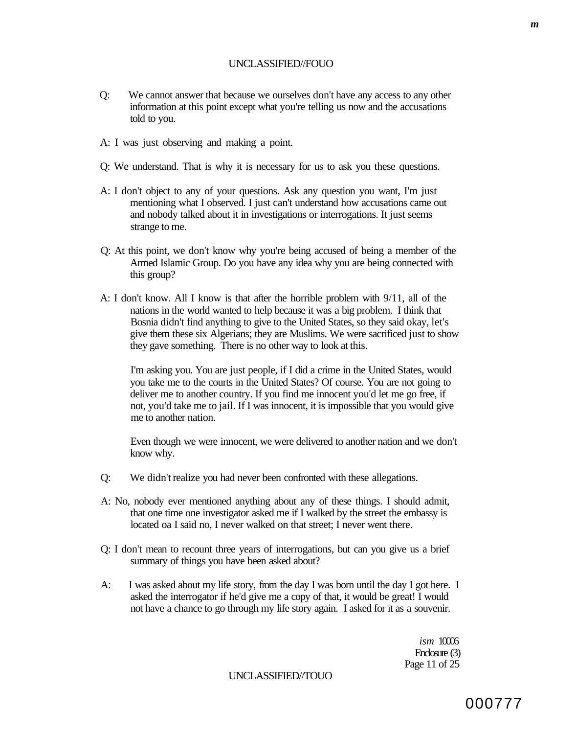Q: We cannot answer that because we ourselves don't have any access to any other information at this point except what you're telling us now and the accusations told to you.

A: I was just observing and making a point.

Q: We understand. That is why it is necessary for us to ask you these questions.

A: I don't object to any of your questions. Ask any question you want, I'm just mentioning what I observed. I just can't understand how accusations came out and nobody talked about it in investigations or interrogations. It just seems strange to me.

Q: At this point, we don't know why you're being accused of being a member of the Armed Islamic Group. Do you have any idea why you are being connected with this group?

A: I don't know. All I know is that after the horrible problem with 9/11, all of the nations in the world wanted to help because it was a big problem. I think that Bosnia didn't find anything to give to the United States, so they said okay, let's give them these six Algerians; they are Muslims. We were sacrificed just to show they gave something. There is no other way to look at this.

I'm asking you. You are just people, if I did a crime in the United States, would you take me to the courts in the United States? Of course. You are not going to deliver me to another country. If you find me innocent you'd let me go free, if not, you'd take me to jail. If I was innocent, it is impossible that you would give me to another nation.

Even though we were innocent, we were delivered to another nation and we don't know why.

Q: We didn't realize you had never been confronted with these allegations.

A: No, nobody ever mentioned anything about any of these things. I should admit, that one time one investigator asked me if I walked by the street the embassy is located oa I said no, I never walked on that street; I never went there.

Q: I don't mean to recount three years of interrogations, but can you give us a brief summary of things you have been asked about?

A: I was asked about my life story, from the day I was born until the day I got here. I asked the interrogator if he'd give me a copy of that, it would be great! I would not have a chance to go through my life story again. I asked for it as a souvenir.

*ism* 10006
Enclosure (3)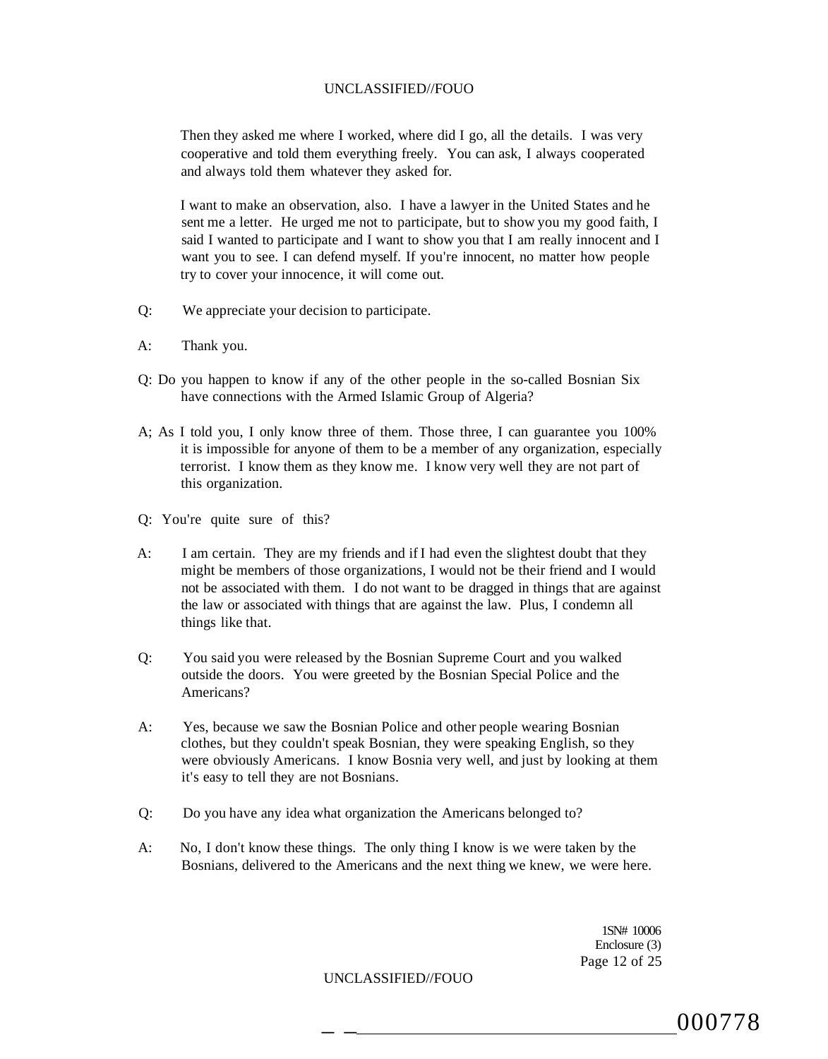Then they asked me where I worked, where did I go, all the details. I was very cooperative and told them everything freely. You can ask, I always cooperated and always told them whatever they asked for.

I want to make an observation, also. I have a lawyer in the United States and he sent me a letter. He urged me not to participate, but to show you my good faith, I said I wanted to participate and I want to show you that I am really innocent and I want you to see. I can defend myself. If you're innocent, no matter how people try to cover your innocence, it will come out.

Q: We appreciate your decision to participate.

A: Thank you.

Q: Do you happen to know if any of the other people in the so-called Bosnian Six have connections with the Armed Islamic Group of Algeria?

A; As I told you, I only know three of them. Those three, I can guarantee you 100% it is impossible for anyone of them to be a member of any organization, especially terrorist. I know them as they know me. I know very well they are not part of this organization.

Q: You're quite sure of this?

A: I am certain. They are my friends and if I had even the slightest doubt that they might be members of those organizations, I would not be their friend and I would not be associated with them. I do not want to be dragged in things that are against the law or associated with things that are against the law. Plus, I condemn all things like that.

Q: You said you were released by the Bosnian Supreme Court and you walked outside the doors. You were greeted by the Bosnian Special Police and the Americans?

A: Yes, because we saw the Bosnian Police and other people wearing Bosnian clothes, but they couldn't speak Bosnian, they were speaking English, so they were obviously Americans. I know Bosnia very well, and just by looking at them it's easy to tell they are not Bosnians.

Q: Do you have any idea what organization the Americans belonged to?

A: No, I don't know these things. The only thing I know is we were taken by the Bosnians, delivered to the Americans and the next thing we knew, we were here.

1SN# 10006
Enclosure (3)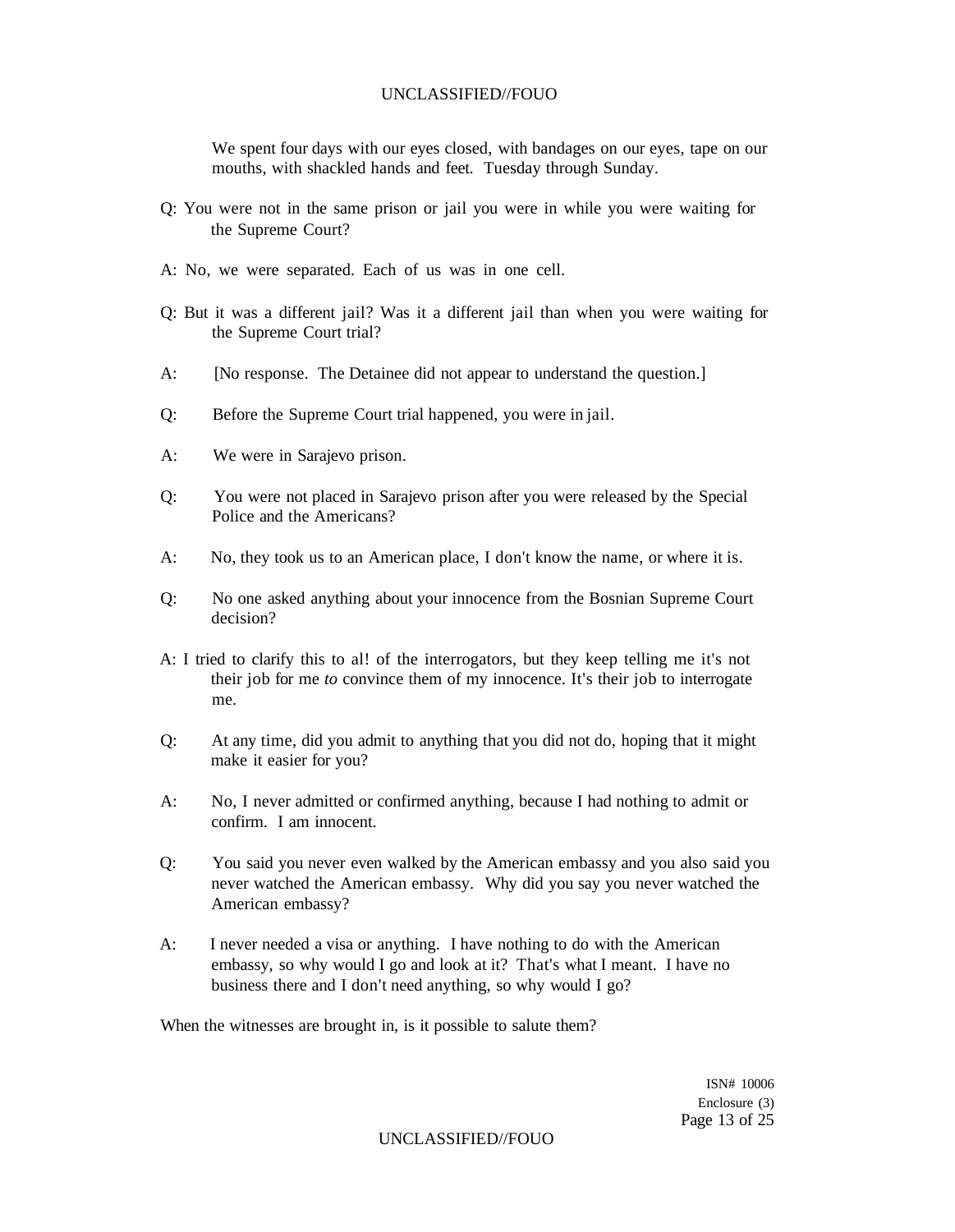We spent four days with our eyes closed, with bandages on our eyes, tape on our mouths, with shackled hands and feet. Tuesday through Sunday.

Q: You were not in the same prison or jail you were in while you were waiting for the Supreme Court?

A: No, we were separated. Each of us was in one cell.

Q: But it was a different jail? Was it a different jail than when you were waiting for the Supreme Court trial?

A: [No response. The Detainee did not appear to understand the question.]

Q: Before the Supreme Court trial happened, you were in jail.

A: We were in Sarajevo prison.

Q: You were not placed in Sarajevo prison after you were released by the Special Police and the Americans?

A: No, they took us to an American place, I don't know the name, or where it is.

Q: No one asked anything about your innocence from the Bosnian Supreme Court decision?

A: I tried to clarify this to al! of the interrogators, but they keep telling me it's not their job for me *to* convince them of my innocence. It's their job to interrogate me.

Q: At any time, did you admit to anything that you did not do, hoping that it might make it easier for you?

A: No, I never admitted or confirmed anything, because I had nothing to admit or confirm. I am innocent.

Q: You said you never even walked by the American embassy and you also said you never watched the American embassy. Why did you say you never watched the American embassy?

A: I never needed a visa or anything. I have nothing to do with the American embassy, so why would I go and look at it? That's what I meant. I have no business there and I don't need anything, so why would I go?

When the witnesses are brought in, is it possible to salute them?

ISN# 10006
Enclosure (3)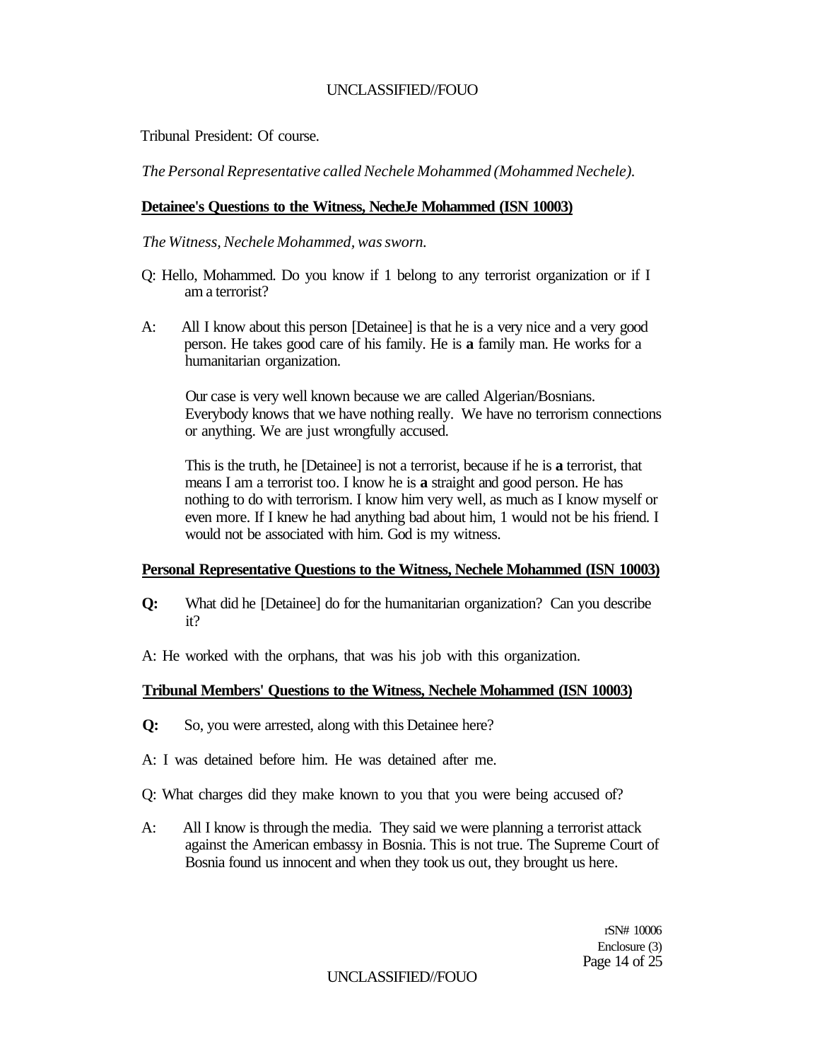Tribunal President: Of course.

*The Personal Representative called Nechele Mohammed (Mohammed Nechele).*

**Detainee's Questions to the Witness, NecheJe Mohammed (ISN 10003)**

*The Witness, Nechele Mohammed, was sworn.*

Q: Hello, Mohammed. Do you know if 1 belong to any terrorist organization or if I am a terrorist?

A: All I know about this person [Detainee] is that he is a very nice and a very good person. He takes good care of his family. He is **a** family man. He works for a humanitarian organization.

Our case is very well known because we are called Algerian/Bosnians. Everybody knows that we have nothing really. We have no terrorism connections or anything. We are just wrongfully accused.

This is the truth, he [Detainee] is not a terrorist, because if he is **a** terrorist, that means I am a terrorist too. I know he is **a** straight and good person. He has nothing to do with terrorism. I know him very well, as much as I know myself or even more. If I knew he had anything bad about him, 1 would not be his friend. I would not be associated with him. God is my witness.

**Personal Representative Questions to the Witness, Nechele Mohammed (ISN 10003)**

**Q:** What did he [Detainee] do for the humanitarian organization? Can you describe it?

A: He worked with the orphans, that was his job with this organization.

**Tribunal Members' Questions to the Witness, Nechele Mohammed (ISN 10003)**

**Q:** So, you were arrested, along with this Detainee here?

A: I was detained before him. He was detained after me.

Q: What charges did they make known to you that you were being accused of?

A: All I know is through the media. They said we were planning a terrorist attack against the American embassy in Bosnia. This is not true. The Supreme Court of Bosnia found us innocent and when they took us out, they brought us here.

rSN# 10006
Enclosure (3)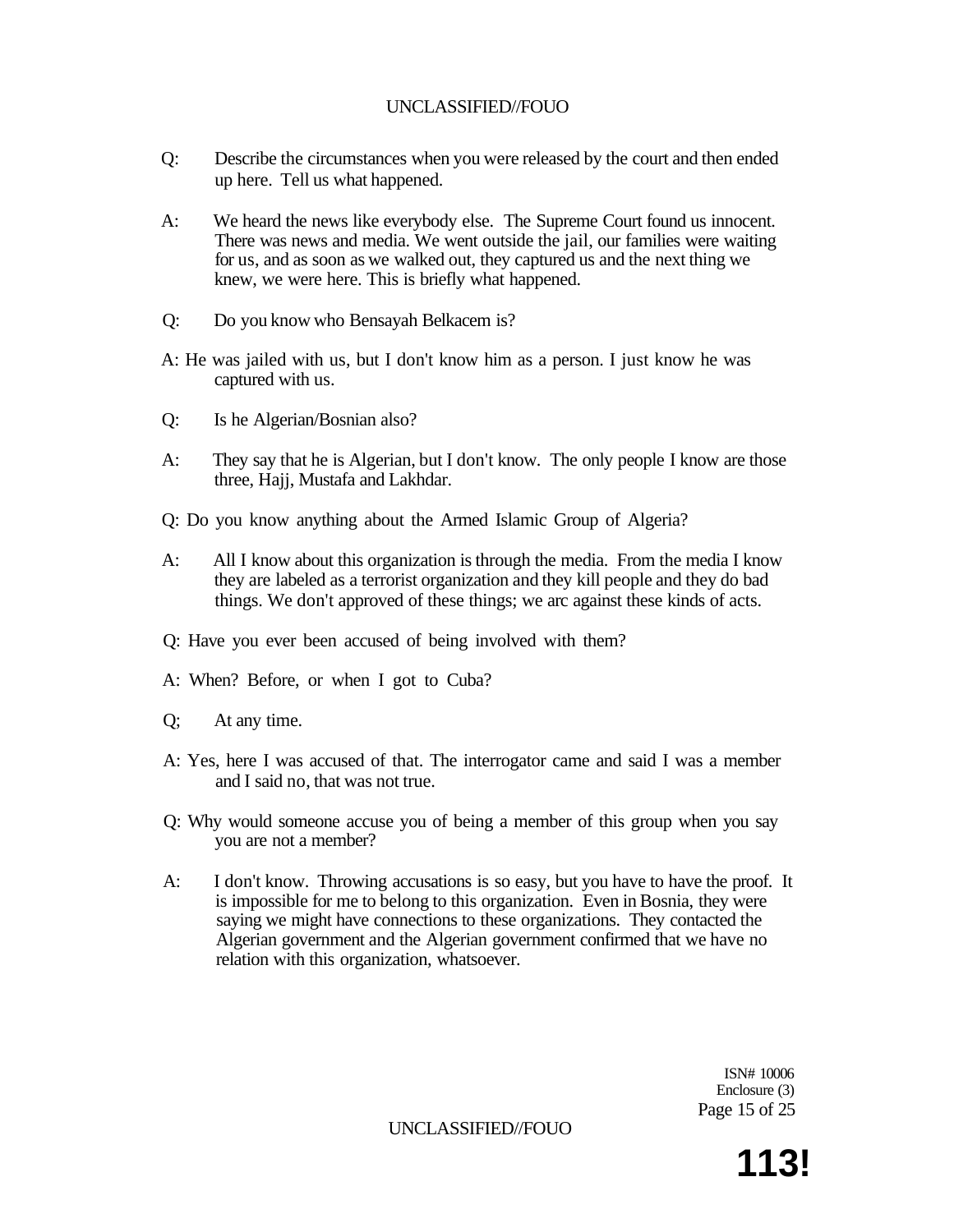Q: Describe the circumstances when you were released by the court and then ended up here. Tell us what happened.

A: We heard the news like everybody else. The Supreme Court found us innocent. There was news and media. We went outside the jail, our families were waiting for us, and as soon as we walked out, they captured us and the next thing we knew, we were here. This is briefly what happened.

Q: Do you know who Bensayah Belkacem is?

A: He was jailed with us, but I don't know him as a person. I just know he was captured with us.

Q: Is he Algerian/Bosnian also?

A: They say that he is Algerian, but I don't know. The only people I know are those three, Hajj, Mustafa and Lakhdar.

Q: Do you know anything about the Armed Islamic Group of Algeria?

A: All I know about this organization is through the media. From the media I know they are labeled as a terrorist organization and they kill people and they do bad things. We don't approved of these things; we arc against these kinds of acts.

Q: Have you ever been accused of being involved with them?

A: When? Before, or when I got to Cuba?

Q; At any time.

A: Yes, here I was accused of that. The interrogator came and said I was a member and I said no, that was not true.

Q: Why would someone accuse you of being a member of this group when you say you are not a member?

A: I don't know. Throwing accusations is so easy, but you have to have the proof. It is impossible for me to belong to this organization. Even in Bosnia, they were saying we might have connections to these organizations. They contacted the Algerian government and the Algerian government confirmed that we have no relation with this organization, whatsoever.

ISN# 10006
Enclosure (3)

113!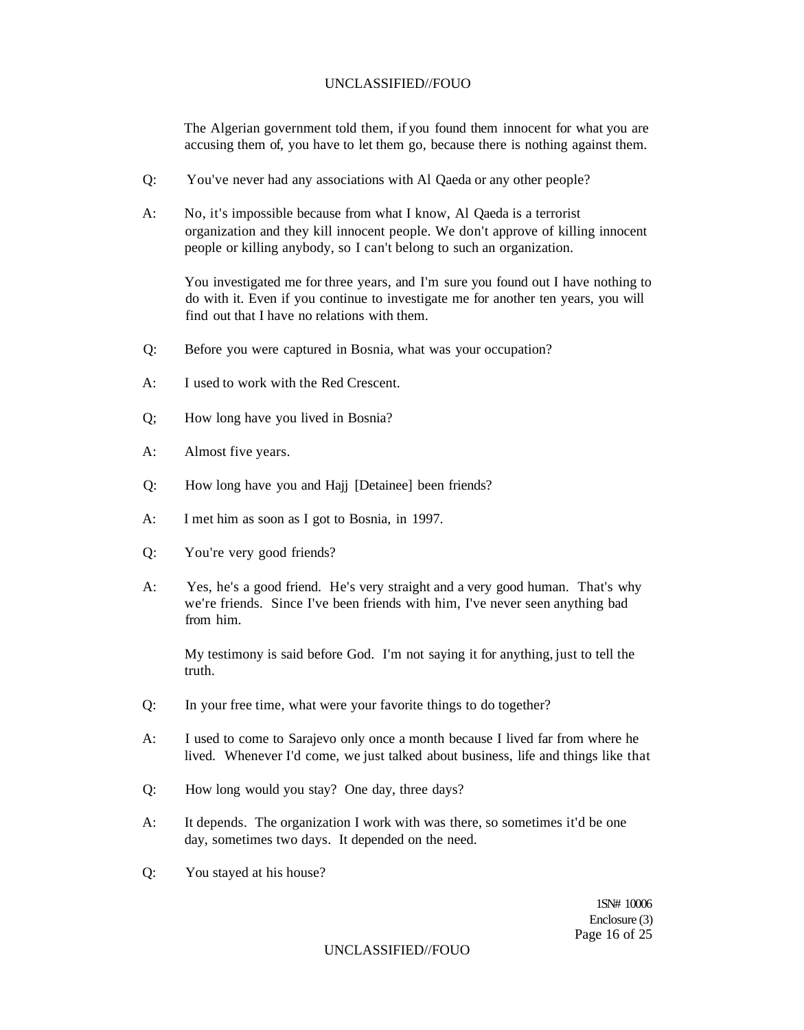The Algerian government told them, if you found them innocent for what you are accusing them of, you have to let them go, because there is nothing against them.

Q: You've never had any associations with Al Qaeda or any other people?

A: No, it's impossible because from what I know, Al Qaeda is a terrorist organization and they kill innocent people. We don't approve of killing innocent people or killing anybody, so I can't belong to such an organization.

You investigated me for three years, and I'm sure you found out I have nothing to do with it. Even if you continue to investigate me for another ten years, you will find out that I have no relations with them.

Q: Before you were captured in Bosnia, what was your occupation?

A: I used to work with the Red Crescent.

Q; How long have you lived in Bosnia?

A: Almost five years.

Q: How long have you and Hajj [Detainee] been friends?

A: I met him as soon as I got to Bosnia, in 1997.

Q: You're very good friends?

A: Yes, he's a good friend. He's very straight and a very good human. That's why we're friends. Since I've been friends with him, I've never seen anything bad from him.

My testimony is said before God. I'm not saying it for anything, just to tell the truth.

Q: In your free time, what were your favorite things to do together?

A: I used to come to Sarajevo only once a month because I lived far from where he lived. Whenever I'd come, we just talked about business, life and things like that

Q: How long would you stay? One day, three days?

A: It depends. The organization I work with was there, so sometimes it'd be one day, sometimes two days. It depended on the need.

Q: You stayed at his house?

1SN# 10006
Enclosure (3)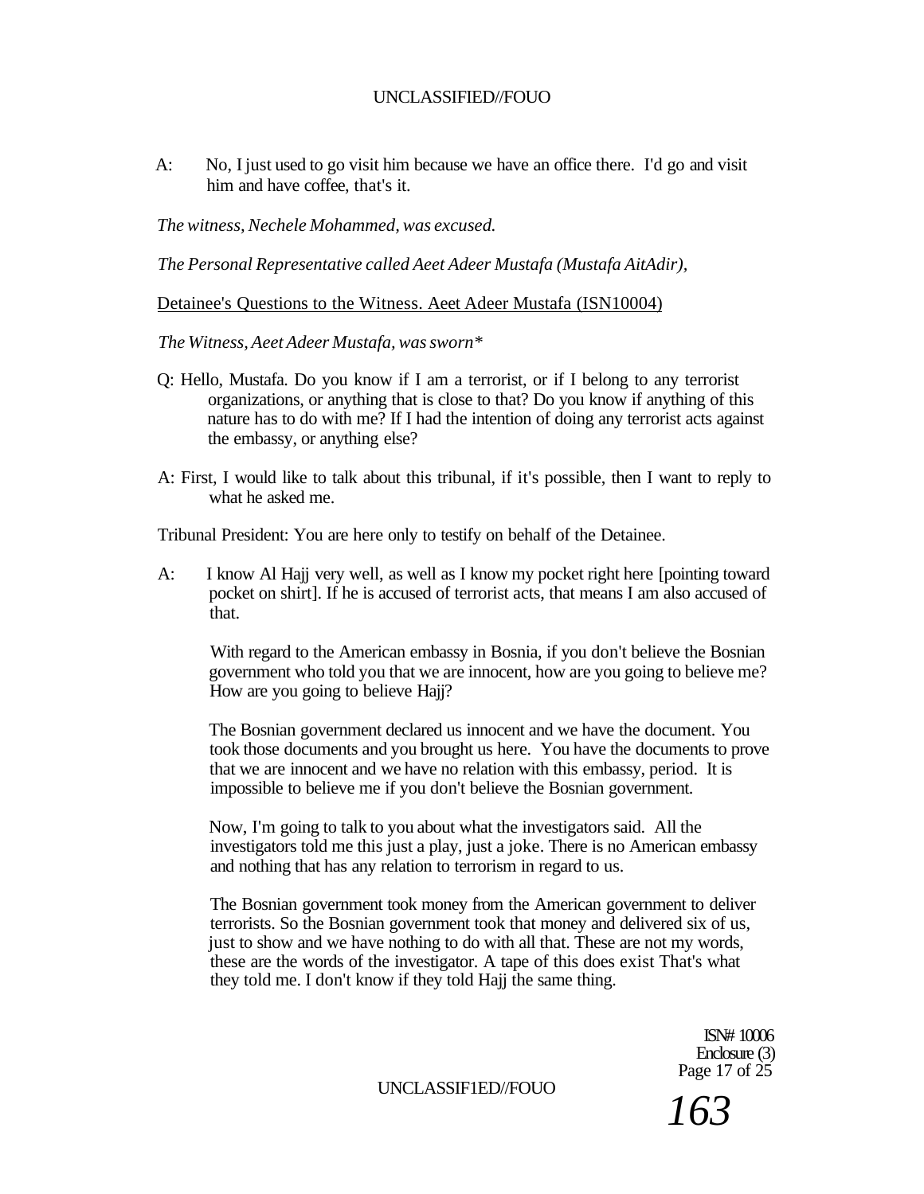A: No, I just used to go visit him because we have an office there. I'd go and visit him and have coffee, that's it.

*The witness, Nechele Mohammed, was excused.*

*The Personal Representative called Aeet Adeer Mustafa (Mustafa AitAdir),*

<u>Detainee's Questions to the Witness. Aeet Adeer Mustafa (ISN10004)</u>

*The Witness, Aeet Adeer Mustafa, was sworn**

Q: Hello, Mustafa. Do you know if I am a terrorist, or if I belong to any terrorist organizations, or anything that is close to that? Do you know if anything of this nature has to do with me? If I had the intention of doing any terrorist acts against the embassy, or anything else?

A: First, I would like to talk about this tribunal, if it's possible, then I want to reply to what he asked me.

Tribunal President: You are here only to testify on behalf of the Detainee.

A: I know Al Hajj very well, as well as I know my pocket right here [pointing toward pocket on shirt]. If he is accused of terrorist acts, that means I am also accused of that.

With regard to the American embassy in Bosnia, if you don't believe the Bosnian government who told you that we are innocent, how are you going to believe me? How are you going to believe Hajj?

The Bosnian government declared us innocent and we have the document. You took those documents and you brought us here. You have the documents to prove that we are innocent and we have no relation with this embassy, period. It is impossible to believe me if you don't believe the Bosnian government.

Now, I'm going to talk to you about what the investigators said. All the investigators told me this just a play, just a joke. There is no American embassy and nothing that has any relation to terrorism in regard to us.

The Bosnian government took money from the American government to deliver terrorists. So the Bosnian government took that money and delivered six of us, just to show and we have nothing to do with all that. These are not my words, these are the words of the investigator. A tape of this does exist That's what they told me. I don't know if they told Hajj the same thing.

ISN# 10006
Enclosure (3)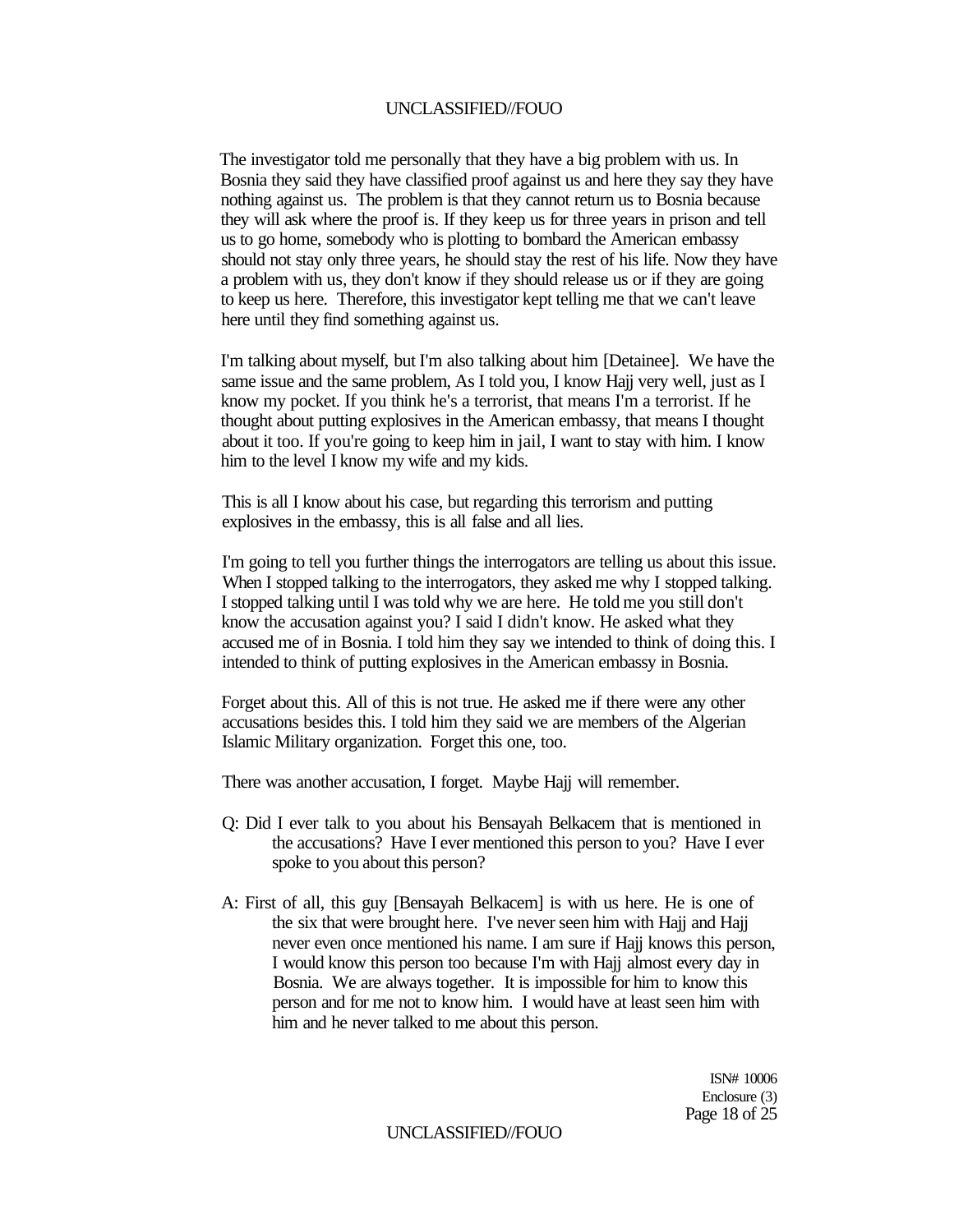The investigator told me personally that they have a big problem with us. In Bosnia they said they have classified proof against us and here they say they have nothing against us. The problem is that they cannot return us to Bosnia because they will ask where the proof is. If they keep us for three years in prison and tell us to go home, somebody who is plotting to bombard the American embassy should not stay only three years, he should stay the rest of his life. Now they have a problem with us, they don't know if they should release us or if they are going to keep us here. Therefore, this investigator kept telling me that we can't leave here until they find something against us.

I'm talking about myself, but I'm also talking about him [Detainee]. We have the same issue and the same problem, As I told you, I know Hajj very well, just as I know my pocket. If you think he's a terrorist, that means I'm a terrorist. If he thought about putting explosives in the American embassy, that means I thought about it too. If you're going to keep him in jail, I want to stay with him. I know him to the level I know my wife and my kids.

This is all I know about his case, but regarding this terrorism and putting explosives in the embassy, this is all false and all lies.

I'm going to tell you further things the interrogators are telling us about this issue. When I stopped talking to the interrogators, they asked me why I stopped talking. I stopped talking until I was told why we are here. He told me you still don't know the accusation against you? I said I didn't know. He asked what they accused me of in Bosnia. I told him they say we intended to think of doing this. I intended to think of putting explosives in the American embassy in Bosnia.

Forget about this. All of this is not true. He asked me if there were any other accusations besides this. I told him they said we are members of the Algerian Islamic Military organization. Forget this one, too.

There was another accusation, I forget. Maybe Hajj will remember.

Q: Did I ever talk to you about his Bensayah Belkacem that is mentioned in the accusations? Have I ever mentioned this person to you? Have I ever spoke to you about this person?

A: First of all, this guy [Bensayah Belkacem] is with us here. He is one of the six that were brought here. I've never seen him with Hajj and Hajj never even once mentioned his name. I am sure if Hajj knows this person, I would know this person too because I'm with Hajj almost every day in Bosnia. We are always together. It is impossible for him to know this person and for me not to know him. I would have at least seen him with him and he never talked to me about this person.

ISN# 10006
Enclosure (3)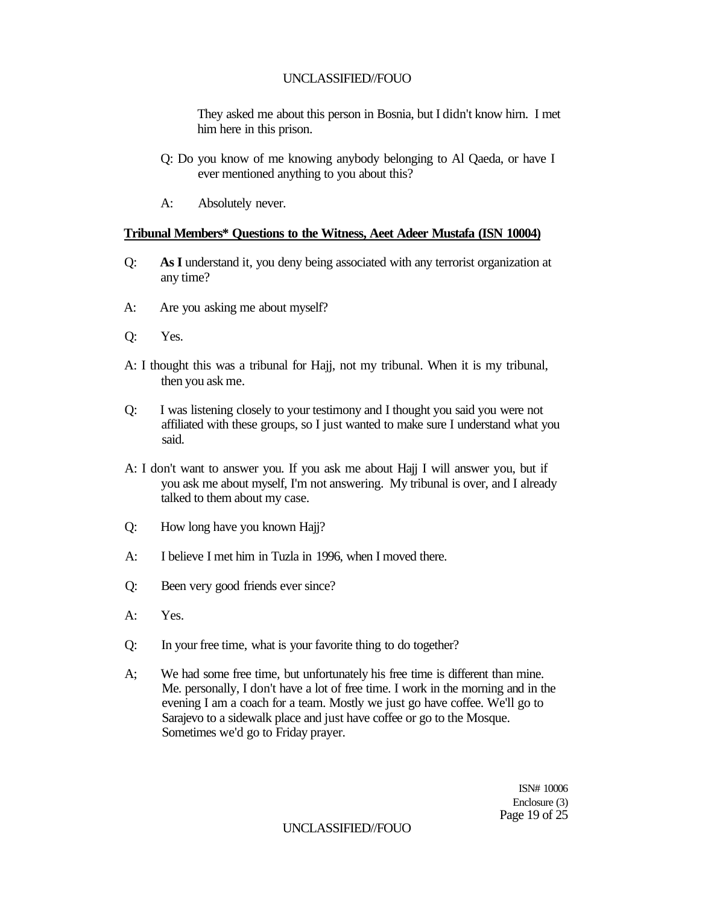They asked me about this person in Bosnia, but I didn't know hirn. I met him here in this prison.

Q: Do you know of me knowing anybody belonging to Al Qaeda, or have I ever mentioned anything to you about this?

A: Absolutely never.

**Tribunal Members* Questions to the Witness, Aeet Adeer Mustafa (ISN 10004)**

Q: **As I** understand it, you deny being associated with any terrorist organization at any time?

A: Are you asking me about myself?

Q: Yes.

A: I thought this was a tribunal for Hajj, not my tribunal. When it is my tribunal, then you ask me.

Q: I was listening closely to your testimony and I thought you said you were not affiliated with these groups, so I just wanted to make sure I understand what you said.

A: I don't want to answer you. If you ask me about Hajj I will answer you, but if you ask me about myself, I'm not answering. My tribunal is over, and I already talked to them about my case.

Q: How long have you known Hajj?

A: I believe I met him in Tuzla in 1996, when I moved there.

Q: Been very good friends ever since?

A: Yes.

Q: In your free time, what is your favorite thing to do together?

A; We had some free time, but unfortunately his free time is different than mine. Me. personally, I don't have a lot of free time. I work in the morning and in the evening I am a coach for a team. Mostly we just go have coffee. We'll go to Sarajevo to a sidewalk place and just have coffee or go to the Mosque. Sometimes we'd go to Friday prayer.

ISN# 10006
Enclosure (3)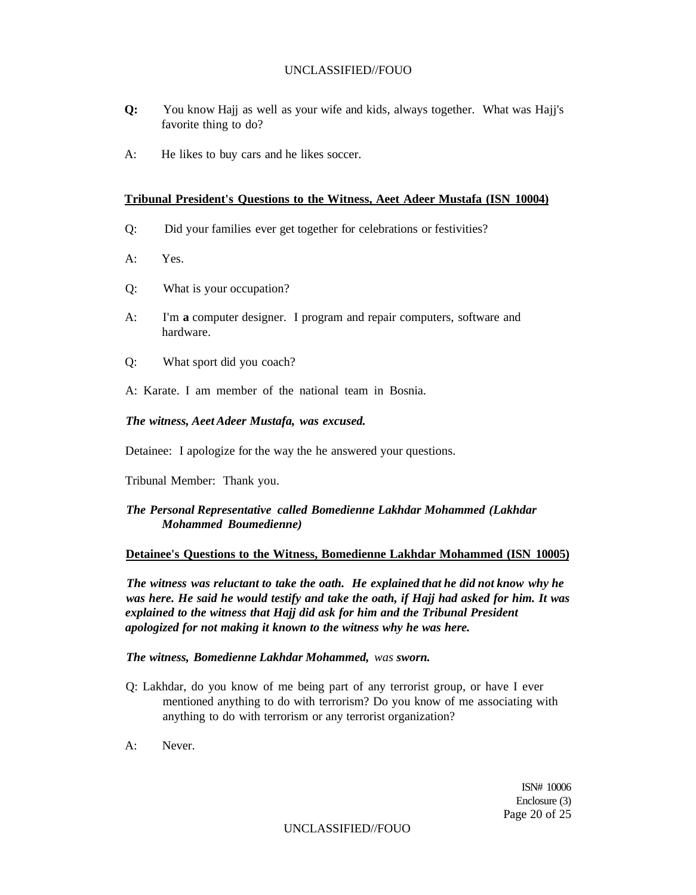**Q:** You know Hajj as well as your wife and kids, always together. What was Hajj's favorite thing to do?

A: He likes to buy cars and he likes soccer.

**Tribunal President's Questions to the Witness, Aeet Adeer Mustafa (ISN 10004)**

Q: Did your families ever get together for celebrations or festivities?

A: Yes.

Q: What is your occupation?

A: I'm **a** computer designer. I program and repair computers, software and hardware.

Q: What sport did you coach?

A: Karate. I am member of the national team in Bosnia.

***The witness, Aeet Adeer Mustafa, was excused.***

Detainee: I apologize for the way the he answered your questions.

Tribunal Member: Thank you.

***The Personal Representative called Bomedienne Lakhdar Mohammed (Lakhdar Mohammed Boumedienne)***

**Detainee's Questions to the Witness, Bomedienne Lakhdar Mohammed (ISN 10005)**

***The witness was reluctant to take the oath. He explained that he did not know why he was here. He said he would testify and take the oath, if Hajj had asked for him. It was explained to the witness that Hajj did ask for him and the Tribunal President apologized for not making it known to the witness why he was here.***

***The witness, Bomedienne Lakhdar Mohammed,*** *was* ***sworn.***

Q: Lakhdar, do you know of me being part of any terrorist group, or have I ever mentioned anything to do with terrorism? Do you know of me associating with anything to do with terrorism or any terrorist organization?

A: Never.

ISN# 10006
Enclosure (3)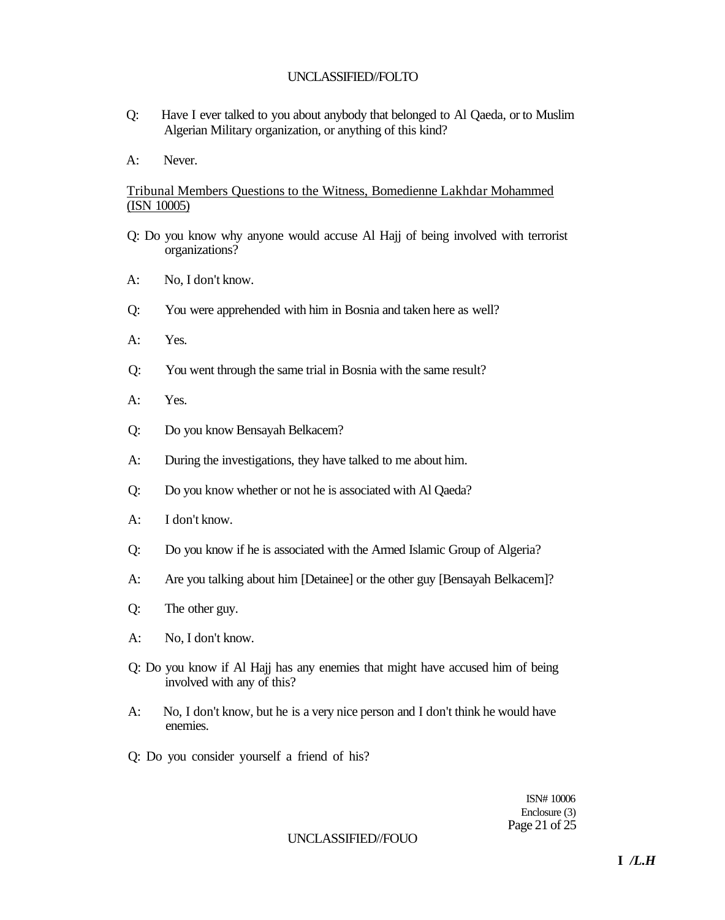Q: Have I ever talked to you about anybody that belonged to Al Qaeda, or to Muslim Algerian Military organization, or anything of this kind?

A: Never.

Tribunal Members Questions to the Witness, Bomedienne Lakhdar Mohammed (ISN 10005)

Q: Do you know why anyone would accuse Al Hajj of being involved with terrorist organizations?

A: No, I don't know.

Q: You were apprehended with him in Bosnia and taken here as well?

A: Yes.

Q: You went through the same trial in Bosnia with the same result?

A: Yes.

Q: Do you know Bensayah Belkacem?

A: During the investigations, they have talked to me about him.

Q: Do you know whether or not he is associated with Al Qaeda?

A: I don't know.

Q: Do you know if he is associated with the Armed Islamic Group of Algeria?

A: Are you talking about him [Detainee] or the other guy [Bensayah Belkacem]?

Q: The other guy.

A: No, I don't know.

Q: Do you know if Al Hajj has any enemies that might have accused him of being involved with any of this?

A: No, I don't know, but he is a very nice person and I don't think he would have enemies.

Q: Do you consider yourself a friend of his?

ISN# 10006
Enclosure (3)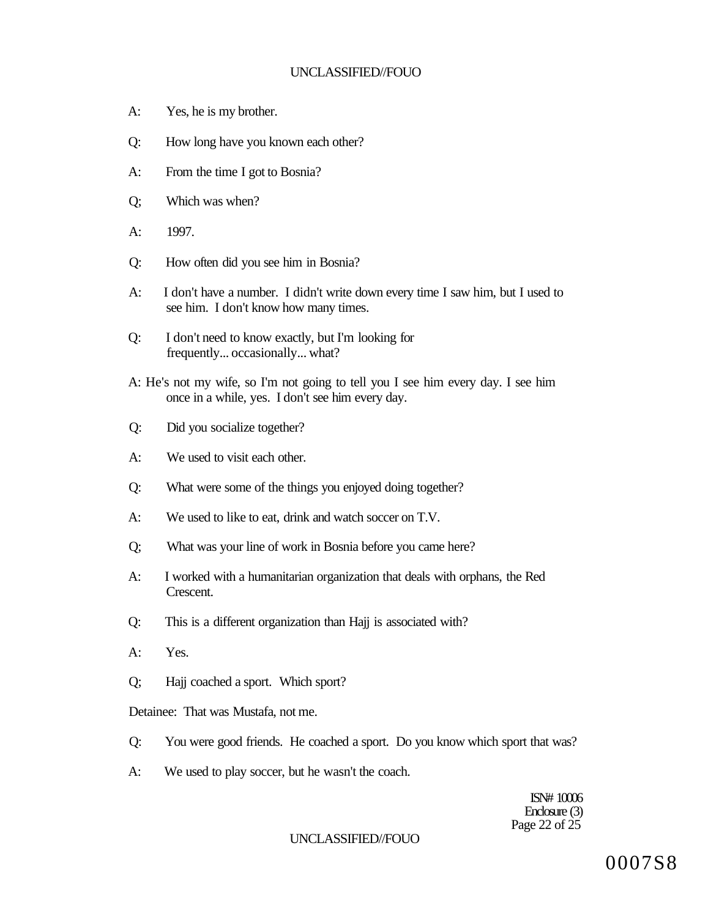A: Yes, he is my brother.

Q: How long have you known each other?

A: From the time I got to Bosnia?

Q; Which was when?

A: 1997.

Q: How often did you see him in Bosnia?

A: I don't have a number. I didn't write down every time I saw him, but I used to see him. I don't know how many times.

Q: I don't need to know exactly, but I'm looking for frequently... occasionally... what?

A: He's not my wife, so I'm not going to tell you I see him every day. I see him once in a while, yes. I don't see him every day.

Q: Did you socialize together?

A: We used to visit each other.

Q: What were some of the things you enjoyed doing together?

A: We used to like to eat, drink and watch soccer on T.V.

Q; What was your line of work in Bosnia before you came here?

A: I worked with a humanitarian organization that deals with orphans, the Red Crescent.

Q: This is a different organization than Hajj is associated with?

A: Yes.

Q; Hajj coached a sport. Which sport?

Detainee: That was Mustafa, not me.

Q: You were good friends. He coached a sport. Do you know which sport that was?

A: We used to play soccer, but he wasn't the coach.

ISN# 10006
Enclosure (3)

0007S8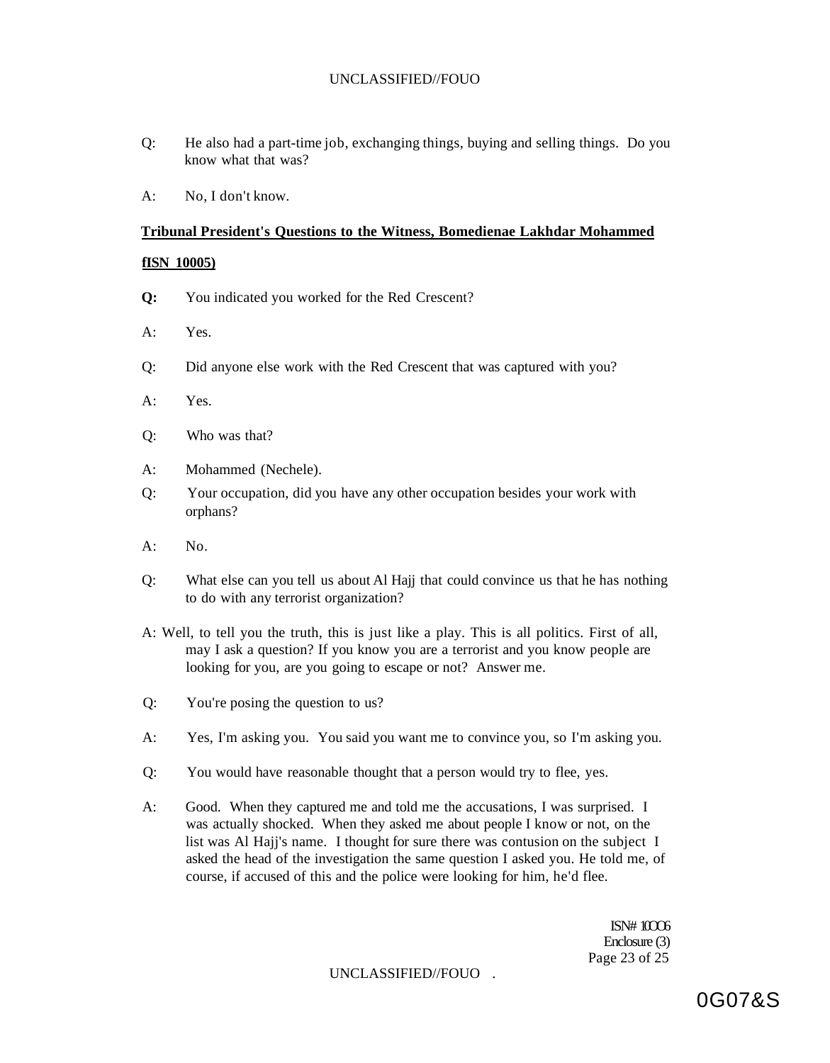Q: He also had a part-time job, exchanging things, buying and selling things. Do you know what that was?

A: No, I don't know.

**Tribunal President's Questions to the Witness, Bomedienae Lakhdar Mohammed fISN 10005)**

**Q:** You indicated you worked for the Red Crescent?

A: Yes.

Q: Did anyone else work with the Red Crescent that was captured with you?

A: Yes.

Q: Who was that?

A: Mohammed (Nechele).

Q: Your occupation, did you have any other occupation besides your work with orphans?

A: No.

Q: What else can you tell us about Al Hajj that could convince us that he has nothing to do with any terrorist organization?

A: Well, to tell you the truth, this is just like a play. This is all politics. First of all, may I ask a question? If you know you are a terrorist and you know people are looking for you, are you going to escape or not? Answer me.

Q: You're posing the question to us?

A: Yes, I'm asking you. You said you want me to convince you, so I'm asking you.

Q: You would have reasonable thought that a person would try to flee, yes.

A: Good. When they captured me and told me the accusations, I was surprised. I was actually shocked. When they asked me about people I know or not, on the list was Al Hajj's name. I thought for sure there was contusion on the subject I asked the head of the investigation the same question I asked you. He told me, of course, if accused of this and the police were looking for him, he'd flee.

ISN# 10006
Enclosure (3)

0G07&S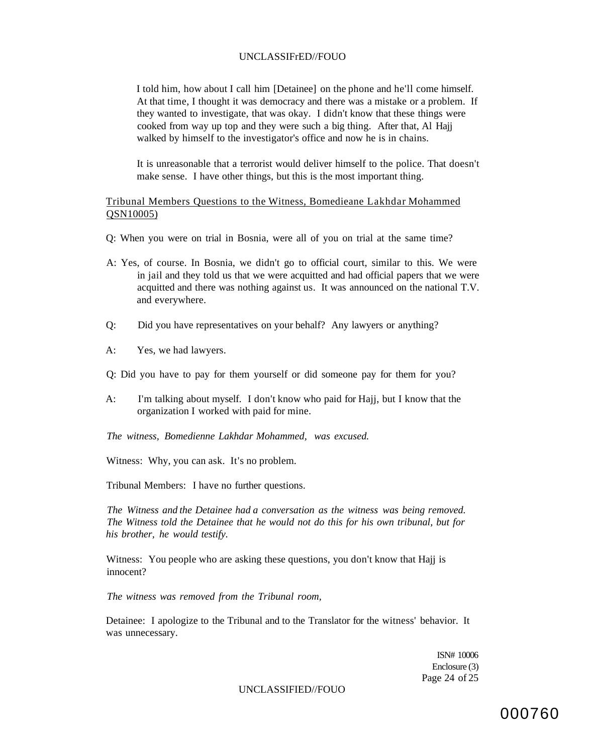I told him, how about I call him [Detainee] on the phone and he'll come himself. At that time, I thought it was democracy and there was a mistake or a problem. If they wanted to investigate, that was okay. I didn't know that these things were cooked from way up top and they were such a big thing. After that, Al Hajj walked by himself to the investigator's office and now he is in chains.

It is unreasonable that a terrorist would deliver himself to the police. That doesn't make sense. I have other things, but this is the most important thing.

Tribunal Members Questions to the Witness, Bomedieane Lakhdar Mohammed QSN10005)

Q: When you were on trial in Bosnia, were all of you on trial at the same time?

A: Yes, of course. In Bosnia, we didn't go to official court, similar to this. We were in jail and they told us that we were acquitted and had official papers that we were acquitted and there was nothing against us. It was announced on the national T.V. and everywhere.

Q: Did you have representatives on your behalf? Any lawyers or anything?

A: Yes, we had lawyers.

Q: Did you have to pay for them yourself or did someone pay for them for you?

A: I'm talking about myself. I don't know who paid for Hajj, but I know that the organization I worked with paid for mine.

*The witness, Bomedienne Lakhdar Mohammed, was excused.*

Witness: Why, you can ask. It's no problem.

Tribunal Members: I have no further questions.

*The Witness and the Detainee had a conversation as the witness was being removed. The Witness told the Detainee that he would not do this for his own tribunal, but for his brother, he would testify.*

Witness: You people who are asking these questions, you don't know that Hajj is innocent?

*The witness was removed from the Tribunal room,*

Detainee: I apologize to the Tribunal and to the Translator for the witness' behavior. It was unnecessary.

ISN# 10006
Enclosure (3)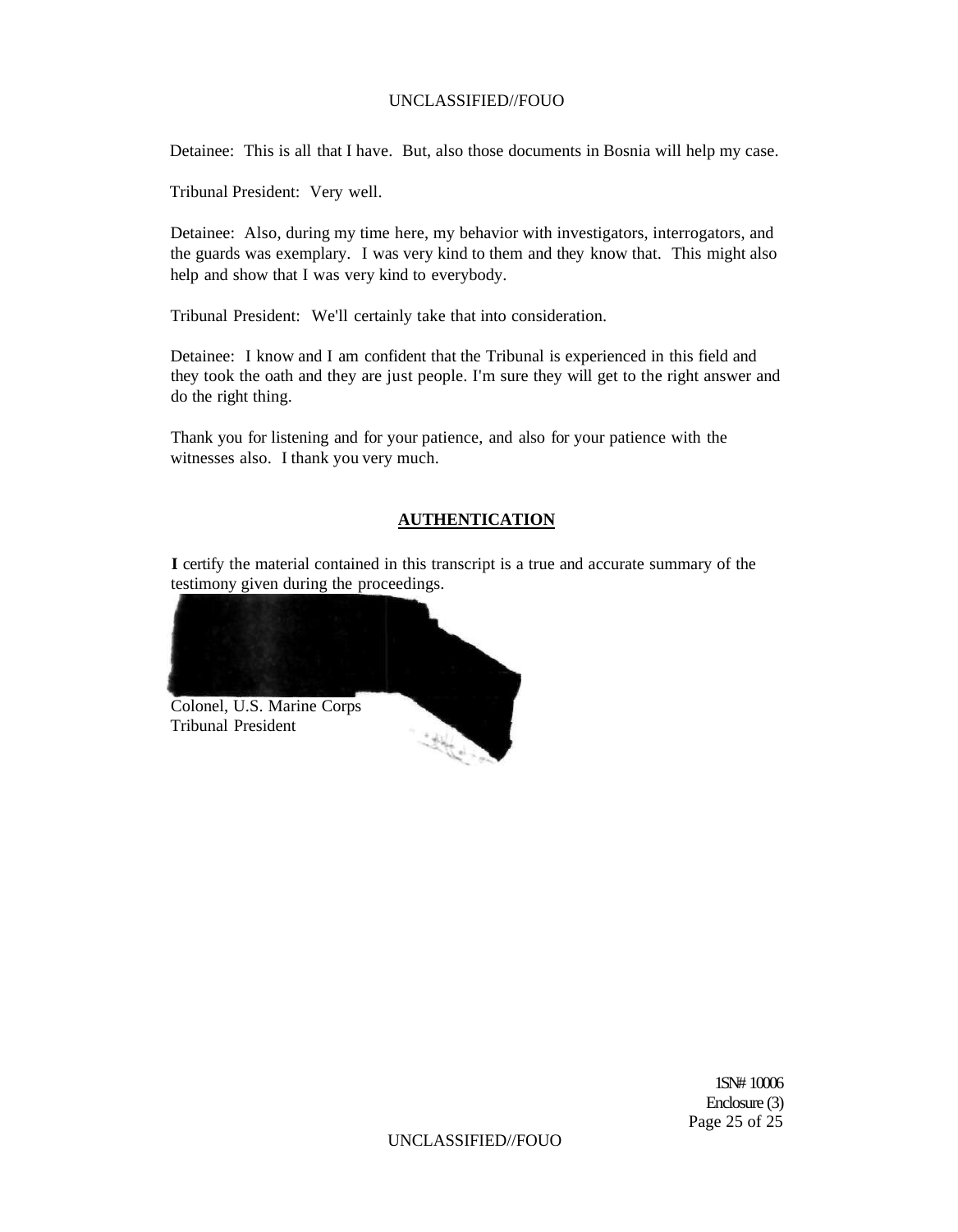Detainee: This is all that I have. But, also those documents in Bosnia will help my case.

Tribunal President: Very well.

Detainee: Also, during my time here, my behavior with investigators, interrogators, and the guards was exemplary. I was very kind to them and they know that. This might also help and show that I was very kind to everybody.

Tribunal President: We'll certainly take that into consideration.

Detainee: I know and I am confident that the Tribunal is experienced in this field and they took the oath and they are just people. I'm sure they will get to the right answer and do the right thing.

Thank you for listening and for your patience, and also for your patience with the witnesses also. I thank you very much.

## AUTHENTICATION

**I** certify the material contained in this transcript is a true and accurate summary of the testimony given during the proceedings.

Colonel, U.S. Marine Corps
Tribunal President

1SN# 10006
Enclosure (3)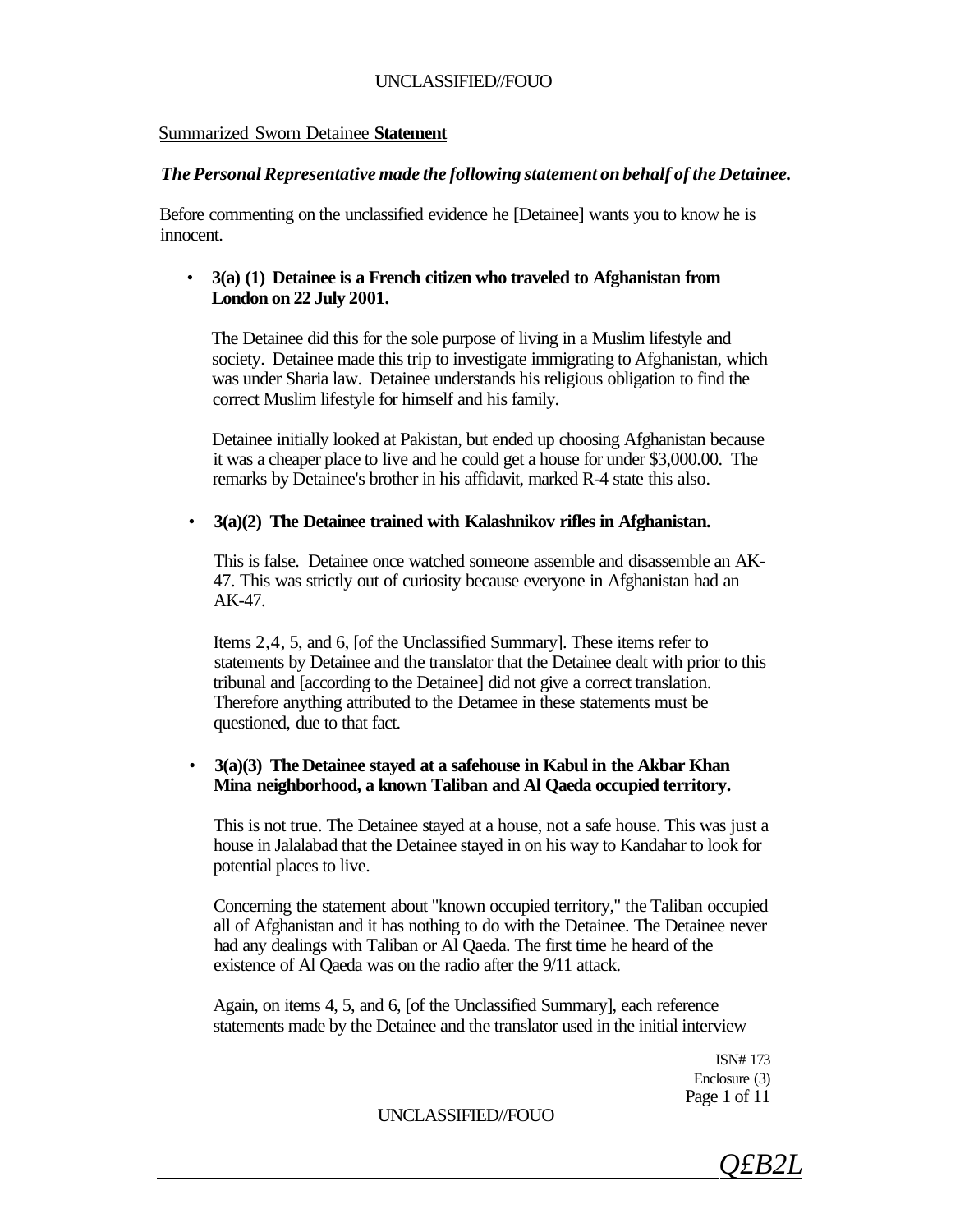Summarized Sworn Detainee **Statement**

***The Personal Representative made the following statement on behalf of the Detainee.***

Before commenting on the unclassified evidence he [Detainee] wants you to know he is innocent.

- **3(a) (1) Detainee is a French citizen who traveled to Afghanistan from London on 22 July 2001.**

  The Detainee did this for the sole purpose of living in a Muslim lifestyle and society. Detainee made this trip to investigate immigrating to Afghanistan, which was under Sharia law. Detainee understands his religious obligation to find the correct Muslim lifestyle for himself and his family.

  Detainee initially looked at Pakistan, but ended up choosing Afghanistan because it was a cheaper place to live and he could get a house for under $3,000.00. The remarks by Detainee's brother in his affidavit, marked R-4 state this also.

- **3(a)(2) The Detainee trained with Kalashnikov rifles in Afghanistan.**

  This is false. Detainee once watched someone assemble and disassemble an AK-47. This was strictly out of curiosity because everyone in Afghanistan had an AK-47.

  Items 2,4, 5, and 6, [of the Unclassified Summary]. These items refer to statements by Detainee and the translator that the Detainee dealt with prior to this tribunal and [according to the Detainee] did not give a correct translation. Therefore anything attributed to the Detamee in these statements must be questioned, due to that fact.

- **3(a)(3) The Detainee stayed at a safehouse in Kabul in the Akbar Khan Mina neighborhood, a known Taliban and Al Qaeda occupied territory.**

  This is not true. The Detainee stayed at a house, not a safe house. This was just a house in Jalalabad that the Detainee stayed in on his way to Kandahar to look for potential places to live.

  Concerning the statement about "known occupied territory," the Taliban occupied all of Afghanistan and it has nothing to do with the Detainee. The Detainee never had any dealings with Taliban or Al Qaeda. The first time he heard of the existence of Al Qaeda was on the radio after the 9/11 attack.

  Again, on items 4, 5, and 6, [of the Unclassified Summary], each reference statements made by the Detainee and the translator used in the initial interview

ISN# 173
Enclosure (3)

*Q£B2L*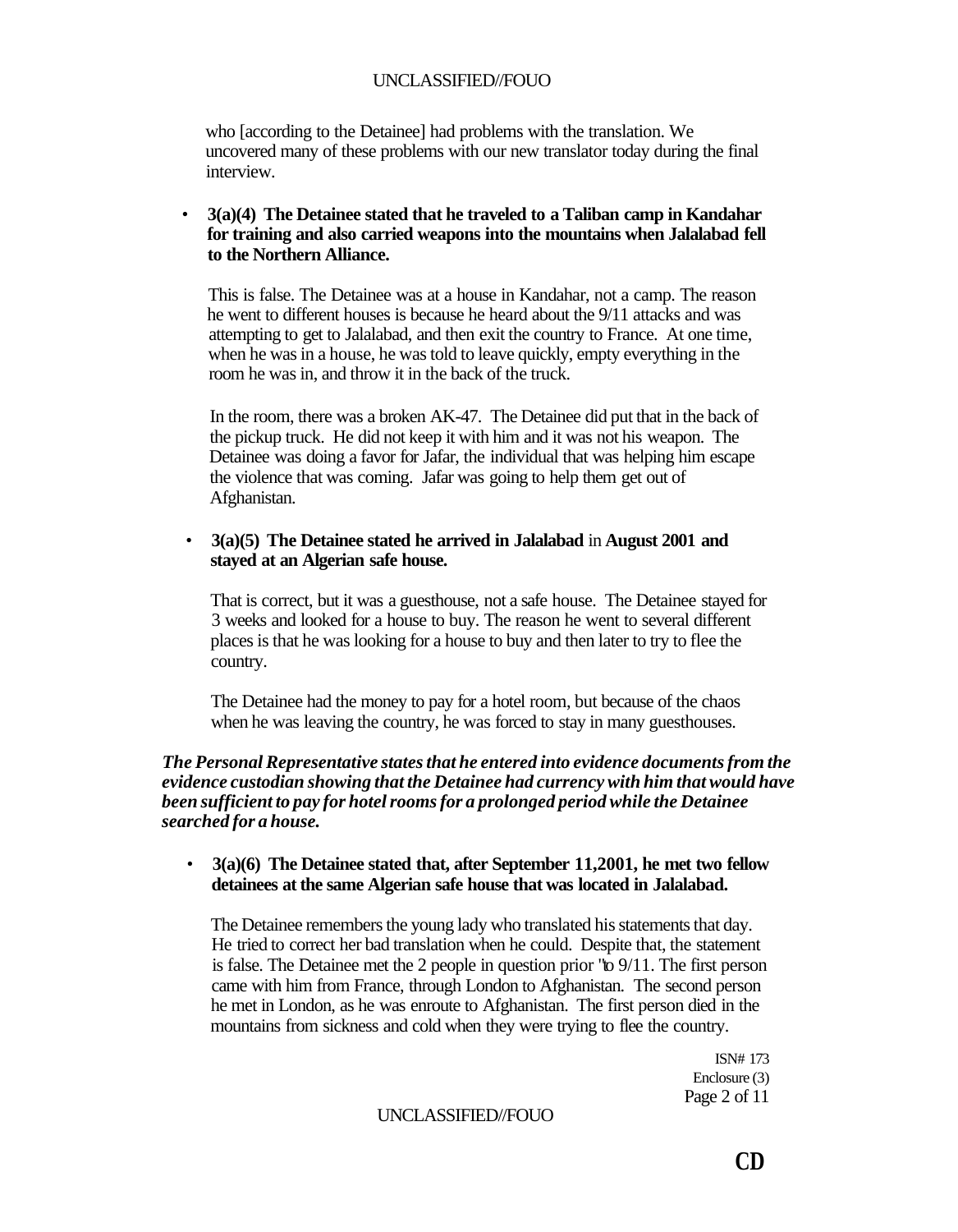who [according to the Detainee] had problems with the translation. We uncovered many of these problems with our new translator today during the final interview.

- **3(a)(4) The Detainee stated that he traveled to a Taliban camp in Kandahar for training and also carried weapons into the mountains when Jalalabad fell to the Northern Alliance.**

  This is false. The Detainee was at a house in Kandahar, not a camp. The reason he went to different houses is because he heard about the 9/11 attacks and was attempting to get to Jalalabad, and then exit the country to France. At one time, when he was in a house, he was told to leave quickly, empty everything in the room he was in, and throw it in the back of the truck.

  In the room, there was a broken AK-47. The Detainee did put that in the back of the pickup truck. He did not keep it with him and it was not his weapon. The Detainee was doing a favor for Jafar, the individual that was helping him escape the violence that was coming. Jafar was going to help them get out of Afghanistan.

- **3(a)(5) The Detainee stated he arrived in Jalalabad** in **August 2001 and stayed at an Algerian safe house.**

  That is correct, but it was a guesthouse, not a safe house. The Detainee stayed for 3 weeks and looked for a house to buy. The reason he went to several different places is that he was looking for a house to buy and then later to try to flee the country.

  The Detainee had the money to pay for a hotel room, but because of the chaos when he was leaving the country, he was forced to stay in many guesthouses.

***The Personal Representative states that he entered into evidence documents from the evidence custodian showing that the Detainee had currency with him that would have been sufficient to pay for hotel rooms for a prolonged period while the Detainee searched for a house.***

- **3(a)(6) The Detainee stated that, after September 11,2001, he met two fellow detainees at the same Algerian safe house that was located in Jalalabad.**

  The Detainee remembers the young lady who translated his statements that day. He tried to correct her bad translation when he could. Despite that, the statement is false. The Detainee met the 2 people in question prior "to 9/11. The first person came with him from France, through London to Afghanistan. The second person he met in London, as he was enroute to Afghanistan. The first person died in the mountains from sickness and cold when they were trying to flee the country.

ISN# 173
Enclosure (3)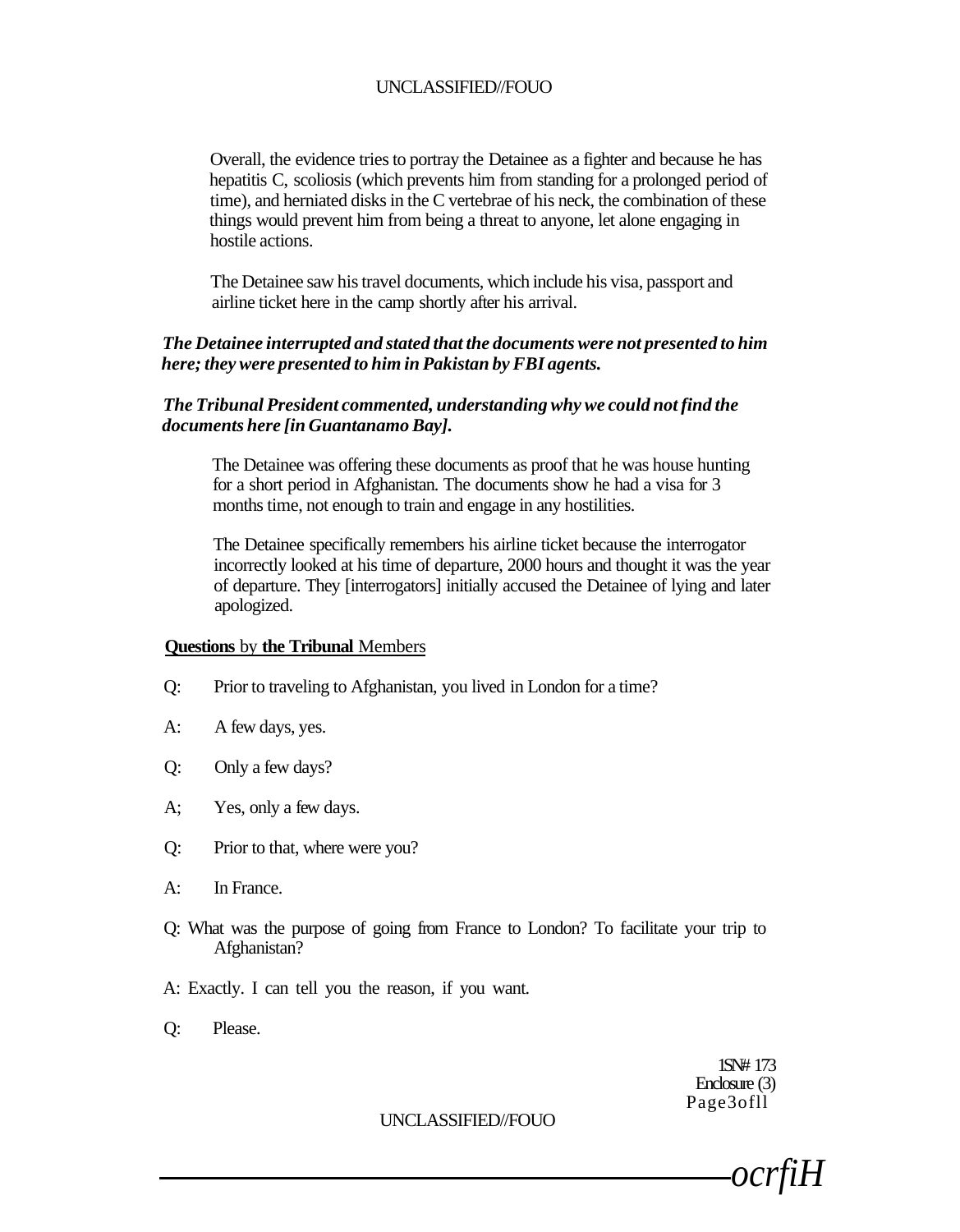Overall, the evidence tries to portray the Detainee as a fighter and because he has hepatitis C, scoliosis (which prevents him from standing for a prolonged period of time), and herniated disks in the C vertebrae of his neck, the combination of these things would prevent him from being a threat to anyone, let alone engaging in hostile actions.

The Detainee saw his travel documents, which include his visa, passport and airline ticket here in the camp shortly after his arrival.

***The Detainee interrupted and stated that the documents were not presented to him here; they were presented to him in Pakistan by FBI agents.***

***The Tribunal President commented, understanding why we could not find the documents here [in Guantanamo Bay].***

The Detainee was offering these documents as proof that he was house hunting for a short period in Afghanistan. The documents show he had a visa for 3 months time, not enough to train and engage in any hostilities.

The Detainee specifically remembers his airline ticket because the interrogator incorrectly looked at his time of departure, 2000 hours and thought it was the year of departure. They [interrogators] initially accused the Detainee of lying and later apologized.

**Questions** by **the Tribunal** Members

Q: Prior to traveling to Afghanistan, you lived in London for a time?

A: A few days, yes.

Q: Only a few days?

A; Yes, only a few days.

Q: Prior to that, where were you?

A: In France.

Q: What was the purpose of going from France to London? To facilitate your trip to Afghanistan?

A: Exactly. I can tell you the reason, if you want.

Q: Please.

1SN# 173
Enclosure (3)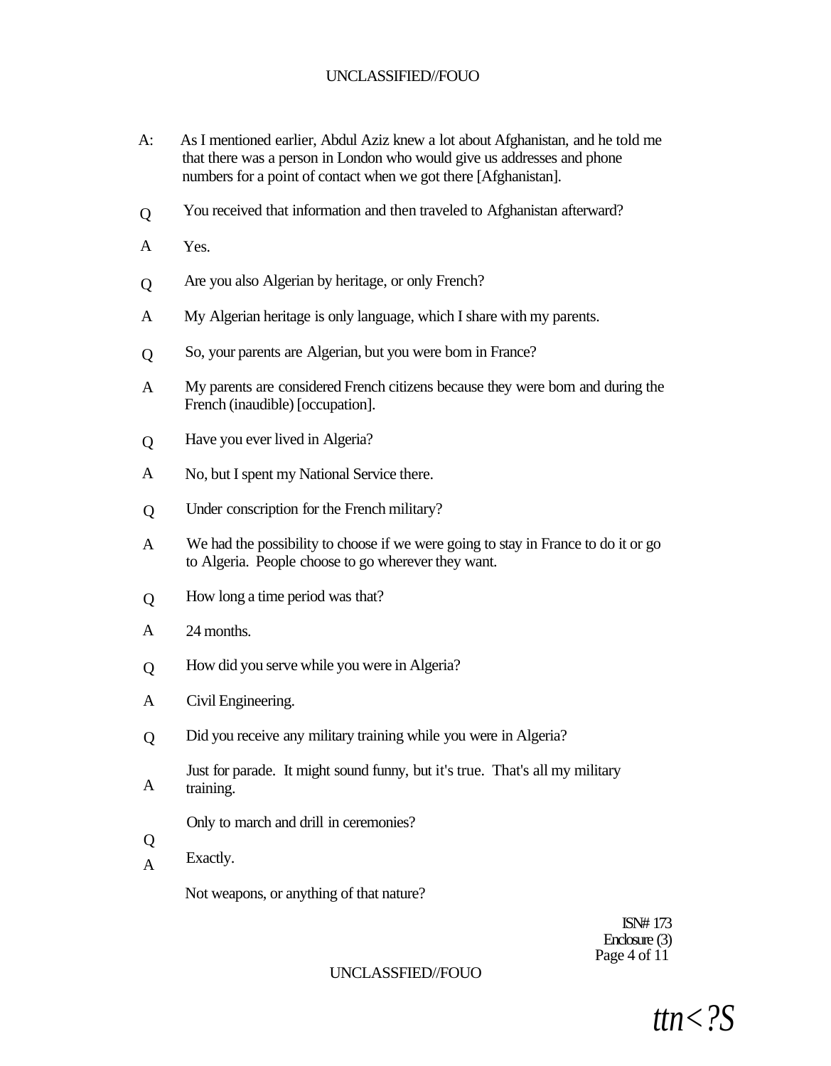A: As I mentioned earlier, Abdul Aziz knew a lot about Afghanistan, and he told me that there was a person in London who would give us addresses and phone numbers for a point of contact when we got there [Afghanistan].

Q You received that information and then traveled to Afghanistan afterward?

A Yes.

Q Are you also Algerian by heritage, or only French?

A My Algerian heritage is only language, which I share with my parents.

Q So, your parents are Algerian, but you were bom in France?

A My parents are considered French citizens because they were bom and during the French (inaudible) [occupation].

Q Have you ever lived in Algeria?

A No, but I spent my National Service there.

Q Under conscription for the French military?

A We had the possibility to choose if we were going to stay in France to do it or go to Algeria. People choose to go wherever they want.

Q How long a time period was that?

A 24 months.

Q How did you serve while you were in Algeria?

A Civil Engineering.

Q Did you receive any military training while you were in Algeria?

A Just for parade. It might sound funny, but it's true. That's all my military training.

Q Only to march and drill in ceremonies?

A Exactly.

Not weapons, or anything of that nature?

ISN# 173
Enclosure (3)

ttn<?S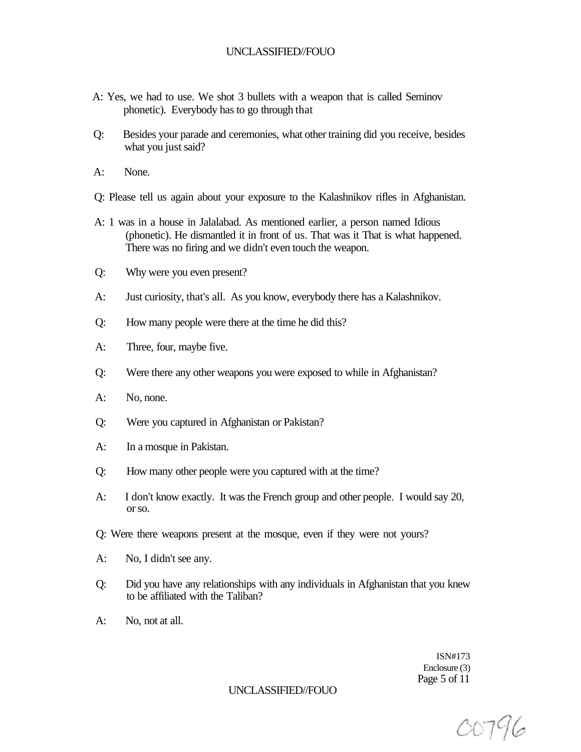A: Yes, we had to use. We shot 3 bullets with a weapon that is called Seminov phonetic). Everybody has to go through that

Q: Besides your parade and ceremonies, what other training did you receive, besides what you just said?

A: None.

Q: Please tell us again about your exposure to the Kalashnikov rifles in Afghanistan.

A: 1 was in a house in Jalalabad. As mentioned earlier, a person named Idious (phonetic). He dismantled it in front of us. That was it That is what happened. There was no firing and we didn't even touch the weapon.

Q: Why were you even present?

A: Just curiosity, that's all. As you know, everybody there has a Kalashnikov.

Q: How many people were there at the time he did this?

A: Three, four, maybe five.

Q: Were there any other weapons you were exposed to while in Afghanistan?

A: No, none.

Q: Were you captured in Afghanistan or Pakistan?

A: In a mosque in Pakistan.

Q: How many other people were you captured with at the time?

A: I don't know exactly. It was the French group and other people. I would say 20, or so.

Q: Were there weapons present at the mosque, even if they were not yours?

A: No, I didn't see any.

Q: Did you have any relationships with any individuals in Afghanistan that you knew to be affiliated with the Taliban?

A: No, not at all.

ISN#173
Enclosure (3)

00796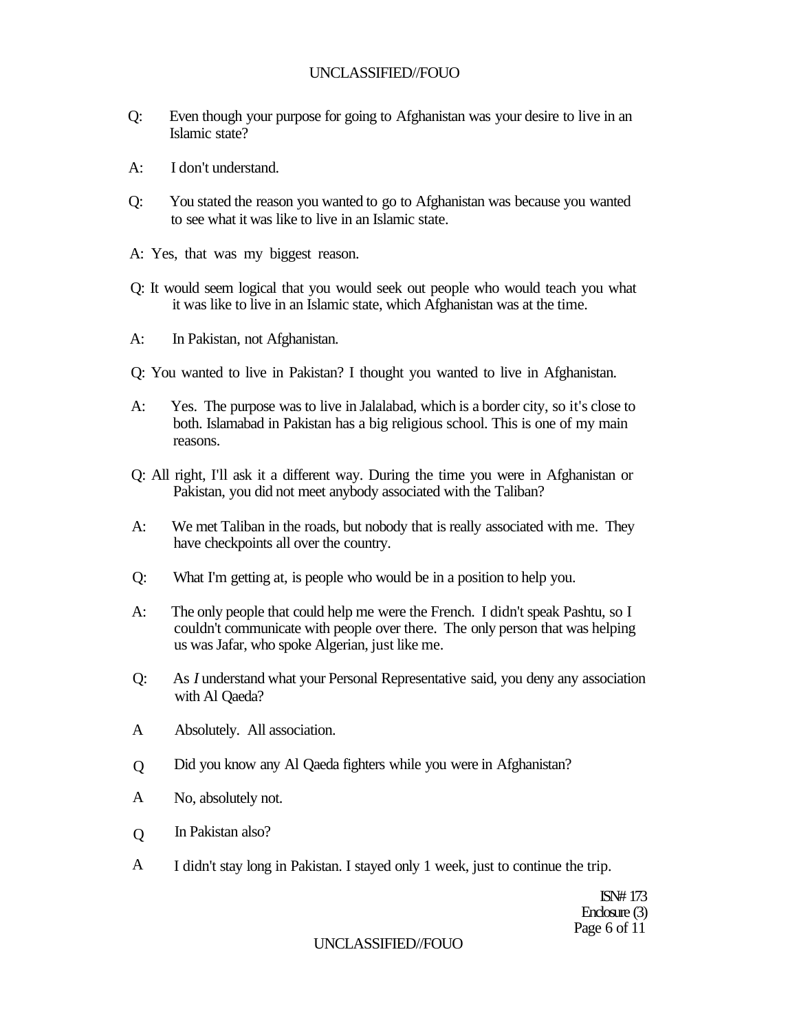Q: Even though your purpose for going to Afghanistan was your desire to live in an Islamic state?

A: I don't understand.

Q: You stated the reason you wanted to go to Afghanistan was because you wanted to see what it was like to live in an Islamic state.

A: Yes, that was my biggest reason.

Q: It would seem logical that you would seek out people who would teach you what it was like to live in an Islamic state, which Afghanistan was at the time.

A: In Pakistan, not Afghanistan.

Q: You wanted to live in Pakistan? I thought you wanted to live in Afghanistan.

A: Yes. The purpose was to live in Jalalabad, which is a border city, so it's close to both. Islamabad in Pakistan has a big religious school. This is one of my main reasons.

Q: All right, I'll ask it a different way. During the time you were in Afghanistan or Pakistan, you did not meet anybody associated with the Taliban?

A: We met Taliban in the roads, but nobody that is really associated with me. They have checkpoints all over the country.

Q: What I'm getting at, is people who would be in a position to help you.

A: The only people that could help me were the French. I didn't speak Pashtu, so I couldn't communicate with people over there. The only person that was helping us was Jafar, who spoke Algerian, just like me.

Q: As *I* understand what your Personal Representative said, you deny any association with Al Qaeda?

A Absolutely. All association.

Q Did you know any Al Qaeda fighters while you were in Afghanistan?

A No, absolutely not.

Q In Pakistan also?

A I didn't stay long in Pakistan. I stayed only 1 week, just to continue the trip.

ISN# 173
Enclosure (3)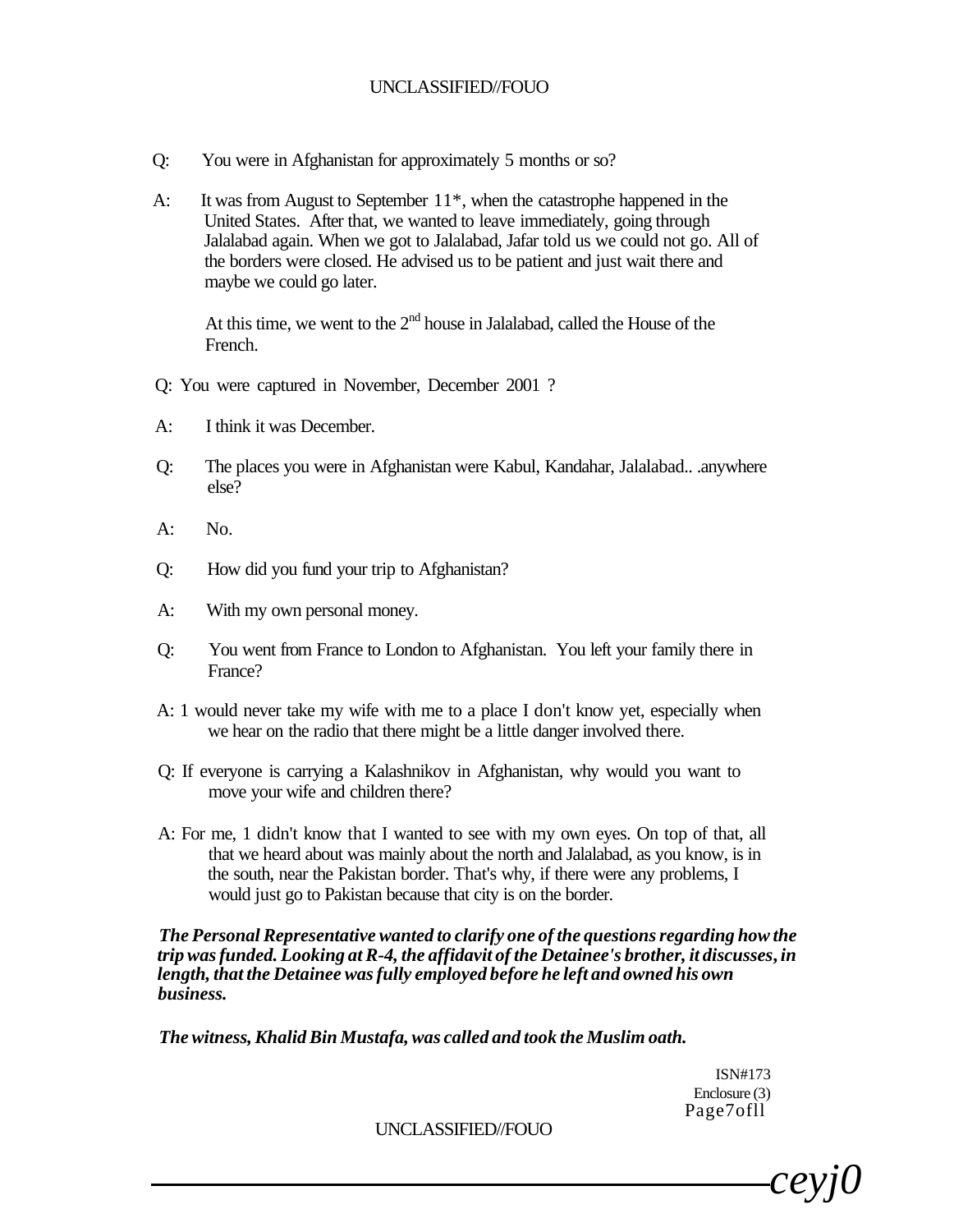Q: You were in Afghanistan for approximately 5 months or so?

A: It was from August to September 11*, when the catastrophe happened in the United States. After that, we wanted to leave immediately, going through Jalalabad again. When we got to Jalalabad, Jafar told us we could not go. All of the borders were closed. He advised us to be patient and just wait there and maybe we could go later.

At this time, we went to the 2nd house in Jalalabad, called the House of the French.

Q: You were captured in November, December 2001 ?

A: I think it was December.

Q: The places you were in Afghanistan were Kabul, Kandahar, Jalalabad.. .anywhere else?

A: No.

Q: How did you fund your trip to Afghanistan?

A: With my own personal money.

Q: You went from France to London to Afghanistan. You left your family there in France?

A: 1 would never take my wife with me to a place I don't know yet, especially when we hear on the radio that there might be a little danger involved there.

Q: If everyone is carrying a Kalashnikov in Afghanistan, why would you want to move your wife and children there?

A: For me, 1 didn't know that I wanted to see with my own eyes. On top of that, all that we heard about was mainly about the north and Jalalabad, as you know, is in the south, near the Pakistan border. That's why, if there were any problems, I would just go to Pakistan because that city is on the border.

***The Personal Representative wanted to clarify one of the questions regarding how the trip was funded. Looking at R-4, the affidavit of the Detainee's brother, it discusses, in length, that the Detainee was fully employed before he left and owned his own business.***

***The witness, Khalid Bin Mustafa, was called and took the Muslim oath.***

ISN#173
Enclosure (3)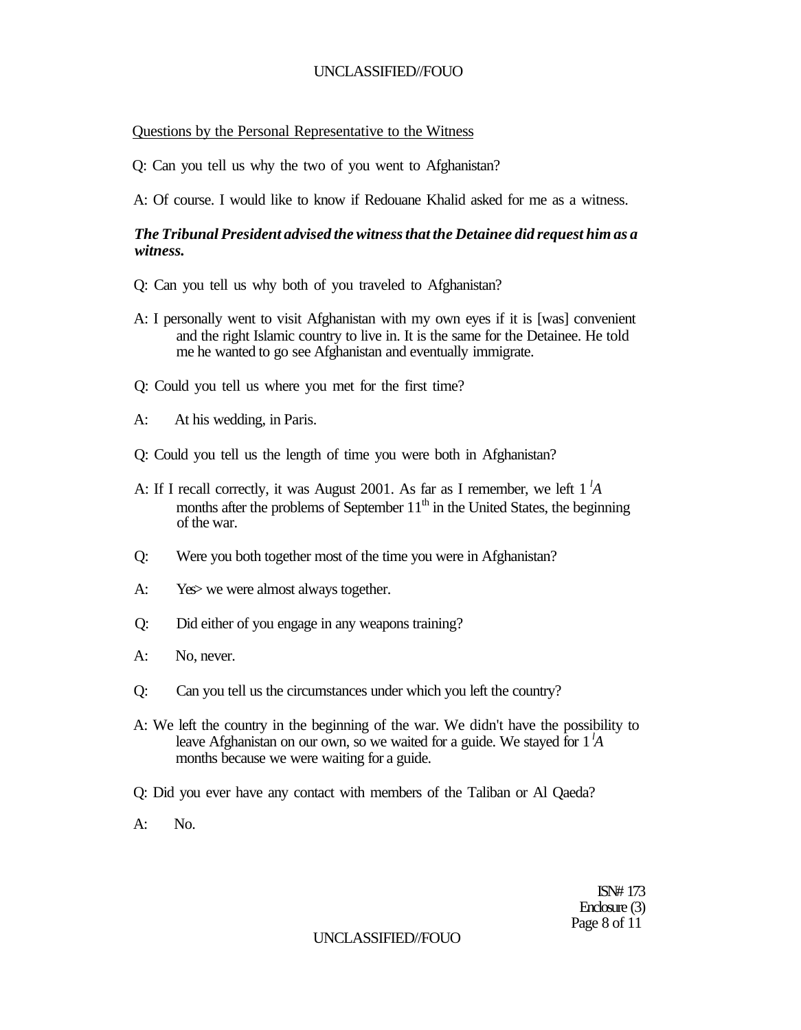Questions by the Personal Representative to the Witness

Q: Can you tell us why the two of you went to Afghanistan?

A: Of course. I would like to know if Redouane Khalid asked for me as a witness.

***The Tribunal President advised the witness that the Detainee did request him as a witness.***

Q: Can you tell us why both of you traveled to Afghanistan?

A: I personally went to visit Afghanistan with my own eyes if it is [was] convenient and the right Islamic country to live in. It is the same for the Detainee. He told me he wanted to go see Afghanistan and eventually immigrate.

Q: Could you tell us where you met for the first time?

A: At his wedding, in Paris.

Q: Could you tell us the length of time you were both in Afghanistan?

A: If I recall correctly, it was August 2001. As far as I remember, we left 1 *'A* months after the problems of September 11th in the United States, the beginning of the war.

Q: Were you both together most of the time you were in Afghanistan?

A: Yes> we were almost always together.

Q: Did either of you engage in any weapons training?

A: No, never.

Q: Can you tell us the circumstances under which you left the country?

A: We left the country in the beginning of the war. We didn't have the possibility to leave Afghanistan on our own, so we waited for a guide. We stayed for 1 *'A* months because we were waiting for a guide.

Q: Did you ever have any contact with members of the Taliban or Al Qaeda?

A: No.

ISN# 173
Enclosure (3)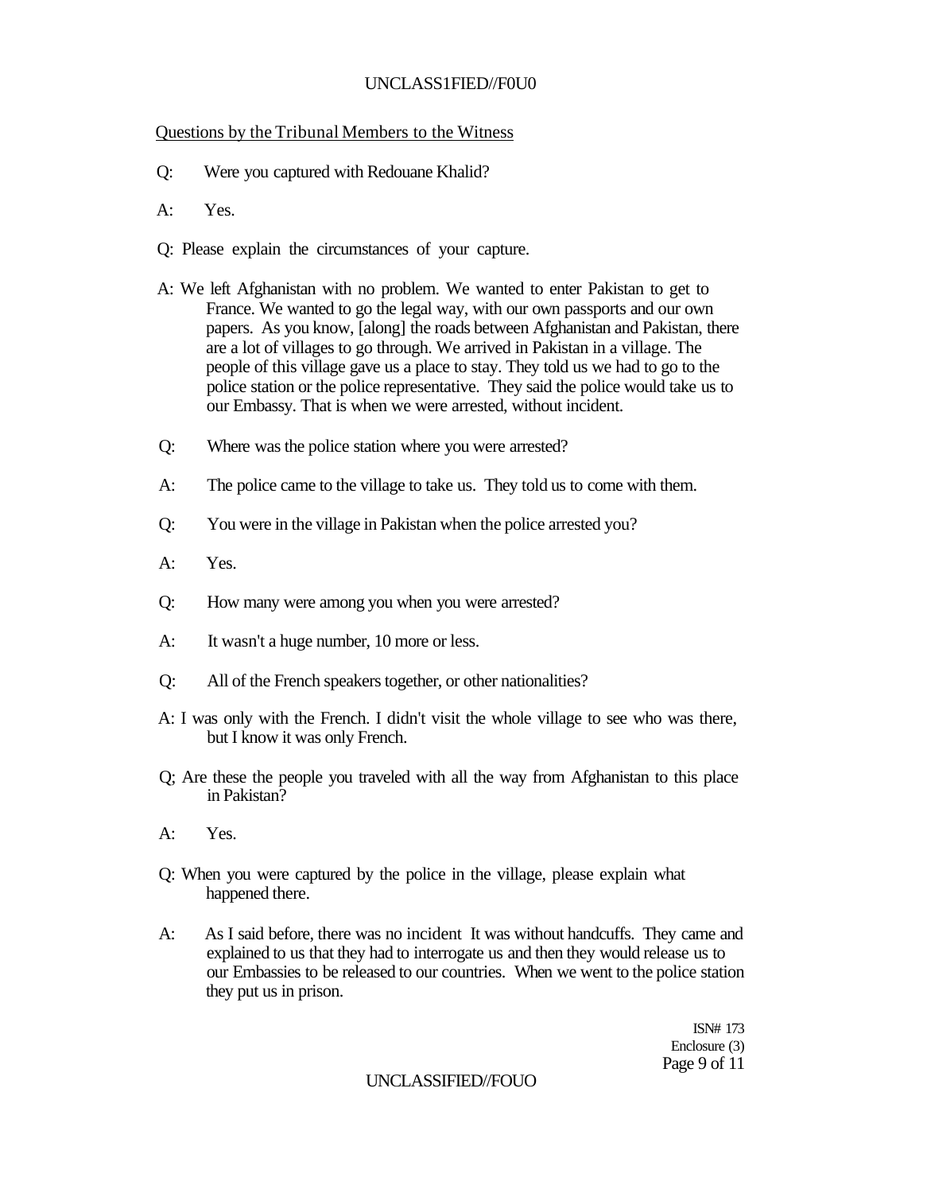Questions by the Tribunal Members to the Witness

Q: Were you captured with Redouane Khalid?

A: Yes.

Q: Please explain the circumstances of your capture.

A: We left Afghanistan with no problem. We wanted to enter Pakistan to get to France. We wanted to go the legal way, with our own passports and our own papers. As you know, [along] the roads between Afghanistan and Pakistan, there are a lot of villages to go through. We arrived in Pakistan in a village. The people of this village gave us a place to stay. They told us we had to go to the police station or the police representative. They said the police would take us to our Embassy. That is when we were arrested, without incident.

Q: Where was the police station where you were arrested?

A: The police came to the village to take us. They told us to come with them.

Q: You were in the village in Pakistan when the police arrested you?

A: Yes.

Q: How many were among you when you were arrested?

A: It wasn't a huge number, 10 more or less.

Q: All of the French speakers together, or other nationalities?

A: I was only with the French. I didn't visit the whole village to see who was there, but I know it was only French.

Q; Are these the people you traveled with all the way from Afghanistan to this place in Pakistan?

A: Yes.

Q: When you were captured by the police in the village, please explain what happened there.

A: As I said before, there was no incident It was without handcuffs. They came and explained to us that they had to interrogate us and then they would release us to our Embassies to be released to our countries. When we went to the police station they put us in prison.

ISN# 173
Enclosure (3)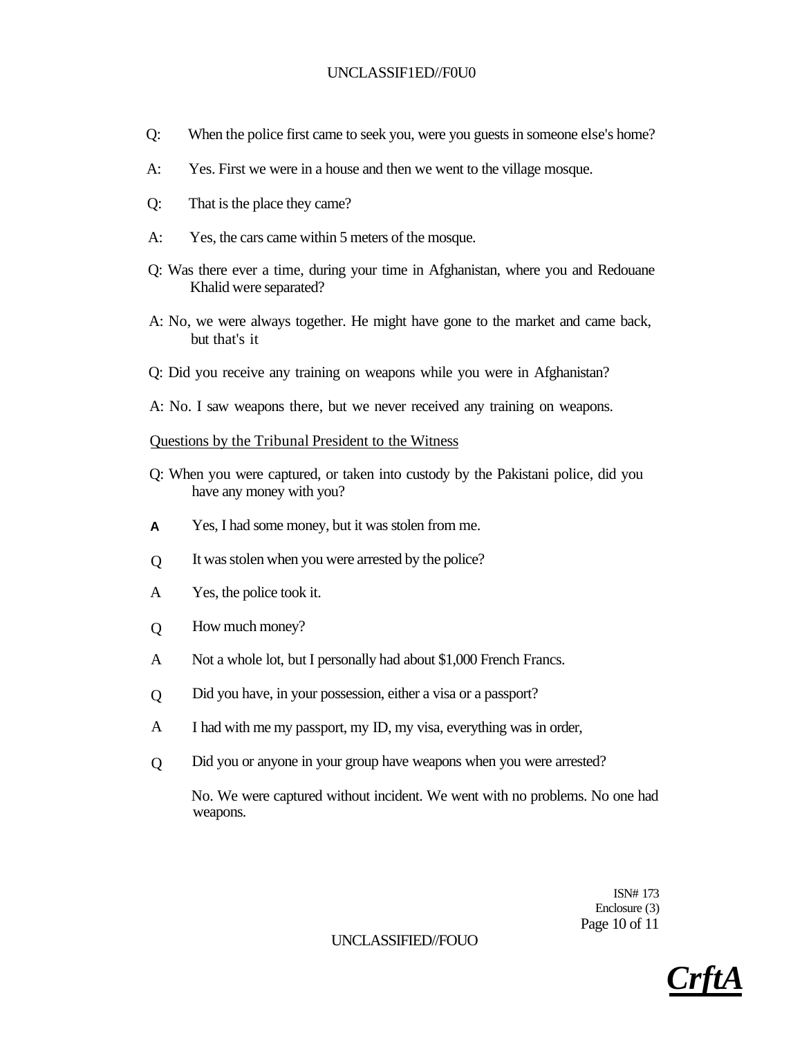Q: When the police first came to seek you, were you guests in someone else's home?

A: Yes. First we were in a house and then we went to the village mosque.

Q: That is the place they came?

A: Yes, the cars came within 5 meters of the mosque.

Q: Was there ever a time, during your time in Afghanistan, where you and Redouane Khalid were separated?

A: No, we were always together. He might have gone to the market and came back, but that's it

Q: Did you receive any training on weapons while you were in Afghanistan?

A: No. I saw weapons there, but we never received any training on weapons.

<u>Questions by the Tribunal President to the Witness</u>

Q: When you were captured, or taken into custody by the Pakistani police, did you have any money with you?

A Yes, I had some money, but it was stolen from me.

Q It was stolen when you were arrested by the police?

A Yes, the police took it.

Q How much money?

A Not a whole lot, but I personally had about $1,000 French Francs.

Q Did you have, in your possession, either a visa or a passport?

A I had with me my passport, my ID, my visa, everything was in order,

Q Did you or anyone in your group have weapons when you were arrested?

No. We were captured without incident. We went with no problems. No one had weapons.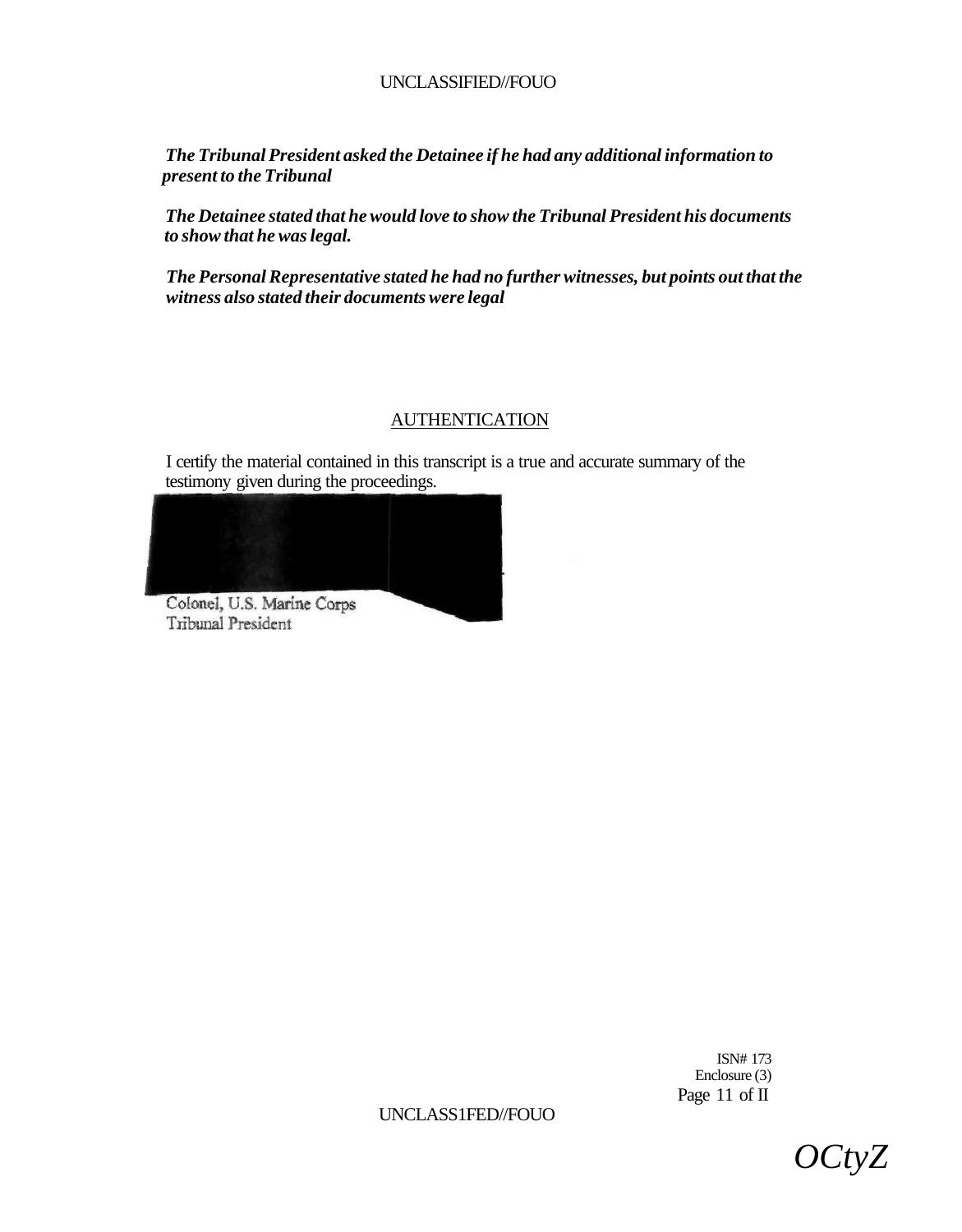*The Tribunal President asked the Detainee if he had any additional information to present to the Tribunal*

*The Detainee stated that he would love to show the Tribunal President his documents to show that he was legal.*

*The Personal Representative stated he had no further witnesses, but points out that the witness also stated their documents were legal*

## AUTHENTICATION

I certify the material contained in this transcript is a true and accurate summary of the testimony given during the proceedings.

Colonel, U.S. Marine Corps
Tribunal President

ISN# 173
Enclosure (3)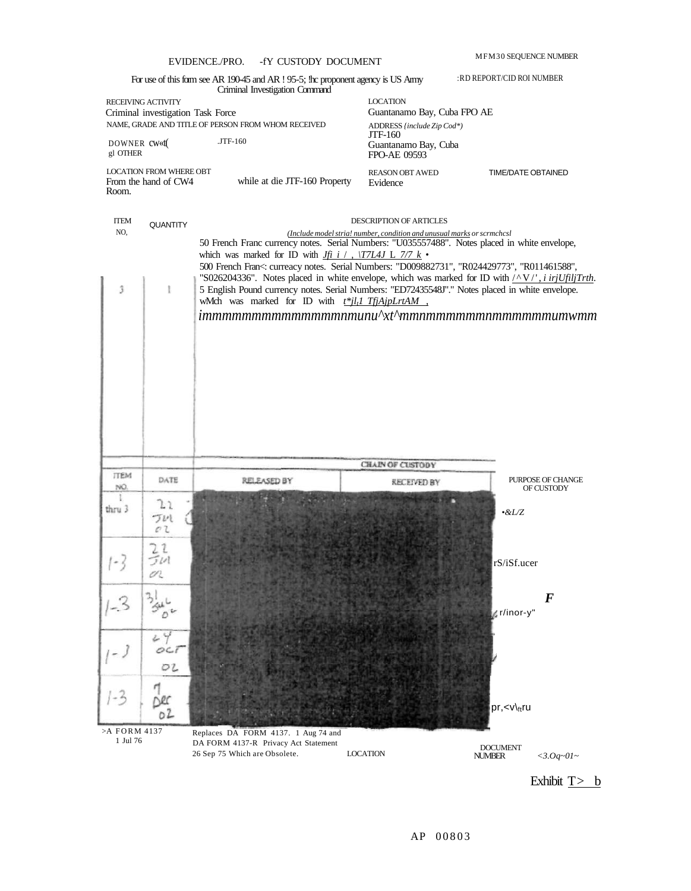# EVIDENCE./PRO. -fY CUSTODY DOCUMENT

MFM30 SEQUENCE NUMBER

For use of this form see AR 190-45 and AR ! 95-5; !hc proponent agency is US Army Criminal Investigation Command

:RD REPORT/CID ROI NUMBER

RECEIVING ACTIVITY
Criminal investigation Task Force

LOCATION
Guantanamo Bay, Cuba FPO AE

NAME, GRADE AND TITLE OF PERSON FROM WHOM RECEIVED
DOWNER cw«t( .JTF-160
gl OTHER

ADDRESS (include Zip Cod*)
JTF-160
Guantanamo Bay, Cuba
FPO-AE 09593

LOCATION FROM WHERE OBT
From the hand of CW4 while at die JTF-160 Property Room.

REASON OBT AWED
Evidence

TIME/DATE OBTAINED

| ITEM NO, | QUANTITY | DESCRIPTION OF ARTICLES (Include model stria! number, condition and unusual marks or scrmchcsl |
|---|---|---|
| | | 50 French Franc currency notes. Serial Numbers: "U035557488". Notes placed in white envelope, which was marked for ID with Jfi i / , \T7L4J L 7/7 k • |
| | | 500 French Fran<: curreacy notes. Serial Numbers: "D009882731", "R024429773", "R011461588", "S026204336". Notes placed in white envelope, which was marked for ID with /^V/', i irjUfiljTrth. |
| 3 | 1 | 5 English Pound currency notes. Serial Numbers: "ED72435548J"." Notes placed in white envelope. wMch was marked for ID with t*jl,1 TfjAjpLrtAM , |
| | | immmmmmmmmmmmmnunu^xt^mmnmmmmmmnmmmmmumwmm |

## CHAIN OF CUSTODY

| ITEM NO. | DATE | RELEASED BY | RECEIVED BY | PURPOSE OF CHANGE OF CUSTODY |
|---|---|---|---|---|
| 1 thru 3 | 22 JUL 02 | | | •&L/Z |
| 1-3 | 22 JUL 02 | | | rS/iSf.ucer |
| 1-3 | 31 JUL 02 | | | F r/inor-y" |
| 1-3 | 24 OCT 02 | | | |
| 1-3 | 7 Dec 02 | | | pr,<v\ftru |

>A FORM 4137
1 Jul 76

Replaces DA FORM 4137. 1 Aug 74 and DA FORM 4137-R Privacy Act Statement 26 Sep 75 Which are Obsolete.

LOCATION

DOCUMENT NUMBER <3.Oq~01~

Exhibit T> b

AP 00803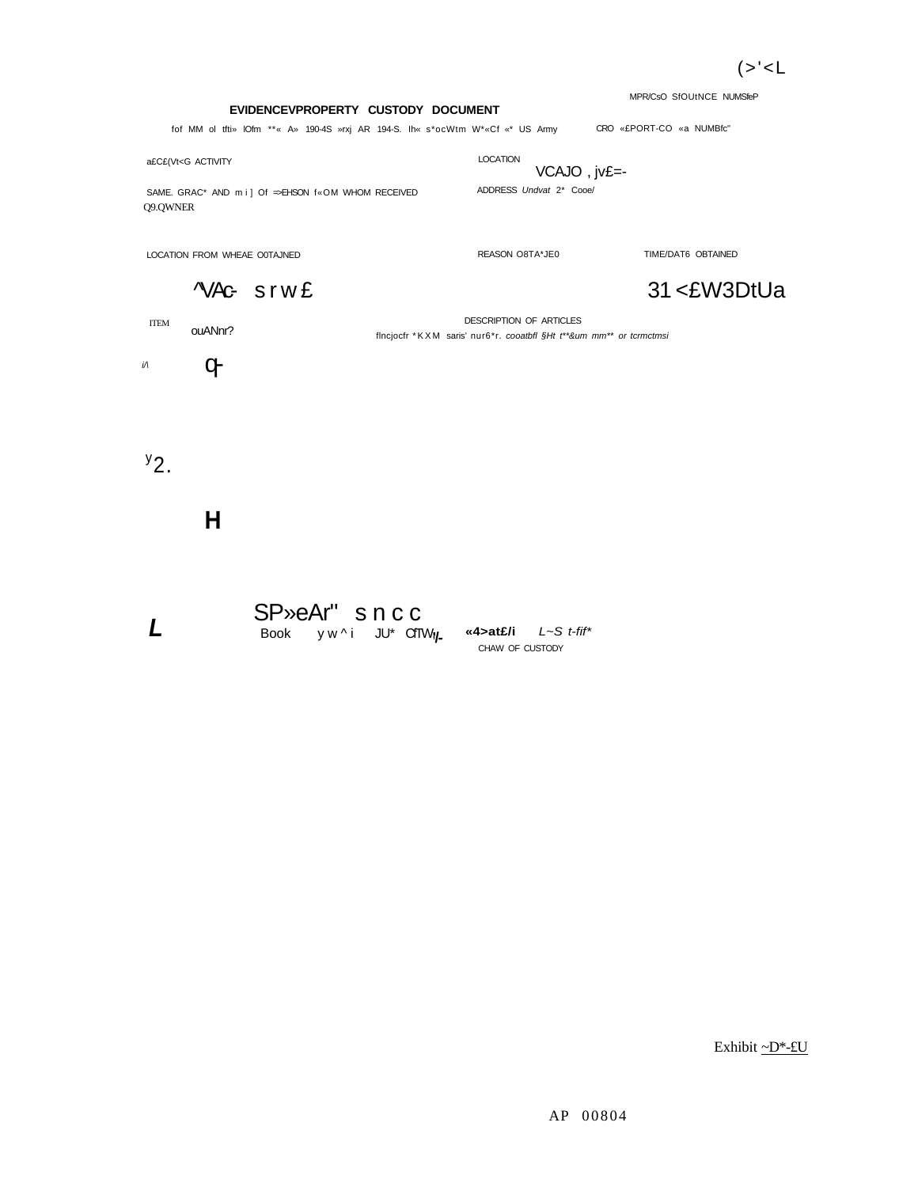(>'<L

MPR/CsO SfOUtNCE NUMSfeP

**EVIDENCEVPROPERTY CUSTODY DOCUMENT**

fof MM ol tfti» lOfm **« A» 190-4S »rxj AR 194-S. Ih« s*ocWtm W*«Cf «* US Army

CRO «£PORT-CO «a NUMBfc"

a£C£(Vt<G ACTIVITY

LOCATION

VCAJO , jv£=-

SAME. GRAC* AND m i ] Of =>EHSON f«OM WHOM RECEIVED

ADDRESS *Undvat 2* Cooe/*

Q9.QWNER

LOCATION FROM WHEAE O0TAJNED

REASON O8TA*JE0

TIME/DAT6 OBTAINED

^VAc- srw£

31 <£W3DtUa

ITEM

ouANnr?

DESCRIPTION OF ARTICLES

flncjocfr *KXM saris' nur6*r. *cooatbfl §Ht t**&um mm** or tcrmctmsi*

*i/\* q-

y2.

**H**

***L***

SP»eAr" sncc

Book yw^i JU* CfTWt/-

**«4>at£/i** *L~S t-fif**

CHAW OF CUSTODY

Exhibit ~D*-£U

AP 00804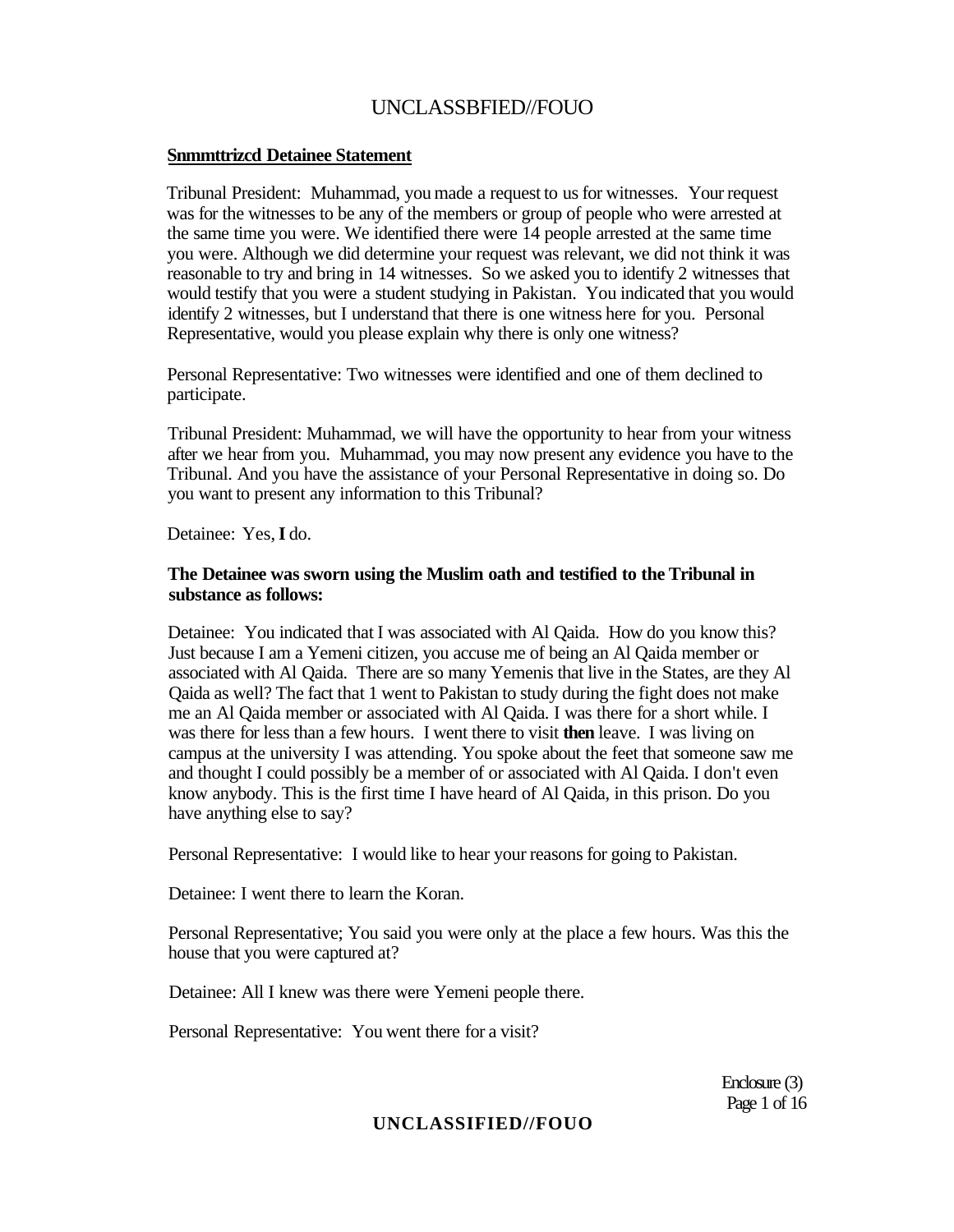**Snmmttrizcd Detainee Statement**

Tribunal President: Muhammad, you made a request to us for witnesses. Your request was for the witnesses to be any of the members or group of people who were arrested at the same time you were. We identified there were 14 people arrested at the same time you were. Although we did determine your request was relevant, we did not think it was reasonable to try and bring in 14 witnesses. So we asked you to identify 2 witnesses that would testify that you were a student studying in Pakistan. You indicated that you would identify 2 witnesses, but I understand that there is one witness here for you. Personal Representative, would you please explain why there is only one witness?

Personal Representative: Two witnesses were identified and one of them declined to participate.

Tribunal President: Muhammad, we will have the opportunity to hear from your witness after we hear from you. Muhammad, you may now present any evidence you have to the Tribunal. And you have the assistance of your Personal Representative in doing so. Do you want to present any information to this Tribunal?

Detainee: Yes, **I** do.

**The Detainee was sworn using the Muslim oath and testified to the Tribunal in substance as follows:**

Detainee: You indicated that I was associated with Al Qaida. How do you know this? Just because I am a Yemeni citizen, you accuse me of being an Al Qaida member or associated with Al Qaida. There are so many Yemenis that live in the States, are they Al Qaida as well? The fact that 1 went to Pakistan to study during the fight does not make me an Al Qaida member or associated with Al Qaida. I was there for a short while. I was there for less than a few hours. I went there to visit **then** leave. I was living on campus at the university I was attending. You spoke about the feet that someone saw me and thought I could possibly be a member of or associated with Al Qaida. I don't even know anybody. This is the first time I have heard of Al Qaida, in this prison. Do you have anything else to say?

Personal Representative: I would like to hear your reasons for going to Pakistan.

Detainee: I went there to learn the Koran.

Personal Representative; You said you were only at the place a few hours. Was this the house that you were captured at?

Detainee: All I knew was there were Yemeni people there.

Personal Representative: You went there for a visit?

Enclosure (3)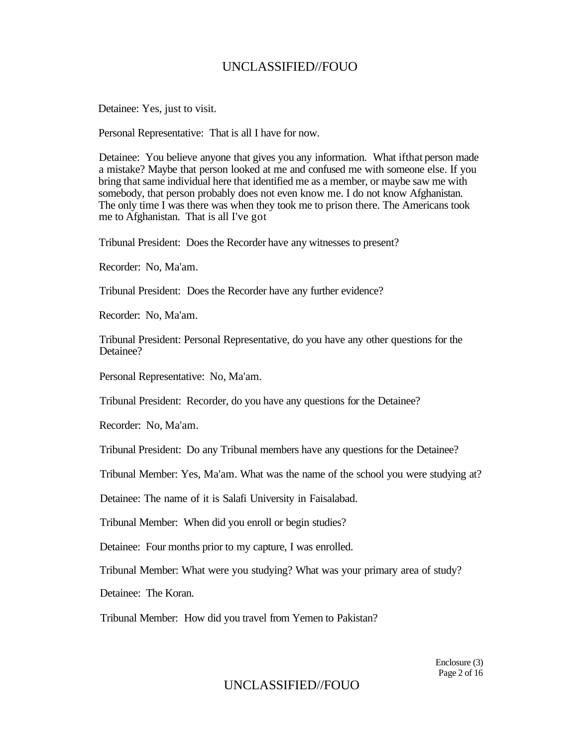Detainee: Yes, just to visit.

Personal Representative: That is all I have for now.

Detainee: You believe anyone that gives you any information. What ifthat person made a mistake? Maybe that person looked at me and confused me with someone else. If you bring that same individual here that identified me as a member, or maybe saw me with somebody, that person probably does not even know me. I do not know Afghanistan. The only time I was there was when they took me to prison there. The Americans took me to Afghanistan. That is all I've got

Tribunal President: Does the Recorder have any witnesses to present?

Recorder: No, Ma'am.

Tribunal President: Does the Recorder have any further evidence?

Recorder: No, Ma'am.

Tribunal President: Personal Representative, do you have any other questions for the Detainee?

Personal Representative: No, Ma'am.

Tribunal President: Recorder, do you have any questions for the Detainee?

Recorder: No, Ma'am.

Tribunal President: Do any Tribunal members have any questions for the Detainee?

Tribunal Member: Yes, Ma'am. What was the name of the school you were studying at?

Detainee: The name of it is Salafi University in Faisalabad.

Tribunal Member: When did you enroll or begin studies?

Detainee: Four months prior to my capture, I was enrolled.

Tribunal Member: What were you studying? What was your primary area of study?

Detainee: The Koran.

Tribunal Member: How did you travel from Yemen to Pakistan?

Enclosure (3)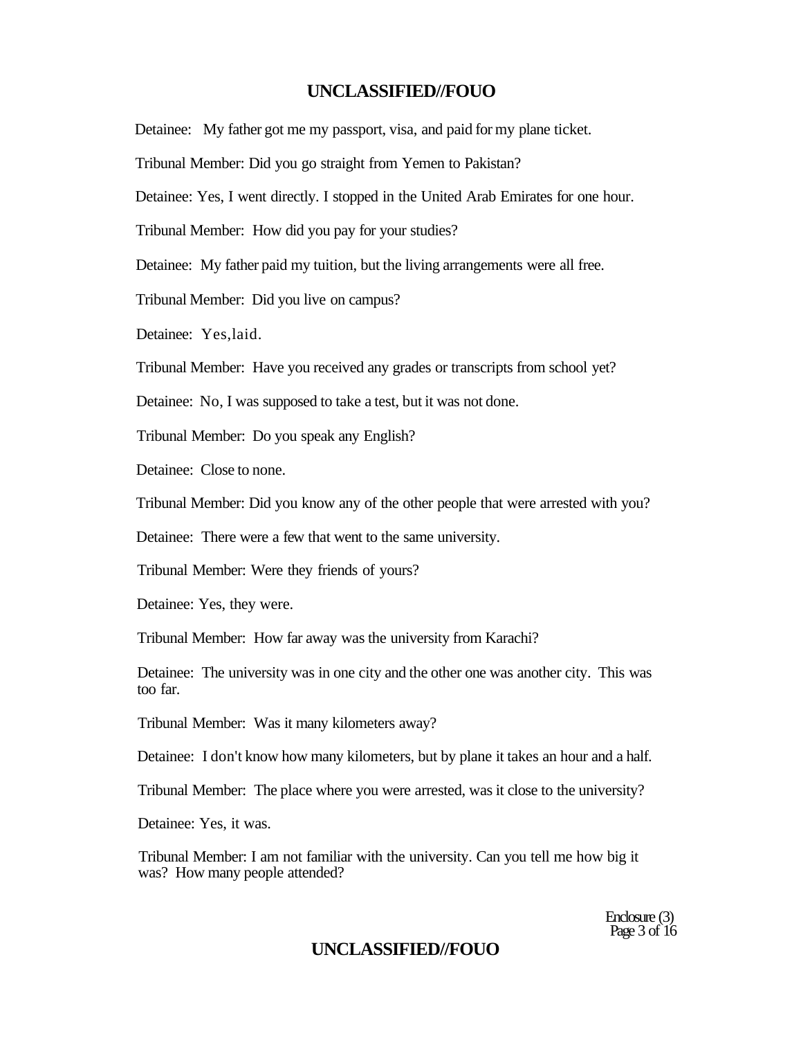Detainee: My father got me my passport, visa, and paid for my plane ticket.

Tribunal Member: Did you go straight from Yemen to Pakistan?

Detainee: Yes, I went directly. I stopped in the United Arab Emirates for one hour.

Tribunal Member: How did you pay for your studies?

Detainee: My father paid my tuition, but the living arrangements were all free.

Tribunal Member: Did you live on campus?

Detainee: Yes,laid.

Tribunal Member: Have you received any grades or transcripts from school yet?

Detainee: No, I was supposed to take a test, but it was not done.

Tribunal Member: Do you speak any English?

Detainee: Close to none.

Tribunal Member: Did you know any of the other people that were arrested with you?

Detainee: There were a few that went to the same university.

Tribunal Member: Were they friends of yours?

Detainee: Yes, they were.

Tribunal Member: How far away was the university from Karachi?

Detainee: The university was in one city and the other one was another city. This was too far.

Tribunal Member: Was it many kilometers away?

Detainee: I don't know how many kilometers, but by plane it takes an hour and a half.

Tribunal Member: The place where you were arrested, was it close to the university?

Detainee: Yes, it was.

Tribunal Member: I am not familiar with the university. Can you tell me how big it was? How many people attended?

Enclosure (3)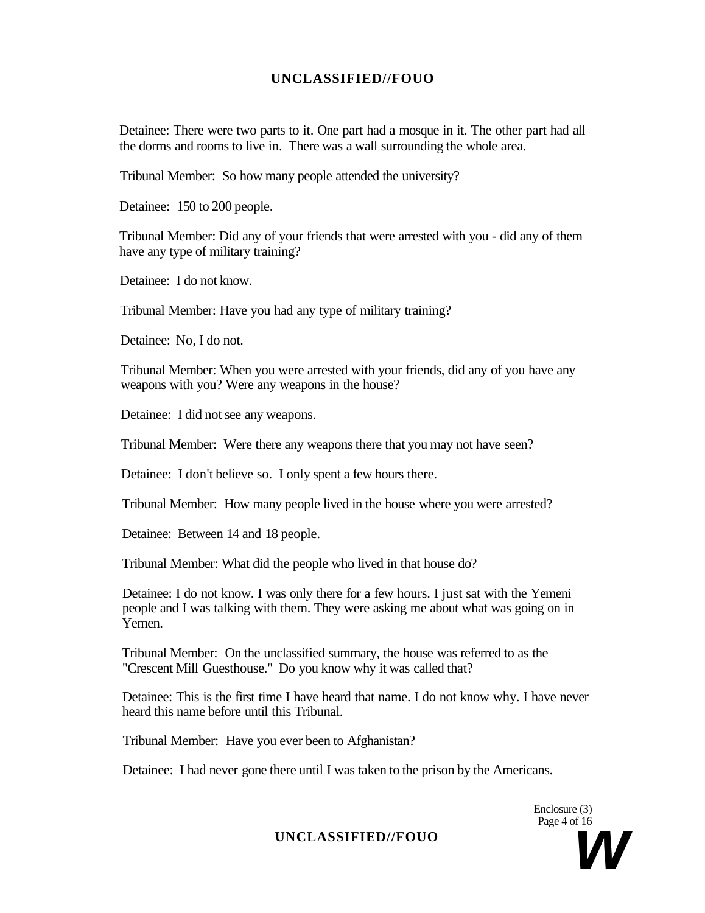Detainee: There were two parts to it. One part had a mosque in it. The other part had all the dorms and rooms to live in. There was a wall surrounding the whole area.

Tribunal Member: So how many people attended the university?

Detainee: 150 to 200 people.

Tribunal Member: Did any of your friends that were arrested with you - did any of them have any type of military training?

Detainee: I do not know.

Tribunal Member: Have you had any type of military training?

Detainee: No, I do not.

Tribunal Member: When you were arrested with your friends, did any of you have any weapons with you? Were any weapons in the house?

Detainee: I did not see any weapons.

Tribunal Member: Were there any weapons there that you may not have seen?

Detainee: I don't believe so. I only spent a few hours there.

Tribunal Member: How many people lived in the house where you were arrested?

Detainee: Between 14 and 18 people.

Tribunal Member: What did the people who lived in that house do?

Detainee: I do not know. I was only there for a few hours. I just sat with the Yemeni people and I was talking with them. They were asking me about what was going on in Yemen.

Tribunal Member: On the unclassified summary, the house was referred to as the "Crescent Mill Guesthouse." Do you know why it was called that?

Detainee: This is the first time I have heard that name. I do not know why. I have never heard this name before until this Tribunal.

Tribunal Member: Have you ever been to Afghanistan?

Detainee: I had never gone there until I was taken to the prison by the Americans.

Enclosure (3)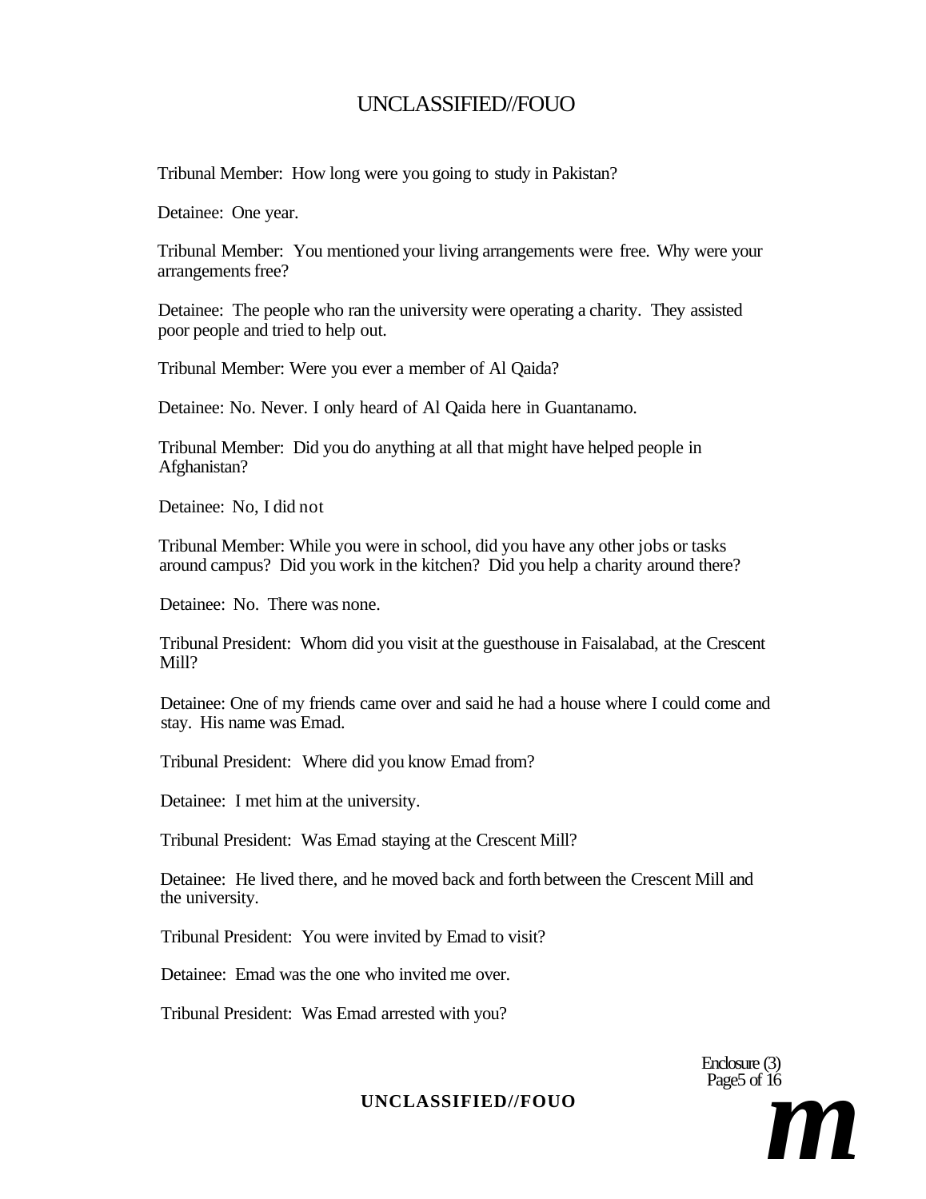Tribunal Member: How long were you going to study in Pakistan?

Detainee: One year.

Tribunal Member: You mentioned your living arrangements were free. Why were your arrangements free?

Detainee: The people who ran the university were operating a charity. They assisted poor people and tried to help out.

Tribunal Member: Were you ever a member of Al Qaida?

Detainee: No. Never. I only heard of Al Qaida here in Guantanamo.

Tribunal Member: Did you do anything at all that might have helped people in Afghanistan?

Detainee: No, I did not

Tribunal Member: While you were in school, did you have any other jobs or tasks around campus? Did you work in the kitchen? Did you help a charity around there?

Detainee: No. There was none.

Tribunal President: Whom did you visit at the guesthouse in Faisalabad, at the Crescent Mill?

Detainee: One of my friends came over and said he had a house where I could come and stay. His name was Emad.

Tribunal President: Where did you know Emad from?

Detainee: I met him at the university.

Tribunal President: Was Emad staying at the Crescent Mill?

Detainee: He lived there, and he moved back and forth between the Crescent Mill and the university.

Tribunal President: You were invited by Emad to visit?

Detainee: Emad was the one who invited me over.

Tribunal President: Was Emad arrested with you?

Enclosure (3)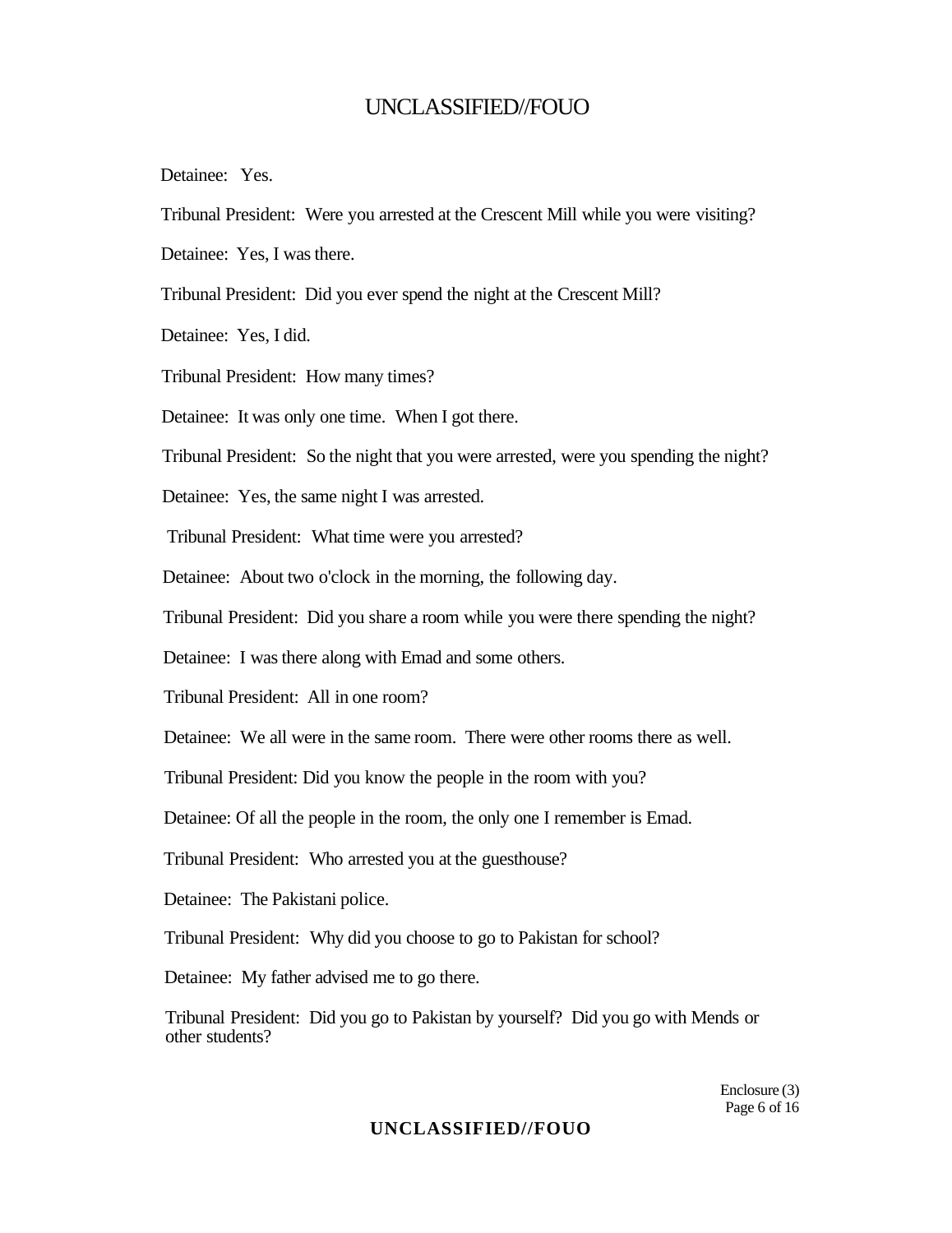Detainee: Yes.

Tribunal President: Were you arrested at the Crescent Mill while you were visiting?

Detainee: Yes, I was there.

Tribunal President: Did you ever spend the night at the Crescent Mill?

Detainee: Yes, I did.

Tribunal President: How many times?

Detainee: It was only one time. When I got there.

Tribunal President: So the night that you were arrested, were you spending the night?

Detainee: Yes, the same night I was arrested.

Tribunal President: What time were you arrested?

Detainee: About two o'clock in the morning, the following day.

Tribunal President: Did you share a room while you were there spending the night?

Detainee: I was there along with Emad and some others.

Tribunal President: All in one room?

Detainee: We all were in the same room. There were other rooms there as well.

Tribunal President: Did you know the people in the room with you?

Detainee: Of all the people in the room, the only one I remember is Emad.

Tribunal President: Who arrested you at the guesthouse?

Detainee: The Pakistani police.

Tribunal President: Why did you choose to go to Pakistan for school?

Detainee: My father advised me to go there.

Tribunal President: Did you go to Pakistan by yourself? Did you go with Mends or other students?

Enclosure (3)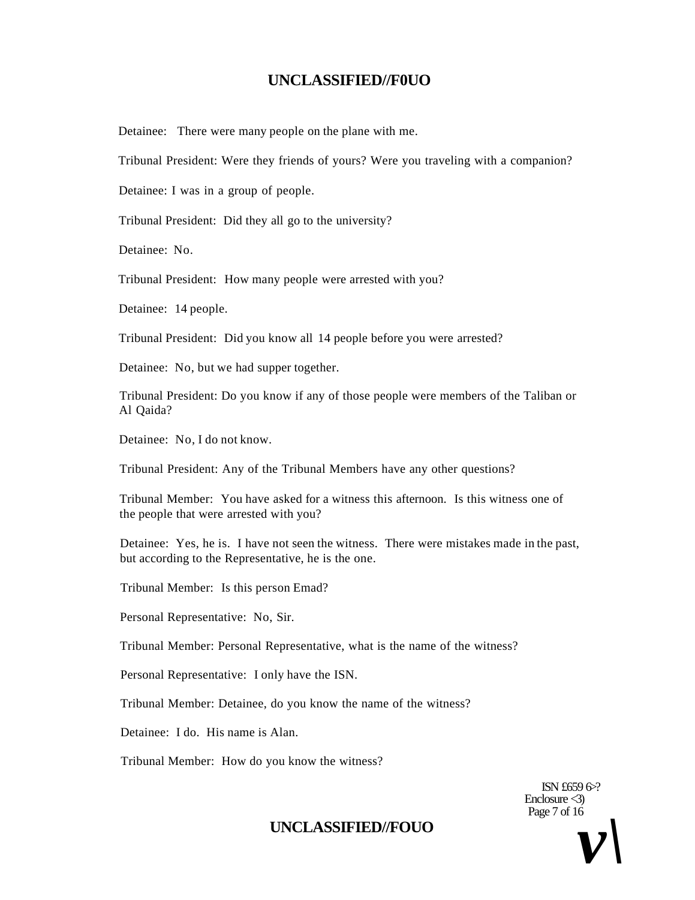Detainee: There were many people on the plane with me.

Tribunal President: Were they friends of yours? Were you traveling with a companion?

Detainee: I was in a group of people.

Tribunal President: Did they all go to the university?

Detainee: No.

Tribunal President: How many people were arrested with you?

Detainee: 14 people.

Tribunal President: Did you know all 14 people before you were arrested?

Detainee: No, but we had supper together.

Tribunal President: Do you know if any of those people were members of the Taliban or Al Qaida?

Detainee: No, I do not know.

Tribunal President: Any of the Tribunal Members have any other questions?

Tribunal Member: You have asked for a witness this afternoon. Is this witness one of the people that were arrested with you?

Detainee: Yes, he is. I have not seen the witness. There were mistakes made in the past, but according to the Representative, he is the one.

Tribunal Member: Is this person Emad?

Personal Representative: No, Sir.

Tribunal Member: Personal Representative, what is the name of the witness?

Personal Representative: I only have the ISN.

Tribunal Member: Detainee, do you know the name of the witness?

Detainee: I do. His name is Alan.

Tribunal Member: How do you know the witness?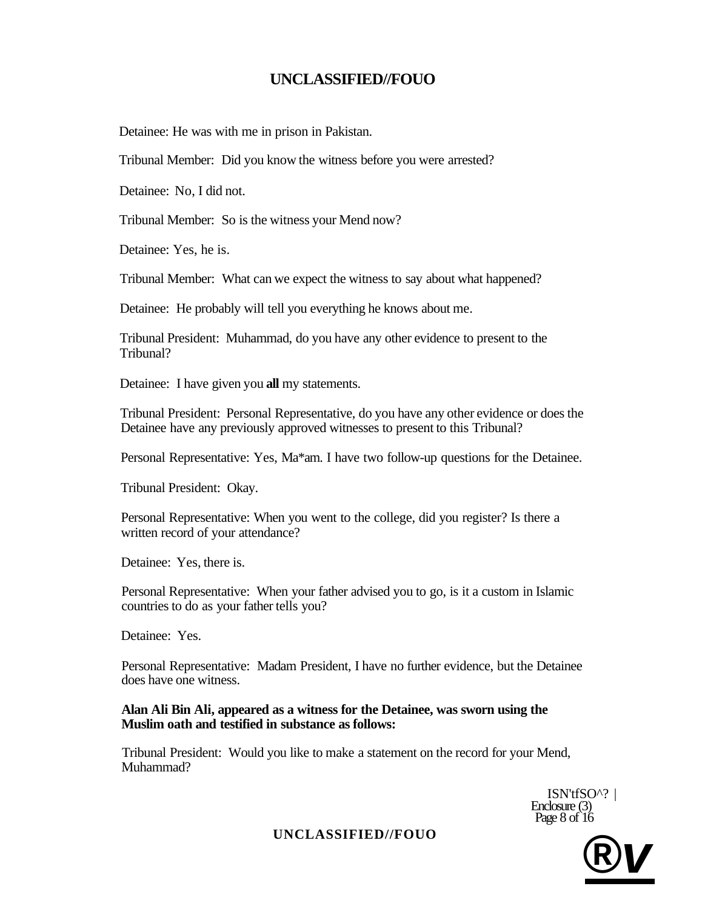Detainee: He was with me in prison in Pakistan.

Tribunal Member: Did you know the witness before you were arrested?

Detainee: No, I did not.

Tribunal Member: So is the witness your Mend now?

Detainee: Yes, he is.

Tribunal Member: What can we expect the witness to say about what happened?

Detainee: He probably will tell you everything he knows about me.

Tribunal President: Muhammad, do you have any other evidence to present to the Tribunal?

Detainee: I have given you **all** my statements.

Tribunal President: Personal Representative, do you have any other evidence or does the Detainee have any previously approved witnesses to present to this Tribunal?

Personal Representative: Yes, Ma*am. I have two follow-up questions for the Detainee.

Tribunal President: Okay.

Personal Representative: When you went to the college, did you register? Is there a written record of your attendance?

Detainee: Yes, there is.

Personal Representative: When your father advised you to go, is it a custom in Islamic countries to do as your father tells you?

Detainee: Yes.

Personal Representative: Madam President, I have no further evidence, but the Detainee does have one witness.

**Alan Ali Bin Ali, appeared as a witness for the Detainee, was sworn using the Muslim oath and testified in substance as follows:**

Tribunal President: Would you like to make a statement on the record for your Mend, Muhammad?

ISN'tfSO^? |
Enclosure (3)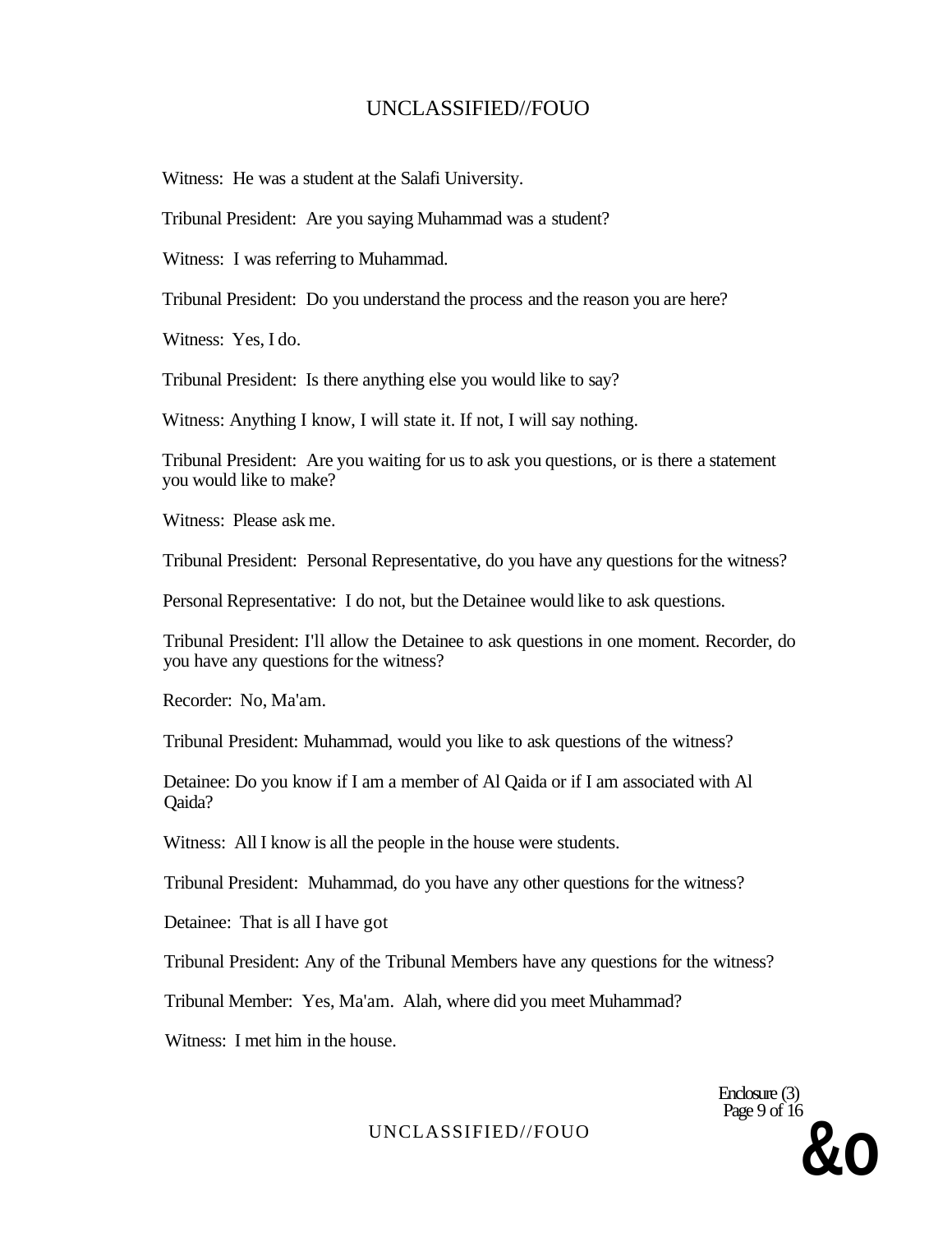Witness: He was a student at the Salafi University.

Tribunal President: Are you saying Muhammad was a student?

Witness: I was referring to Muhammad.

Tribunal President: Do you understand the process and the reason you are here?

Witness: Yes, I do.

Tribunal President: Is there anything else you would like to say?

Witness: Anything I know, I will state it. If not, I will say nothing.

Tribunal President: Are you waiting for us to ask you questions, or is there a statement you would like to make?

Witness: Please ask me.

Tribunal President: Personal Representative, do you have any questions for the witness?

Personal Representative: I do not, but the Detainee would like to ask questions.

Tribunal President: I'll allow the Detainee to ask questions in one moment. Recorder, do you have any questions for the witness?

Recorder: No, Ma'am.

Tribunal President: Muhammad, would you like to ask questions of the witness?

Detainee: Do you know if I am a member of Al Qaida or if I am associated with Al Qaida?

Witness: All I know is all the people in the house were students.

Tribunal President: Muhammad, do you have any other questions for the witness?

Detainee: That is all I have got

Tribunal President: Any of the Tribunal Members have any questions for the witness?

Tribunal Member: Yes, Ma'am. Alah, where did you meet Muhammad?

Witness: I met him in the house.

Enclosure (3)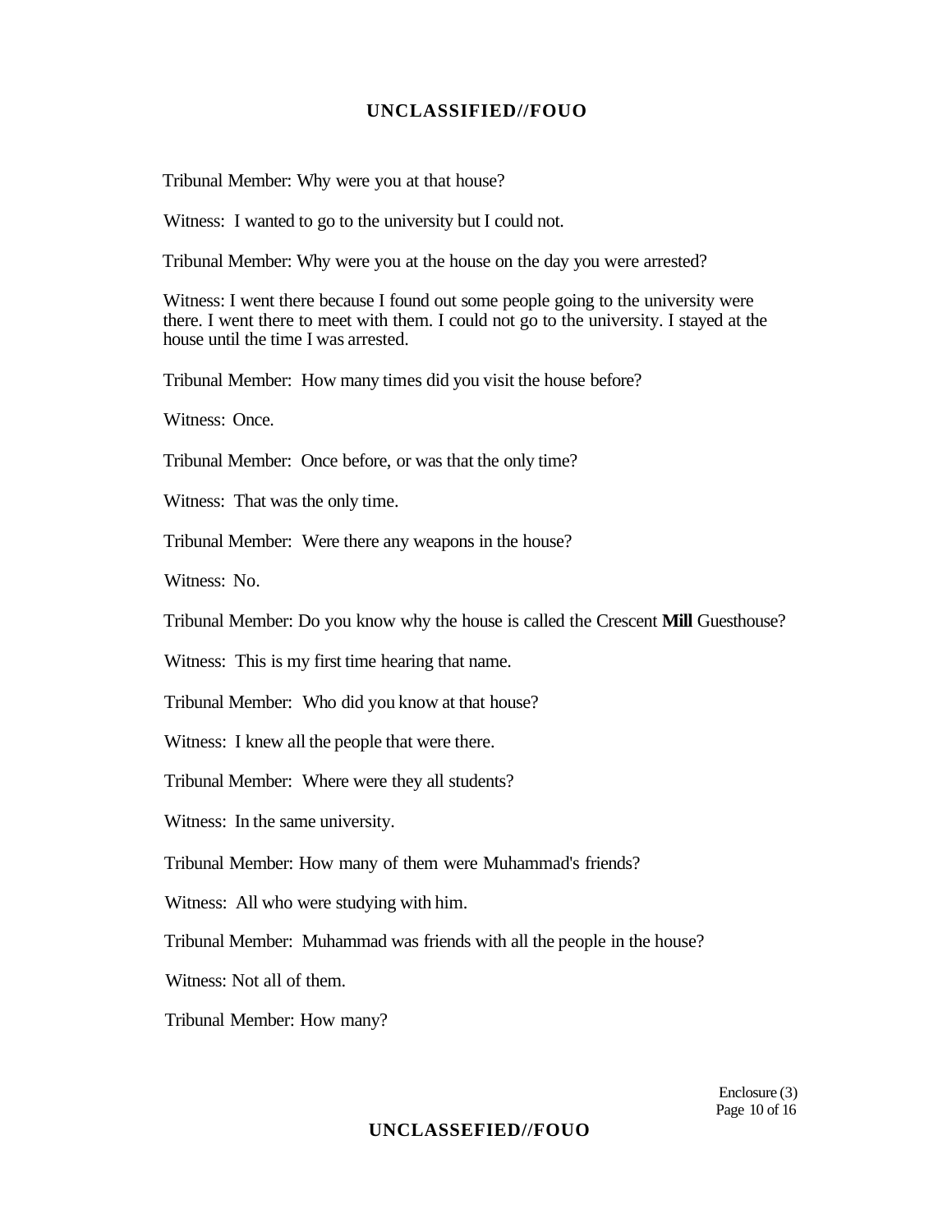Tribunal Member: Why were you at that house?

Witness: I wanted to go to the university but I could not.

Tribunal Member: Why were you at the house on the day you were arrested?

Witness: I went there because I found out some people going to the university were there. I went there to meet with them. I could not go to the university. I stayed at the house until the time I was arrested.

Tribunal Member: How many times did you visit the house before?

Witness: Once.

Tribunal Member: Once before, or was that the only time?

Witness: That was the only time.

Tribunal Member: Were there any weapons in the house?

Witness: No.

Tribunal Member: Do you know why the house is called the Crescent **Mill** Guesthouse?

Witness: This is my first time hearing that name.

Tribunal Member: Who did you know at that house?

Witness: I knew all the people that were there.

Tribunal Member: Where were they all students?

Witness: In the same university.

Tribunal Member: How many of them were Muhammad's friends?

Witness: All who were studying with him.

Tribunal Member: Muhammad was friends with all the people in the house?

Witness: Not all of them.

Tribunal Member: How many?

Enclosure (3)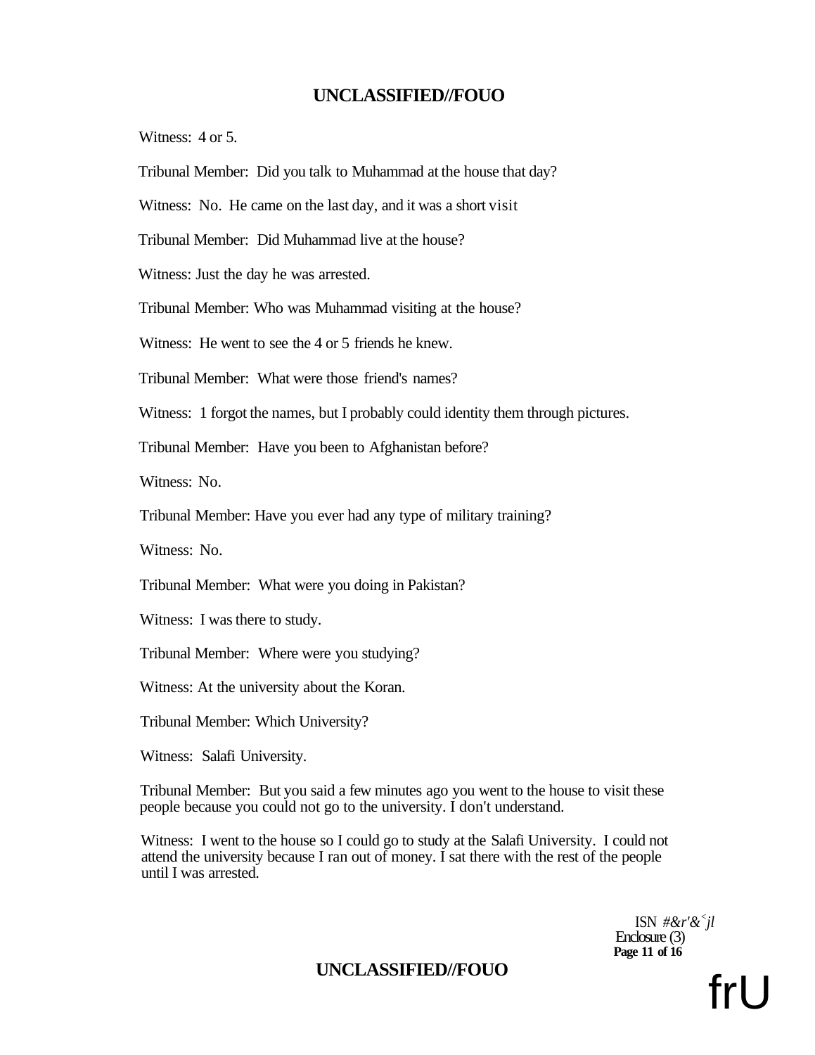Witness: 4 or 5.

Tribunal Member: Did you talk to Muhammad at the house that day?

Witness: No. He came on the last day, and it was a short visit

Tribunal Member: Did Muhammad live at the house?

Witness: Just the day he was arrested.

Tribunal Member: Who was Muhammad visiting at the house?

Witness: He went to see the 4 or 5 friends he knew.

Tribunal Member: What were those friend's names?

Witness: 1 forgot the names, but I probably could identity them through pictures.

Tribunal Member: Have you been to Afghanistan before?

Witness: No.

Tribunal Member: Have you ever had any type of military training?

Witness: No.

Tribunal Member: What were you doing in Pakistan?

Witness: I was there to study.

Tribunal Member: Where were you studying?

Witness: At the university about the Koran.

Tribunal Member: Which University?

Witness: Salafi University.

Tribunal Member: But you said a few minutes ago you went to the house to visit these people because you could not go to the university. I don't understand.

Witness: I went to the house so I could go to study at the Salafi University. I could not attend the university because I ran out of money. I sat there with the rest of the people until I was arrested.

ISN #&r'&<jl
Enclosure (3)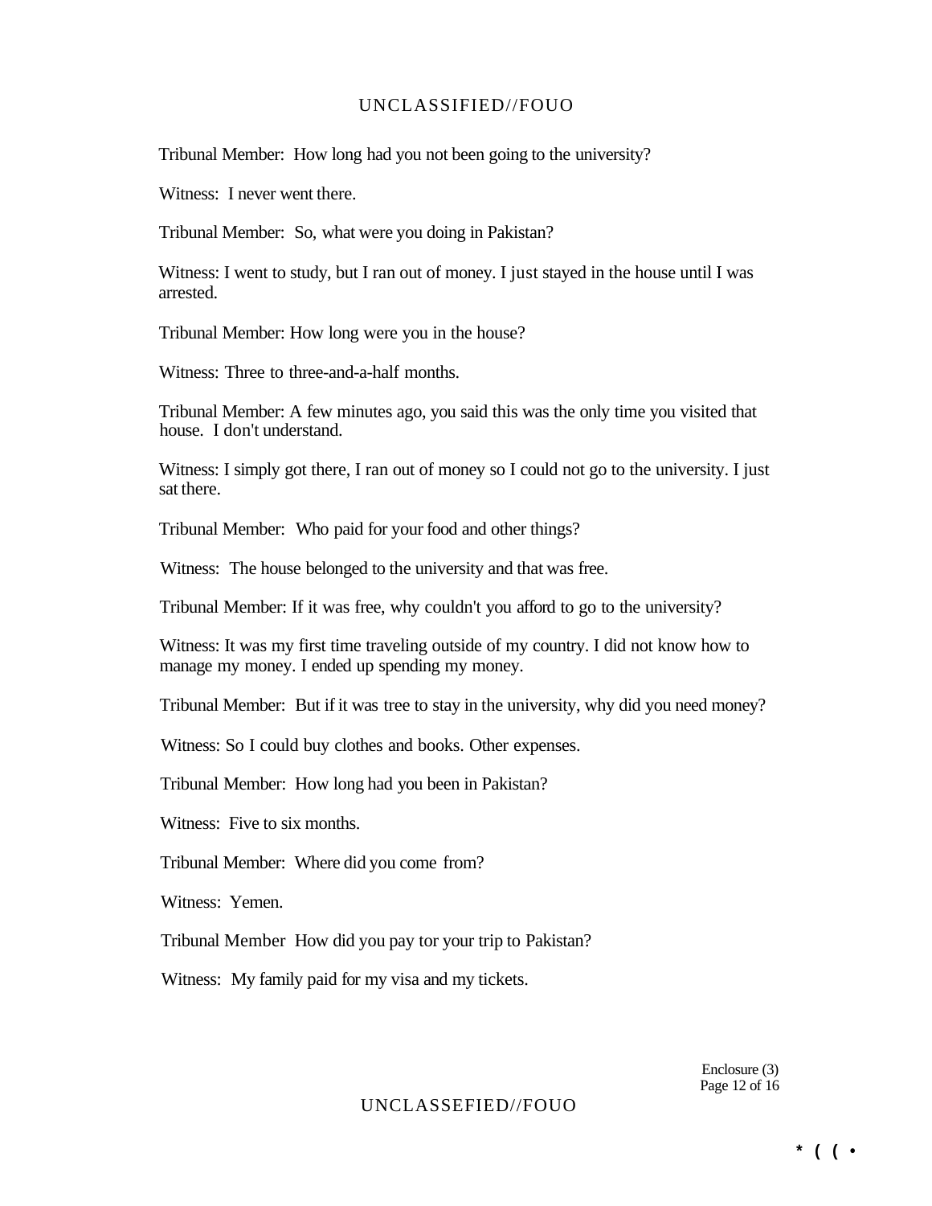Tribunal Member: How long had you not been going to the university?

Witness: I never went there.

Tribunal Member: So, what were you doing in Pakistan?

Witness: I went to study, but I ran out of money. I just stayed in the house until I was arrested.

Tribunal Member: How long were you in the house?

Witness: Three to three-and-a-half months.

Tribunal Member: A few minutes ago, you said this was the only time you visited that house. I don't understand.

Witness: I simply got there, I ran out of money so I could not go to the university. I just sat there.

Tribunal Member: Who paid for your food and other things?

Witness: The house belonged to the university and that was free.

Tribunal Member: If it was free, why couldn't you afford to go to the university?

Witness: It was my first time traveling outside of my country. I did not know how to manage my money. I ended up spending my money.

Tribunal Member: But if it was tree to stay in the university, why did you need money?

Witness: So I could buy clothes and books. Other expenses.

Tribunal Member: How long had you been in Pakistan?

Witness: Five to six months.

Tribunal Member: Where did you come from?

Witness: Yemen.

Tribunal Member How did you pay tor your trip to Pakistan?

Witness: My family paid for my visa and my tickets.

Enclosure (3)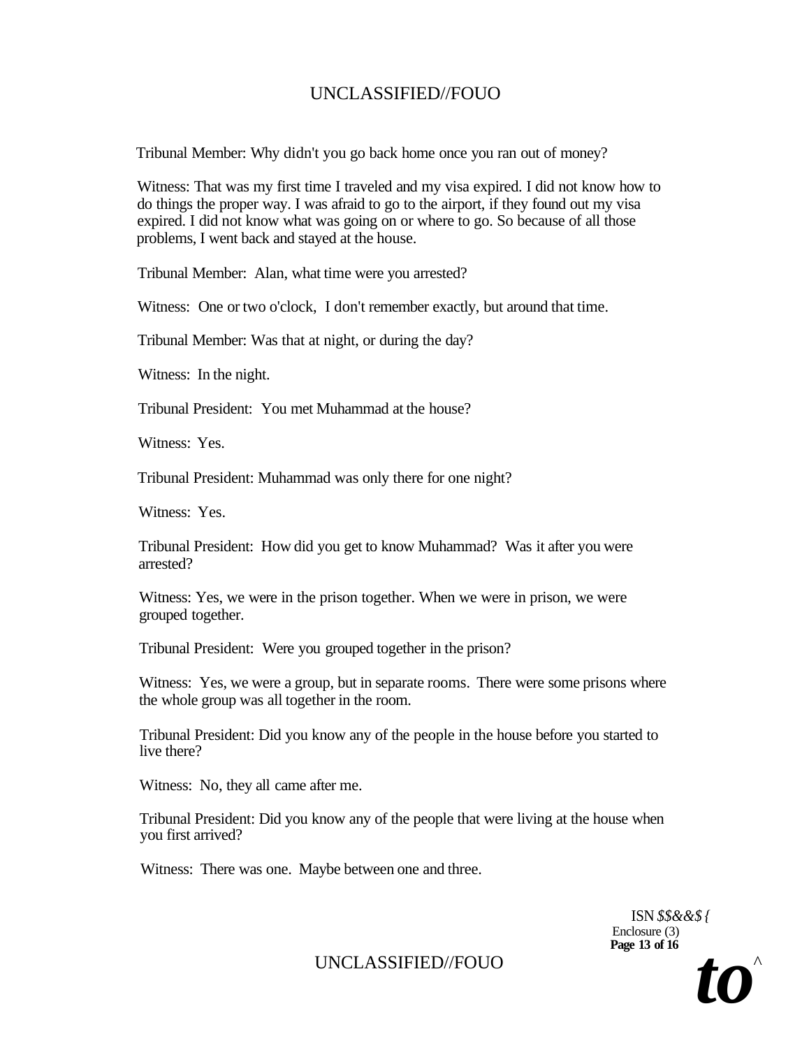Tribunal Member: Why didn't you go back home once you ran out of money?

Witness: That was my first time I traveled and my visa expired. I did not know how to do things the proper way. I was afraid to go to the airport, if they found out my visa expired. I did not know what was going on or where to go. So because of all those problems, I went back and stayed at the house.

Tribunal Member: Alan, what time were you arrested?

Witness: One or two o'clock, I don't remember exactly, but around that time.

Tribunal Member: Was that at night, or during the day?

Witness: In the night.

Tribunal President: You met Muhammad at the house?

Witness: Yes.

Tribunal President: Muhammad was only there for one night?

Witness: Yes.

Tribunal President: How did you get to know Muhammad? Was it after you were arrested?

Witness: Yes, we were in the prison together. When we were in prison, we were grouped together.

Tribunal President: Were you grouped together in the prison?

Witness: Yes, we were a group, but in separate rooms. There were some prisons where the whole group was all together in the room.

Tribunal President: Did you know any of the people in the house before you started to live there?

Witness: No, they all came after me.

Tribunal President: Did you know any of the people that were living at the house when you first arrived?

Witness: There was one. Maybe between one and three.

ISN *$$&&${*
Enclosure (3)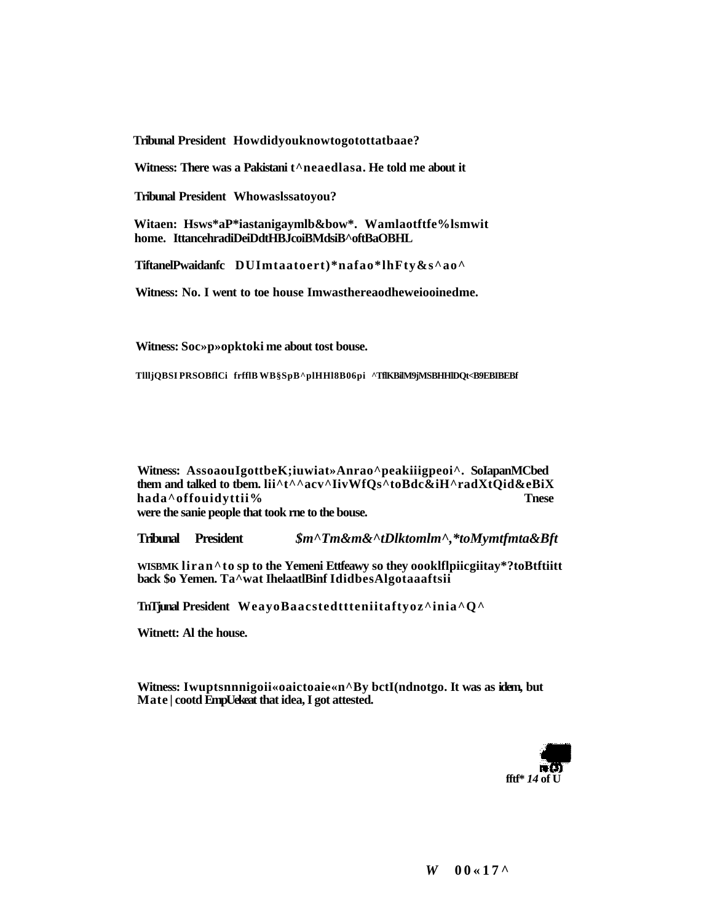**Tribunal President** Howdidyouknowtogotottatbaae?

**Witness:** There was a Pakistani t^neaedlasa. He told me about it

**Tribunal President** Whowaslssatoyou?

**Witaen:** Hsws*aP*iastanigaymlb&bow*. Wamlaotftfe%lsmwit home. IttancehradiDeiDdtHBJcoiBMdsiB^oftBaOBHL

**TiftanelPwaidanfc** DUImtaatoert)*nafao*lhFty&s^ao^

**Witness:** No. I went to toe house Imwasthereaodheweiooinedme.

**Witness:** Soc»p»opktoki me about tost bouse.

TllljQBSI PRSOBflCi frfflB WB§SpB^plHHl8B06pi ^TflKBilM9jMSBHHlDQt<B9EBIBEBf

**Witness:** AssoaouIgottbeK;iuwiat»Anrao^peakiiigpeoi^. SoIapanMCbed them and talked to tbem. lii^t^^acv^IivWfQs^toBdc&iH^radXtQid&eBiX hada^offouidyttii% Tnese were the sanie people that took rne to the bouse.

**Tribunal President** *$m^Tm&m&^tDlktomlm^,*toMymtfmta&Bft*

**WISBMK** liran^to sp to the Yemeni Ettfeawy so they oooklflpiicgiitay*?toBtftiitt back $o Yemen. Ta^wat IhelaatlBinf IdidbesAlgotaaaftsii

**TnTjunal President** WeayoBaacstedttteniitaftyoz^inia^Q^

**Witnett:** Al the house.

**Witness:** Iwuptsnnnigoii«oaictoaie«n^By bctI(ndnotgo. It was as idem, but Mate | cootd EmpUekeat that idea, I got attested.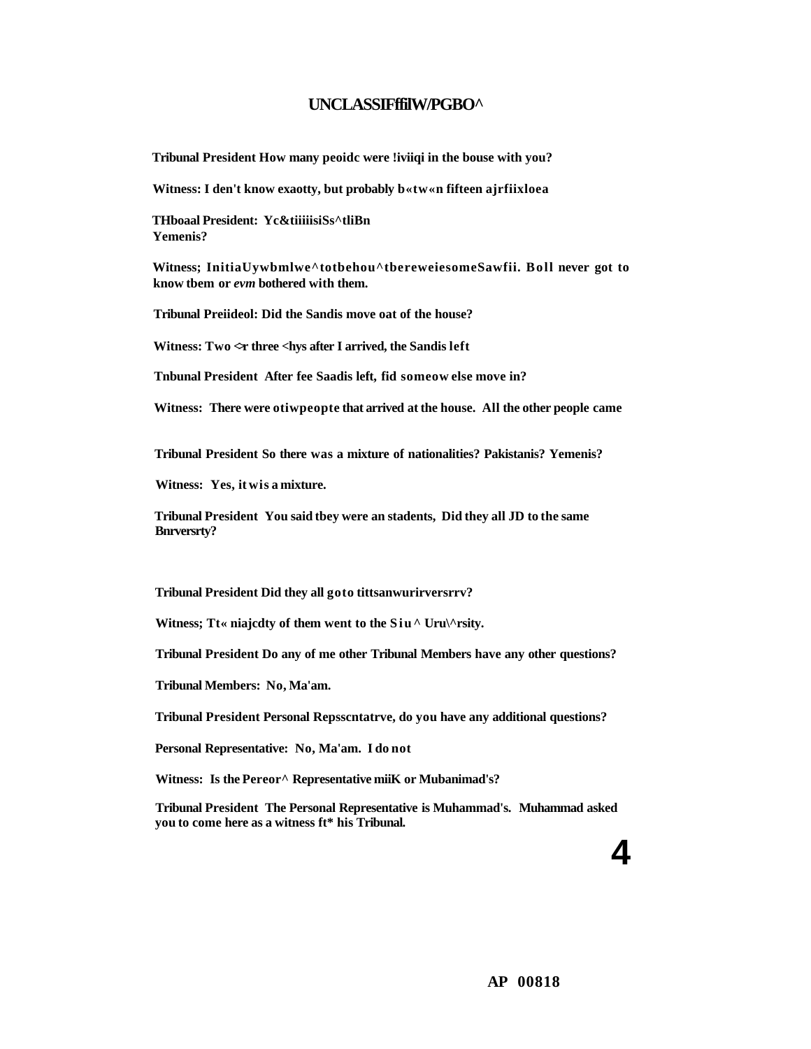Tribunal President How many peoidc were !iviiqi in the bouse with you?

Witness: I den't know exaotty, but probably b«tw«n fifteen ajrfiixloea

THboaal President: Yc&tiiiiisiSs^tliBn Yemenis?

Witness; InitiaUywbmlwe^totbehou^tbereweiesomeSawfii. Boll never got to know tbem or *evm* bothered with them.

Tribunal Preiideol: Did the Sandis move oat of the house?

Witness: Two <>r three <hys after I arrived, the Sandis left

Tnbunal President After fee Saadis left, fid someow else move in?

Witness: There were otiwpeopte that arrived at the house. All the other people came

Tribunal President So there was a mixture of nationalities? Pakistanis? Yemenis?

Witness: Yes, it wis a mixture.

Tribunal President You said tbey were an stadents, Did they all JD to the same Bnrversrty?

Tribunal President Did they all goto tittsanwurirversrrv?

Witness; Tt« niajcdty of them went to the Siu^ Uru\^rsity.

Tribunal President Do any of me other Tribunal Members have any other questions?

Tribunal Members: No, Ma'am.

Tribunal President Personal Repsscntatrve, do you have any additional questions?

Personal Representative: No, Ma'am. I do not

Witness: Is the Pereor^ Representative miiK or Mubanimad's?

Tribunal President The Personal Representative is Muhammad's. Muhammad asked you to come here as a witness ft* his Tribunal.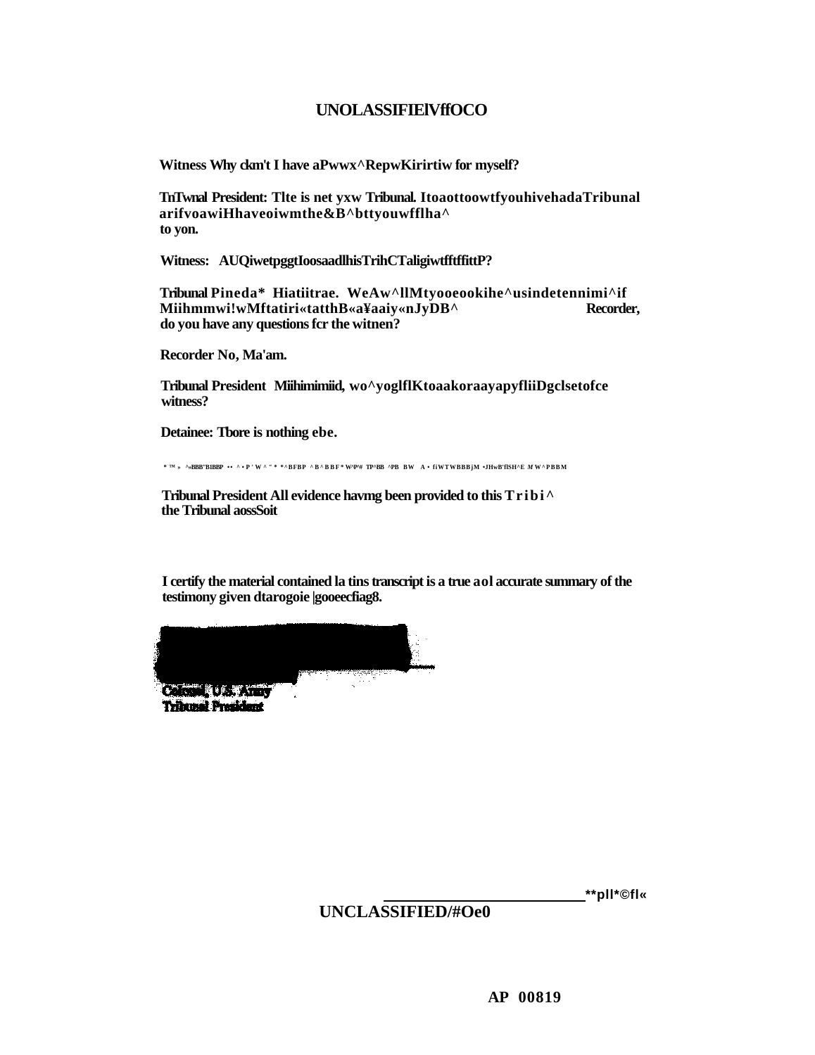UNOLASSIFIElVffOCO

**Witness Why ckm't I have aPwwx^RepwKirirtiw for myself?**

**TnTwnal President: Tlte is net yxw Tribunal. ItoaottoowtfyouhivehadaTribunal arifvoawiHhaveoiwmthe&B^bttyouwfflha^ to yon.**

**Witness: AUQiwetpggtIoosaadlhisTrihCTaligiwtfftffittP?**

**Tribunal Pineda* Hiatiitrae. WeAw^llMtyooeookihe^usindetennimi^if Miihmmwi!wMftatiri«tatthB«a¥aaiy«nJyDB^ Recorder, do you have any questions fcr the witnen?**

**Recorder No, Ma'am.**

**Tribunal President Miihimimiid, wo^yoglflKtoaakoraayapyfliiDgclsetofce witness?**

**Detainee: Tbore is nothing ebe.**

* ™ » ^»BBB"BIBBP •• ^ • P ' W ^ " * *^BFBP ^B^BBF* W^P# TP^BB ^PB BW A • fiWTWBBBjM •JHwB'flSH^E M W^PBBM

**Tribunal President All evidence havmg been provided to this Tribi^ the Tribunal aossSoit**

**I certify the material contained la tins transcript is a true aol accurate summary of the testimony given dtarogoie |gooeecfiag8.**

Colonel, U.S. Army
Tribunal President

UNCLASSIFIED/#Oe0

AP 00819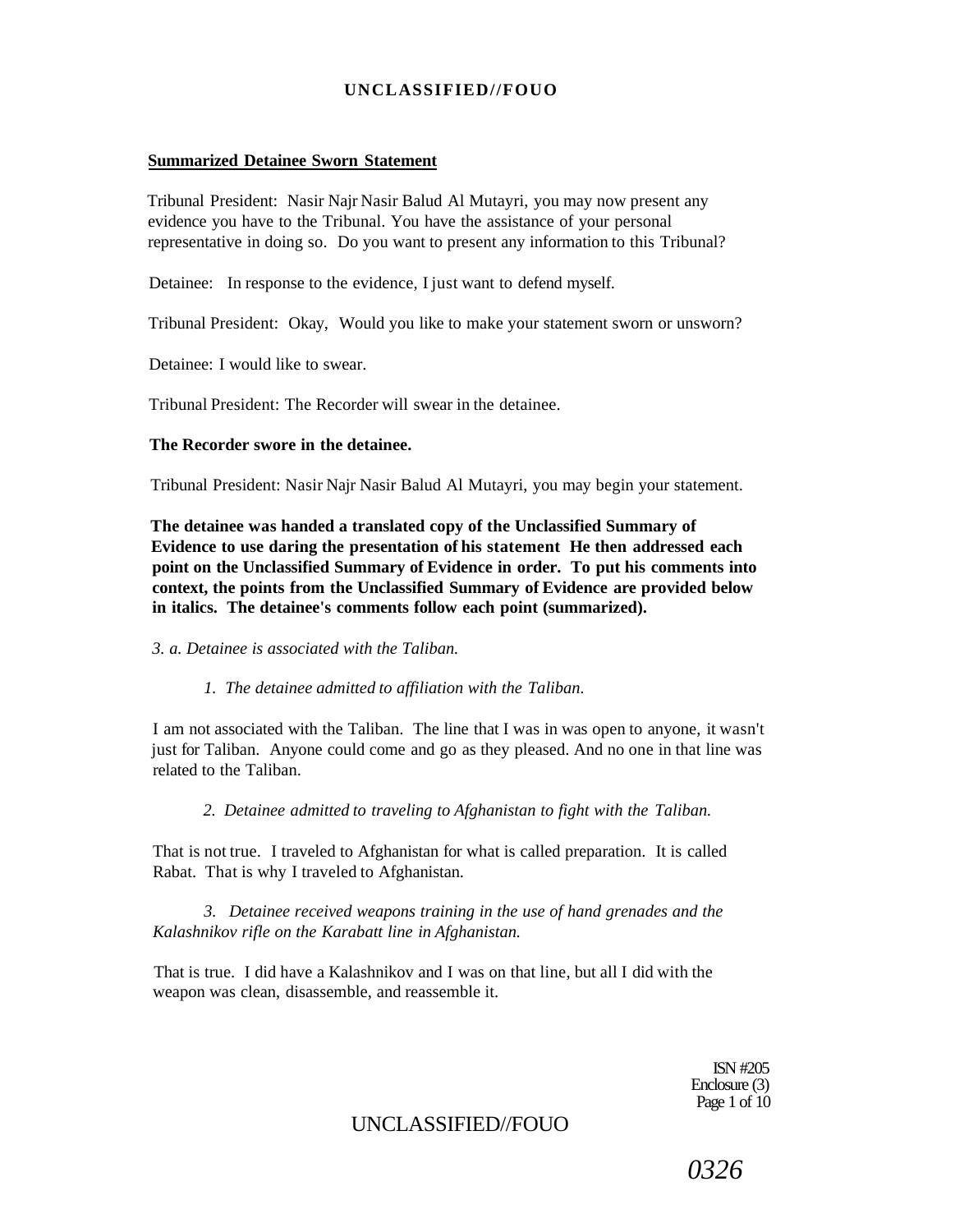**Summarized Detainee Sworn Statement**

Tribunal President: Nasir Najr Nasir Balud Al Mutayri, you may now present any evidence you have to the Tribunal. You have the assistance of your personal representative in doing so. Do you want to present any information to this Tribunal?

Detainee: In response to the evidence, I just want to defend myself.

Tribunal President: Okay, Would you like to make your statement sworn or unsworn?

Detainee: I would like to swear.

Tribunal President: The Recorder will swear in the detainee.

**The Recorder swore in the detainee.**

Tribunal President: Nasir Najr Nasir Balud Al Mutayri, you may begin your statement.

**The detainee was handed a translated copy of the Unclassified Summary of Evidence to use daring the presentation of his statement He then addressed each point on the Unclassified Summary of Evidence in order. To put his comments into context, the points from the Unclassified Summary of Evidence are provided below in italics. The detainee's comments follow each point (summarized).**

*3. a. Detainee is associated with the Taliban.*

*1. The detainee admitted to affiliation with the Taliban.*

I am not associated with the Taliban. The line that I was in was open to anyone, it wasn't just for Taliban. Anyone could come and go as they pleased. And no one in that line was related to the Taliban.

*2. Detainee admitted to traveling to Afghanistan to fight with the Taliban.*

That is not true. I traveled to Afghanistan for what is called preparation. It is called Rabat. That is why I traveled to Afghanistan.

*3. Detainee received weapons training in the use of hand grenades and the Kalashnikov rifle on the Karabatt line in Afghanistan.*

That is true. I did have a Kalashnikov and I was on that line, but all I did with the weapon was clean, disassemble, and reassemble it.

ISN #205
Enclosure (3)
Page 1 of 10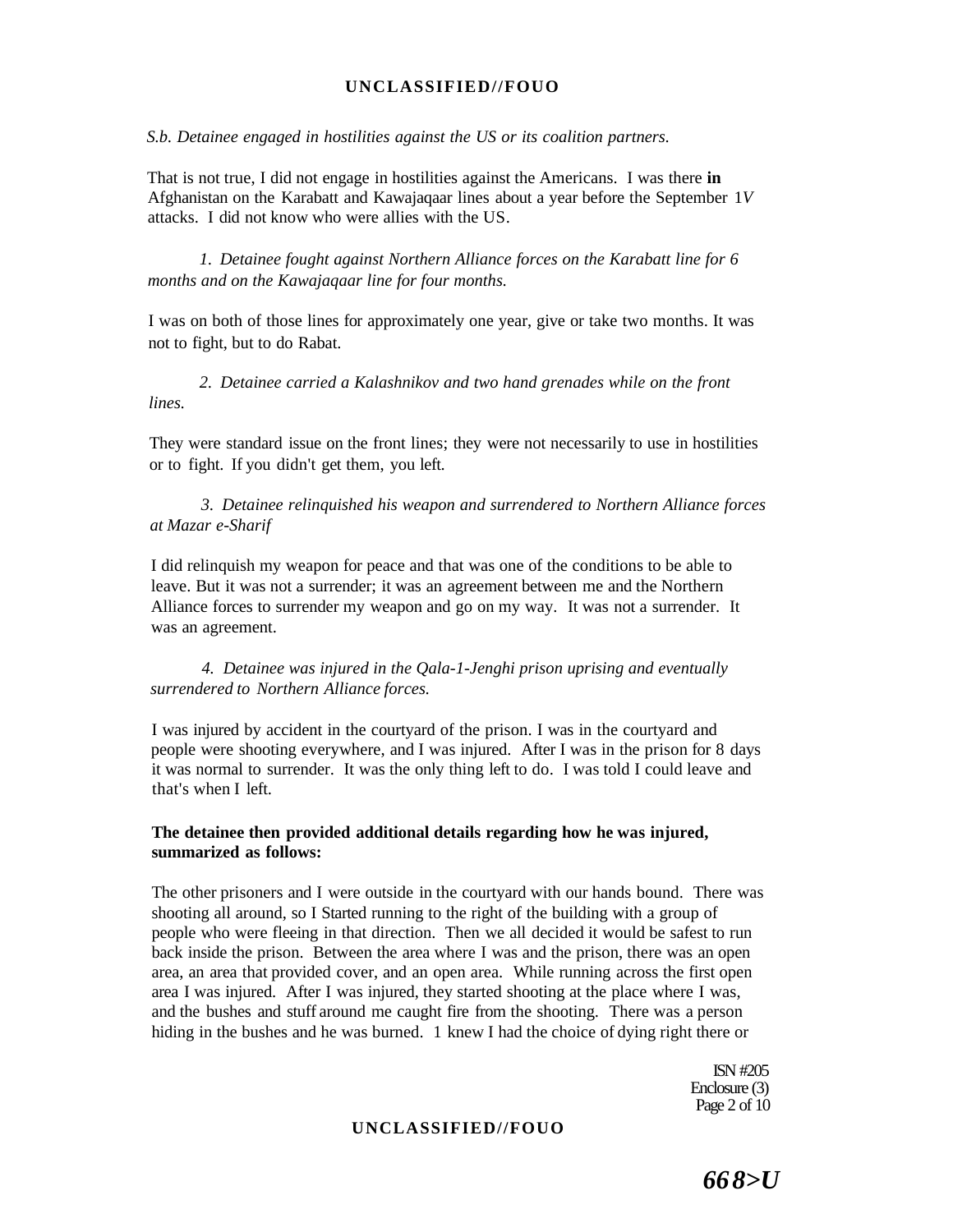*S.b. Detainee engaged in hostilities against the US or its coalition partners.*

That is not true, I did not engage in hostilities against the Americans. I was there **in** Afghanistan on the Karabatt and Kawajaqaar lines about a year before the September 1*V* attacks. I did not know who were allies with the US.

*1. Detainee fought against Northern Alliance forces on the Karabatt line for 6 months and on the Kawajaqaar line for four months.*

I was on both of those lines for approximately one year, give or take two months. It was not to fight, but to do Rabat.

*2. Detainee carried a Kalashnikov and two hand grenades while on the front lines.*

They were standard issue on the front lines; they were not necessarily to use in hostilities or to fight. If you didn't get them, you left.

*3. Detainee relinquished his weapon and surrendered to Northern Alliance forces at Mazar e-Sharif*

I did relinquish my weapon for peace and that was one of the conditions to be able to leave. But it was not a surrender; it was an agreement between me and the Northern Alliance forces to surrender my weapon and go on my way. It was not a surrender. It was an agreement.

*4. Detainee was injured in the Qala-1-Jenghi prison uprising and eventually surrendered to Northern Alliance forces.*

I was injured by accident in the courtyard of the prison. I was in the courtyard and people were shooting everywhere, and I was injured. After I was in the prison for 8 days it was normal to surrender. It was the only thing left to do. I was told I could leave and that's when I left.

**The detainee then provided additional details regarding how he was injured, summarized as follows:**

The other prisoners and I were outside in the courtyard with our hands bound. There was shooting all around, so I Started running to the right of the building with a group of people who were fleeing in that direction. Then we all decided it would be safest to run back inside the prison. Between the area where I was and the prison, there was an open area, an area that provided cover, and an open area. While running across the first open area I was injured. After I was injured, they started shooting at the place where I was, and the bushes and stuff around me caught fire from the shooting. There was a person hiding in the bushes and he was burned. 1 knew I had the choice of dying right there or

ISN #205
Enclosure (3)

668>U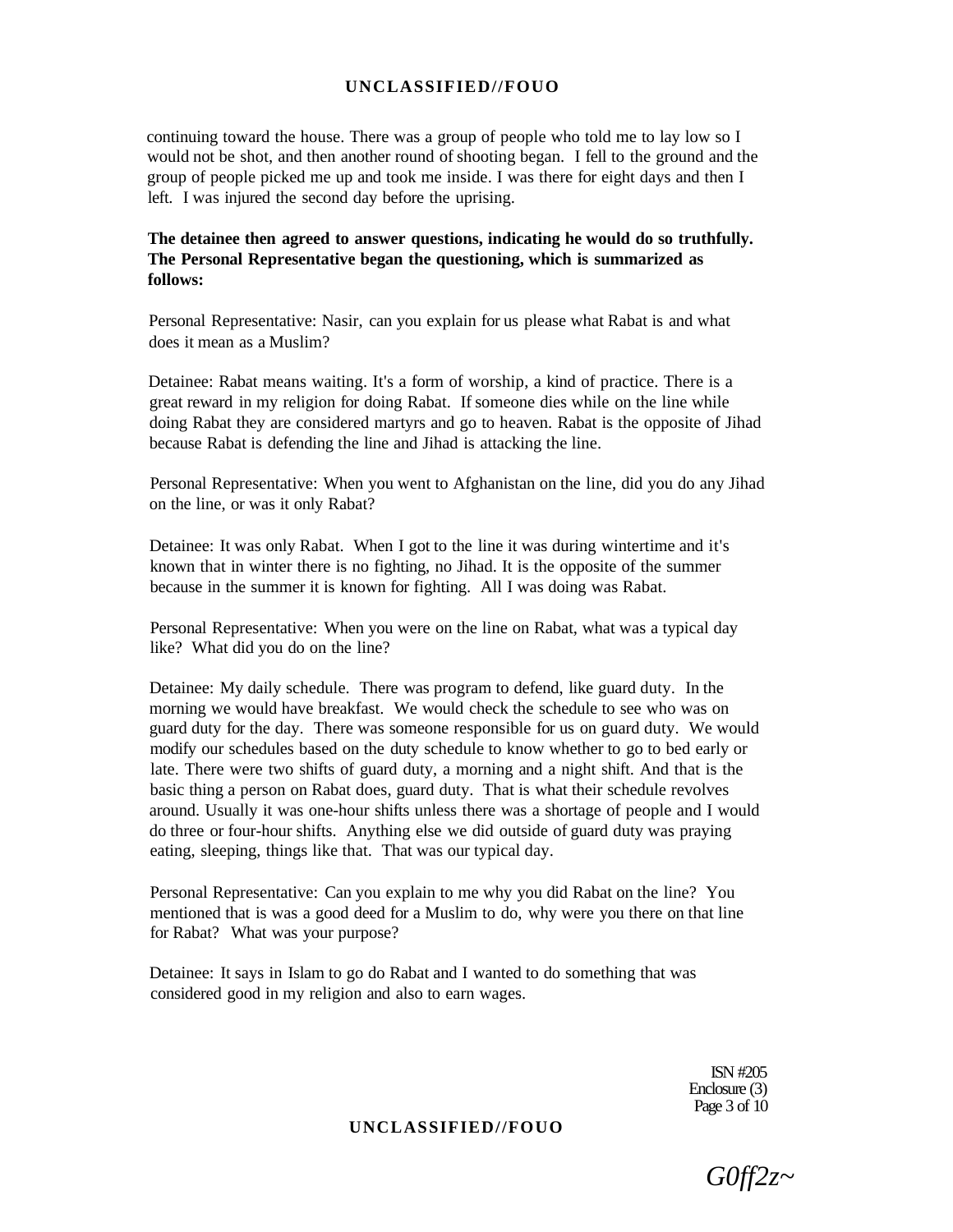continuing toward the house. There was a group of people who told me to lay low so I would not be shot, and then another round of shooting began. I fell to the ground and the group of people picked me up and took me inside. I was there for eight days and then I left. I was injured the second day before the uprising.

**The detainee then agreed to answer questions, indicating he would do so truthfully. The Personal Representative began the questioning, which is summarized as follows:**

Personal Representative: Nasir, can you explain for us please what Rabat is and what does it mean as a Muslim?

Detainee: Rabat means waiting. It's a form of worship, a kind of practice. There is a great reward in my religion for doing Rabat. If someone dies while on the line while doing Rabat they are considered martyrs and go to heaven. Rabat is the opposite of Jihad because Rabat is defending the line and Jihad is attacking the line.

Personal Representative: When you went to Afghanistan on the line, did you do any Jihad on the line, or was it only Rabat?

Detainee: It was only Rabat. When I got to the line it was during wintertime and it's known that in winter there is no fighting, no Jihad. It is the opposite of the summer because in the summer it is known for fighting. All I was doing was Rabat.

Personal Representative: When you were on the line on Rabat, what was a typical day like? What did you do on the line?

Detainee: My daily schedule. There was program to defend, like guard duty. In the morning we would have breakfast. We would check the schedule to see who was on guard duty for the day. There was someone responsible for us on guard duty. We would modify our schedules based on the duty schedule to know whether to go to bed early or late. There were two shifts of guard duty, a morning and a night shift. And that is the basic thing a person on Rabat does, guard duty. That is what their schedule revolves around. Usually it was one-hour shifts unless there was a shortage of people and I would do three or four-hour shifts. Anything else we did outside of guard duty was praying eating, sleeping, things like that. That was our typical day.

Personal Representative: Can you explain to me why you did Rabat on the line? You mentioned that is was a good deed for a Muslim to do, why were you there on that line for Rabat? What was your purpose?

Detainee: It says in Islam to go do Rabat and I wanted to do something that was considered good in my religion and also to earn wages.

ISN #205
Enclosure (3)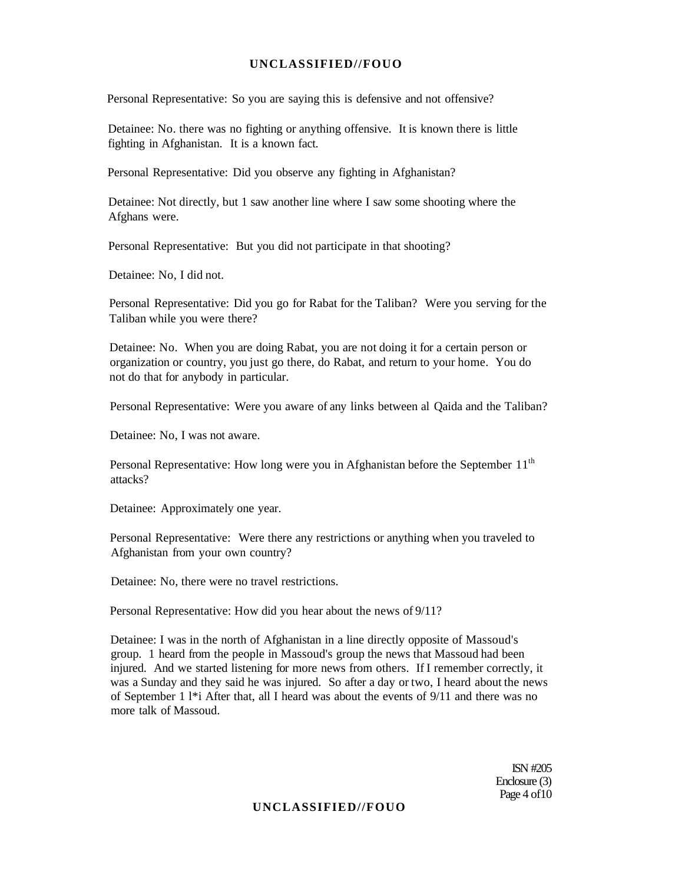Personal Representative: So you are saying this is defensive and not offensive?

Detainee: No. there was no fighting or anything offensive. It is known there is little fighting in Afghanistan. It is a known fact.

Personal Representative: Did you observe any fighting in Afghanistan?

Detainee: Not directly, but 1 saw another line where I saw some shooting where the Afghans were.

Personal Representative: But you did not participate in that shooting?

Detainee: No, I did not.

Personal Representative: Did you go for Rabat for the Taliban? Were you serving for the Taliban while you were there?

Detainee: No. When you are doing Rabat, you are not doing it for a certain person or organization or country, you just go there, do Rabat, and return to your home. You do not do that for anybody in particular.

Personal Representative: Were you aware of any links between al Qaida and the Taliban?

Detainee: No, I was not aware.

Personal Representative: How long were you in Afghanistan before the September 11th attacks?

Detainee: Approximately one year.

Personal Representative: Were there any restrictions or anything when you traveled to Afghanistan from your own country?

Detainee: No, there were no travel restrictions.

Personal Representative: How did you hear about the news of 9/11?

Detainee: I was in the north of Afghanistan in a line directly opposite of Massoud's group. 1 heard from the people in Massoud's group the news that Massoud had been injured. And we started listening for more news from others. If I remember correctly, it was a Sunday and they said he was injured. So after a day or two, I heard about the news of September 1 l*i After that, all I heard was about the events of 9/11 and there was no more talk of Massoud.

ISN #205
Enclosure (3)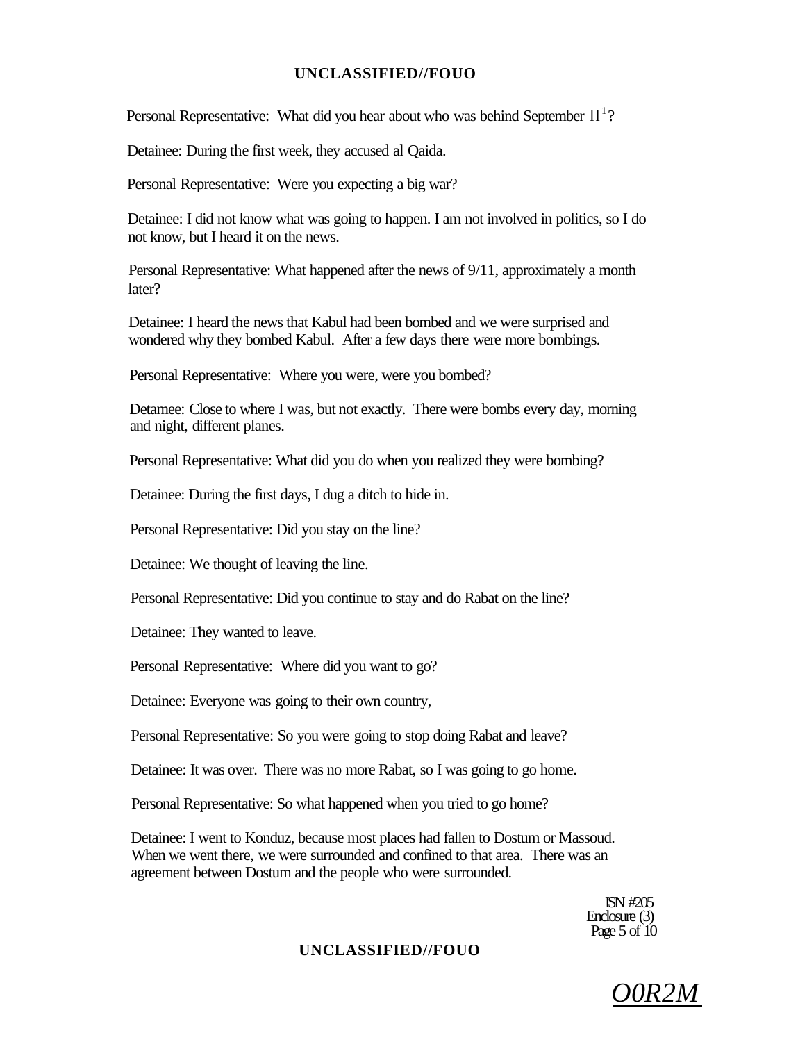Personal Representative: What did you hear about who was behind September 11[1]?

Detainee: During the first week, they accused al Qaida.

Personal Representative: Were you expecting a big war?

Detainee: I did not know what was going to happen. I am not involved in politics, so I do not know, but I heard it on the news.

Personal Representative: What happened after the news of 9/11, approximately a month later?

Detainee: I heard the news that Kabul had been bombed and we were surprised and wondered why they bombed Kabul. After a few days there were more bombings.

Personal Representative: Where you were, were you bombed?

Detamee: Close to where I was, but not exactly. There were bombs every day, morning and night, different planes.

Personal Representative: What did you do when you realized they were bombing?

Detainee: During the first days, I dug a ditch to hide in.

Personal Representative: Did you stay on the line?

Detainee: We thought of leaving the line.

Personal Representative: Did you continue to stay and do Rabat on the line?

Detainee: They wanted to leave.

Personal Representative: Where did you want to go?

Detainee: Everyone was going to their own country,

Personal Representative: So you were going to stop doing Rabat and leave?

Detainee: It was over. There was no more Rabat, so I was going to go home.

Personal Representative: So what happened when you tried to go home?

Detainee: I went to Konduz, because most places had fallen to Dostum or Massoud. When we went there, we were surrounded and confined to that area. There was an agreement between Dostum and the people who were surrounded.

ISN #205
Enclosure (3)

O0R2M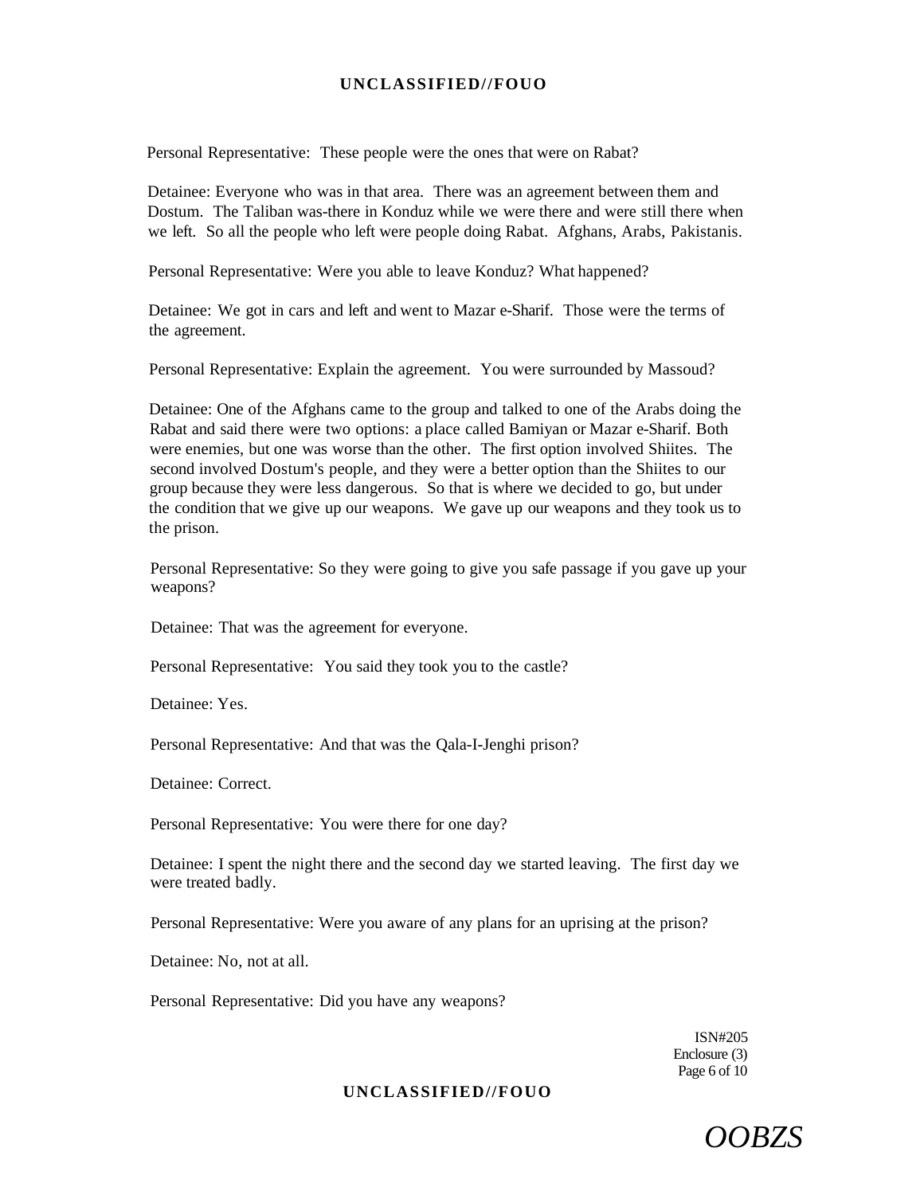Personal Representative: These people were the ones that were on Rabat?

Detainee: Everyone who was in that area. There was an agreement between them and Dostum. The Taliban was-there in Konduz while we were there and were still there when we left. So all the people who left were people doing Rabat. Afghans, Arabs, Pakistanis.

Personal Representative: Were you able to leave Konduz? What happened?

Detainee: We got in cars and left and went to Mazar e-Sharif. Those were the terms of the agreement.

Personal Representative: Explain the agreement. You were surrounded by Massoud?

Detainee: One of the Afghans came to the group and talked to one of the Arabs doing the Rabat and said there were two options: a place called Bamiyan or Mazar e-Sharif. Both were enemies, but one was worse than the other. The first option involved Shiites. The second involved Dostum's people, and they were a better option than the Shiites to our group because they were less dangerous. So that is where we decided to go, but under the condition that we give up our weapons. We gave up our weapons and they took us to the prison.

Personal Representative: So they were going to give you safe passage if you gave up your weapons?

Detainee: That was the agreement for everyone.

Personal Representative: You said they took you to the castle?

Detainee: Yes.

Personal Representative: And that was the Qala-I-Jenghi prison?

Detainee: Correct.

Personal Representative: You were there for one day?

Detainee: I spent the night there and the second day we started leaving. The first day we were treated badly.

Personal Representative: Were you aware of any plans for an uprising at the prison?

Detainee: No, not at all.

Personal Representative: Did you have any weapons?

ISN#205
Enclosure (3)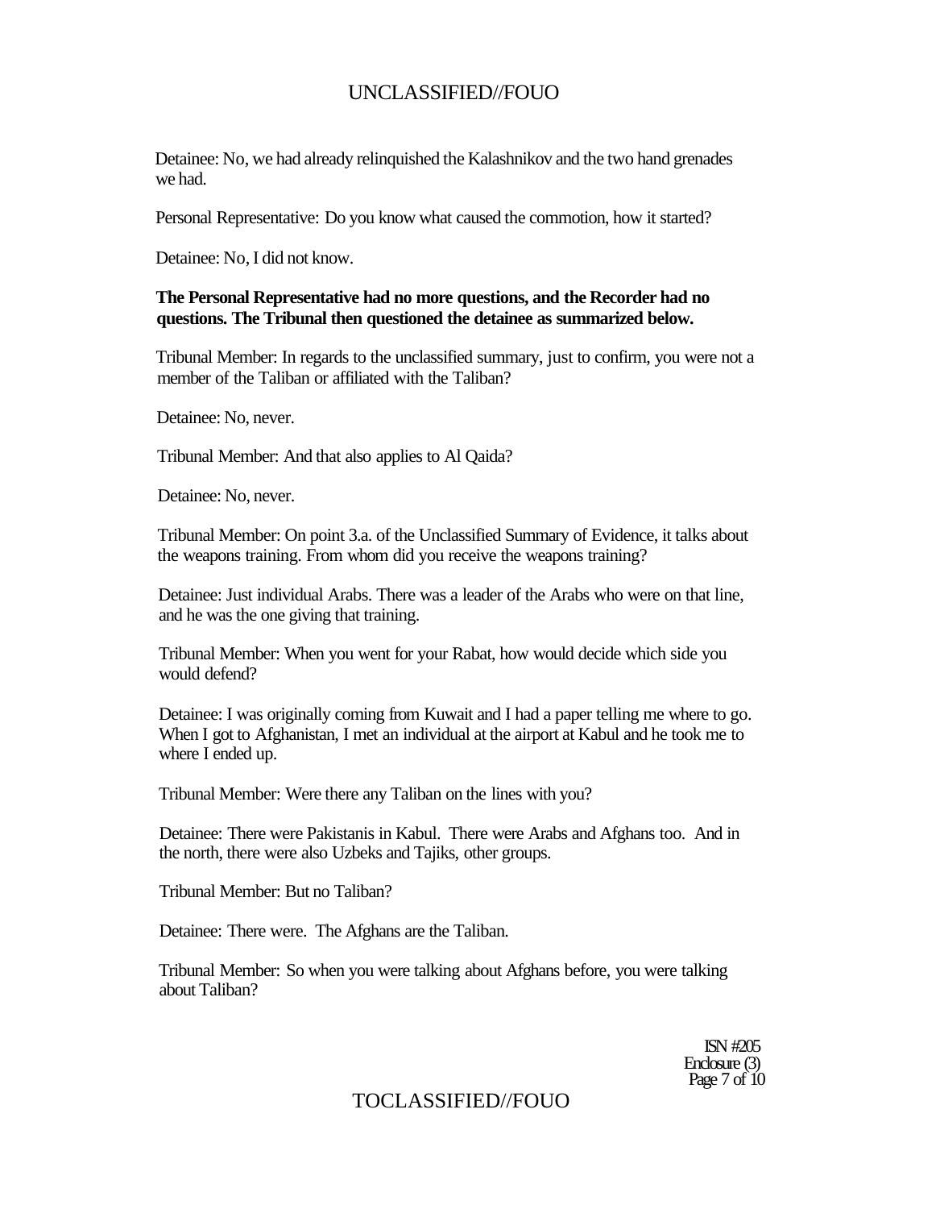Detainee: No, we had already relinquished the Kalashnikov and the two hand grenades we had.

Personal Representative: Do you know what caused the commotion, how it started?

Detainee: No, I did not know.

**The Personal Representative had no more questions, and the Recorder had no questions. The Tribunal then questioned the detainee as summarized below.**

Tribunal Member: In regards to the unclassified summary, just to confirm, you were not a member of the Taliban or affiliated with the Taliban?

Detainee: No, never.

Tribunal Member: And that also applies to Al Qaida?

Detainee: No, never.

Tribunal Member: On point 3.a. of the Unclassified Summary of Evidence, it talks about the weapons training. From whom did you receive the weapons training?

Detainee: Just individual Arabs. There was a leader of the Arabs who were on that line, and he was the one giving that training.

Tribunal Member: When you went for your Rabat, how would decide which side you would defend?

Detainee: I was originally coming from Kuwait and I had a paper telling me where to go. When I got to Afghanistan, I met an individual at the airport at Kabul and he took me to where I ended up.

Tribunal Member: Were there any Taliban on the lines with you?

Detainee: There were Pakistanis in Kabul. There were Arabs and Afghans too. And in the north, there were also Uzbeks and Tajiks, other groups.

Tribunal Member: But no Taliban?

Detainee: There were. The Afghans are the Taliban.

Tribunal Member: So when you were talking about Afghans before, you were talking about Taliban?

ISN #205
Enclosure (3)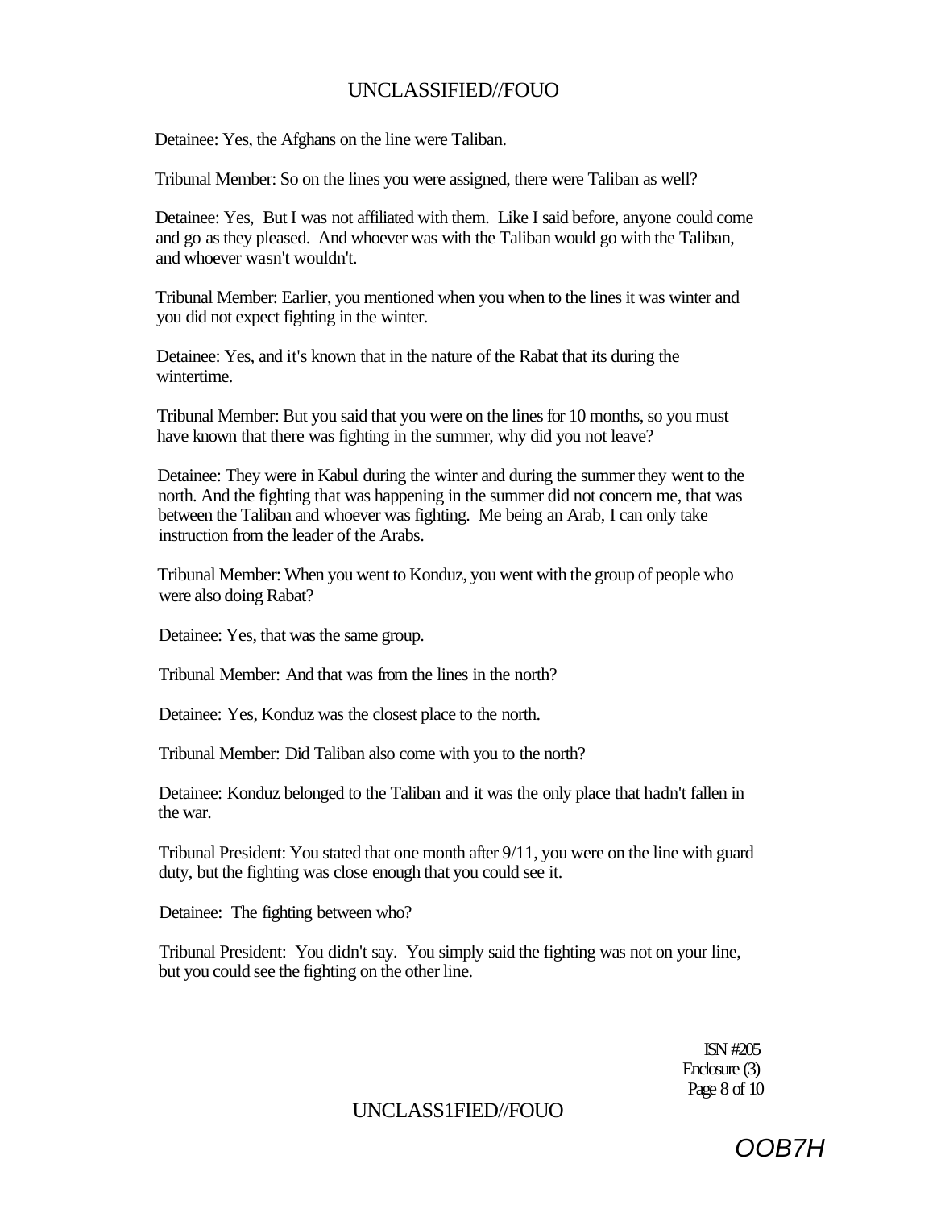Detainee: Yes, the Afghans on the line were Taliban.

Tribunal Member: So on the lines you were assigned, there were Taliban as well?

Detainee: Yes, But I was not affiliated with them. Like I said before, anyone could come and go as they pleased. And whoever was with the Taliban would go with the Taliban, and whoever wasn't wouldn't.

Tribunal Member: Earlier, you mentioned when you when to the lines it was winter and you did not expect fighting in the winter.

Detainee: Yes, and it's known that in the nature of the Rabat that its during the wintertime.

Tribunal Member: But you said that you were on the lines for 10 months, so you must have known that there was fighting in the summer, why did you not leave?

Detainee: They were in Kabul during the winter and during the summer they went to the north. And the fighting that was happening in the summer did not concern me, that was between the Taliban and whoever was fighting. Me being an Arab, I can only take instruction from the leader of the Arabs.

Tribunal Member: When you went to Konduz, you went with the group of people who were also doing Rabat?

Detainee: Yes, that was the same group.

Tribunal Member: And that was from the lines in the north?

Detainee: Yes, Konduz was the closest place to the north.

Tribunal Member: Did Taliban also come with you to the north?

Detainee: Konduz belonged to the Taliban and it was the only place that hadn't fallen in the war.

Tribunal President: You stated that one month after 9/11, you were on the line with guard duty, but the fighting was close enough that you could see it.

Detainee: The fighting between who?

Tribunal President: You didn't say. You simply said the fighting was not on your line, but you could see the fighting on the other line.

ISN #205
Enclosure (3)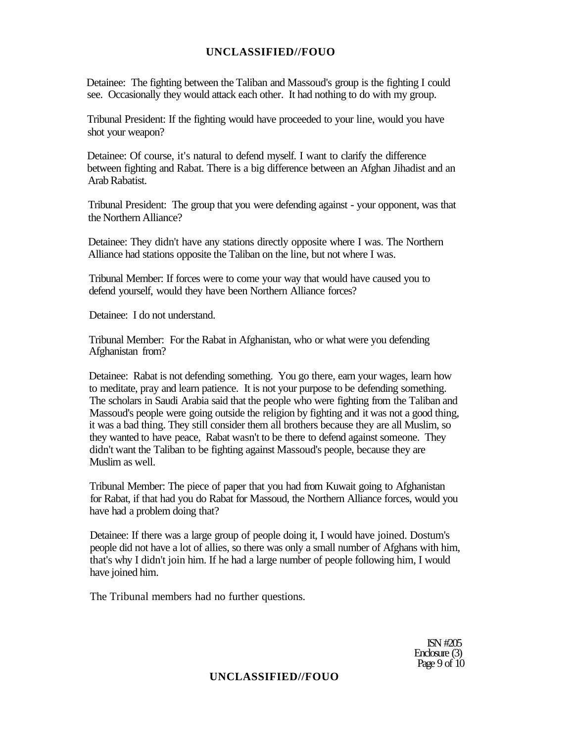Detainee: The fighting between the Taliban and Massoud's group is the fighting I could see. Occasionally they would attack each other. It had nothing to do with my group.

Tribunal President: If the fighting would have proceeded to your line, would you have shot your weapon?

Detainee: Of course, it's natural to defend myself. I want to clarify the difference between fighting and Rabat. There is a big difference between an Afghan Jihadist and an Arab Rabatist.

Tribunal President: The group that you were defending against - your opponent, was that the Northern Alliance?

Detainee: They didn't have any stations directly opposite where I was. The Northern Alliance had stations opposite the Taliban on the line, but not where I was.

Tribunal Member: If forces were to come your way that would have caused you to defend yourself, would they have been Northern Alliance forces?

Detainee: I do not understand.

Tribunal Member: For the Rabat in Afghanistan, who or what were you defending Afghanistan from?

Detainee: Rabat is not defending something. You go there, earn your wages, learn how to meditate, pray and learn patience. It is not your purpose to be defending something. The scholars in Saudi Arabia said that the people who were fighting from the Taliban and Massoud's people were going outside the religion by fighting and it was not a good thing, it was a bad thing. They still consider them all brothers because they are all Muslim, so they wanted to have peace, Rabat wasn't to be there to defend against someone. They didn't want the Taliban to be fighting against Massoud's people, because they are Muslim as well.

Tribunal Member: The piece of paper that you had from Kuwait going to Afghanistan for Rabat, if that had you do Rabat for Massoud, the Northern Alliance forces, would you have had a problem doing that?

Detainee: If there was a large group of people doing it, I would have joined. Dostum's people did not have a lot of allies, so there was only a small number of Afghans with him, that's why I didn't join him. If he had a large number of people following him, I would have joined him.

The Tribunal members had no further questions.

ISN #205
Enclosure (3)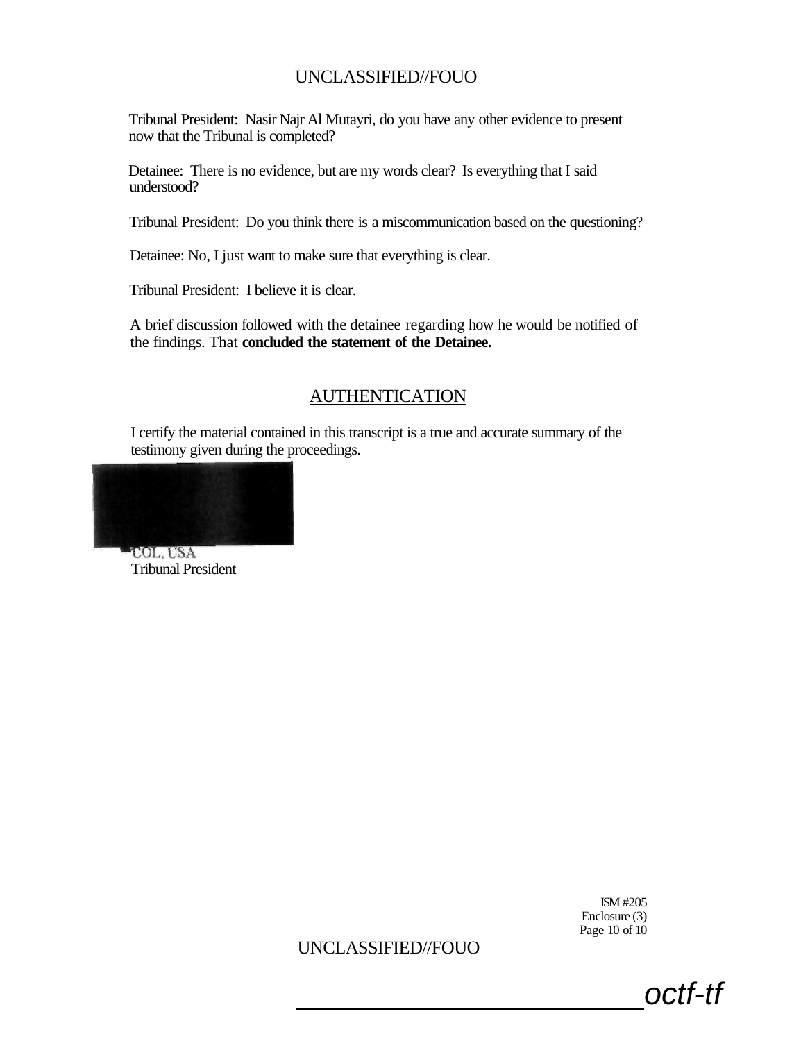Tribunal President: Nasir Najr Al Mutayri, do you have any other evidence to present now that the Tribunal is completed?

Detainee: There is no evidence, but are my words clear? Is everything that I said understood?

Tribunal President: Do you think there is a miscommunication based on the questioning?

Detainee: No, I just want to make sure that everything is clear.

Tribunal President: I believe it is clear.

A brief discussion followed with the detainee regarding how he would be notified of the findings. That **concluded the statement of the Detainee.**

## AUTHENTICATION

I certify the material contained in this transcript is a true and accurate summary of the testimony given during the proceedings.

COL, USA
Tribunal President

ISM #205
Enclosure (3)

octf-tf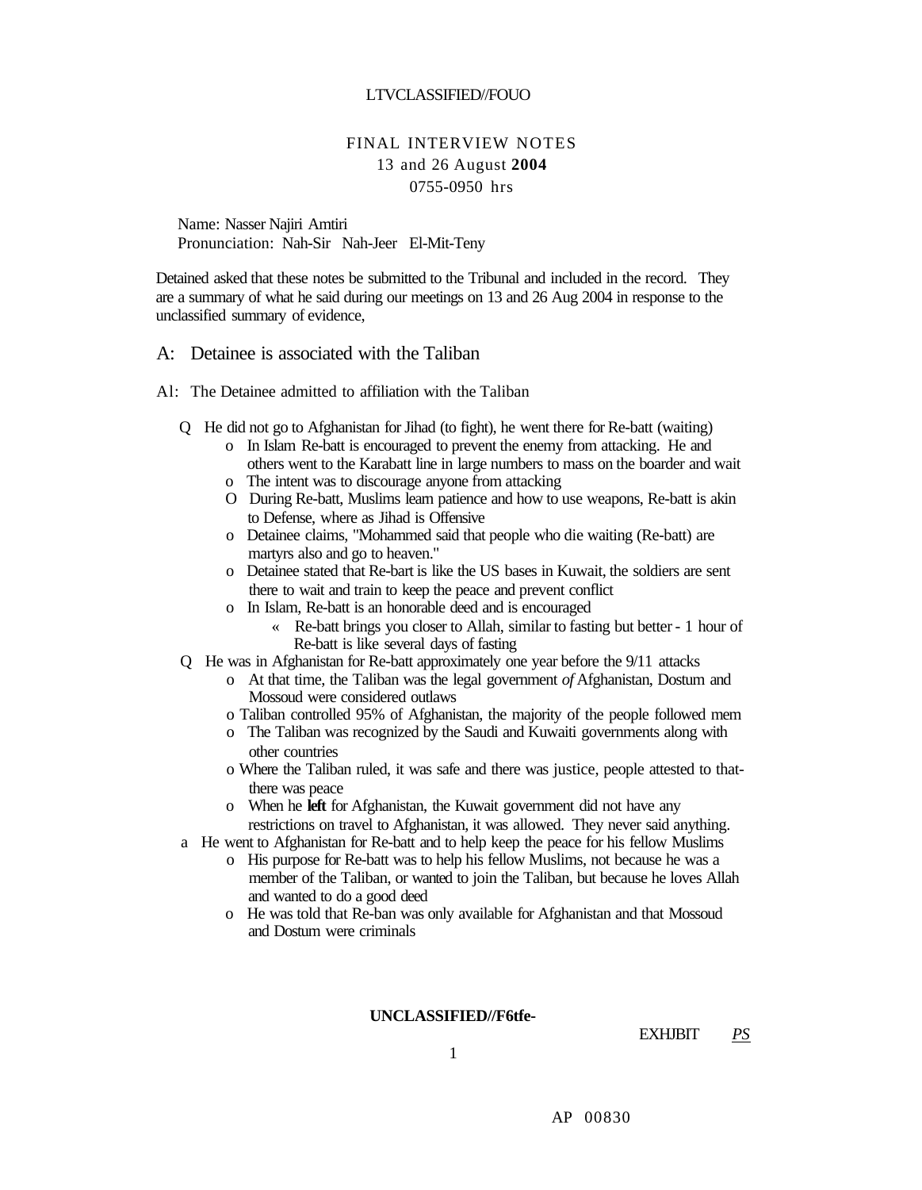LTVCLASSIFIED//FOUO

# FINAL INTERVIEW NOTES
13 and 26 August **2004**
0755-0950 hrs

Name: Nasser Najiri Amtiri
Pronunciation: Nah-Sir Nah-Jeer El-Mit-Teny

Detained asked that these notes be submitted to the Tribunal and included in the record. They are a summary of what he said during our meetings on 13 and 26 Aug 2004 in response to the unclassified summary of evidence,

## A: Detainee is associated with the Taliban

Al: The Detainee admitted to affiliation with the Taliban

- Q He did not go to Afghanistan for Jihad (to fight), he went there for Re-batt (waiting)
  - o In Islam Re-batt is encouraged to prevent the enemy from attacking. He and others went to the Karabatt line in large numbers to mass on the boarder and wait
  - o The intent was to discourage anyone from attacking
  - O During Re-batt, Muslims learn patience and how to use weapons, Re-batt is akin to Defense, where as Jihad is Offensive
  - o Detainee claims, "Mohammed said that people who die waiting (Re-batt) are martyrs also and go to heaven."
  - o Detainee stated that Re-bart is like the US bases in Kuwait, the soldiers are sent there to wait and train to keep the peace and prevent conflict
  - o In Islam, Re-batt is an honorable deed and is encouraged
    - « Re-batt brings you closer to Allah, similar to fasting but better - 1 hour of Re-batt is like several days of fasting
- Q He was in Afghanistan for Re-batt approximately one year before the 9/11 attacks
  - o At that time, the Taliban was the legal government *of* Afghanistan, Dostum and Mossoud were considered outlaws
  - o Taliban controlled 95% of Afghanistan, the majority of the people followed mem
  - o The Taliban was recognized by the Saudi and Kuwaiti governments along with other countries
  - o Where the Taliban ruled, it was safe and there was justice, people attested to that-there was peace
  - o When he **left** for Afghanistan, the Kuwait government did not have any restrictions on travel to Afghanistan, it was allowed. They never said anything.
- a He went to Afghanistan for Re-batt and to help keep the peace for his fellow Muslims
  - o His purpose for Re-batt was to help his fellow Muslims, not because he was a member of the Taliban, or wanted to join the Taliban, but because he loves Allah and wanted to do a good deed
  - o He was told that Re-ban was only available for Afghanistan and that Mossoud and Dostum were criminals

**UNCLASSIFIED//F6tfe-**

EXHJBIT *PS*

AP 00830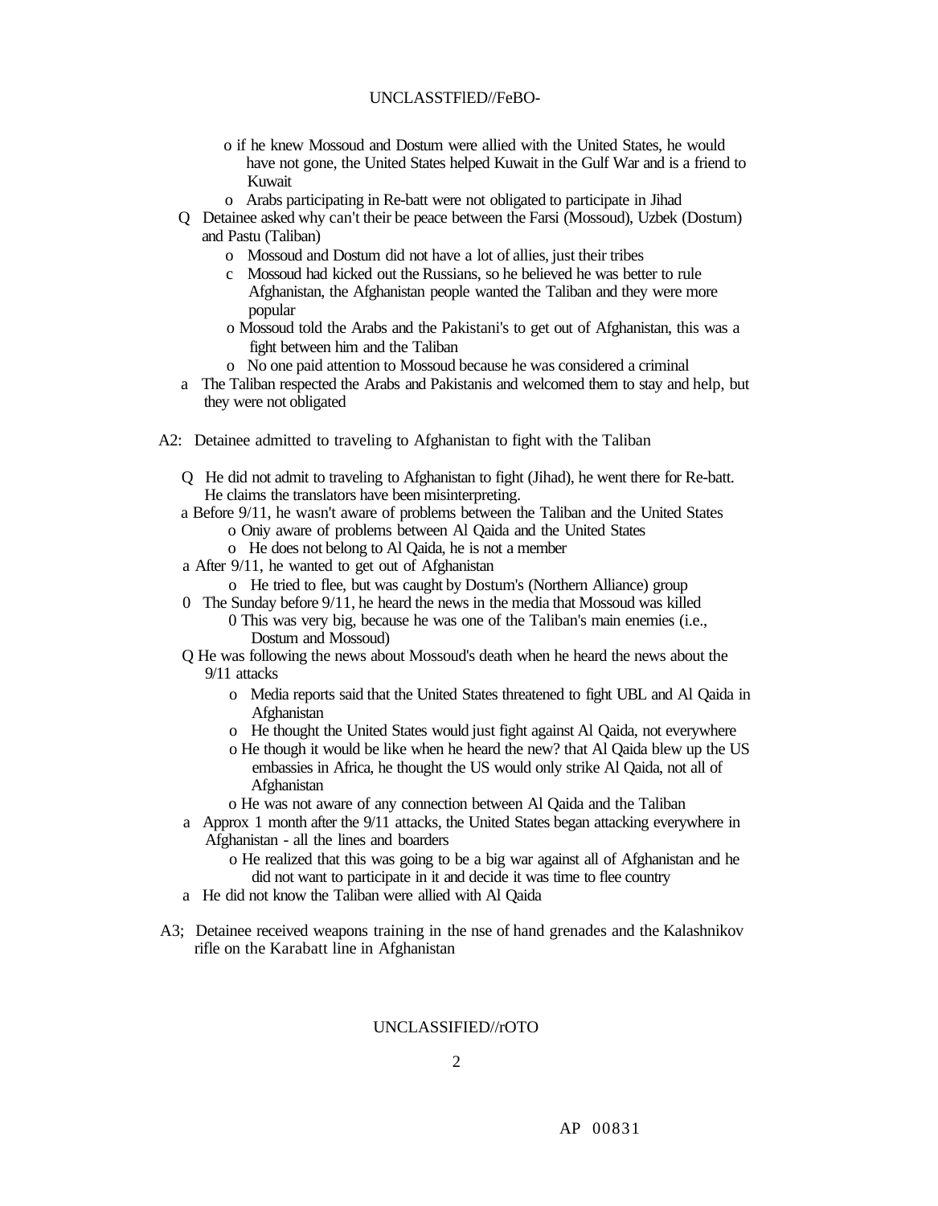- o if he knew Mossoud and Dostum were allied with the United States, he would have not gone, the United States helped Kuwait in the Gulf War and is a friend to Kuwait
  - o Arabs participating in Re-batt were not obligated to participate in Jihad
- Q Detainee asked why can't their be peace between the Farsi (Mossoud), Uzbek (Dostum) and Pastu (Taliban)
  - o Mossoud and Dostum did not have a lot of allies, just their tribes
  - c Mossoud had kicked out the Russians, so he believed he was better to rule Afghanistan, the Afghanistan people wanted the Taliban and they were more popular
  - o Mossoud told the Arabs and the Pakistani's to get out of Afghanistan, this was a fight between him and the Taliban
  - o No one paid attention to Mossoud because he was considered a criminal
- a The Taliban respected the Arabs and Pakistanis and welcomed them to stay and help, but they were not obligated

A2: Detainee admitted to traveling to Afghanistan to fight with the Taliban

- Q He did not admit to traveling to Afghanistan to fight (Jihad), he went there for Re-batt. He claims the translators have been misinterpreting.
- a Before 9/11, he wasn't aware of problems between the Taliban and the United States
  - o Oniy aware of problems between Al Qaida and the United States
  - o He does not belong to Al Qaida, he is not a member
- a After 9/11, he wanted to get out of Afghanistan
  - o He tried to flee, but was caught by Dostum's (Northern Alliance) group
- 0 The Sunday before 9/11, he heard the news in the media that Mossoud was killed
  - 0 This was very big, because he was one of the Taliban's main enemies (i.e., Dostum and Mossoud)
- Q He was following the news about Mossoud's death when he heard the news about the 9/11 attacks
  - o Media reports said that the United States threatened to fight UBL and Al Qaida in Afghanistan
  - o He thought the United States would just fight against Al Qaida, not everywhere
  - o He though it would be like when he heard the new? that Al Qaida blew up the US embassies in Africa, he thought the US would only strike Al Qaida, not all of Afghanistan
  - o He was not aware of any connection between Al Qaida and the Taliban
- a Approx 1 month after the 9/11 attacks, the United States began attacking everywhere in Afghanistan - all the lines and boarders
  - o He realized that this was going to be a big war against all of Afghanistan and he did not want to participate in it and decide it was time to flee country
- a He did not know the Taliban were allied with Al Qaida

A3; Detainee received weapons training in the nse of hand grenades and the Kalashnikov rifle on the Karabatt line in Afghanistan

AP 00831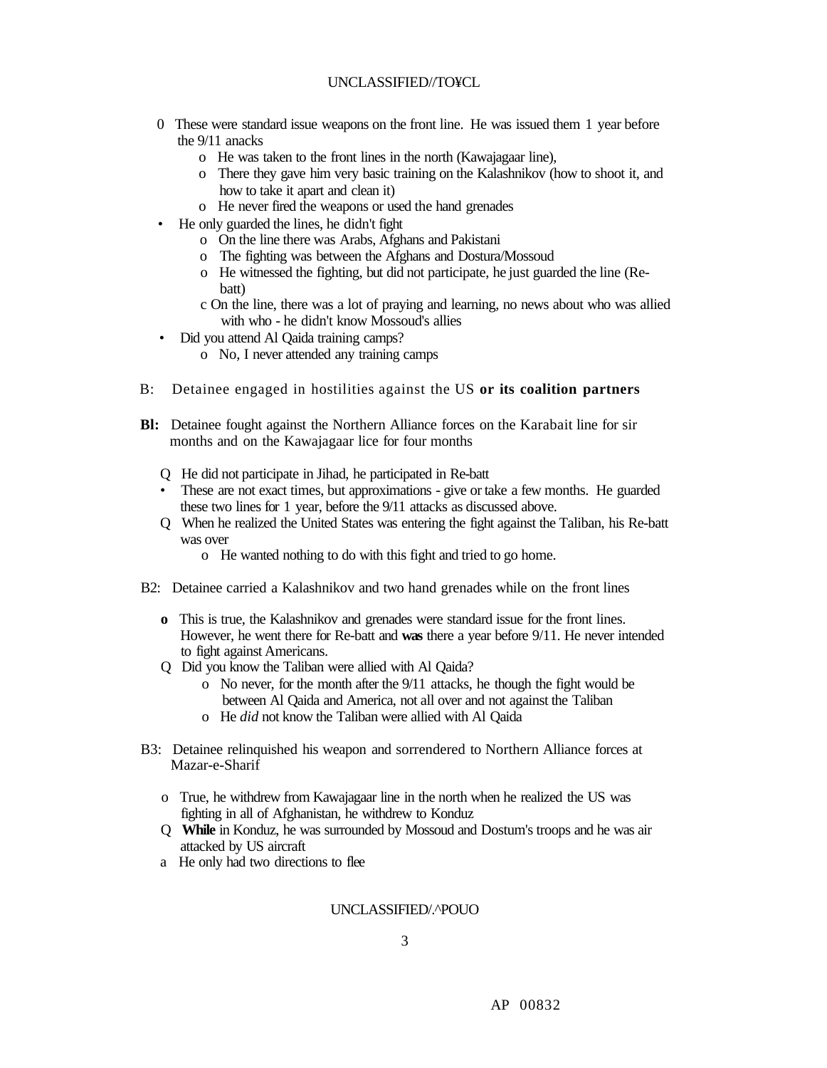- 0 These were standard issue weapons on the front line. He was issued them 1 year before the 9/11 anacks
  - o He was taken to the front lines in the north (Kawajagaar line),
  - o There they gave him very basic training on the Kalashnikov (how to shoot it, and how to take it apart and clean it)
  - o He never fired the weapons or used the hand grenades
- • He only guarded the lines, he didn't fight
  - o On the line there was Arabs, Afghans and Pakistani
  - o The fighting was between the Afghans and Dostura/Mossoud
  - o He witnessed the fighting, but did not participate, he just guarded the line (Re-batt)
  - c On the line, there was a lot of praying and learning, no news about who was allied with who - he didn't know Mossoud's allies
- • Did you attend Al Qaida training camps?
  - o No, I never attended any training camps

B: Detainee engaged in hostilities against the US **or its coalition partners**

**Bl:** Detainee fought against the Northern Alliance forces on the Karabait line for sir months and on the Kawajagaar lice for four months

- Q He did not participate in Jihad, he participated in Re-batt
- • These are not exact times, but approximations - give or take a few months. He guarded these two lines for 1 year, before the 9/11 attacks as discussed above.
- Q When he realized the United States was entering the fight against the Taliban, his Re-batt was over
  - o He wanted nothing to do with this fight and tried to go home.

B2: Detainee carried a Kalashnikov and two hand grenades while on the front lines

- **o** This is true, the Kalashnikov and grenades were standard issue for the front lines. However, he went there for Re-batt and **was** there a year before 9/11. He never intended to fight against Americans.
- Q Did you know the Taliban were allied with Al Qaida?
  - o No never, for the month after the 9/11 attacks, he though the fight would be between Al Qaida and America, not all over and not against the Taliban
  - o He *did* not know the Taliban were allied with Al Qaida

B3: Detainee relinquished his weapon and sorrendered to Northern Alliance forces at Mazar-e-Sharif

- o True, he withdrew from Kawajagaar line in the north when he realized the US was fighting in all of Afghanistan, he withdrew to Konduz
- Q **While** in Konduz, he was surrounded by Mossoud and Dostum's troops and he was air attacked by US aircraft
- a He only had two directions to flee

AP 00832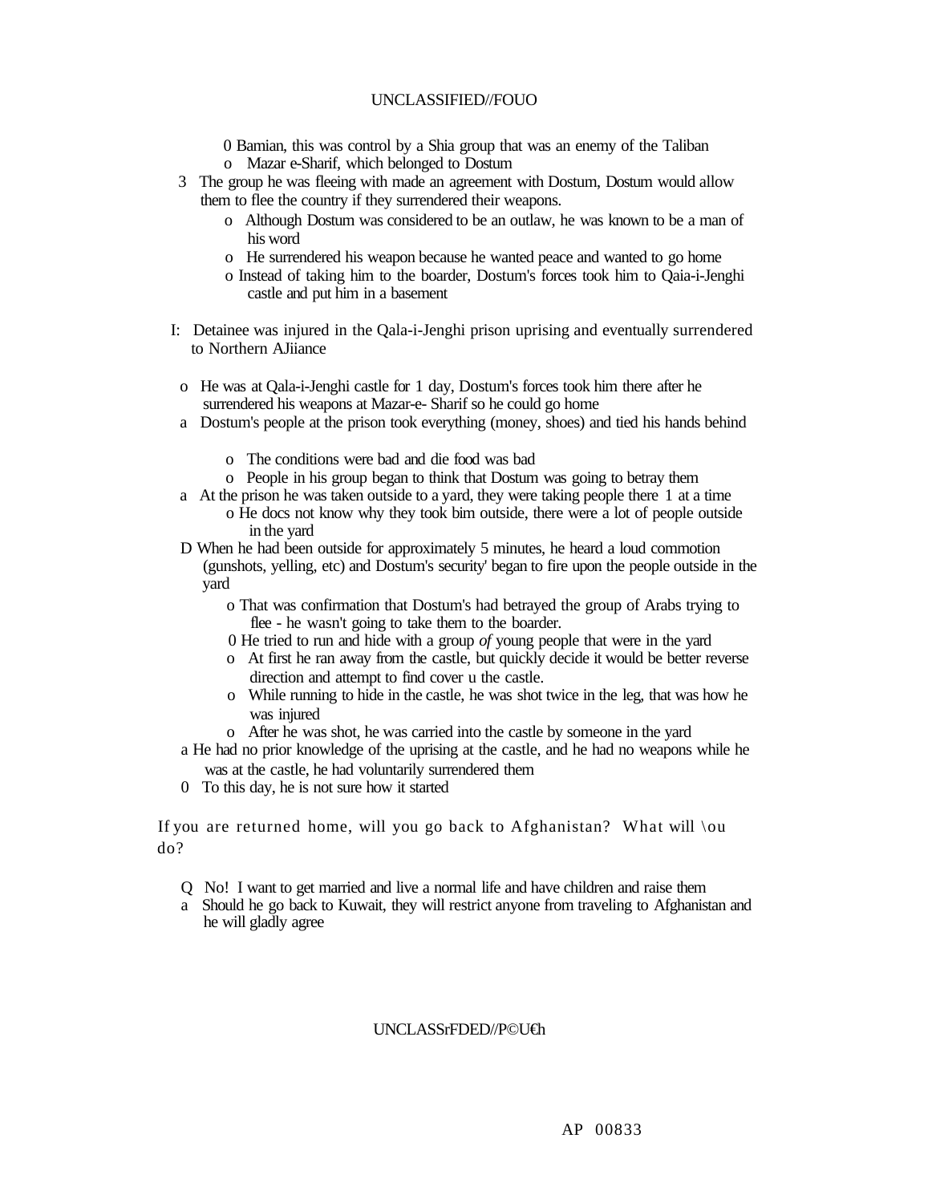- 0 Bamian, this was control by a Shia group that was an enemy of the Taliban
- o Mazar e-Sharif, which belonged to Dostum

3 The group he was fleeing with made an agreement with Dostum, Dostum would allow them to flee the country if they surrendered their weapons.

- o Although Dostum was considered to be an outlaw, he was known to be a man of his word
- o He surrendered his weapon because he wanted peace and wanted to go home
- o Instead of taking him to the boarder, Dostum's forces took him to Qaia-i-Jenghi castle and put him in a basement

I: Detainee was injured in the Qala-i-Jenghi prison uprising and eventually surrendered to Northern AJiiance

- o He was at Qala-i-Jenghi castle for 1 day, Dostum's forces took him there after he surrendered his weapons at Mazar-e- Sharif so he could go home
- a Dostum's people at the prison took everything (money, shoes) and tied his hands behind
  - o The conditions were bad and die food was bad
  - o People in his group began to think that Dostum was going to betray them
- a At the prison he was taken outside to a yard, they were taking people there 1 at a time
  - o He docs not know why they took bim outside, there were a lot of people outside in the yard
- D When he had been outside for approximately 5 minutes, he heard a loud commotion (gunshots, yelling, etc) and Dostum's security' began to fire upon the people outside in the yard
  - o That was confirmation that Dostum's had betrayed the group of Arabs trying to flee - he wasn't going to take them to the boarder.
  - 0 He tried to run and hide with a group *of* young people that were in the yard
  - o At first he ran away from the castle, but quickly decide it would be better reverse direction and attempt to find cover u the castle.
  - o While running to hide in the castle, he was shot twice in the leg, that was how he was injured
  - o After he was shot, he was carried into the castle by someone in the yard
- a He had no prior knowledge of the uprising at the castle, and he had no weapons while he was at the castle, he had voluntarily surrendered them
- 0 To this day, he is not sure how it started

If you are returned home, will you go back to Afghanistan? What will \ou do?

- Q No! I want to get married and live a normal life and have children and raise them
- a Should he go back to Kuwait, they will restrict anyone from traveling to Afghanistan and he will gladly agree

AP 00833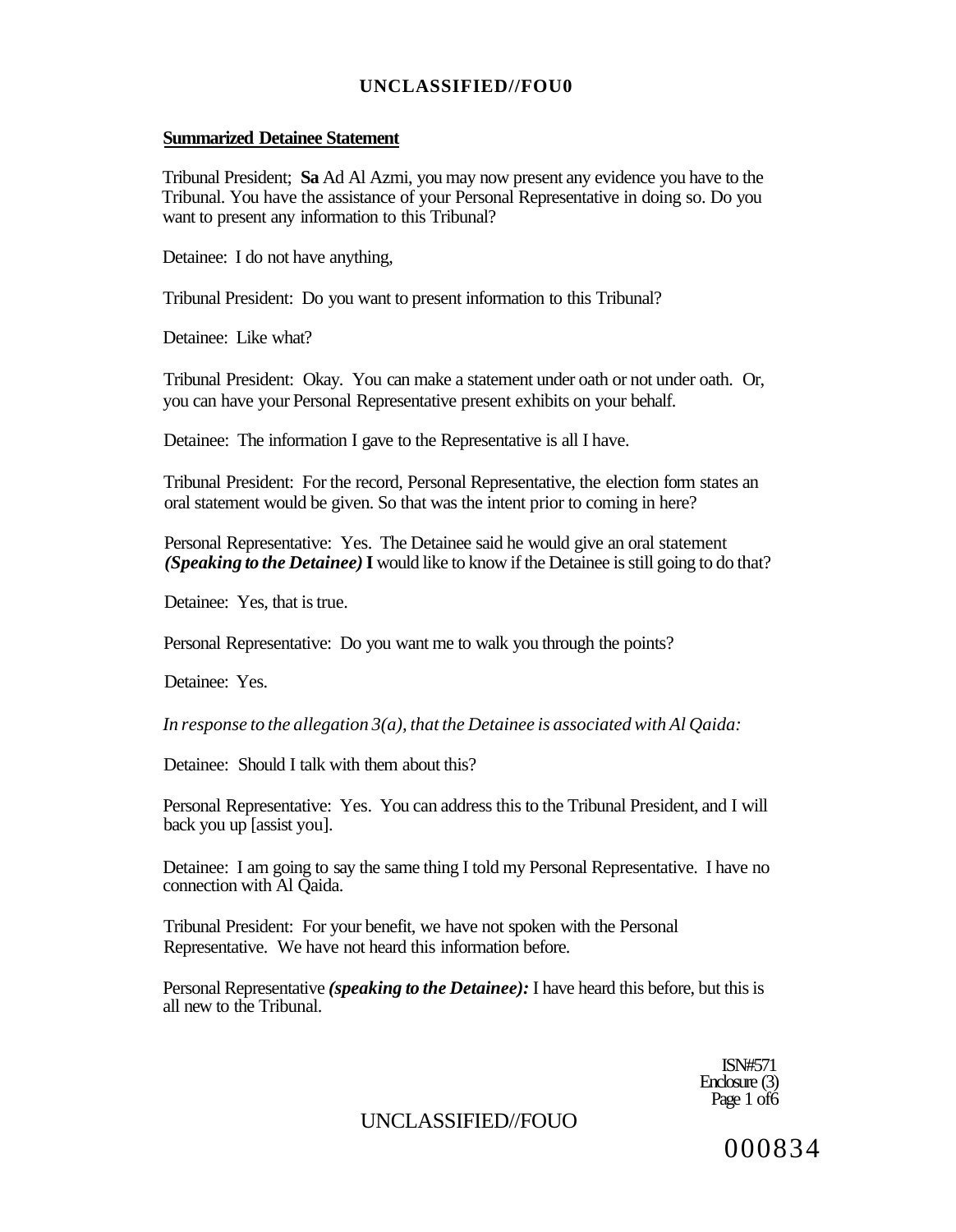**Summarized Detainee Statement**

Tribunal President; **Sa** Ad Al Azmi, you may now present any evidence you have to the Tribunal. You have the assistance of your Personal Representative in doing so. Do you want to present any information to this Tribunal?

Detainee: I do not have anything,

Tribunal President: Do you want to present information to this Tribunal?

Detainee: Like what?

Tribunal President: Okay. You can make a statement under oath or not under oath. Or, you can have your Personal Representative present exhibits on your behalf.

Detainee: The information I gave to the Representative is all I have.

Tribunal President: For the record, Personal Representative, the election form states an oral statement would be given. So that was the intent prior to coming in here?

Personal Representative: Yes. The Detainee said he would give an oral statement ***(Speaking to the Detainee)*** **I** would like to know if the Detainee is still going to do that?

Detainee: Yes, that is true.

Personal Representative: Do you want me to walk you through the points?

Detainee: Yes.

*In response to the allegation 3(a), that the Detainee is associated with Al Qaida:*

Detainee: Should I talk with them about this?

Personal Representative: Yes. You can address this to the Tribunal President, and I will back you up [assist you].

Detainee: I am going to say the same thing I told my Personal Representative. I have no connection with Al Qaida.

Tribunal President: For your benefit, we have not spoken with the Personal Representative. We have not heard this information before.

Personal Representative ***(speaking to the Detainee):*** I have heard this before, but this is all new to the Tribunal.

ISN#571
Enclosure (3)
Page 1 of6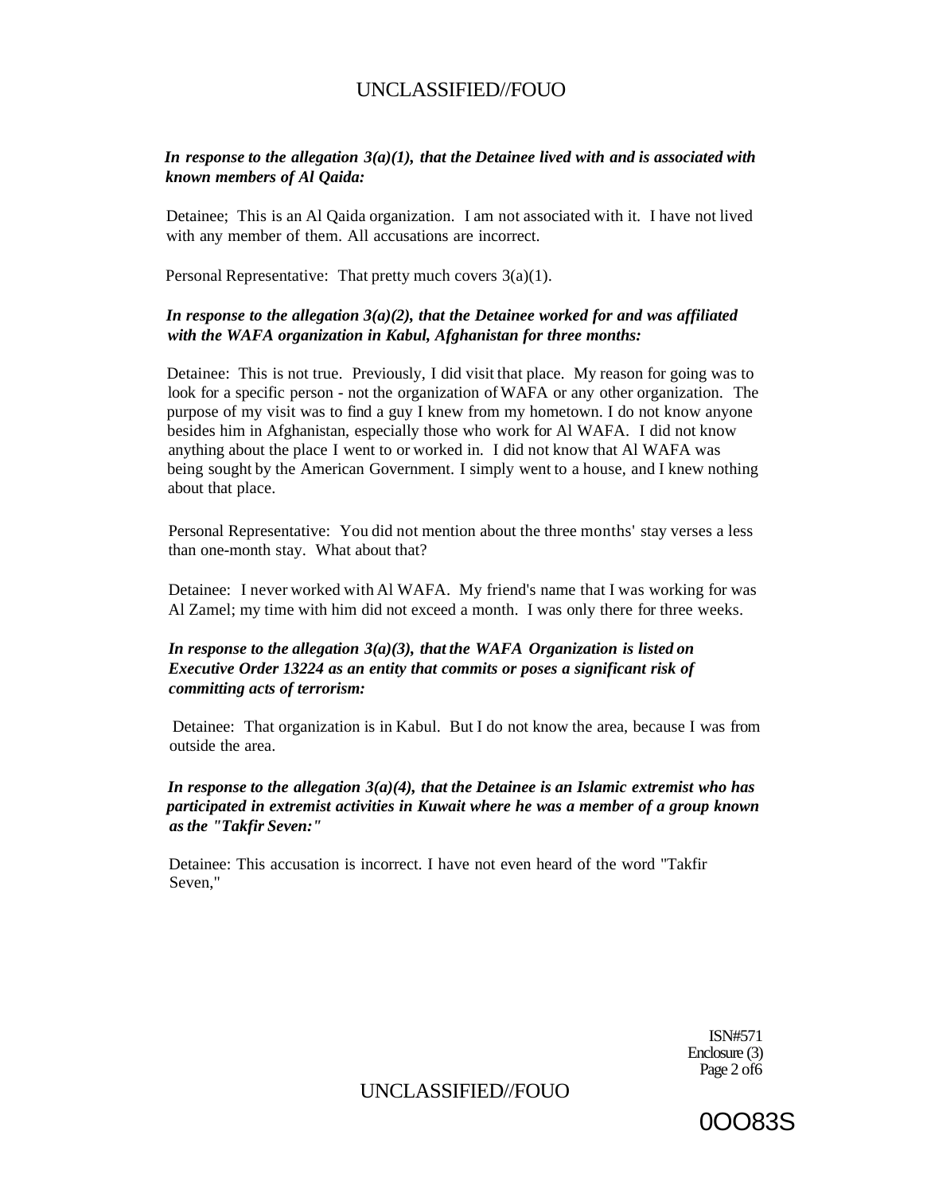***In response to the allegation 3(a)(1), that the Detainee lived with and is associated with known members of Al Qaida:***

Detainee; This is an Al Qaida organization. I am not associated with it. I have not lived with any member of them. All accusations are incorrect.

Personal Representative: That pretty much covers 3(a)(1).

***In response to the allegation 3(a)(2), that the Detainee worked for and was affiliated with the WAFA organization in Kabul, Afghanistan for three months:***

Detainee: This is not true. Previously, I did visit that place. My reason for going was to look for a specific person - not the organization of WAFA or any other organization. The purpose of my visit was to find a guy I knew from my hometown. I do not know anyone besides him in Afghanistan, especially those who work for Al WAFA. I did not know anything about the place I went to or worked in. I did not know that Al WAFA was being sought by the American Government. I simply went to a house, and I knew nothing about that place.

Personal Representative: You did not mention about the three months' stay verses a less than one-month stay. What about that?

Detainee: I never worked with Al WAFA. My friend's name that I was working for was Al Zamel; my time with him did not exceed a month. I was only there for three weeks.

***In response to the allegation 3(a)(3), that the WAFA Organization is listed on Executive Order 13224 as an entity that commits or poses a significant risk of committing acts of terrorism:***

Detainee: That organization is in Kabul. But I do not know the area, because I was from outside the area.

***In response to the allegation 3(a)(4), that the Detainee is an Islamic extremist who has participated in extremist activities in Kuwait where he was a member of a group known as the "Takfir Seven:"***

Detainee: This accusation is incorrect. I have not even heard of the word "Takfir Seven,"

ISN#571
Enclosure (3)

0OO83S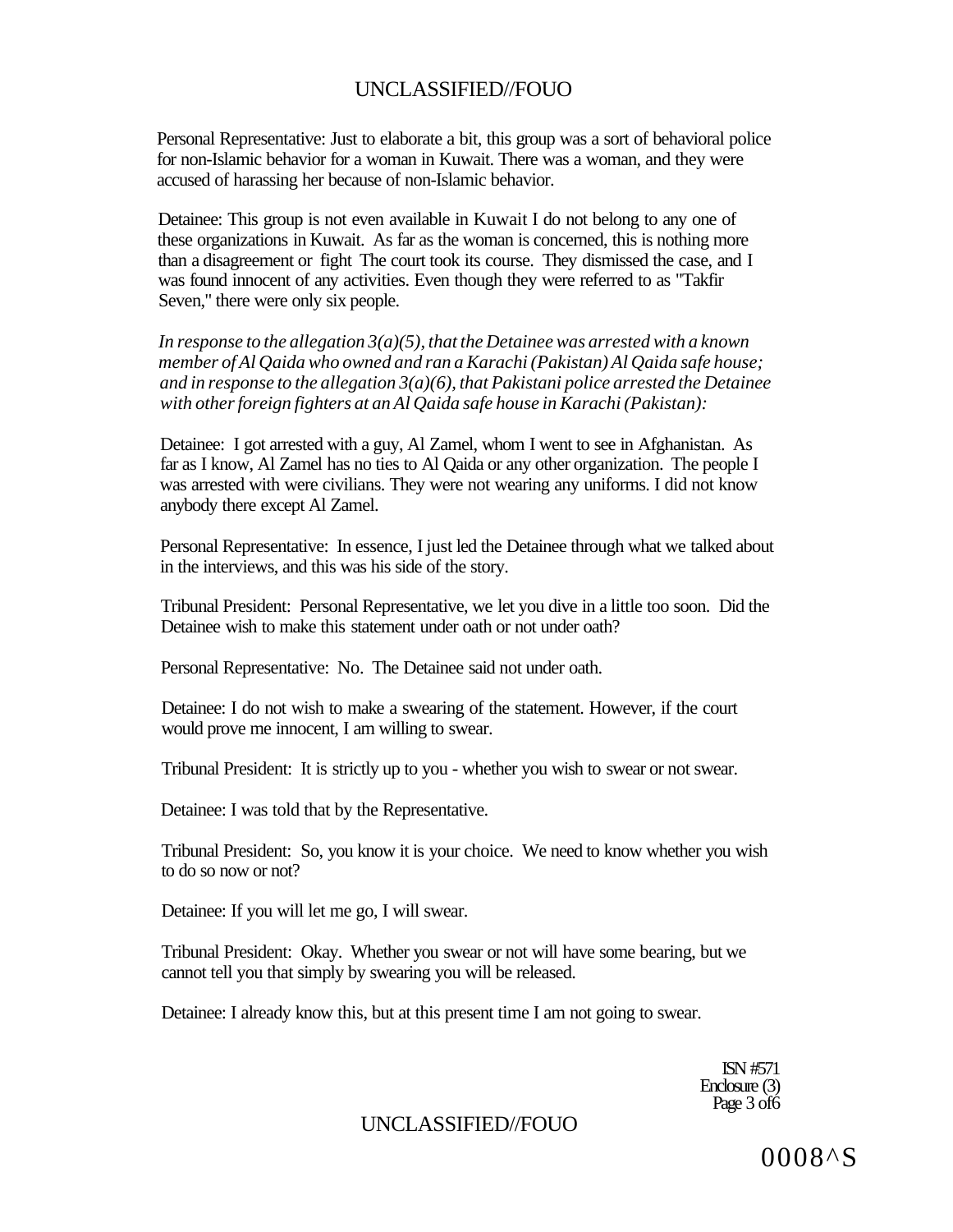Personal Representative: Just to elaborate a bit, this group was a sort of behavioral police for non-Islamic behavior for a woman in Kuwait. There was a woman, and they were accused of harassing her because of non-Islamic behavior.

Detainee: This group is not even available in Kuwait I do not belong to any one of these organizations in Kuwait. As far as the woman is concerned, this is nothing more than a disagreement or fight The court took its course. They dismissed the case, and I was found innocent of any activities. Even though they were referred to as "Takfir Seven," there were only six people.

*In response to the allegation 3(a)(5), that the Detainee was arrested with a known member of Al Qaida who owned and ran a Karachi (Pakistan) Al Qaida safe house; and in response to the allegation 3(a)(6), that Pakistani police arrested the Detainee with other foreign fighters at an Al Qaida safe house in Karachi (Pakistan):*

Detainee: I got arrested with a guy, Al Zamel, whom I went to see in Afghanistan. As far as I know, Al Zamel has no ties to Al Qaida or any other organization. The people I was arrested with were civilians. They were not wearing any uniforms. I did not know anybody there except Al Zamel.

Personal Representative: In essence, I just led the Detainee through what we talked about in the interviews, and this was his side of the story.

Tribunal President: Personal Representative, we let you dive in a little too soon. Did the Detainee wish to make this statement under oath or not under oath?

Personal Representative: No. The Detainee said not under oath.

Detainee: I do not wish to make a swearing of the statement. However, if the court would prove me innocent, I am willing to swear.

Tribunal President: It is strictly up to you - whether you wish to swear or not swear.

Detainee: I was told that by the Representative.

Tribunal President: So, you know it is your choice. We need to know whether you wish to do so now or not?

Detainee: If you will let me go, I will swear.

Tribunal President: Okay. Whether you swear or not will have some bearing, but we cannot tell you that simply by swearing you will be released.

Detainee: I already know this, but at this present time I am not going to swear.

ISN #571
Enclosure (3)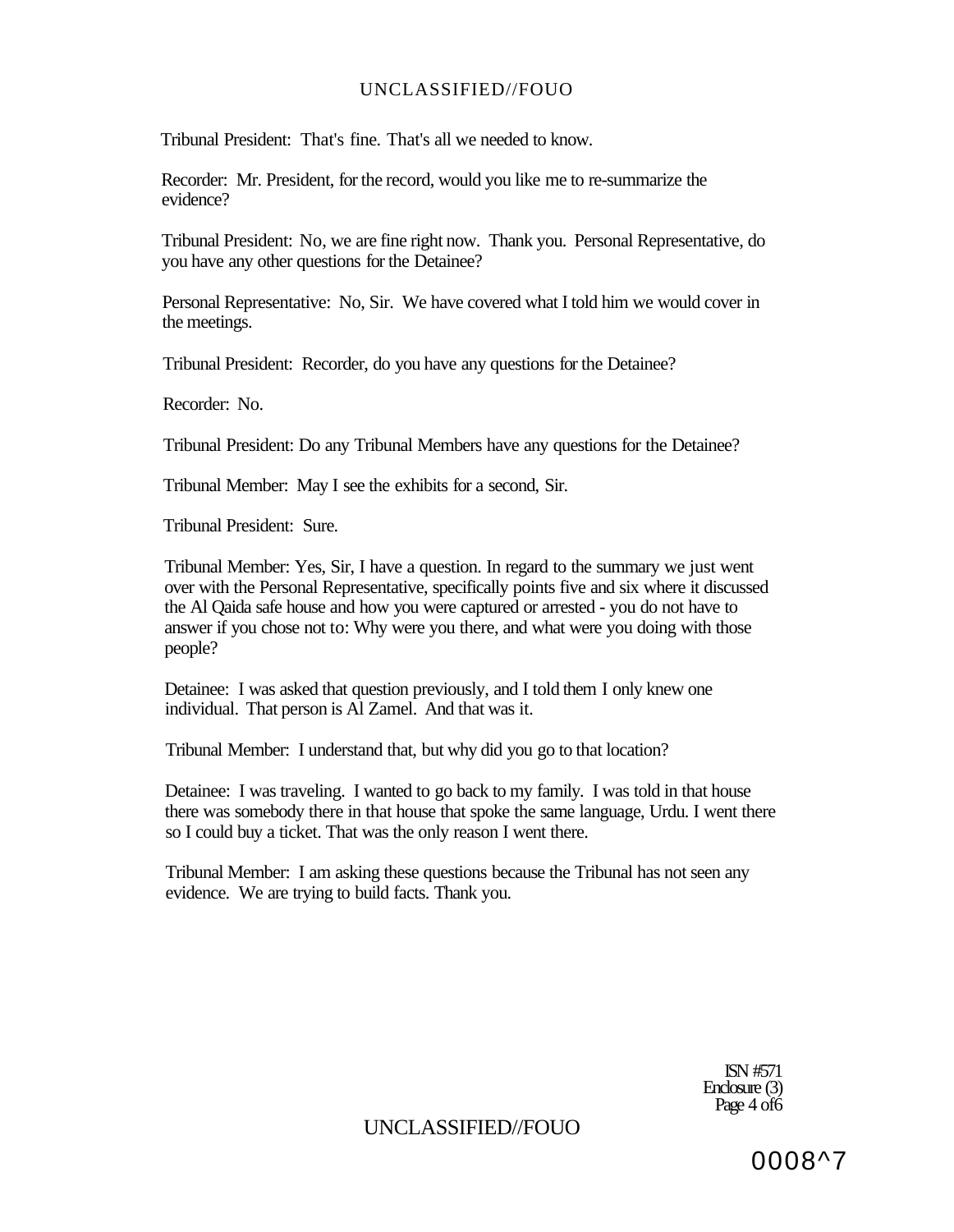Tribunal President: That's fine. That's all we needed to know.

Recorder: Mr. President, for the record, would you like me to re-summarize the evidence?

Tribunal President: No, we are fine right now. Thank you. Personal Representative, do you have any other questions for the Detainee?

Personal Representative: No, Sir. We have covered what I told him we would cover in the meetings.

Tribunal President: Recorder, do you have any questions for the Detainee?

Recorder: No.

Tribunal President: Do any Tribunal Members have any questions for the Detainee?

Tribunal Member: May I see the exhibits for a second, Sir.

Tribunal President: Sure.

Tribunal Member: Yes, Sir, I have a question. In regard to the summary we just went over with the Personal Representative, specifically points five and six where it discussed the Al Qaida safe house and how you were captured or arrested - you do not have to answer if you chose not to: Why were you there, and what were you doing with those people?

Detainee: I was asked that question previously, and I told them I only knew one individual. That person is Al Zamel. And that was it.

Tribunal Member: I understand that, but why did you go to that location?

Detainee: I was traveling. I wanted to go back to my family. I was told in that house there was somebody there in that house that spoke the same language, Urdu. I went there so I could buy a ticket. That was the only reason I went there.

Tribunal Member: I am asking these questions because the Tribunal has not seen any evidence. We are trying to build facts. Thank you.

ISN #571
Enclosure (3)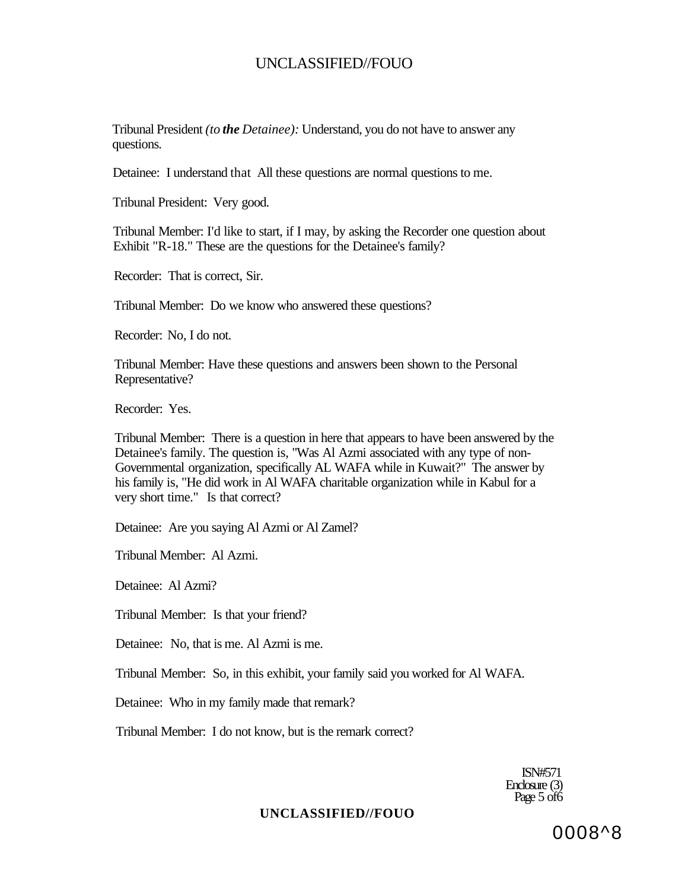Tribunal President *(to **the** Detainee):* Understand, you do not have to answer any questions.

Detainee: I understand that All these questions are normal questions to me.

Tribunal President: Very good.

Tribunal Member: I'd like to start, if I may, by asking the Recorder one question about Exhibit "R-18." These are the questions for the Detainee's family?

Recorder: That is correct, Sir.

Tribunal Member: Do we know who answered these questions?

Recorder: No, I do not.

Tribunal Member: Have these questions and answers been shown to the Personal Representative?

Recorder: Yes.

Tribunal Member: There is a question in here that appears to have been answered by the Detainee's family. The question is, "Was Al Azmi associated with any type of non-Governmental organization, specifically AL WAFA while in Kuwait?" The answer by his family is, "He did work in Al WAFA charitable organization while in Kabul for a very short time." Is that correct?

Detainee: Are you saying Al Azmi or Al Zamel?

Tribunal Member: Al Azmi.

Detainee: Al Azmi?

Tribunal Member: Is that your friend?

Detainee: No, that is me. Al Azmi is me.

Tribunal Member: So, in this exhibit, your family said you worked for Al WAFA.

Detainee: Who in my family made that remark?

Tribunal Member: I do not know, but is the remark correct?

ISN#571
Enclosure (3)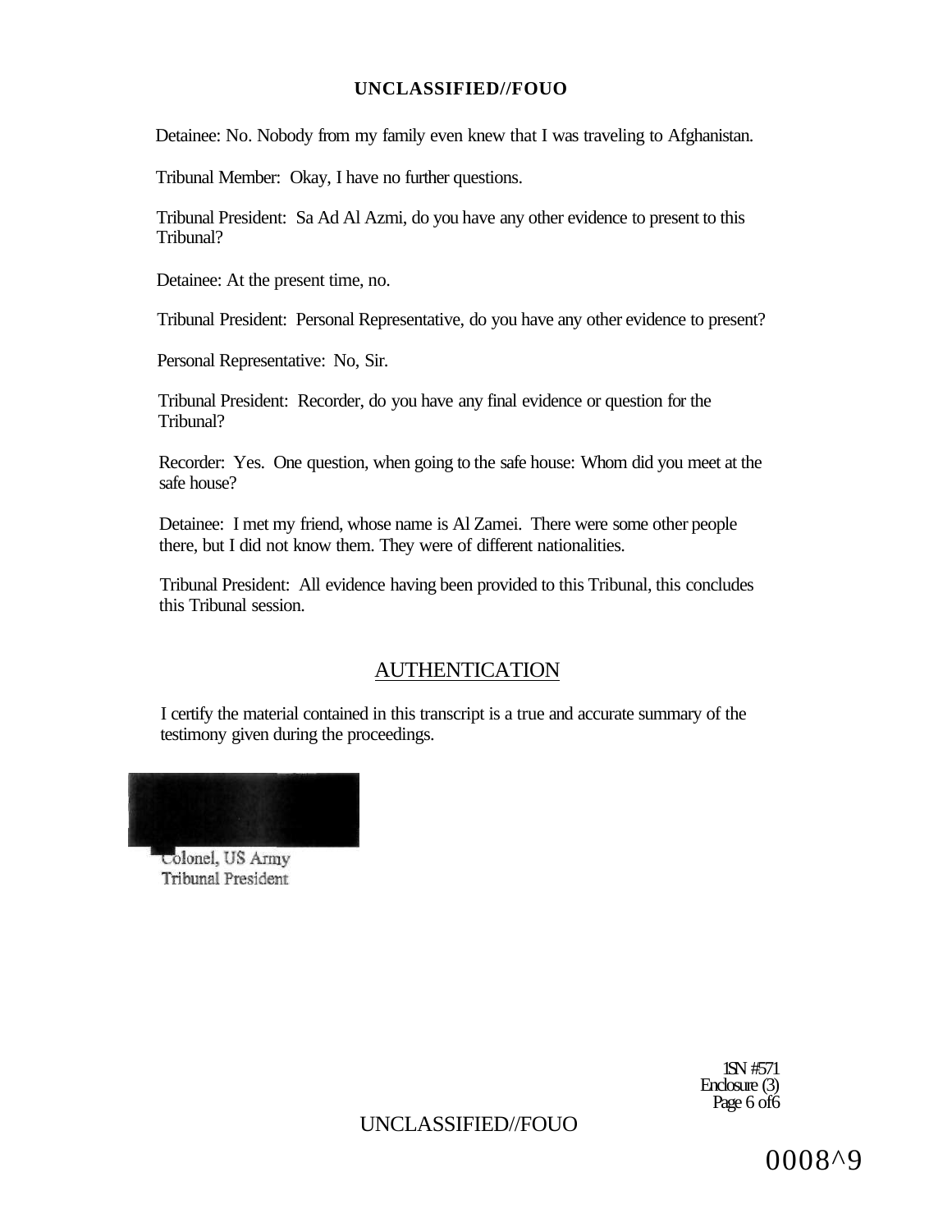Detainee: No. Nobody from my family even knew that I was traveling to Afghanistan.

Tribunal Member: Okay, I have no further questions.

Tribunal President: Sa Ad Al Azmi, do you have any other evidence to present to this Tribunal?

Detainee: At the present time, no.

Tribunal President: Personal Representative, do you have any other evidence to present?

Personal Representative: No, Sir.

Tribunal President: Recorder, do you have any final evidence or question for the Tribunal?

Recorder: Yes. One question, when going to the safe house: Whom did you meet at the safe house?

Detainee: I met my friend, whose name is Al Zamei. There were some other people there, but I did not know them. They were of different nationalities.

Tribunal President: All evidence having been provided to this Tribunal, this concludes this Tribunal session.

## AUTHENTICATION

I certify the material contained in this transcript is a true and accurate summary of the testimony given during the proceedings.

Colonel, US Army
Tribunal President

1SN #571
Enclosure (3)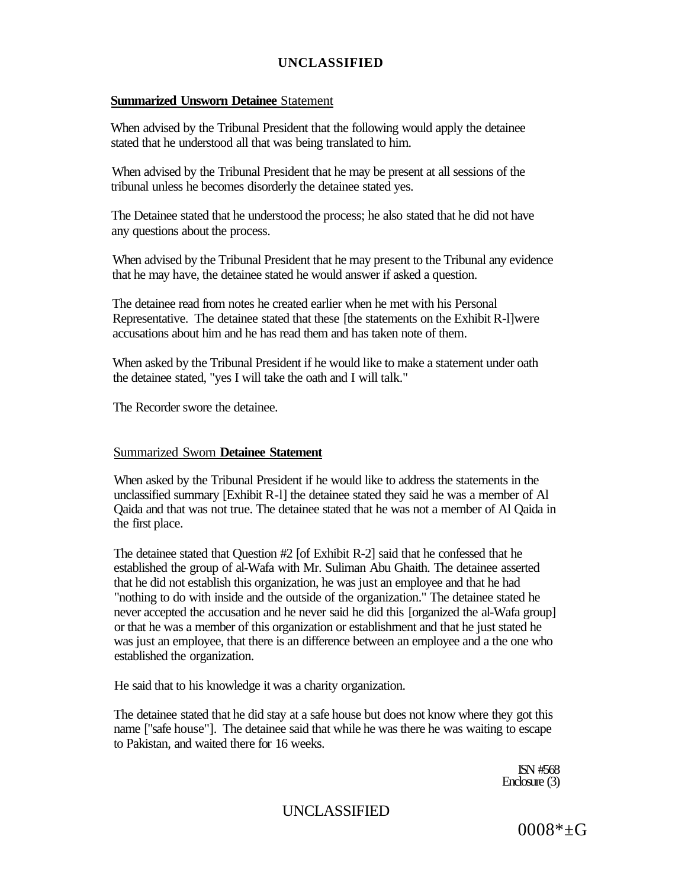**Summarized Unsworn Detainee** Statement

When advised by the Tribunal President that the following would apply the detainee stated that he understood all that was being translated to him.

When advised by the Tribunal President that he may be present at all sessions of the tribunal unless he becomes disorderly the detainee stated yes.

The Detainee stated that he understood the process; he also stated that he did not have any questions about the process.

When advised by the Tribunal President that he may present to the Tribunal any evidence that he may have, the detainee stated he would answer if asked a question.

The detainee read from notes he created earlier when he met with his Personal Representative. The detainee stated that these [the statements on the Exhibit R-l]were accusations about him and he has read them and has taken note of them.

When asked by the Tribunal President if he would like to make a statement under oath the detainee stated, "yes I will take the oath and I will talk."

The Recorder swore the detainee.

Summarized Sworn **Detainee Statement**

When asked by the Tribunal President if he would like to address the statements in the unclassified summary [Exhibit R-l] the detainee stated they said he was a member of Al Qaida and that was not true. The detainee stated that he was not a member of Al Qaida in the first place.

The detainee stated that Question #2 [of Exhibit R-2] said that he confessed that he established the group of al-Wafa with Mr. Suliman Abu Ghaith. The detainee asserted that he did not establish this organization, he was just an employee and that he had "nothing to do with inside and the outside of the organization." The detainee stated he never accepted the accusation and he never said he did this [organized the al-Wafa group] or that he was a member of this organization or establishment and that he just stated he was just an employee, that there is an difference between an employee and a the one who established the organization.

He said that to his knowledge it was a charity organization.

The detainee stated that he did stay at a safe house but does not know where they got this name ["safe house"]. The detainee said that while he was there he was waiting to escape to Pakistan, and waited there for 16 weeks.

ISN #568
Enclosure (3)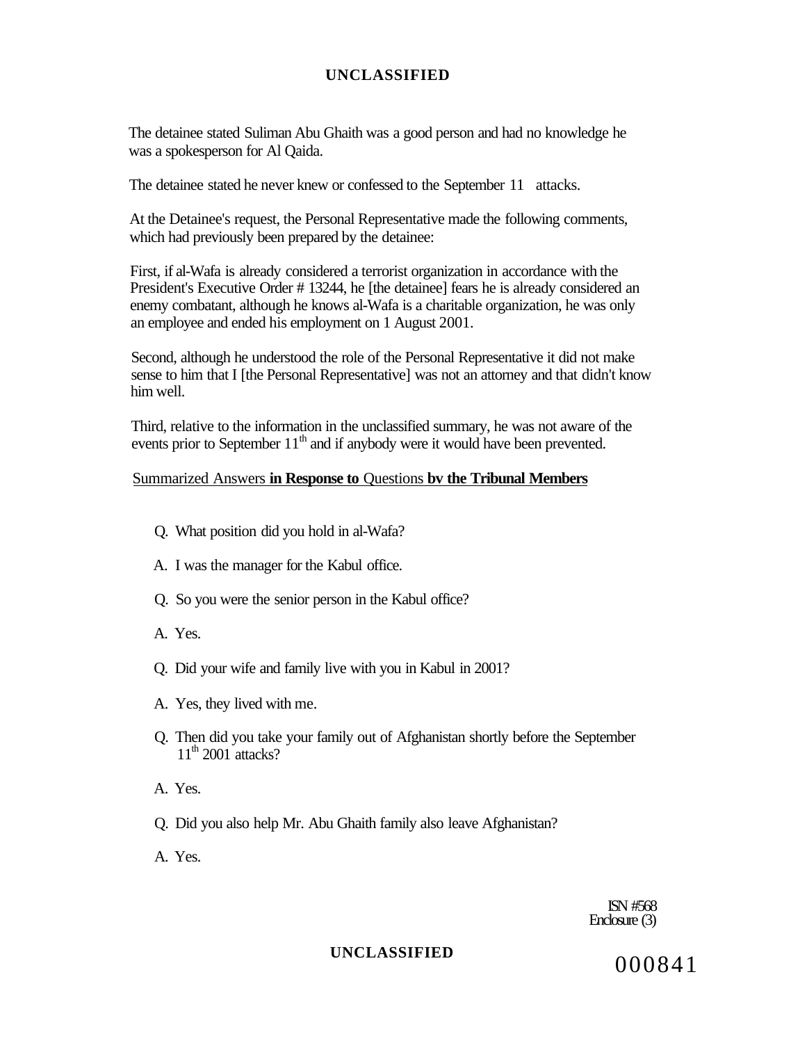The detainee stated Suliman Abu Ghaith was a good person and had no knowledge he was a spokesperson for Al Qaida.

The detainee stated he never knew or confessed to the September 11 attacks.

At the Detainee's request, the Personal Representative made the following comments, which had previously been prepared by the detainee:

First, if al-Wafa is already considered a terrorist organization in accordance with the President's Executive Order # 13244, he [the detainee] fears he is already considered an enemy combatant, although he knows al-Wafa is a charitable organization, he was only an employee and ended his employment on 1 August 2001.

Second, although he understood the role of the Personal Representative it did not make sense to him that I [the Personal Representative] was not an attorney and that didn't know him well.

Third, relative to the information in the unclassified summary, he was not aware of the events prior to September 11th and if anybody were it would have been prevented.

Summarized Answers **in Response to** Questions **bv the Tribunal Members**

Q. What position did you hold in al-Wafa?

A. I was the manager for the Kabul office.

Q. So you were the senior person in the Kabul office?

A. Yes.

Q. Did your wife and family live with you in Kabul in 2001?

A. Yes, they lived with me.

Q. Then did you take your family out of Afghanistan shortly before the September 11th 2001 attacks?

A. Yes.

Q. Did you also help Mr. Abu Ghaith family also leave Afghanistan?

A. Yes.

ISN #568
Enclosure (3)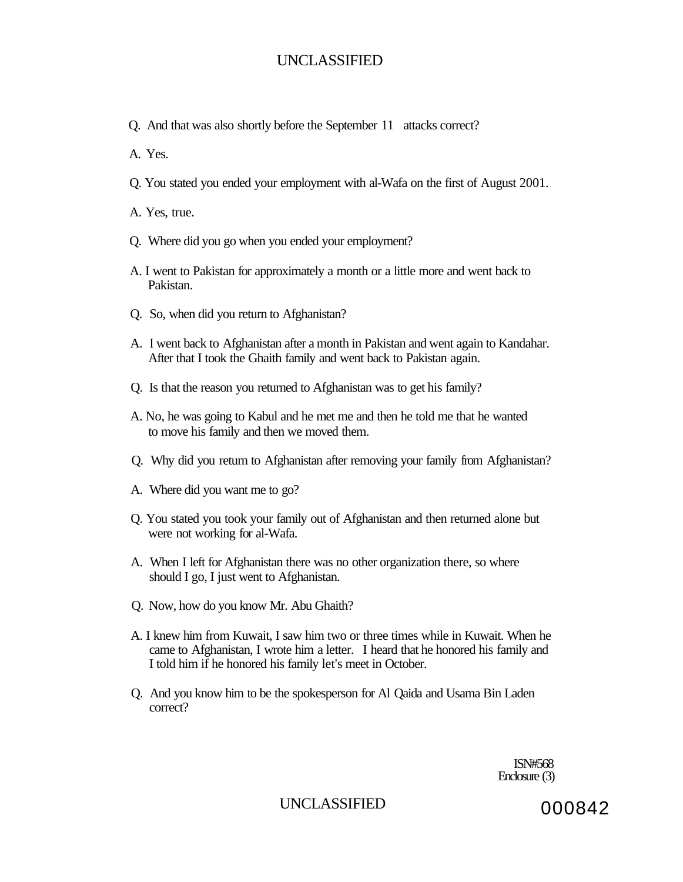Q. And that was also shortly before the September 11 attacks correct?

A. Yes.

Q. You stated you ended your employment with al-Wafa on the first of August 2001.

A. Yes, true.

Q. Where did you go when you ended your employment?

A. I went to Pakistan for approximately a month or a little more and went back to Pakistan.

Q. So, when did you return to Afghanistan?

A. I went back to Afghanistan after a month in Pakistan and went again to Kandahar. After that I took the Ghaith family and went back to Pakistan again.

Q. Is that the reason you returned to Afghanistan was to get his family?

A. No, he was going to Kabul and he met me and then he told me that he wanted to move his family and then we moved them.

Q. Why did you return to Afghanistan after removing your family from Afghanistan?

A. Where did you want me to go?

Q. You stated you took your family out of Afghanistan and then returned alone but were not working for al-Wafa.

A. When I left for Afghanistan there was no other organization there, so where should I go, I just went to Afghanistan.

Q. Now, how do you know Mr. Abu Ghaith?

A. I knew him from Kuwait, I saw him two or three times while in Kuwait. When he came to Afghanistan, I wrote him a letter. I heard that he honored his family and I told him if he honored his family let's meet in October.

Q. And you know him to be the spokesperson for Al Qaida and Usama Bin Laden correct?

ISN#568
Enclosure (3)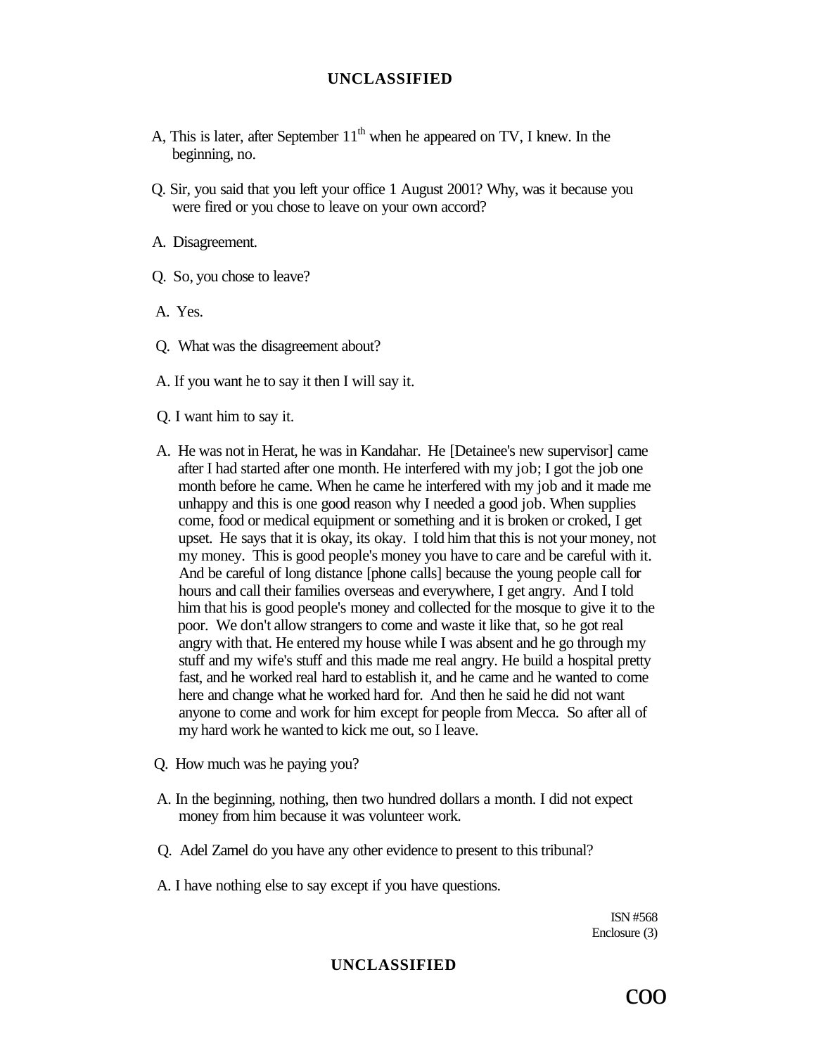A, This is later, after September $11^{th}$ when he appeared on TV, I knew. In the beginning, no.

Q. Sir, you said that you left your office 1 August 2001? Why, was it because you were fired or you chose to leave on your own accord?

A. Disagreement.

Q. So, you chose to leave?

A. Yes.

Q. What was the disagreement about?

A. If you want he to say it then I will say it.

Q. I want him to say it.

A. He was not in Herat, he was in Kandahar. He [Detainee's new supervisor] came after I had started after one month. He interfered with my job; I got the job one month before he came. When he came he interfered with my job and it made me unhappy and this is one good reason why I needed a good job. When supplies come, food or medical equipment or something and it is broken or croked, I get upset. He says that it is okay, its okay. I told him that this is not your money, not my money. This is good people's money you have to care and be careful with it. And be careful of long distance [phone calls] because the young people call for hours and call their families overseas and everywhere, I get angry. And I told him that his is good people's money and collected for the mosque to give it to the poor. We don't allow strangers to come and waste it like that, so he got real angry with that. He entered my house while I was absent and he go through my stuff and my wife's stuff and this made me real angry. He build a hospital pretty fast, and he worked real hard to establish it, and he came and he wanted to come here and change what he worked hard for. And then he said he did not want anyone to come and work for him except for people from Mecca. So after all of my hard work he wanted to kick me out, so I leave.

Q. How much was he paying you?

A. In the beginning, nothing, then two hundred dollars a month. I did not expect money from him because it was volunteer work.

Q. Adel Zamel do you have any other evidence to present to this tribunal?

A. I have nothing else to say except if you have questions.

ISN #568
Enclosure (3)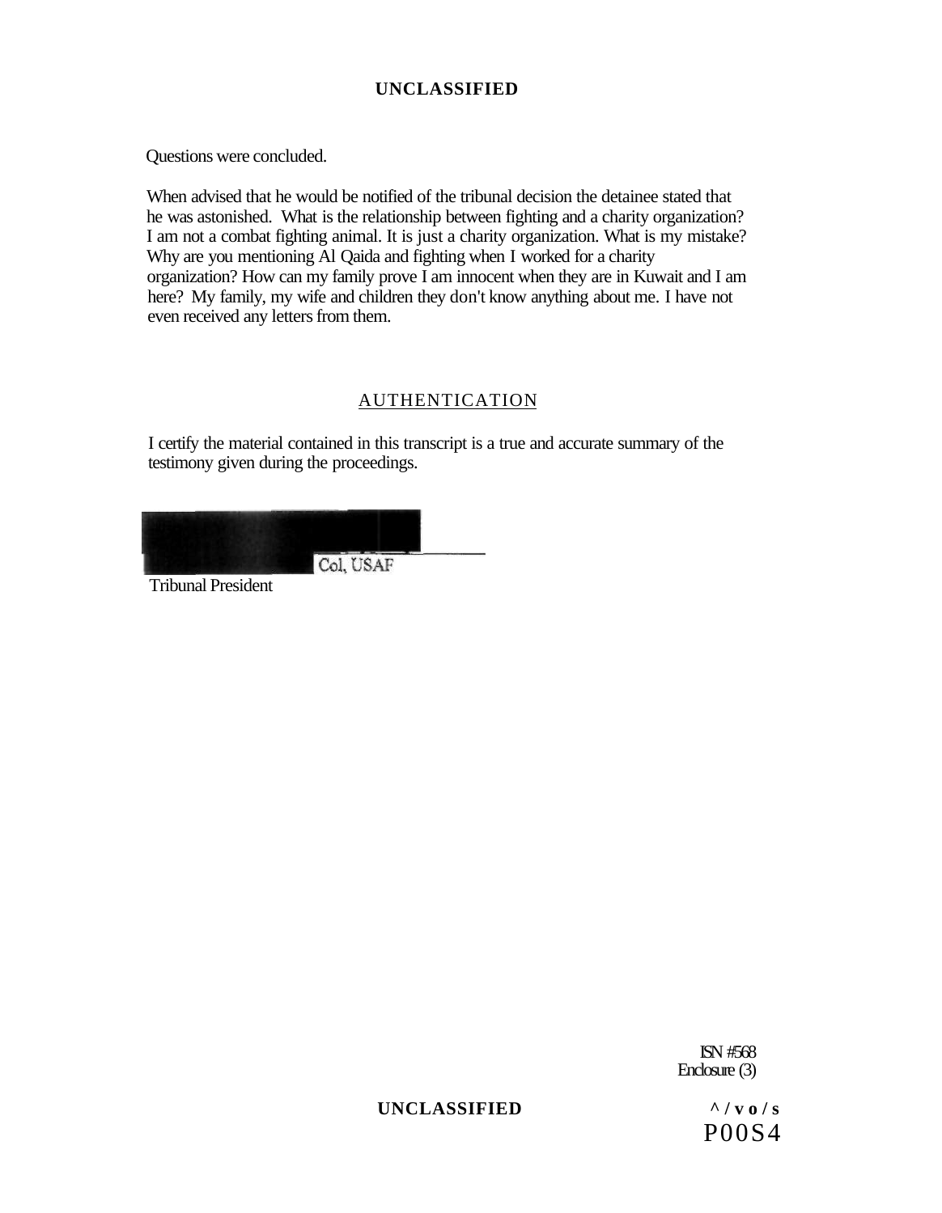Questions were concluded.

When advised that he would be notified of the tribunal decision the detainee stated that he was astonished. What is the relationship between fighting and a charity organization? I am not a combat fighting animal. It is just a charity organization. What is my mistake? Why are you mentioning Al Qaida and fighting when I worked for a charity organization? How can my family prove I am innocent when they are in Kuwait and I am here? My family, my wife and children they don't know anything about me. I have not even received any letters from them.

## AUTHENTICATION

I certify the material contained in this transcript is a true and accurate summary of the testimony given during the proceedings.

Col, USAF

Tribunal President

ISN #568

Enclosure (3)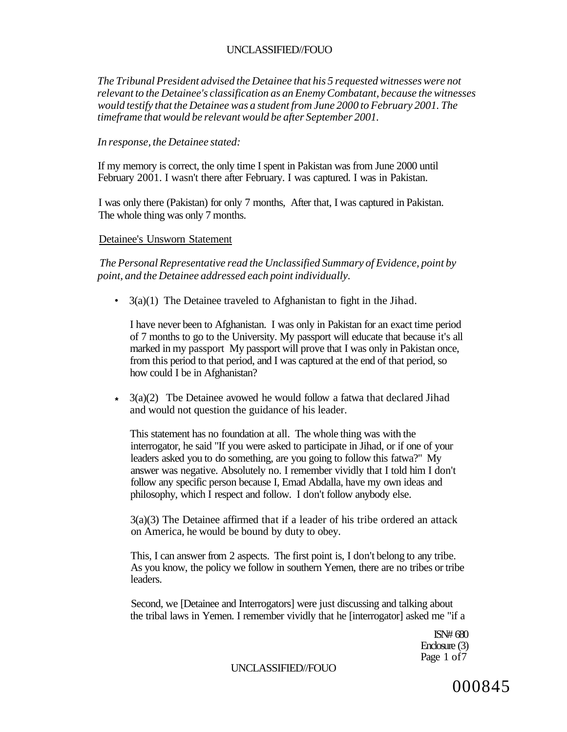*The Tribunal President advised the Detainee that his 5 requested witnesses were not relevant to the Detainee's classification as an Enemy Combatant, because the witnesses would testify that the Detainee was a student from June 2000 to February 2001. The timeframe that would be relevant would be after September 2001.*

*In response, the Detainee stated:*

If my memory is correct, the only time I spent in Pakistan was from June 2000 until February 2001. I wasn't there after February. I was captured. I was in Pakistan.

I was only there (Pakistan) for only 7 months, After that, I was captured in Pakistan. The whole thing was only 7 months.

Detainee's Unsworn Statement

*The Personal Representative read the Unclassified Summary of Evidence, point by point, and the Detainee addressed each point individually.*

- 3(a)(1) The Detainee traveled to Afghanistan to fight in the Jihad.

  I have never been to Afghanistan. I was only in Pakistan for an exact time period of 7 months to go to the University. My passport will educate that because it's all marked in my passport My passport will prove that I was only in Pakistan once, from this period to that period, and I was captured at the end of that period, so how could I be in Afghanistan?

- 3(a)(2) Tbe Detainee avowed he would follow a fatwa that declared Jihad and would not question the guidance of his leader.

  This statement has no foundation at all. The whole thing was with the interrogator, he said "If you were asked to participate in Jihad, or if one of your leaders asked you to do something, are you going to follow this fatwa?" My answer was negative. Absolutely no. I remember vividly that I told him I don't follow any specific person because I, Emad Abdalla, have my own ideas and philosophy, which I respect and follow. I don't follow anybody else.

  3(a)(3) The Detainee affirmed that if a leader of his tribe ordered an attack on America, he would be bound by duty to obey.

  This, I can answer from 2 aspects. The first point is, I don't belong to any tribe. As you know, the policy we follow in southern Yemen, there are no tribes or tribe leaders.

  Second, we [Detainee and Interrogators] were just discussing and talking about the tribal laws in Yemen. I remember vividly that he [interrogator] asked me "if a

ISN# 680
Enclosure (3)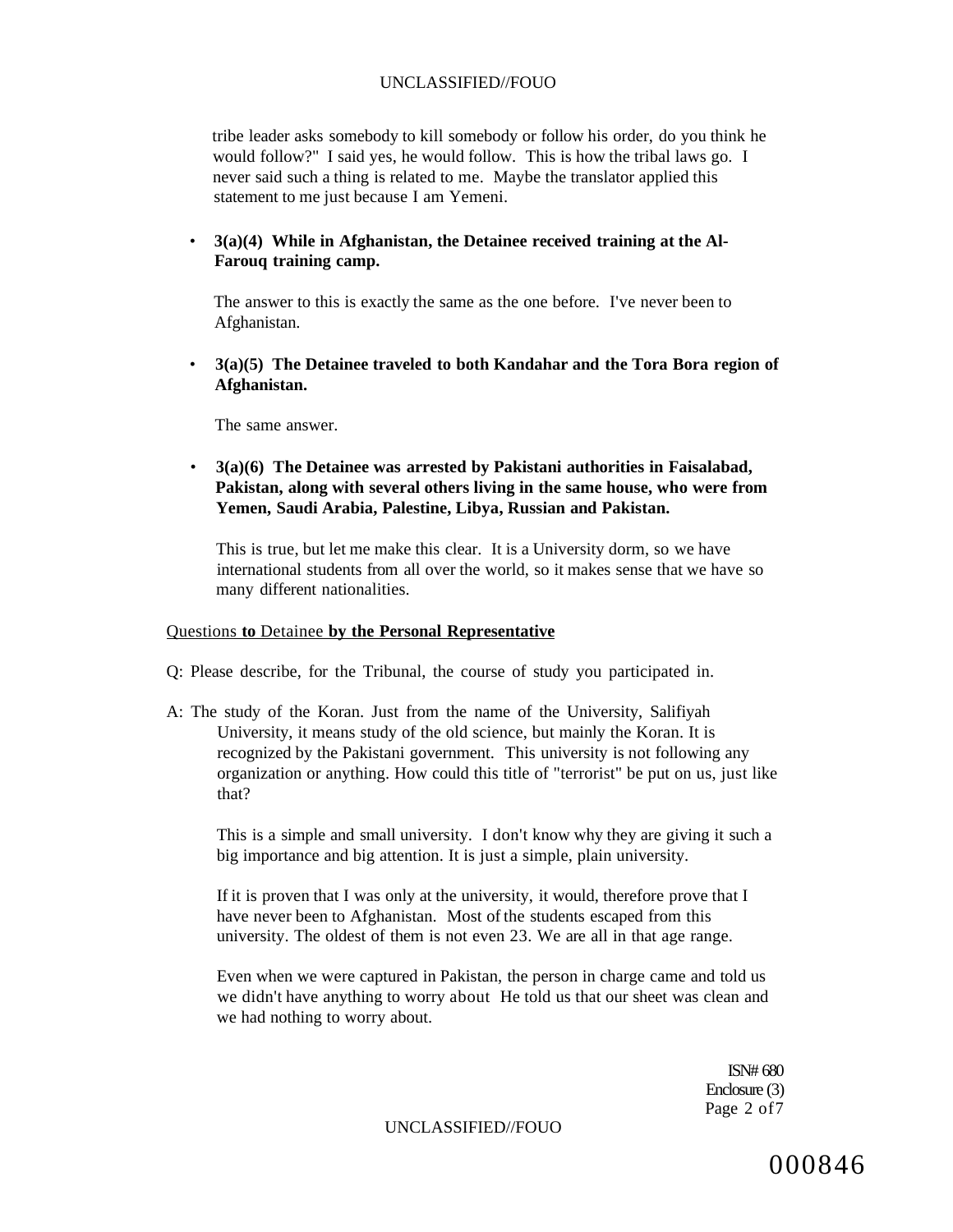tribe leader asks somebody to kill somebody or follow his order, do you think he would follow?" I said yes, he would follow. This is how the tribal laws go. I never said such a thing is related to me. Maybe the translator applied this statement to me just because I am Yemeni.

- **3(a)(4) While in Afghanistan, the Detainee received training at the Al-Farouq training camp.**

  The answer to this is exactly the same as the one before. I've never been to Afghanistan.

- **3(a)(5) The Detainee traveled to both Kandahar and the Tora Bora region of Afghanistan.**

  The same answer.

- **3(a)(6) The Detainee was arrested by Pakistani authorities in Faisalabad, Pakistan, along with several others living in the same house, who were from Yemen, Saudi Arabia, Palestine, Libya, Russian and Pakistan.**

  This is true, but let me make this clear. It is a University dorm, so we have international students from all over the world, so it makes sense that we have so many different nationalities.

Questions **to** Detainee **by the Personal Representative**

Q: Please describe, for the Tribunal, the course of study you participated in.

A: The study of the Koran. Just from the name of the University, Salifiyah University, it means study of the old science, but mainly the Koran. It is recognized by the Pakistani government. This university is not following any organization or anything. How could this title of "terrorist" be put on us, just like that?

This is a simple and small university. I don't know why they are giving it such a big importance and big attention. It is just a simple, plain university.

If it is proven that I was only at the university, it would, therefore prove that I have never been to Afghanistan. Most of the students escaped from this university. The oldest of them is not even 23. We are all in that age range.

Even when we were captured in Pakistan, the person in charge came and told us we didn't have anything to worry about He told us that our sheet was clean and we had nothing to worry about.

ISN# 680
Enclosure (3)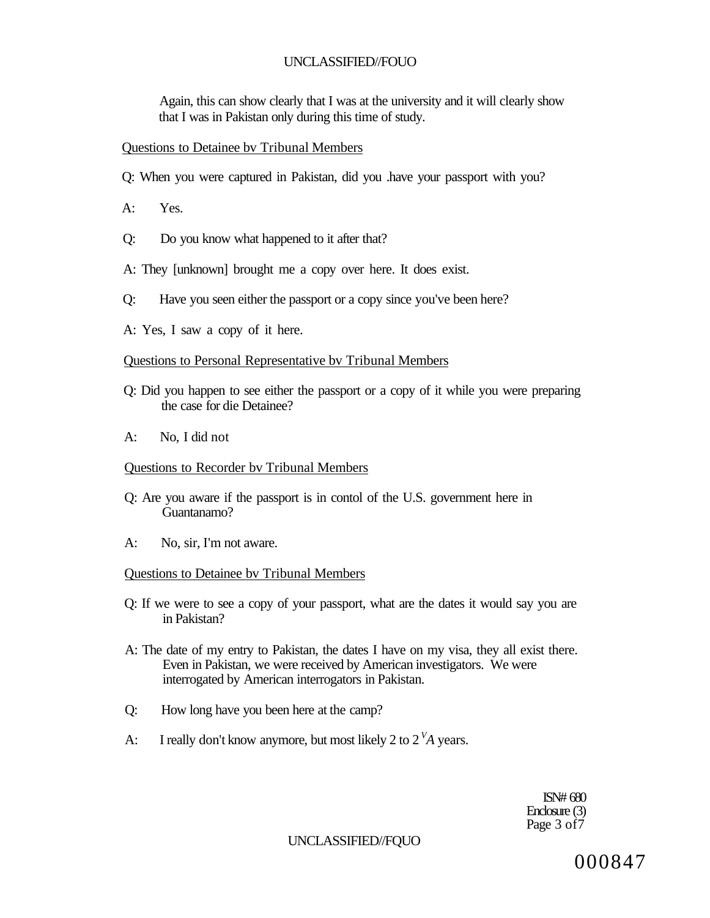Again, this can show clearly that I was at the university and it will clearly show that I was in Pakistan only during this time of study.

Questions to Detainee bv Tribunal Members

Q: When you were captured in Pakistan, did you .have your passport with you?

A: Yes.

Q: Do you know what happened to it after that?

A: They [unknown] brought me a copy over here. It does exist.

Q: Have you seen either the passport or a copy since you've been here?

A: Yes, I saw a copy of it here.

Questions to Personal Representative bv Tribunal Members

Q: Did you happen to see either the passport or a copy of it while you were preparing the case for die Detainee?

A: No, I did not

Questions to Recorder bv Tribunal Members

Q: Are you aware if the passport is in contol of the U.S. government here in Guantanamo?

A: No, sir, I'm not aware.

Questions to Detainee bv Tribunal Members

Q: If we were to see a copy of your passport, what are the dates it would say you are in Pakistan?

A: The date of my entry to Pakistan, the dates I have on my visa, they all exist there. Even in Pakistan, we were received by American investigators. We were interrogated by American interrogators in Pakistan.

Q: How long have you been here at the camp?

A: I really don't know anymore, but most likely 2 to 2 $^{V}A$ years.

ISN# 680
Enclosure (3)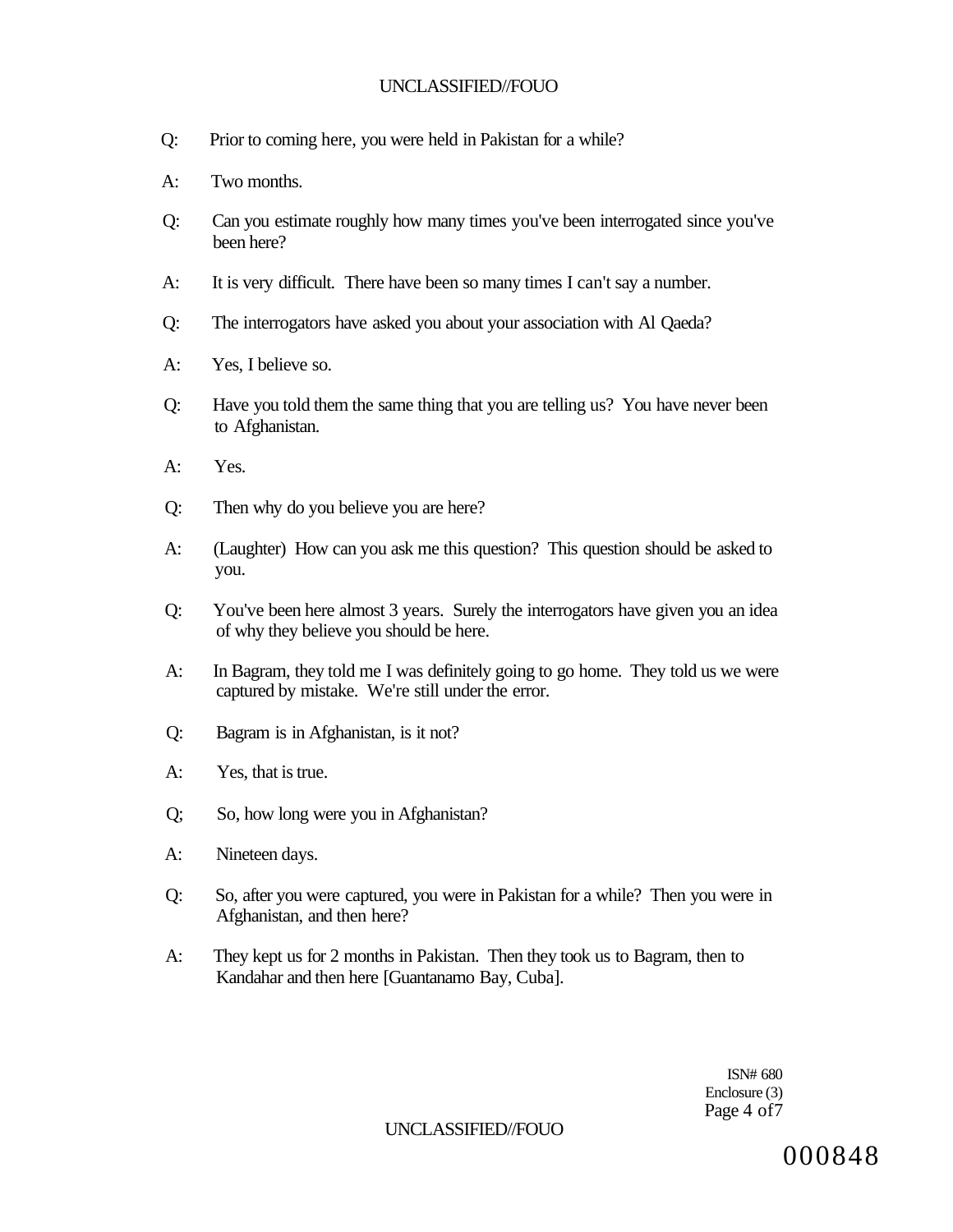Q: Prior to coming here, you were held in Pakistan for a while?

A: Two months.

Q: Can you estimate roughly how many times you've been interrogated since you've been here?

A: It is very difficult. There have been so many times I can't say a number.

Q: The interrogators have asked you about your association with Al Qaeda?

A: Yes, I believe so.

Q: Have you told them the same thing that you are telling us? You have never been to Afghanistan.

A: Yes.

Q: Then why do you believe you are here?

A: (Laughter) How can you ask me this question? This question should be asked to you.

Q: You've been here almost 3 years. Surely the interrogators have given you an idea of why they believe you should be here.

A: In Bagram, they told me I was definitely going to go home. They told us we were captured by mistake. We're still under the error.

Q: Bagram is in Afghanistan, is it not?

A: Yes, that is true.

Q; So, how long were you in Afghanistan?

A: Nineteen days.

Q: So, after you were captured, you were in Pakistan for a while? Then you were in Afghanistan, and then here?

A: They kept us for 2 months in Pakistan. Then they took us to Bagram, then to Kandahar and then here [Guantanamo Bay, Cuba].

ISN# 680
Enclosure (3)

000848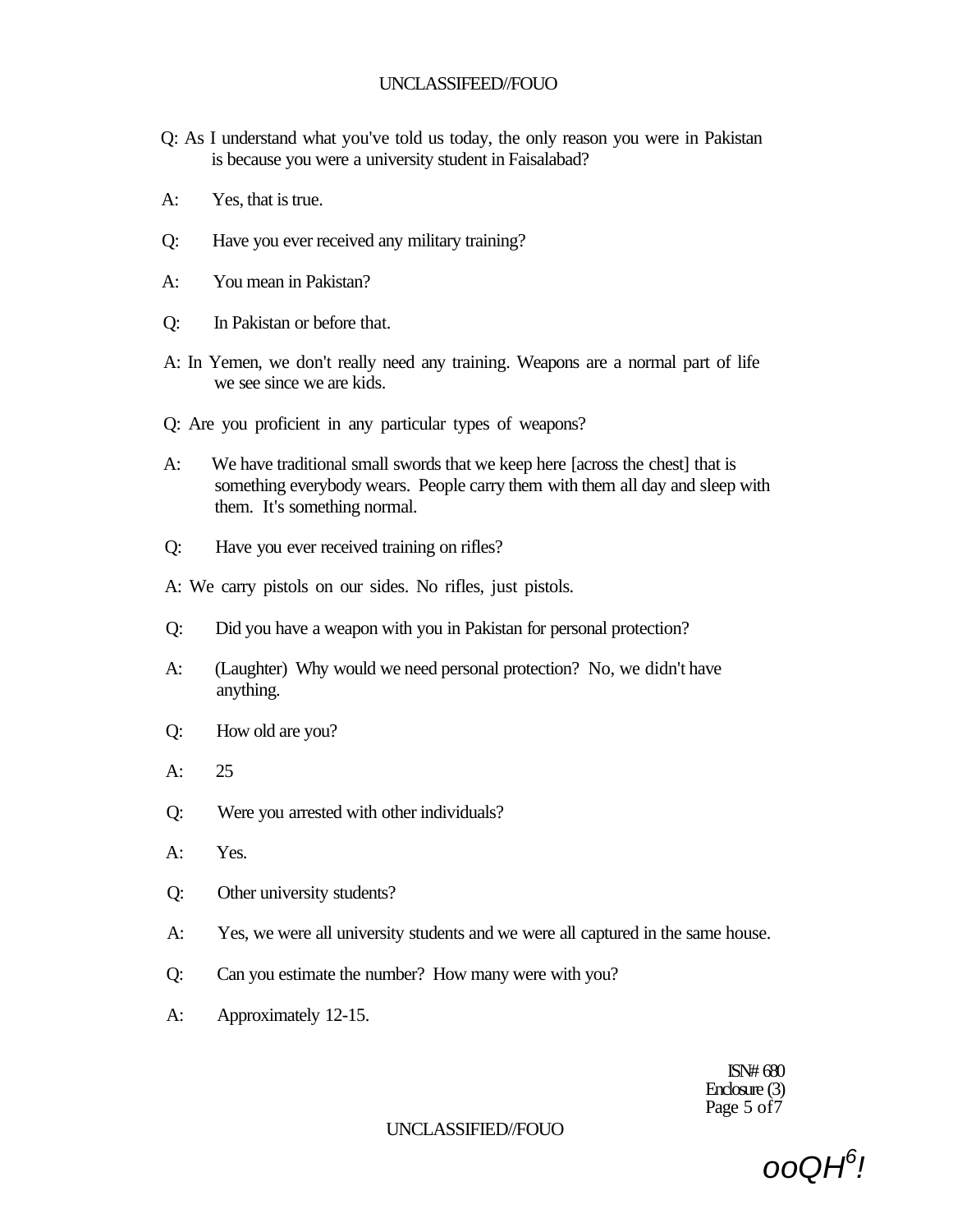Q: As I understand what you've told us today, the only reason you were in Pakistan is because you were a university student in Faisalabad?

A: Yes, that is true.

Q: Have you ever received any military training?

A: You mean in Pakistan?

Q: In Pakistan or before that.

A: In Yemen, we don't really need any training. Weapons are a normal part of life we see since we are kids.

Q: Are you proficient in any particular types of weapons?

A: We have traditional small swords that we keep here [across the chest] that is something everybody wears. People carry them with them all day and sleep with them. It's something normal.

Q: Have you ever received training on rifles?

A: We carry pistols on our sides. No rifles, just pistols.

Q: Did you have a weapon with you in Pakistan for personal protection?

A: (Laughter) Why would we need personal protection? No, we didn't have anything.

Q: How old are you?

A: 25

Q: Were you arrested with other individuals?

A: Yes.

Q: Other university students?

A: Yes, we were all university students and we were all captured in the same house.

Q: Can you estimate the number? How many were with you?

A: Approximately 12-15.

ISN# 680
Enclosure (3)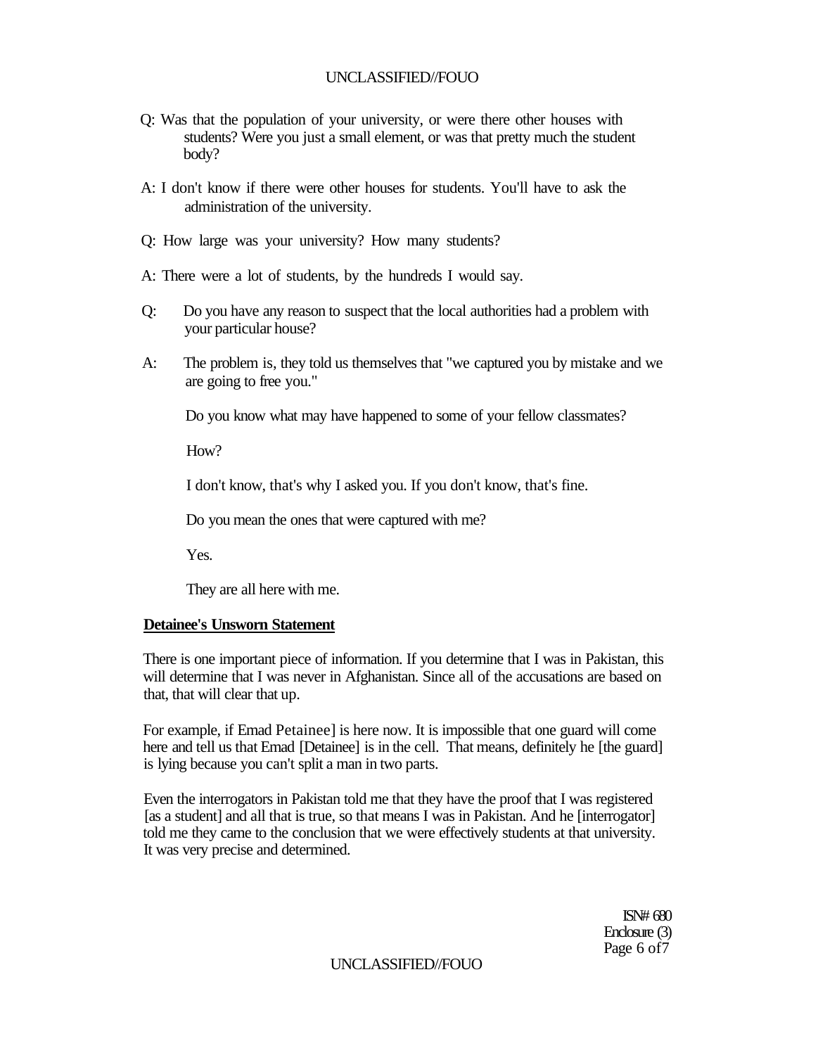Q: Was that the population of your university, or were there other houses with students? Were you just a small element, or was that pretty much the student body?

A: I don't know if there were other houses for students. You'll have to ask the administration of the university.

Q: How large was your university? How many students?

A: There were a lot of students, by the hundreds I would say.

Q: Do you have any reason to suspect that the local authorities had a problem with your particular house?

A: The problem is, they told us themselves that "we captured you by mistake and we are going to free you."

Do you know what may have happened to some of your fellow classmates?

How?

I don't know, that's why I asked you. If you don't know, that's fine.

Do you mean the ones that were captured with me?

Yes.

They are all here with me.

**Detainee's Unsworn Statement**

There is one important piece of information. If you determine that I was in Pakistan, this will determine that I was never in Afghanistan. Since all of the accusations are based on that, that will clear that up.

For example, if Emad Petainee] is here now. It is impossible that one guard will come here and tell us that Emad [Detainee] is in the cell. That means, definitely he [the guard] is lying because you can't split a man in two parts.

Even the interrogators in Pakistan told me that they have the proof that I was registered [as a student] and all that is true, so that means I was in Pakistan. And he [interrogator] told me they came to the conclusion that we were effectively students at that university. It was very precise and determined.

ISN# 680
Enclosure (3)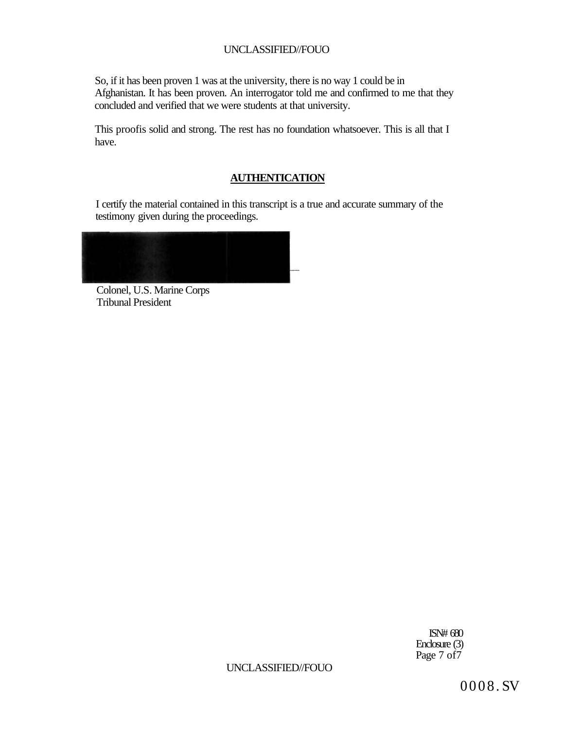So, if it has been proven 1 was at the university, there is no way 1 could be in Afghanistan. It has been proven. An interrogator told me and confirmed to me that they concluded and verified that we were students at that university.

This proofis solid and strong. The rest has no foundation whatsoever. This is all that I have.

## **AUTHENTICATION**

I certify the material contained in this transcript is a true and accurate summary of the testimony given during the proceedings.

Colonel, U.S. Marine Corps
Tribunal President

ISN# 680
Enclosure (3)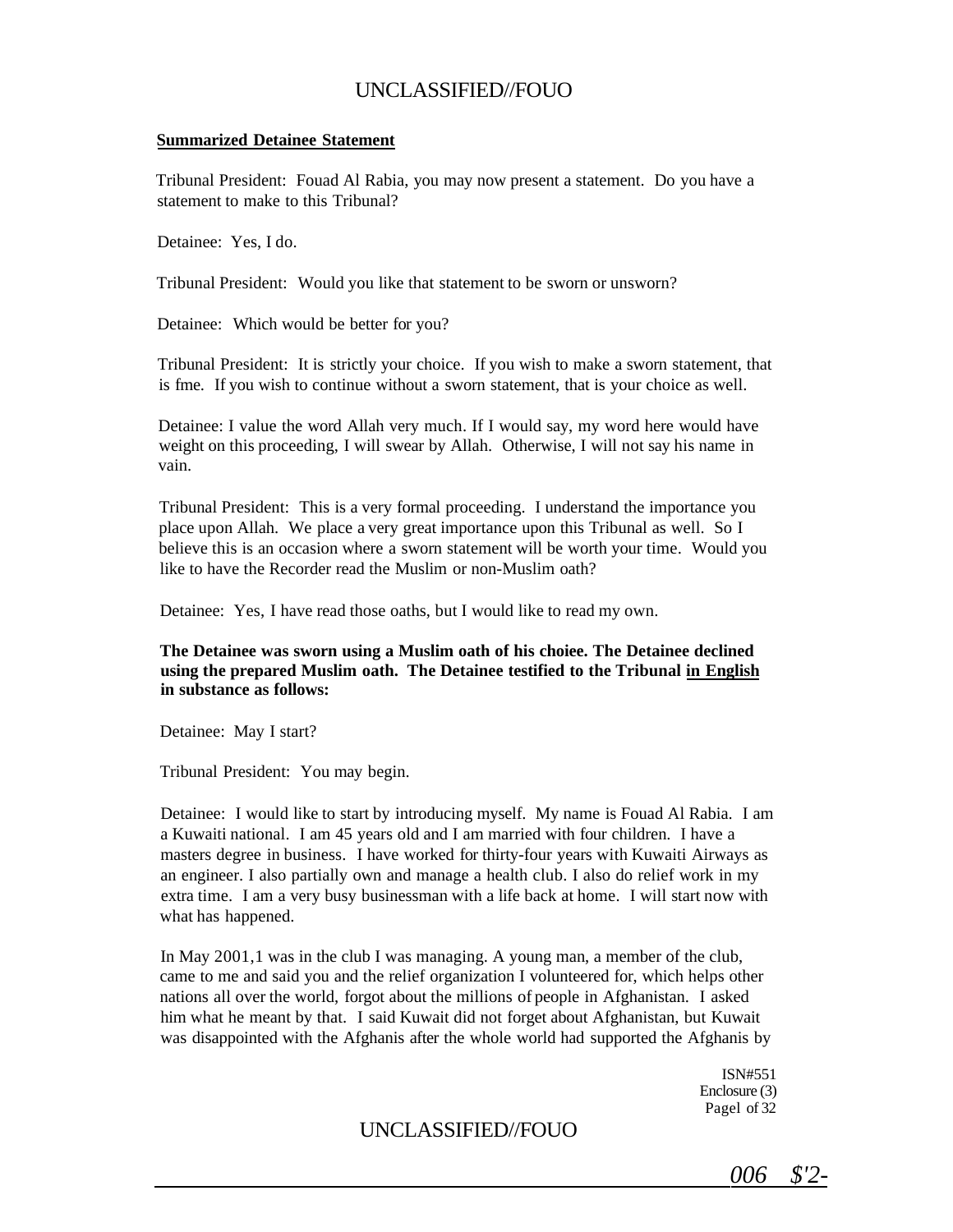**Summarized Detainee Statement**

Tribunal President: Fouad Al Rabia, you may now present a statement. Do you have a statement to make to this Tribunal?

Detainee: Yes, I do.

Tribunal President: Would you like that statement to be sworn or unsworn?

Detainee: Which would be better for you?

Tribunal President: It is strictly your choice. If you wish to make a sworn statement, that is fme. If you wish to continue without a sworn statement, that is your choice as well.

Detainee: I value the word Allah very much. If I would say, my word here would have weight on this proceeding, I will swear by Allah. Otherwise, I will not say his name in vain.

Tribunal President: This is a very formal proceeding. I understand the importance you place upon Allah. We place a very great importance upon this Tribunal as well. So I believe this is an occasion where a sworn statement will be worth your time. Would you like to have the Recorder read the Muslim or non-Muslim oath?

Detainee: Yes, I have read those oaths, but I would like to read my own.

**The Detainee was sworn using a Muslim oath of his choiee. The Detainee declined using the prepared Muslim oath. The Detainee testified to the Tribunal <u>in English</u> in substance as follows:**

Detainee: May I start?

Tribunal President: You may begin.

Detainee: I would like to start by introducing myself. My name is Fouad Al Rabia. I am a Kuwaiti national. I am 45 years old and I am married with four children. I have a masters degree in business. I have worked for thirty-four years with Kuwaiti Airways as an engineer. I also partially own and manage a health club. I also do relief work in my extra time. I am a very busy businessman with a life back at home. I will start now with what has happened.

In May 2001,1 was in the club I was managing. A young man, a member of the club, came to me and said you and the relief organization I volunteered for, which helps other nations all over the world, forgot about the millions of people in Afghanistan. I asked him what he meant by that. I said Kuwait did not forget about Afghanistan, but Kuwait was disappointed with the Afghanis after the whole world had supported the Afghanis by

ISN#551
Enclosure (3)
Pagel of 32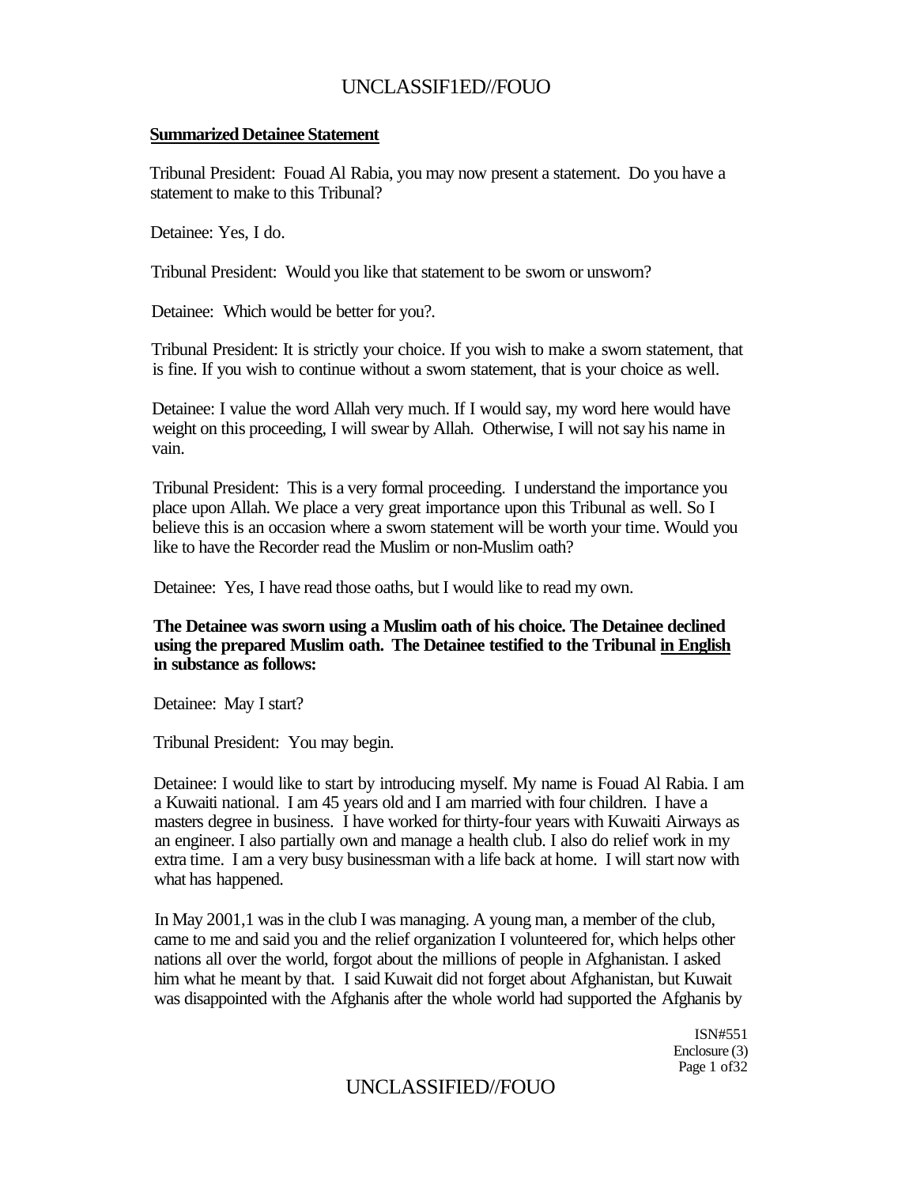**Summarized Detainee Statement**

Tribunal President: Fouad Al Rabia, you may now present a statement. Do you have a statement to make to this Tribunal?

Detainee: Yes, I do.

Tribunal President: Would you like that statement to be sworn or unsworn?

Detainee: Which would be better for you?.

Tribunal President: It is strictly your choice. If you wish to make a sworn statement, that is fine. If you wish to continue without a sworn statement, that is your choice as well.

Detainee: I value the word Allah very much. If I would say, my word here would have weight on this proceeding, I will swear by Allah. Otherwise, I will not say his name in vain.

Tribunal President: This is a very formal proceeding. I understand the importance you place upon Allah. We place a very great importance upon this Tribunal as well. So I believe this is an occasion where a sworn statement will be worth your time. Would you like to have the Recorder read the Muslim or non-Muslim oath?

Detainee: Yes, I have read those oaths, but I would like to read my own.

**The Detainee was sworn using a Muslim oath of his choice. The Detainee declined using the prepared Muslim oath. The Detainee testified to the Tribunal <u>in English</u> in substance as follows:**

Detainee: May I start?

Tribunal President: You may begin.

Detainee: I would like to start by introducing myself. My name is Fouad Al Rabia. I am a Kuwaiti national. I am 45 years old and I am married with four children. I have a masters degree in business. I have worked for thirty-four years with Kuwaiti Airways as an engineer. I also partially own and manage a health club. I also do relief work in my extra time. I am a very busy businessman with a life back at home. I will start now with what has happened.

In May 2001,1 was in the club I was managing. A young man, a member of the club, came to me and said you and the relief organization I volunteered for, which helps other nations all over the world, forgot about the millions of people in Afghanistan. I asked him what he meant by that. I said Kuwait did not forget about Afghanistan, but Kuwait was disappointed with the Afghanis after the whole world had supported the Afghanis by

ISN#551
Enclosure (3)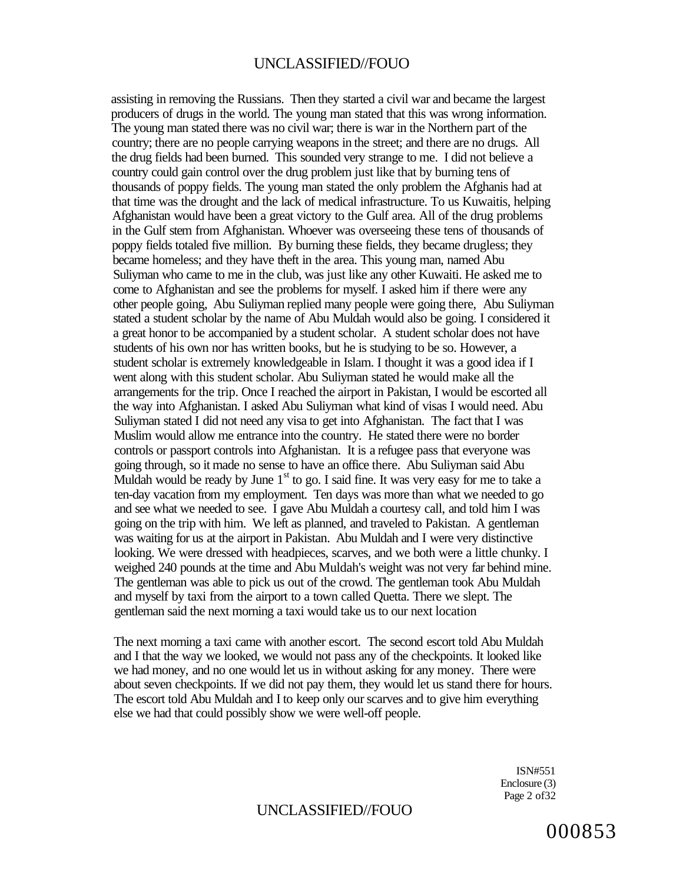assisting in removing the Russians. Then they started a civil war and became the largest producers of drugs in the world. The young man stated that this was wrong information. The young man stated there was no civil war; there is war in the Northern part of the country; there are no people carrying weapons in the street; and there are no drugs. All the drug fields had been burned. This sounded very strange to me. I did not believe a country could gain control over the drug problem just like that by burning tens of thousands of poppy fields. The young man stated the only problem the Afghanis had at that time was the drought and the lack of medical infrastructure. To us Kuwaitis, helping Afghanistan would have been a great victory to the Gulf area. All of the drug problems in the Gulf stem from Afghanistan. Whoever was overseeing these tens of thousands of poppy fields totaled five million. By burning these fields, they became drugless; they became homeless; and they have theft in the area. This young man, named Abu Suliyman who came to me in the club, was just like any other Kuwaiti. He asked me to come to Afghanistan and see the problems for myself. I asked him if there were any other people going, Abu Suliyman replied many people were going there, Abu Suliyman stated a student scholar by the name of Abu Muldah would also be going. I considered it a great honor to be accompanied by a student scholar. A student scholar does not have students of his own nor has written books, but he is studying to be so. However, a student scholar is extremely knowledgeable in Islam. I thought it was a good idea if I went along with this student scholar. Abu Suliyman stated he would make all the arrangements for the trip. Once I reached the airport in Pakistan, I would be escorted all the way into Afghanistan. I asked Abu Suliyman what kind of visas I would need. Abu Suliyman stated I did not need any visa to get into Afghanistan. The fact that I was Muslim would allow me entrance into the country. He stated there were no border controls or passport controls into Afghanistan. It is a refugee pass that everyone was going through, so it made no sense to have an office there. Abu Suliyman said Abu Muldah would be ready by June 1st to go. I said fine. It was very easy for me to take a ten-day vacation from my employment. Ten days was more than what we needed to go and see what we needed to see. I gave Abu Muldah a courtesy call, and told him I was going on the trip with him. We left as planned, and traveled to Pakistan. A gentleman was waiting for us at the airport in Pakistan. Abu Muldah and I were very distinctive looking. We were dressed with headpieces, scarves, and we both were a little chunky. I weighed 240 pounds at the time and Abu Muldah's weight was not very far behind mine. The gentleman was able to pick us out of the crowd. The gentleman took Abu Muldah and myself by taxi from the airport to a town called Quetta. There we slept. The gentleman said the next morning a taxi would take us to our next location

The next morning a taxi came with another escort. The second escort told Abu Muldah and I that the way we looked, we would not pass any of the checkpoints. It looked like we had money, and no one would let us in without asking for any money. There were about seven checkpoints. If we did not pay them, they would let us stand there for hours. The escort told Abu Muldah and I to keep only our scarves and to give him everything else we had that could possibly show we were well-off people.

ISN#551
Enclosure (3)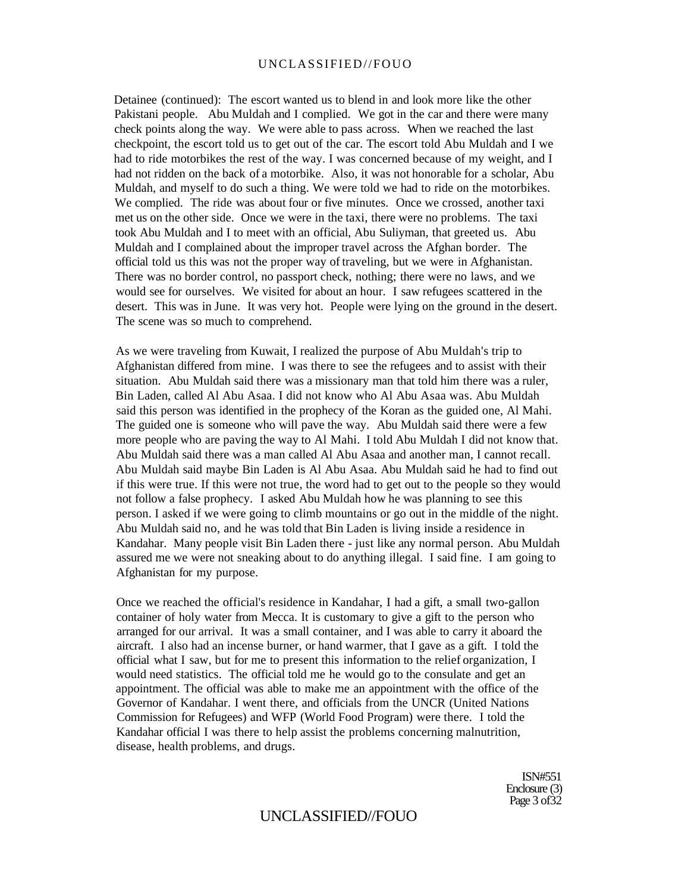Detainee (continued): The escort wanted us to blend in and look more like the other Pakistani people. Abu Muldah and I complied. We got in the car and there were many check points along the way. We were able to pass across. When we reached the last checkpoint, the escort told us to get out of the car. The escort told Abu Muldah and I we had to ride motorbikes the rest of the way. I was concerned because of my weight, and I had not ridden on the back of a motorbike. Also, it was not honorable for a scholar, Abu Muldah, and myself to do such a thing. We were told we had to ride on the motorbikes. We complied. The ride was about four or five minutes. Once we crossed, another taxi met us on the other side. Once we were in the taxi, there were no problems. The taxi took Abu Muldah and I to meet with an official, Abu Suliyman, that greeted us. Abu Muldah and I complained about the improper travel across the Afghan border. The official told us this was not the proper way of traveling, but we were in Afghanistan. There was no border control, no passport check, nothing; there were no laws, and we would see for ourselves. We visited for about an hour. I saw refugees scattered in the desert. This was in June. It was very hot. People were lying on the ground in the desert. The scene was so much to comprehend.

As we were traveling from Kuwait, I realized the purpose of Abu Muldah's trip to Afghanistan differed from mine. I was there to see the refugees and to assist with their situation. Abu Muldah said there was a missionary man that told him there was a ruler, Bin Laden, called Al Abu Asaa. I did not know who Al Abu Asaa was. Abu Muldah said this person was identified in the prophecy of the Koran as the guided one, Al Mahi. The guided one is someone who will pave the way. Abu Muldah said there were a few more people who are paving the way to Al Mahi. I told Abu Muldah I did not know that. Abu Muldah said there was a man called Al Abu Asaa and another man, I cannot recall. Abu Muldah said maybe Bin Laden is Al Abu Asaa. Abu Muldah said he had to find out if this were true. If this were not true, the word had to get out to the people so they would not follow a false prophecy. I asked Abu Muldah how he was planning to see this person. I asked if we were going to climb mountains or go out in the middle of the night. Abu Muldah said no, and he was told that Bin Laden is living inside a residence in Kandahar. Many people visit Bin Laden there - just like any normal person. Abu Muldah assured me we were not sneaking about to do anything illegal. I said fine. I am going to Afghanistan for my purpose.

Once we reached the official's residence in Kandahar, I had a gift, a small two-gallon container of holy water from Mecca. It is customary to give a gift to the person who arranged for our arrival. It was a small container, and I was able to carry it aboard the aircraft. I also had an incense burner, or hand warmer, that I gave as a gift. I told the official what I saw, but for me to present this information to the relief organization, I would need statistics. The official told me he would go to the consulate and get an appointment. The official was able to make me an appointment with the office of the Governor of Kandahar. I went there, and officials from the UNCR (United Nations Commission for Refugees) and WFP (World Food Program) were there. I told the Kandahar official I was there to help assist the problems concerning malnutrition, disease, health problems, and drugs.

ISN#551
Enclosure (3)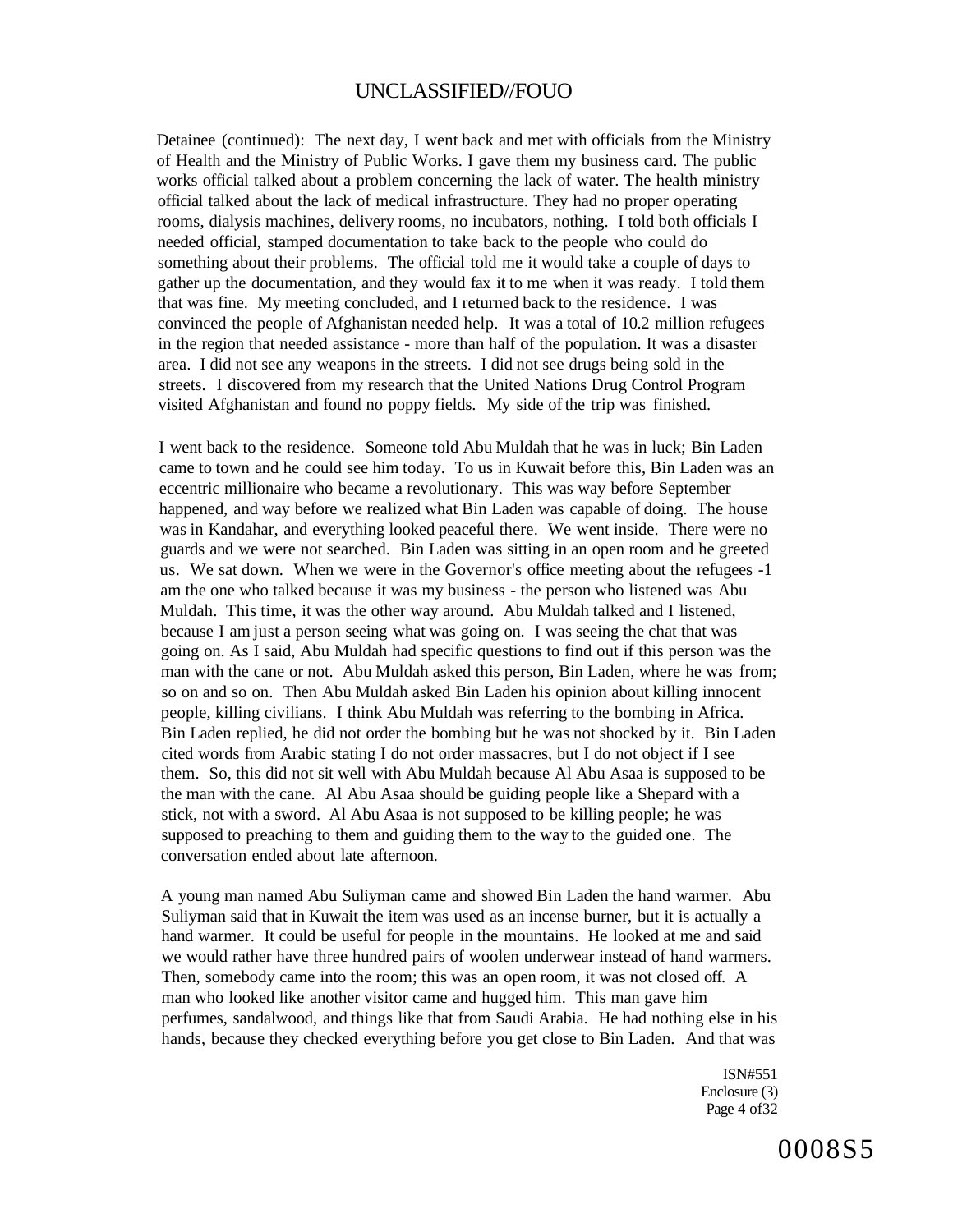Detainee (continued): The next day, I went back and met with officials from the Ministry of Health and the Ministry of Public Works. I gave them my business card. The public works official talked about a problem concerning the lack of water. The health ministry official talked about the lack of medical infrastructure. They had no proper operating rooms, dialysis machines, delivery rooms, no incubators, nothing. I told both officials I needed official, stamped documentation to take back to the people who could do something about their problems. The official told me it would take a couple of days to gather up the documentation, and they would fax it to me when it was ready. I told them that was fine. My meeting concluded, and I returned back to the residence. I was convinced the people of Afghanistan needed help. It was a total of 10.2 million refugees in the region that needed assistance - more than half of the population. It was a disaster area. I did not see any weapons in the streets. I did not see drugs being sold in the streets. I discovered from my research that the United Nations Drug Control Program visited Afghanistan and found no poppy fields. My side of the trip was finished.

I went back to the residence. Someone told Abu Muldah that he was in luck; Bin Laden came to town and he could see him today. To us in Kuwait before this, Bin Laden was an eccentric millionaire who became a revolutionary. This was way before September happened, and way before we realized what Bin Laden was capable of doing. The house was in Kandahar, and everything looked peaceful there. We went inside. There were no guards and we were not searched. Bin Laden was sitting in an open room and he greeted us. We sat down. When we were in the Governor's office meeting about the refugees -1 am the one who talked because it was my business - the person who listened was Abu Muldah. This time, it was the other way around. Abu Muldah talked and I listened, because I am just a person seeing what was going on. I was seeing the chat that was going on. As I said, Abu Muldah had specific questions to find out if this person was the man with the cane or not. Abu Muldah asked this person, Bin Laden, where he was from; so on and so on. Then Abu Muldah asked Bin Laden his opinion about killing innocent people, killing civilians. I think Abu Muldah was referring to the bombing in Africa. Bin Laden replied, he did not order the bombing but he was not shocked by it. Bin Laden cited words from Arabic stating I do not order massacres, but I do not object if I see them. So, this did not sit well with Abu Muldah because Al Abu Asaa is supposed to be the man with the cane. Al Abu Asaa should be guiding people like a Shepard with a stick, not with a sword. Al Abu Asaa is not supposed to be killing people; he was supposed to preaching to them and guiding them to the way to the guided one. The conversation ended about late afternoon.

A young man named Abu Suliyman came and showed Bin Laden the hand warmer. Abu Suliyman said that in Kuwait the item was used as an incense burner, but it is actually a hand warmer. It could be useful for people in the mountains. He looked at me and said we would rather have three hundred pairs of woolen underwear instead of hand warmers. Then, somebody came into the room; this was an open room, it was not closed off. A man who looked like another visitor came and hugged him. This man gave him perfumes, sandalwood, and things like that from Saudi Arabia. He had nothing else in his hands, because they checked everything before you get close to Bin Laden. And that was

ISN#551
Enclosure (3)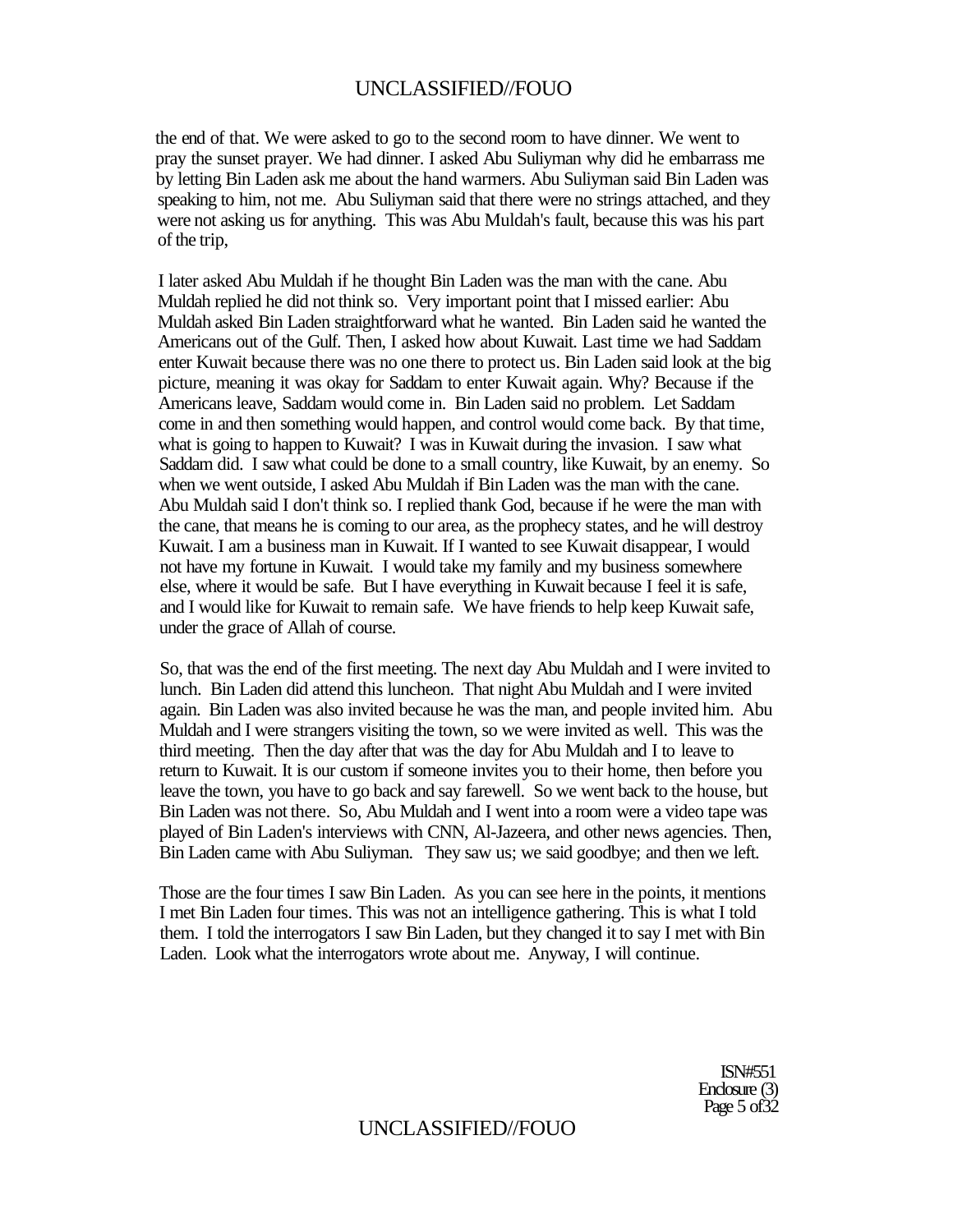the end of that. We were asked to go to the second room to have dinner. We went to pray the sunset prayer. We had dinner. I asked Abu Suliyman why did he embarrass me by letting Bin Laden ask me about the hand warmers. Abu Suliyman said Bin Laden was speaking to him, not me. Abu Suliyman said that there were no strings attached, and they were not asking us for anything. This was Abu Muldah's fault, because this was his part of the trip,

I later asked Abu Muldah if he thought Bin Laden was the man with the cane. Abu Muldah replied he did not think so. Very important point that I missed earlier: Abu Muldah asked Bin Laden straightforward what he wanted. Bin Laden said he wanted the Americans out of the Gulf. Then, I asked how about Kuwait. Last time we had Saddam enter Kuwait because there was no one there to protect us. Bin Laden said look at the big picture, meaning it was okay for Saddam to enter Kuwait again. Why? Because if the Americans leave, Saddam would come in. Bin Laden said no problem. Let Saddam come in and then something would happen, and control would come back. By that time, what is going to happen to Kuwait? I was in Kuwait during the invasion. I saw what Saddam did. I saw what could be done to a small country, like Kuwait, by an enemy. So when we went outside, I asked Abu Muldah if Bin Laden was the man with the cane. Abu Muldah said I don't think so. I replied thank God, because if he were the man with the cane, that means he is coming to our area, as the prophecy states, and he will destroy Kuwait. I am a business man in Kuwait. If I wanted to see Kuwait disappear, I would not have my fortune in Kuwait. I would take my family and my business somewhere else, where it would be safe. But I have everything in Kuwait because I feel it is safe, and I would like for Kuwait to remain safe. We have friends to help keep Kuwait safe, under the grace of Allah of course.

So, that was the end of the first meeting. The next day Abu Muldah and I were invited to lunch. Bin Laden did attend this luncheon. That night Abu Muldah and I were invited again. Bin Laden was also invited because he was the man, and people invited him. Abu Muldah and I were strangers visiting the town, so we were invited as well. This was the third meeting. Then the day after that was the day for Abu Muldah and I to leave to return to Kuwait. It is our custom if someone invites you to their home, then before you leave the town, you have to go back and say farewell. So we went back to the house, but Bin Laden was not there. So, Abu Muldah and I went into a room were a video tape was played of Bin Laden's interviews with CNN, Al-Jazeera, and other news agencies. Then, Bin Laden came with Abu Suliyman. They saw us; we said goodbye; and then we left.

Those are the four times I saw Bin Laden. As you can see here in the points, it mentions I met Bin Laden four times. This was not an intelligence gathering. This is what I told them. I told the interrogators I saw Bin Laden, but they changed it to say I met with Bin Laden. Look what the interrogators wrote about me. Anyway, I will continue.

ISN#551
Enclosure (3)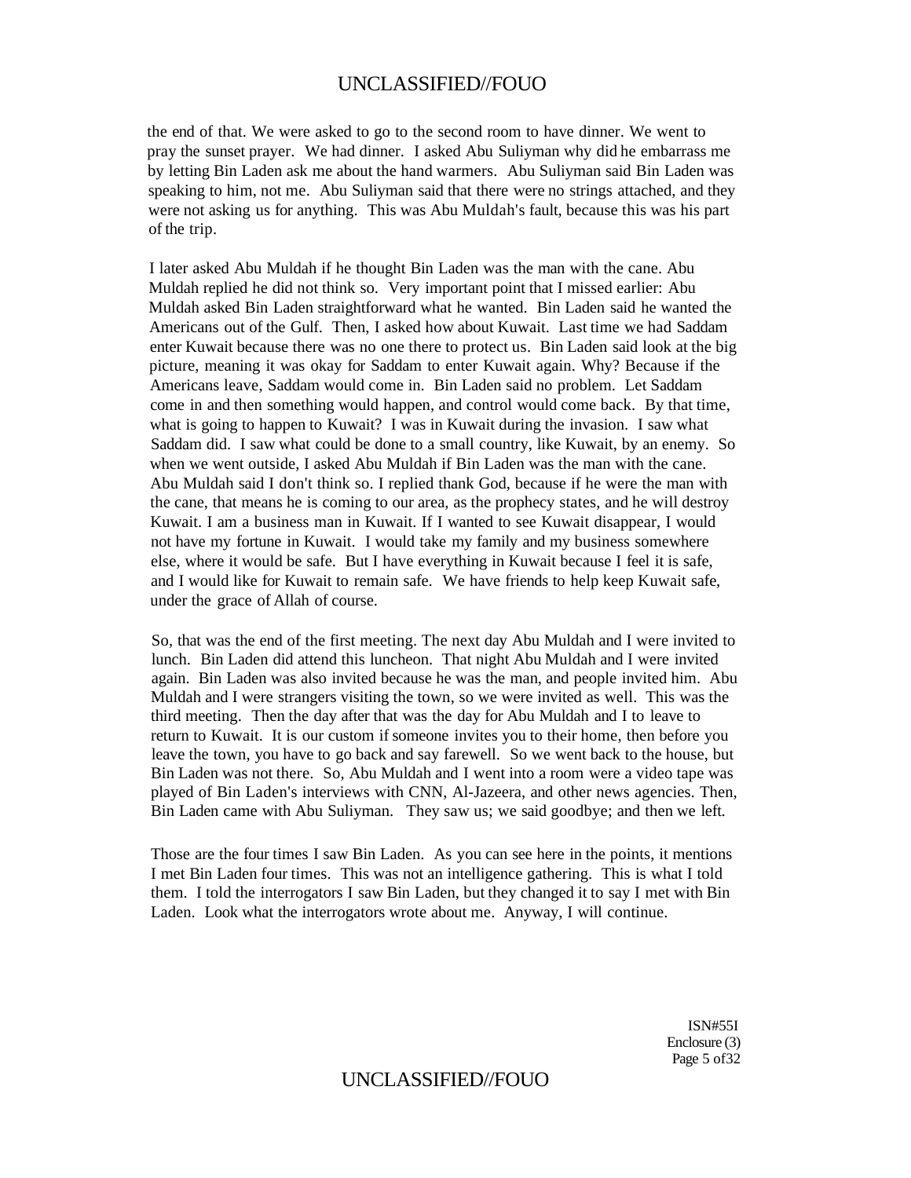the end of that. We were asked to go to the second room to have dinner. We went to pray the sunset prayer. We had dinner. I asked Abu Suliyman why did he embarrass me by letting Bin Laden ask me about the hand warmers. Abu Suliyman said Bin Laden was speaking to him, not me. Abu Suliyman said that there were no strings attached, and they were not asking us for anything. This was Abu Muldah's fault, because this was his part of the trip.

I later asked Abu Muldah if he thought Bin Laden was the man with the cane. Abu Muldah replied he did not think so. Very important point that I missed earlier: Abu Muldah asked Bin Laden straightforward what he wanted. Bin Laden said he wanted the Americans out of the Gulf. Then, I asked how about Kuwait. Last time we had Saddam enter Kuwait because there was no one there to protect us. Bin Laden said look at the big picture, meaning it was okay for Saddam to enter Kuwait again. Why? Because if the Americans leave, Saddam would come in. Bin Laden said no problem. Let Saddam come in and then something would happen, and control would come back. By that time, what is going to happen to Kuwait? I was in Kuwait during the invasion. I saw what Saddam did. I saw what could be done to a small country, like Kuwait, by an enemy. So when we went outside, I asked Abu Muldah if Bin Laden was the man with the cane. Abu Muldah said I don't think so. I replied thank God, because if he were the man with the cane, that means he is coming to our area, as the prophecy states, and he will destroy Kuwait. I am a business man in Kuwait. If I wanted to see Kuwait disappear, I would not have my fortune in Kuwait. I would take my family and my business somewhere else, where it would be safe. But I have everything in Kuwait because I feel it is safe, and I would like for Kuwait to remain safe. We have friends to help keep Kuwait safe, under the grace of Allah of course.

So, that was the end of the first meeting. The next day Abu Muldah and I were invited to lunch. Bin Laden did attend this luncheon. That night Abu Muldah and I were invited again. Bin Laden was also invited because he was the man, and people invited him. Abu Muldah and I were strangers visiting the town, so we were invited as well. This was the third meeting. Then the day after that was the day for Abu Muldah and I to leave to return to Kuwait. It is our custom if someone invites you to their home, then before you leave the town, you have to go back and say farewell. So we went back to the house, but Bin Laden was not there. So, Abu Muldah and I went into a room were a video tape was played of Bin Laden's interviews with CNN, Al-Jazeera, and other news agencies. Then, Bin Laden came with Abu Suliyman. They saw us; we said goodbye; and then we left.

Those are the four times I saw Bin Laden. As you can see here in the points, it mentions I met Bin Laden four times. This was not an intelligence gathering. This is what I told them. I told the interrogators I saw Bin Laden, but they changed it to say I met with Bin Laden. Look what the interrogators wrote about me. Anyway, I will continue.

ISN#55I
Enclosure (3)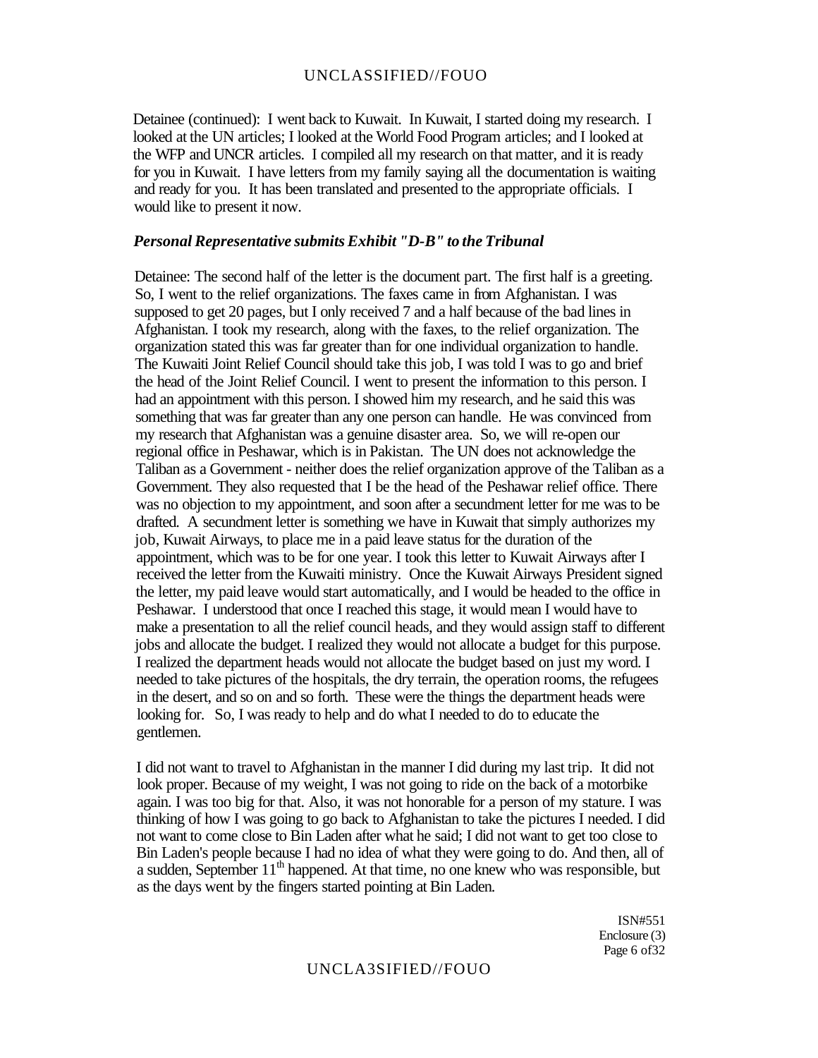Detainee (continued): I went back to Kuwait. In Kuwait, I started doing my research. I looked at the UN articles; I looked at the World Food Program articles; and I looked at the WFP and UNCR articles. I compiled all my research on that matter, and it is ready for you in Kuwait. I have letters from my family saying all the documentation is waiting and ready for you. It has been translated and presented to the appropriate officials. I would like to present it now.

***Personal Representative submits Exhibit "D-B" to the Tribunal***

Detainee: The second half of the letter is the document part. The first half is a greeting. So, I went to the relief organizations. The faxes came in from Afghanistan. I was supposed to get 20 pages, but I only received 7 and a half because of the bad lines in Afghanistan. I took my research, along with the faxes, to the relief organization. The organization stated this was far greater than for one individual organization to handle. The Kuwaiti Joint Relief Council should take this job, I was told I was to go and brief the head of the Joint Relief Council. I went to present the information to this person. I had an appointment with this person. I showed him my research, and he said this was something that was far greater than any one person can handle. He was convinced from my research that Afghanistan was a genuine disaster area. So, we will re-open our regional office in Peshawar, which is in Pakistan. The UN does not acknowledge the Taliban as a Government - neither does the relief organization approve of the Taliban as a Government. They also requested that I be the head of the Peshawar relief office. There was no objection to my appointment, and soon after a secundment letter for me was to be drafted. A secundment letter is something we have in Kuwait that simply authorizes my job, Kuwait Airways, to place me in a paid leave status for the duration of the appointment, which was to be for one year. I took this letter to Kuwait Airways after I received the letter from the Kuwaiti ministry. Once the Kuwait Airways President signed the letter, my paid leave would start automatically, and I would be headed to the office in Peshawar. I understood that once I reached this stage, it would mean I would have to make a presentation to all the relief council heads, and they would assign staff to different jobs and allocate the budget. I realized they would not allocate a budget for this purpose. I realized the department heads would not allocate the budget based on just my word. I needed to take pictures of the hospitals, the dry terrain, the operation rooms, the refugees in the desert, and so on and so forth. These were the things the department heads were looking for. So, I was ready to help and do what I needed to do to educate the gentlemen.

I did not want to travel to Afghanistan in the manner I did during my last trip. It did not look proper. Because of my weight, I was not going to ride on the back of a motorbike again. I was too big for that. Also, it was not honorable for a person of my stature. I was thinking of how I was going to go back to Afghanistan to take the pictures I needed. I did not want to come close to Bin Laden after what he said; I did not want to get too close to Bin Laden's people because I had no idea of what they were going to do. And then, all of a sudden, September 11th happened. At that time, no one knew who was responsible, but as the days went by the fingers started pointing at Bin Laden.

ISN#551
Enclosure (3)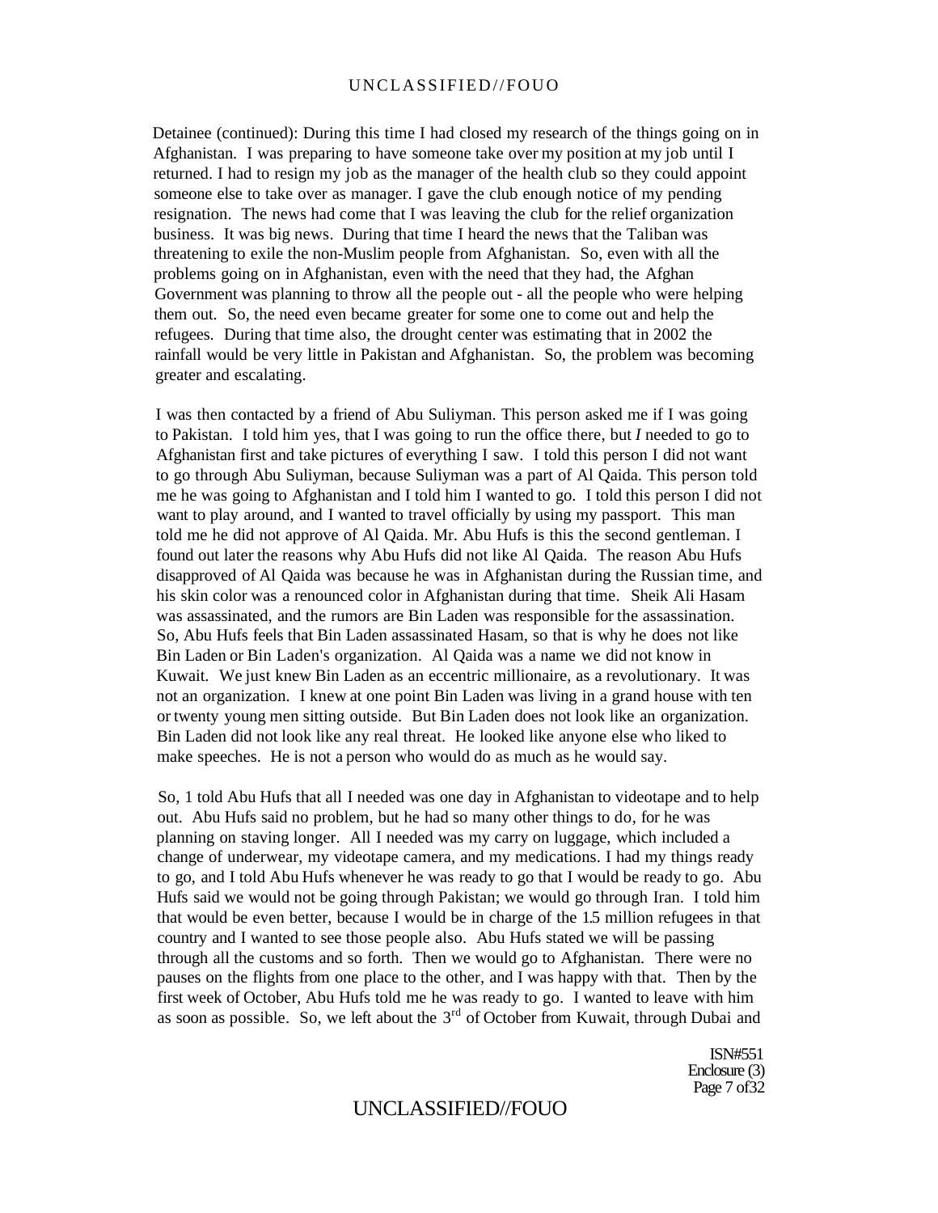Detainee (continued): During this time I had closed my research of the things going on in Afghanistan. I was preparing to have someone take over my position at my job until I returned. I had to resign my job as the manager of the health club so they could appoint someone else to take over as manager. I gave the club enough notice of my pending resignation. The news had come that I was leaving the club for the relief organization business. It was big news. During that time I heard the news that the Taliban was threatening to exile the non-Muslim people from Afghanistan. So, even with all the problems going on in Afghanistan, even with the need that they had, the Afghan Government was planning to throw all the people out - all the people who were helping them out. So, the need even became greater for some one to come out and help the refugees. During that time also, the drought center was estimating that in 2002 the rainfall would be very little in Pakistan and Afghanistan. So, the problem was becoming greater and escalating.

I was then contacted by a friend of Abu Suliyman. This person asked me if I was going to Pakistan. I told him yes, that I was going to run the office there, but *I* needed to go to Afghanistan first and take pictures of everything I saw. I told this person I did not want to go through Abu Suliyman, because Suliyman was a part of Al Qaida. This person told me he was going to Afghanistan and I told him I wanted to go. I told this person I did not want to play around, and I wanted to travel officially by using my passport. This man told me he did not approve of Al Qaida. Mr. Abu Hufs is this the second gentleman. I found out later the reasons why Abu Hufs did not like Al Qaida. The reason Abu Hufs disapproved of Al Qaida was because he was in Afghanistan during the Russian time, and his skin color was a renounced color in Afghanistan during that time. Sheik Ali Hasam was assassinated, and the rumors are Bin Laden was responsible for the assassination. So, Abu Hufs feels that Bin Laden assassinated Hasam, so that is why he does not like Bin Laden or Bin Laden's organization. Al Qaida was a name we did not know in Kuwait. We just knew Bin Laden as an eccentric millionaire, as a revolutionary. It was not an organization. I knew at one point Bin Laden was living in a grand house with ten or twenty young men sitting outside. But Bin Laden does not look like an organization. Bin Laden did not look like any real threat. He looked like anyone else who liked to make speeches. He is not a person who would do as much as he would say.

So, 1 told Abu Hufs that all I needed was one day in Afghanistan to videotape and to help out. Abu Hufs said no problem, but he had so many other things to do, for he was planning on staving longer. All I needed was my carry on luggage, which included a change of underwear, my videotape camera, and my medications. I had my things ready to go, and I told Abu Hufs whenever he was ready to go that I would be ready to go. Abu Hufs said we would not be going through Pakistan; we would go through Iran. I told him that would be even better, because I would be in charge of the 1.5 million refugees in that country and I wanted to see those people also. Abu Hufs stated we will be passing through all the customs and so forth. Then we would go to Afghanistan. There were no pauses on the flights from one place to the other, and I was happy with that. Then by the first week of October, Abu Hufs told me he was ready to go. I wanted to leave with him as soon as possible. So, we left about the 3rd of October from Kuwait, through Dubai and

ISN#551
Enclosure (3)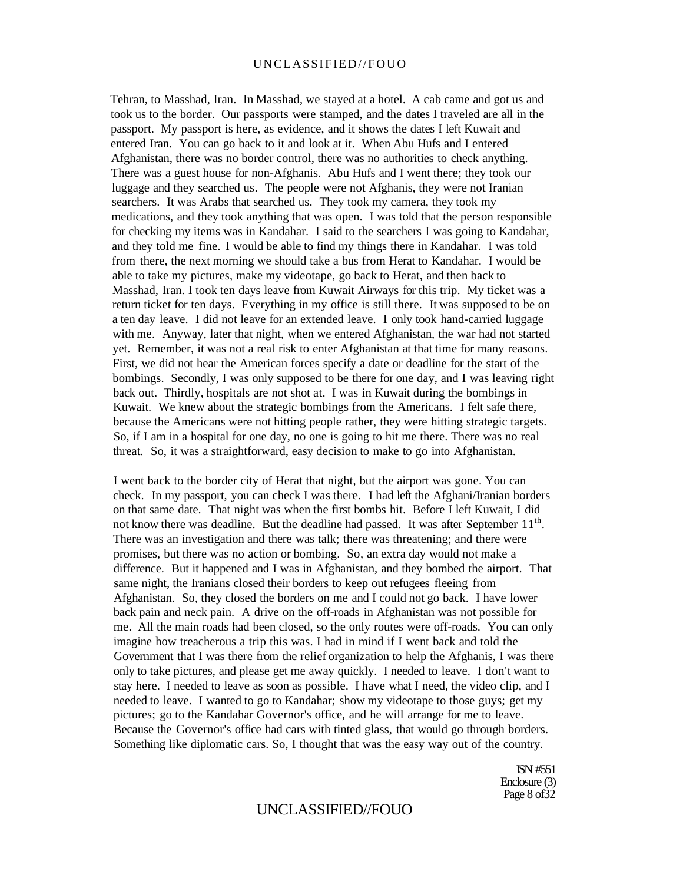Tehran, to Masshad, Iran. In Masshad, we stayed at a hotel. A cab came and got us and took us to the border. Our passports were stamped, and the dates I traveled are all in the passport. My passport is here, as evidence, and it shows the dates I left Kuwait and entered Iran. You can go back to it and look at it. When Abu Hufs and I entered Afghanistan, there was no border control, there was no authorities to check anything. There was a guest house for non-Afghanis. Abu Hufs and I went there; they took our luggage and they searched us. The people were not Afghanis, they were not Iranian searchers. It was Arabs that searched us. They took my camera, they took my medications, and they took anything that was open. I was told that the person responsible for checking my items was in Kandahar. I said to the searchers I was going to Kandahar, and they told me fine. I would be able to find my things there in Kandahar. I was told from there, the next morning we should take a bus from Herat to Kandahar. I would be able to take my pictures, make my videotape, go back to Herat, and then back to Masshad, Iran. I took ten days leave from Kuwait Airways for this trip. My ticket was a return ticket for ten days. Everything in my office is still there. It was supposed to be on a ten day leave. I did not leave for an extended leave. I only took hand-carried luggage with me. Anyway, later that night, when we entered Afghanistan, the war had not started yet. Remember, it was not a real risk to enter Afghanistan at that time for many reasons. First, we did not hear the American forces specify a date or deadline for the start of the bombings. Secondly, I was only supposed to be there for one day, and I was leaving right back out. Thirdly, hospitals are not shot at. I was in Kuwait during the bombings in Kuwait. We knew about the strategic bombings from the Americans. I felt safe there, because the Americans were not hitting people rather, they were hitting strategic targets. So, if I am in a hospital for one day, no one is going to hit me there. There was no real threat. So, it was a straightforward, easy decision to make to go into Afghanistan.

I went back to the border city of Herat that night, but the airport was gone. You can check. In my passport, you can check I was there. I had left the Afghani/Iranian borders on that same date. That night was when the first bombs hit. Before I left Kuwait, I did not know there was deadline. But the deadline had passed. It was after September 11th. There was an investigation and there was talk; there was threatening; and there were promises, but there was no action or bombing. So, an extra day would not make a difference. But it happened and I was in Afghanistan, and they bombed the airport. That same night, the Iranians closed their borders to keep out refugees fleeing from Afghanistan. So, they closed the borders on me and I could not go back. I have lower back pain and neck pain. A drive on the off-roads in Afghanistan was not possible for me. All the main roads had been closed, so the only routes were off-roads. You can only imagine how treacherous a trip this was. I had in mind if I went back and told the Government that I was there from the relief organization to help the Afghanis, I was there only to take pictures, and please get me away quickly. I needed to leave. I don't want to stay here. I needed to leave as soon as possible. I have what I need, the video clip, and I needed to leave. I wanted to go to Kandahar; show my videotape to those guys; get my pictures; go to the Kandahar Governor's office, and he will arrange for me to leave. Because the Governor's office had cars with tinted glass, that would go through borders. Something like diplomatic cars. So, I thought that was the easy way out of the country.

ISN #551
Enclosure (3)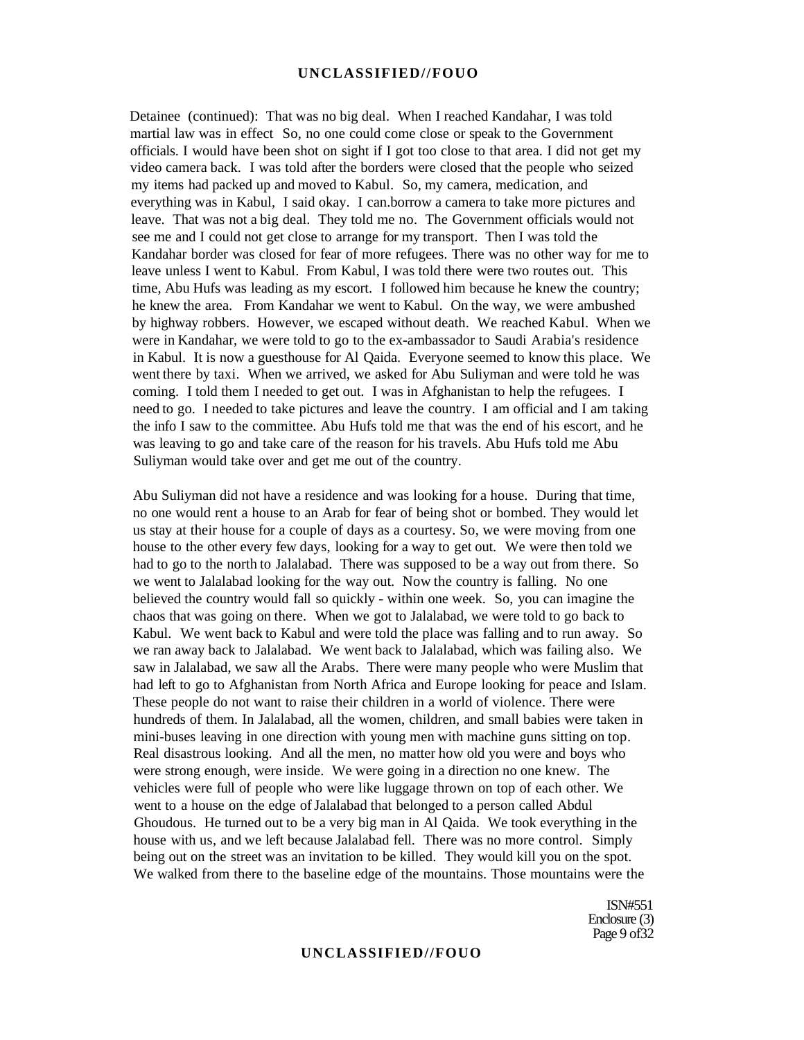Detainee (continued): That was no big deal. When I reached Kandahar, I was told martial law was in effect So, no one could come close or speak to the Government officials. I would have been shot on sight if I got too close to that area. I did not get my video camera back. I was told after the borders were closed that the people who seized my items had packed up and moved to Kabul. So, my camera, medication, and everything was in Kabul, I said okay. I can.borrow a camera to take more pictures and leave. That was not a big deal. They told me no. The Government officials would not see me and I could not get close to arrange for my transport. Then I was told the Kandahar border was closed for fear of more refugees. There was no other way for me to leave unless I went to Kabul. From Kabul, I was told there were two routes out. This time, Abu Hufs was leading as my escort. I followed him because he knew the country; he knew the area. From Kandahar we went to Kabul. On the way, we were ambushed by highway robbers. However, we escaped without death. We reached Kabul. When we were in Kandahar, we were told to go to the ex-ambassador to Saudi Arabia's residence in Kabul. It is now a guesthouse for Al Qaida. Everyone seemed to know this place. We went there by taxi. When we arrived, we asked for Abu Suliyman and were told he was coming. I told them I needed to get out. I was in Afghanistan to help the refugees. I need to go. I needed to take pictures and leave the country. I am official and I am taking the info I saw to the committee. Abu Hufs told me that was the end of his escort, and he was leaving to go and take care of the reason for his travels. Abu Hufs told me Abu Suliyman would take over and get me out of the country.

Abu Suliyman did not have a residence and was looking for a house. During that time, no one would rent a house to an Arab for fear of being shot or bombed. They would let us stay at their house for a couple of days as a courtesy. So, we were moving from one house to the other every few days, looking for a way to get out. We were then told we had to go to the north to Jalalabad. There was supposed to be a way out from there. So we went to Jalalabad looking for the way out. Now the country is falling. No one believed the country would fall so quickly - within one week. So, you can imagine the chaos that was going on there. When we got to Jalalabad, we were told to go back to Kabul. We went back to Kabul and were told the place was falling and to run away. So we ran away back to Jalalabad. We went back to Jalalabad, which was failing also. We saw in Jalalabad, we saw all the Arabs. There were many people who were Muslim that had left to go to Afghanistan from North Africa and Europe looking for peace and Islam. These people do not want to raise their children in a world of violence. There were hundreds of them. In Jalalabad, all the women, children, and small babies were taken in mini-buses leaving in one direction with young men with machine guns sitting on top. Real disastrous looking. And all the men, no matter how old you were and boys who were strong enough, were inside. We were going in a direction no one knew. The vehicles were full of people who were like luggage thrown on top of each other. We went to a house on the edge of Jalalabad that belonged to a person called Abdul Ghoudous. He turned out to be a very big man in Al Qaida. We took everything in the house with us, and we left because Jalalabad fell. There was no more control. Simply being out on the street was an invitation to be killed. They would kill you on the spot. We walked from there to the baseline edge of the mountains. Those mountains were the

ISN#551
Enclosure (3)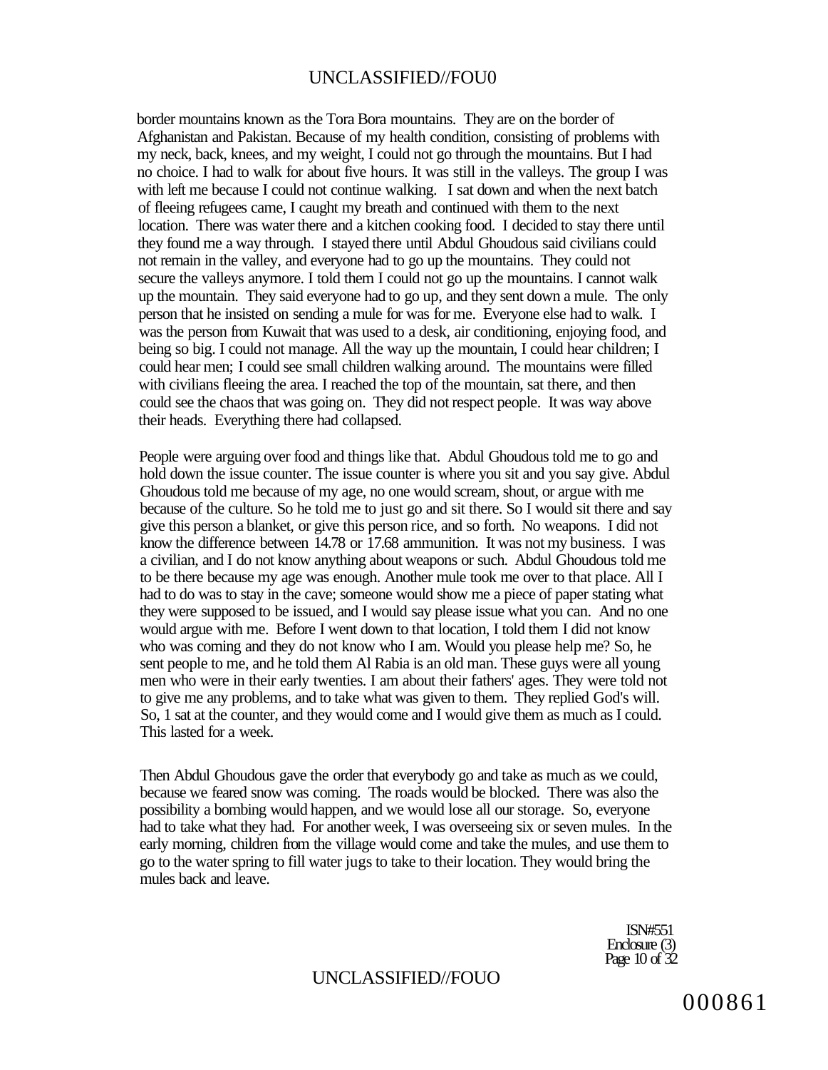border mountains known as the Tora Bora mountains. They are on the border of Afghanistan and Pakistan. Because of my health condition, consisting of problems with my neck, back, knees, and my weight, I could not go through the mountains. But I had no choice. I had to walk for about five hours. It was still in the valleys. The group I was with left me because I could not continue walking. I sat down and when the next batch of fleeing refugees came, I caught my breath and continued with them to the next location. There was water there and a kitchen cooking food. I decided to stay there until they found me a way through. I stayed there until Abdul Ghoudous said civilians could not remain in the valley, and everyone had to go up the mountains. They could not secure the valleys anymore. I told them I could not go up the mountains. I cannot walk up the mountain. They said everyone had to go up, and they sent down a mule. The only person that he insisted on sending a mule for was for me. Everyone else had to walk. I was the person from Kuwait that was used to a desk, air conditioning, enjoying food, and being so big. I could not manage. All the way up the mountain, I could hear children; I could hear men; I could see small children walking around. The mountains were filled with civilians fleeing the area. I reached the top of the mountain, sat there, and then could see the chaos that was going on. They did not respect people. It was way above their heads. Everything there had collapsed.

People were arguing over food and things like that. Abdul Ghoudous told me to go and hold down the issue counter. The issue counter is where you sit and you say give. Abdul Ghoudous told me because of my age, no one would scream, shout, or argue with me because of the culture. So he told me to just go and sit there. So I would sit there and say give this person a blanket, or give this person rice, and so forth. No weapons. I did not know the difference between 14.78 or 17.68 ammunition. It was not my business. I was a civilian, and I do not know anything about weapons or such. Abdul Ghoudous told me to be there because my age was enough. Another mule took me over to that place. All I had to do was to stay in the cave; someone would show me a piece of paper stating what they were supposed to be issued, and I would say please issue what you can. And no one would argue with me. Before I went down to that location, I told them I did not know who was coming and they do not know who I am. Would you please help me? So, he sent people to me, and he told them Al Rabia is an old man. These guys were all young men who were in their early twenties. I am about their fathers' ages. They were told not to give me any problems, and to take what was given to them. They replied God's will. So, 1 sat at the counter, and they would come and I would give them as much as I could. This lasted for a week.

Then Abdul Ghoudous gave the order that everybody go and take as much as we could, because we feared snow was coming. The roads would be blocked. There was also the possibility a bombing would happen, and we would lose all our storage. So, everyone had to take what they had. For another week, I was overseeing six or seven mules. In the early morning, children from the village would come and take the mules, and use them to go to the water spring to fill water jugs to take to their location. They would bring the mules back and leave.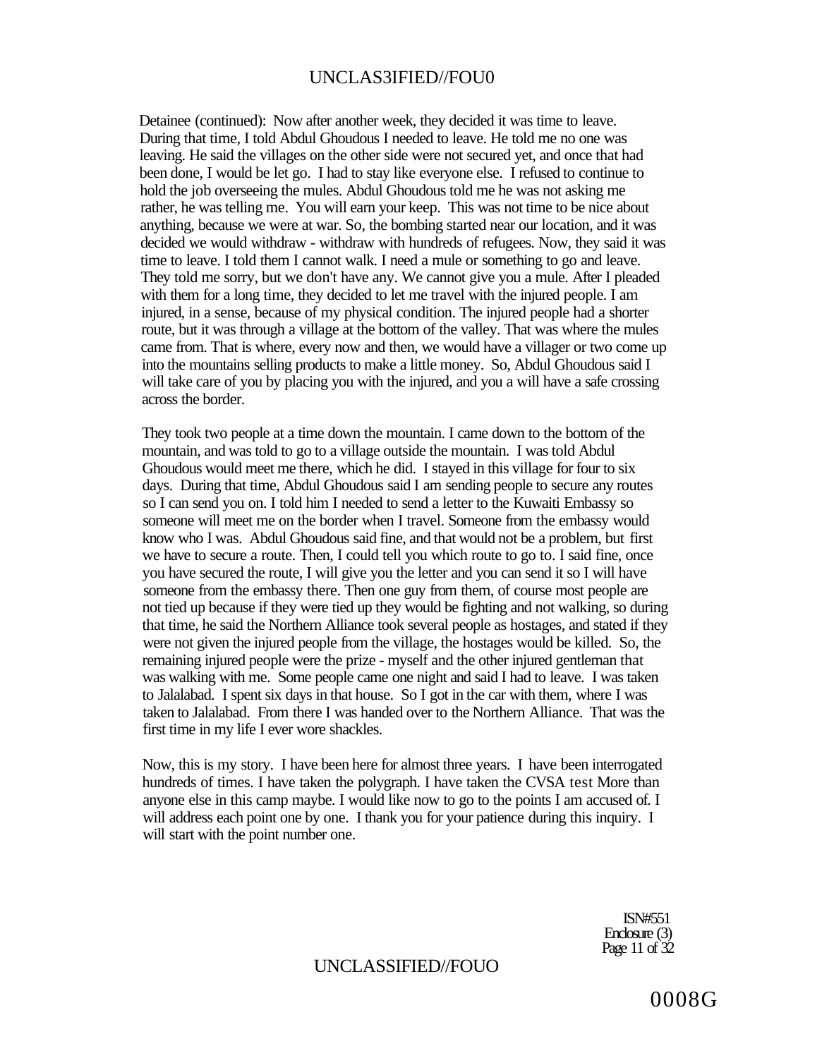Detainee (continued): Now after another week, they decided it was time to leave. During that time, I told Abdul Ghoudous I needed to leave. He told me no one was leaving. He said the villages on the other side were not secured yet, and once that had been done, I would be let go. I had to stay like everyone else. I refused to continue to hold the job overseeing the mules. Abdul Ghoudous told me he was not asking me rather, he was telling me. You will earn your keep. This was not time to be nice about anything, because we were at war. So, the bombing started near our location, and it was decided we would withdraw - withdraw with hundreds of refugees. Now, they said it was time to leave. I told them I cannot walk. I need a mule or something to go and leave. They told me sorry, but we don't have any. We cannot give you a mule. After I pleaded with them for a long time, they decided to let me travel with the injured people. I am injured, in a sense, because of my physical condition. The injured people had a shorter route, but it was through a village at the bottom of the valley. That was where the mules came from. That is where, every now and then, we would have a villager or two come up into the mountains selling products to make a little money. So, Abdul Ghoudous said I will take care of you by placing you with the injured, and you a will have a safe crossing across the border.

They took two people at a time down the mountain. I came down to the bottom of the mountain, and was told to go to a village outside the mountain. I was told Abdul Ghoudous would meet me there, which he did. I stayed in this village for four to six days. During that time, Abdul Ghoudous said I am sending people to secure any routes so I can send you on. I told him I needed to send a letter to the Kuwaiti Embassy so someone will meet me on the border when I travel. Someone from the embassy would know who I was. Abdul Ghoudous said fine, and that would not be a problem, but first we have to secure a route. Then, I could tell you which route to go to. I said fine, once you have secured the route, I will give you the letter and you can send it so I will have someone from the embassy there. Then one guy from them, of course most people are not tied up because if they were tied up they would be fighting and not walking, so during that time, he said the Northern Alliance took several people as hostages, and stated if they were not given the injured people from the village, the hostages would be killed. So, the remaining injured people were the prize - myself and the other injured gentleman that was walking with me. Some people came one night and said I had to leave. I was taken to Jalalabad. I spent six days in that house. So I got in the car with them, where I was taken to Jalalabad. From there I was handed over to the Northern Alliance. That was the first time in my life I ever wore shackles.

Now, this is my story. I have been here for almost three years. I have been interrogated hundreds of times. I have taken the polygraph. I have taken the CVSA test More than anyone else in this camp maybe. I would like now to go to the points I am accused of. I will address each point one by one. I thank you for your patience during this inquiry. I will start with the point number one.

ISN#551
Enclosure (3)
Page 11 of 32

0008G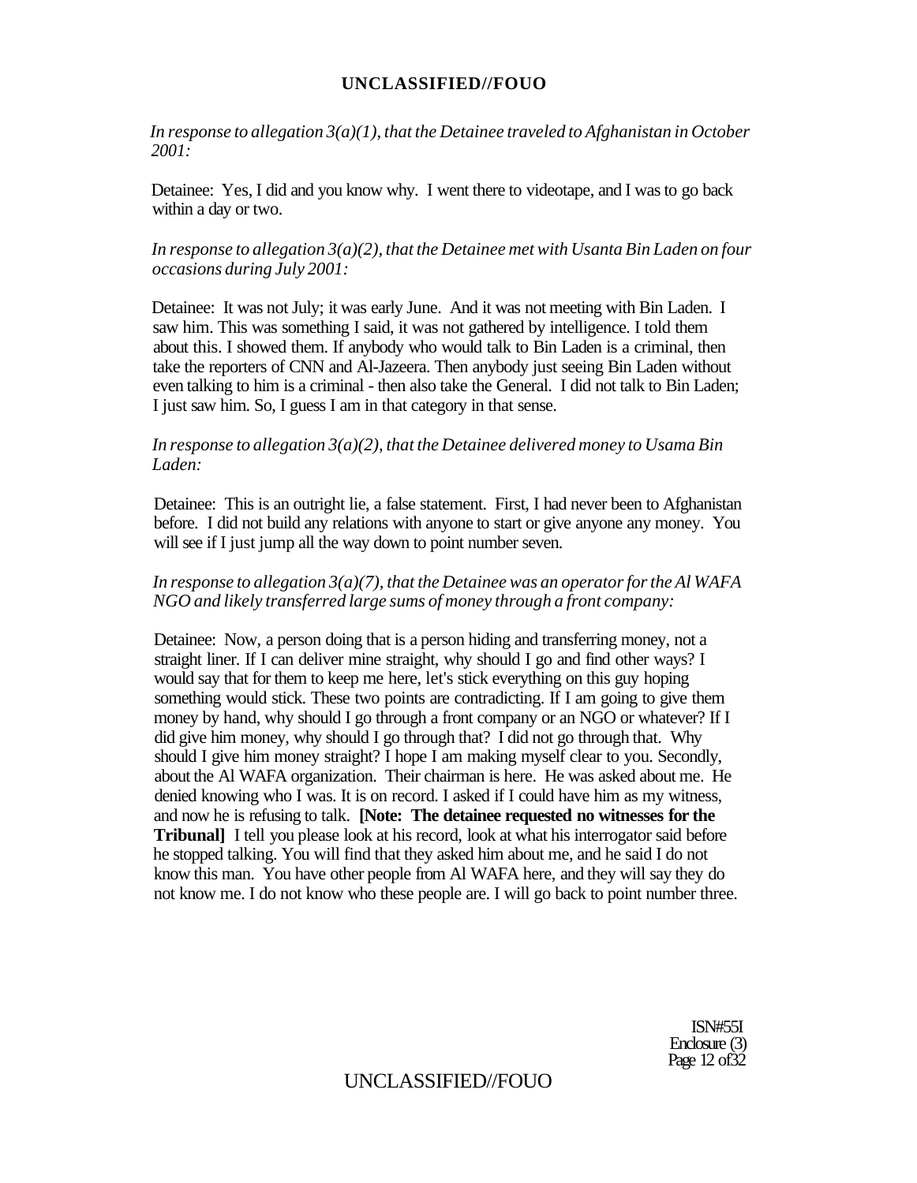*In response to allegation 3(a)(1), that the Detainee traveled to Afghanistan in October 2001:*

Detainee: Yes, I did and you know why. I went there to videotape, and I was to go back within a day or two.

*In response to allegation 3(a)(2), that the Detainee met with Usanta Bin Laden on four occasions during July 2001:*

Detainee: It was not July; it was early June. And it was not meeting with Bin Laden. I saw him. This was something I said, it was not gathered by intelligence. I told them about this. I showed them. If anybody who would talk to Bin Laden is a criminal, then take the reporters of CNN and Al-Jazeera. Then anybody just seeing Bin Laden without even talking to him is a criminal - then also take the General. I did not talk to Bin Laden; I just saw him. So, I guess I am in that category in that sense.

*In response to allegation 3(a)(2), that the Detainee delivered money to Usama Bin Laden:*

Detainee: This is an outright lie, a false statement. First, I had never been to Afghanistan before. I did not build any relations with anyone to start or give anyone any money. You will see if I just jump all the way down to point number seven.

*In response to allegation 3(a)(7), that the Detainee was an operator for the Al WAFA NGO and likely transferred large sums of money through a front company:*

Detainee: Now, a person doing that is a person hiding and transferring money, not a straight liner. If I can deliver mine straight, why should I go and find other ways? I would say that for them to keep me here, let's stick everything on this guy hoping something would stick. These two points are contradicting. If I am going to give them money by hand, why should I go through a front company or an NGO or whatever? If I did give him money, why should I go through that? I did not go through that. Why should I give him money straight? I hope I am making myself clear to you. Secondly, about the Al WAFA organization. Their chairman is here. He was asked about me. He denied knowing who I was. It is on record. I asked if I could have him as my witness, and now he is refusing to talk. **[Note: The detainee requested no witnesses for the Tribunal]** I tell you please look at his record, look at what his interrogator said before he stopped talking. You will find that they asked him about me, and he said I do not know this man. You have other people from Al WAFA here, and they will say they do not know me. I do not know who these people are. I will go back to point number three.

ISN#55I
Enclosure (3)
Page 12 of32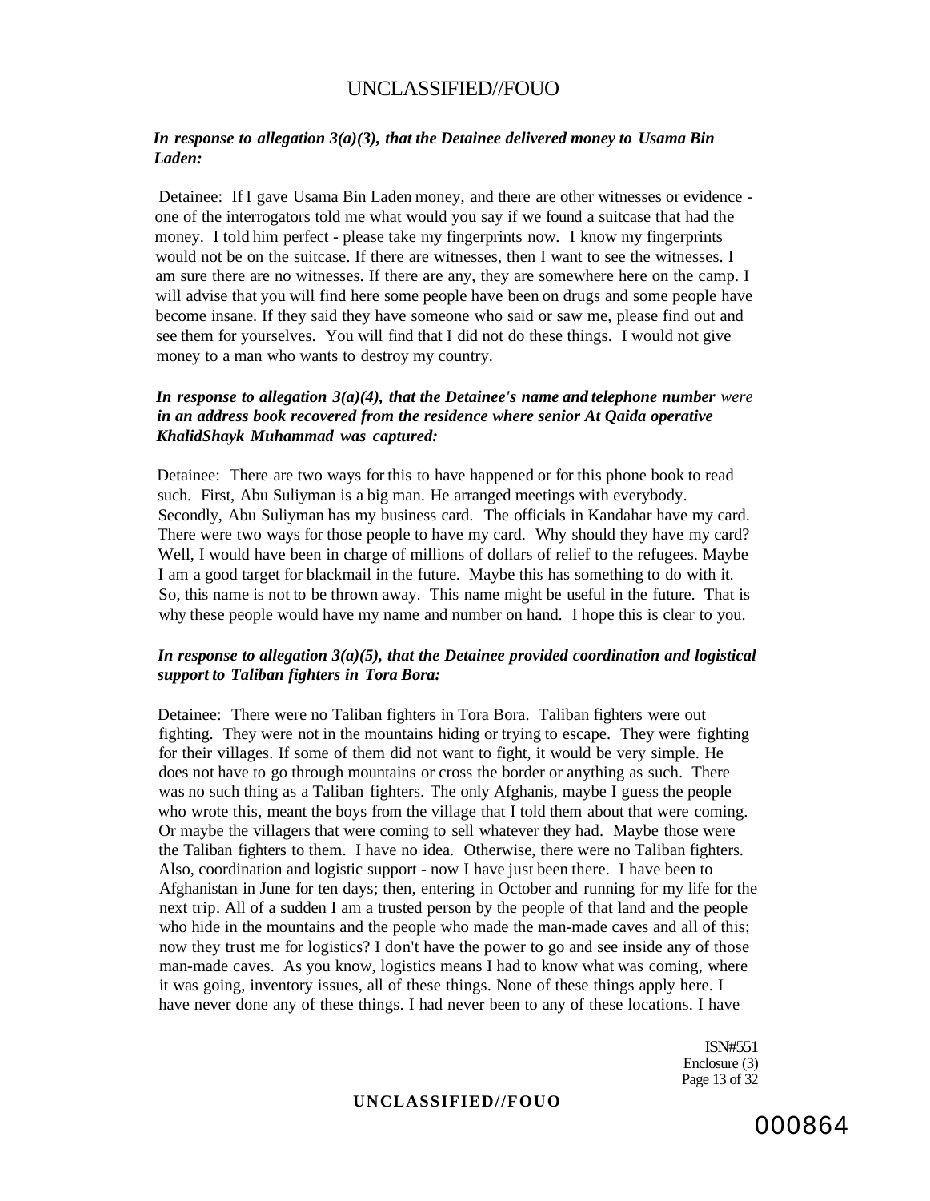***In response to allegation 3(a)(3), that the Detainee delivered money to Usama Bin Laden:***

Detainee: If I gave Usama Bin Laden money, and there are other witnesses or evidence - one of the interrogators told me what would you say if we found a suitcase that had the money. I told him perfect - please take my fingerprints now. I know my fingerprints would not be on the suitcase. If there are witnesses, then I want to see the witnesses. I am sure there are no witnesses. If there are any, they are somewhere here on the camp. I will advise that you will find here some people have been on drugs and some people have become insane. If they said they have someone who said or saw me, please find out and see them for yourselves. You will find that I did not do these things. I would not give money to a man who wants to destroy my country.

***In response to allegation 3(a)(4), that the Detainee's name and telephone number** were **in an address book recovered from the residence where senior At Qaida operative KhalidShayk Muhammad was captured:***

Detainee: There are two ways for this to have happened or for this phone book to read such. First, Abu Suliyman is a big man. He arranged meetings with everybody. Secondly, Abu Suliyman has my business card. The officials in Kandahar have my card. There were two ways for those people to have my card. Why should they have my card? Well, I would have been in charge of millions of dollars of relief to the refugees. Maybe I am a good target for blackmail in the future. Maybe this has something to do with it. So, this name is not to be thrown away. This name might be useful in the future. That is why these people would have my name and number on hand. I hope this is clear to you.

***In response to allegation 3(a)(5), that the Detainee provided coordination and logistical support to Taliban fighters in Tora Bora:***

Detainee: There were no Taliban fighters in Tora Bora. Taliban fighters were out fighting. They were not in the mountains hiding or trying to escape. They were fighting for their villages. If some of them did not want to fight, it would be very simple. He does not have to go through mountains or cross the border or anything as such. There was no such thing as a Taliban fighters. The only Afghanis, maybe I guess the people who wrote this, meant the boys from the village that I told them about that were coming. Or maybe the villagers that were coming to sell whatever they had. Maybe those were the Taliban fighters to them. I have no idea. Otherwise, there were no Taliban fighters. Also, coordination and logistic support - now I have just been there. I have been to Afghanistan in June for ten days; then, entering in October and running for my life for the next trip. All of a sudden I am a trusted person by the people of that land and the people who hide in the mountains and the people who made the man-made caves and all of this; now they trust me for logistics? I don't have the power to go and see inside any of those man-made caves. As you know, logistics means I had to know what was coming, where it was going, inventory issues, all of these things. None of these things apply here. I have never done any of these things. I had never been to any of these locations. I have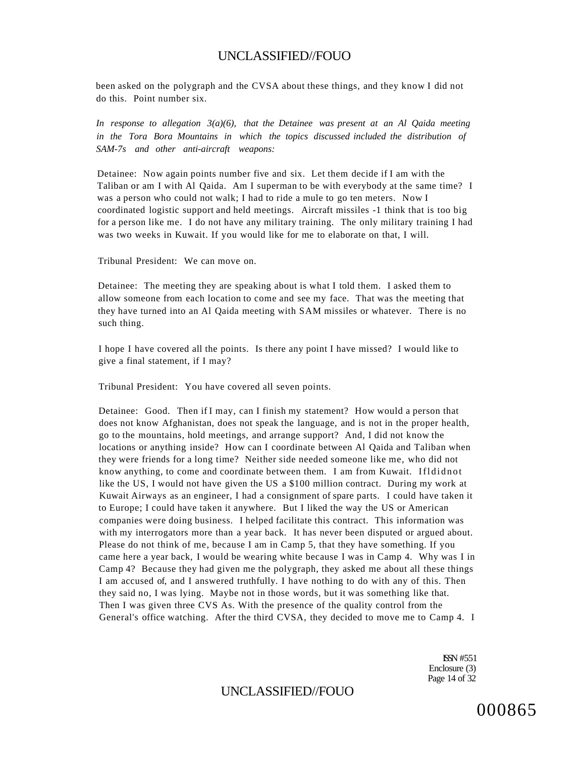been asked on the polygraph and the CVSA about these things, and they know I did not do this. Point number six.

*In response to allegation 3(a)(6), that the Detainee was present at an Al Qaida meeting in the Tora Bora Mountains in which the topics discussed included the distribution of SAM-7s and other anti-aircraft weapons:*

Detainee: Now again points number five and six. Let them decide if I am with the Taliban or am I with Al Qaida. Am I superman to be with everybody at the same time? I was a person who could not walk; I had to ride a mule to go ten meters. Now I coordinated logistic support and held meetings. Aircraft missiles -1 think that is too big for a person like me. I do not have any military training. The only military training I had was two weeks in Kuwait. If you would like for me to elaborate on that, I will.

Tribunal President: We can move on.

Detainee: The meeting they are speaking about is what I told them. I asked them to allow someone from each location to come and see my face. That was the meeting that they have turned into an Al Qaida meeting with SAM missiles or whatever. There is no such thing.

I hope I have covered all the points. Is there any point I have missed? I would like to give a final statement, if I may?

Tribunal President: You have covered all seven points.

Detainee: Good. Then if I may, can I finish my statement? How would a person that does not know Afghanistan, does not speak the language, and is not in the proper health, go to the mountains, hold meetings, and arrange support? And, I did not know the locations or anything inside? How can I coordinate between Al Qaida and Taliban when they were friends for a long time? Neither side needed someone like me, who did not know anything, to come and coordinate between them. I am from Kuwait. If I did not like the US, I would not have given the US a $100 million contract. During my work at Kuwait Airways as an engineer, I had a consignment of spare parts. I could have taken it to Europe; I could have taken it anywhere. But I liked the way the US or American companies were doing business. I helped facilitate this contract. This information was with my interrogators more than a year back. It has never been disputed or argued about. Please do not think of me, because I am in Camp 5, that they have something. If you came here a year back, I would be wearing white because I was in Camp 4. Why was I in Camp 4? Because they had given me the polygraph, they asked me about all these things I am accused of, and I answered truthfully. I have nothing to do with any of this. Then they said no, I was lying. Maybe not in those words, but it was something like that. Then I was given three CVS As. With the presence of the quality control from the General's office watching. After the third CVSA, they decided to move me to Camp 4. I

ISN #551
Enclosure (3)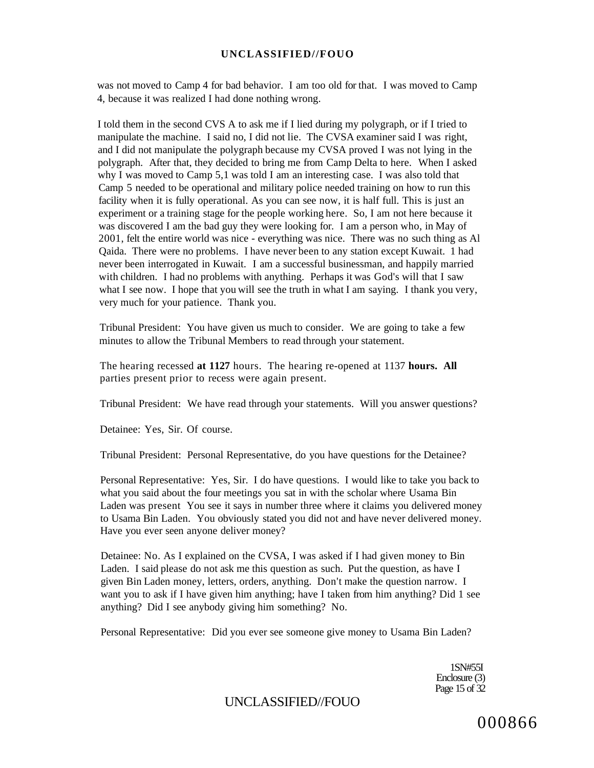was not moved to Camp 4 for bad behavior. I am too old for that. I was moved to Camp 4, because it was realized I had done nothing wrong.

I told them in the second CVS A to ask me if I lied during my polygraph, or if I tried to manipulate the machine. I said no, I did not lie. The CVSA examiner said I was right, and I did not manipulate the polygraph because my CVSA proved I was not lying in the polygraph. After that, they decided to bring me from Camp Delta to here. When I asked why I was moved to Camp 5,1 was told I am an interesting case. I was also told that Camp 5 needed to be operational and military police needed training on how to run this facility when it is fully operational. As you can see now, it is half full. This is just an experiment or a training stage for the people working here. So, I am not here because it was discovered I am the bad guy they were looking for. I am a person who, in May of 2001, felt the entire world was nice - everything was nice. There was no such thing as Al Qaida. There were no problems. I have never been to any station except Kuwait. 1 had never been interrogated in Kuwait. I am a successful businessman, and happily married with children. I had no problems with anything. Perhaps it was God's will that I saw what I see now. I hope that you will see the truth in what I am saying. I thank you very, very much for your patience. Thank you.

Tribunal President: You have given us much to consider. We are going to take a few minutes to allow the Tribunal Members to read through your statement.

The hearing recessed **at 1127** hours. The hearing re-opened at 1137 **hours. All** parties present prior to recess were again present.

Tribunal President: We have read through your statements. Will you answer questions?

Detainee: Yes, Sir. Of course.

Tribunal President: Personal Representative, do you have questions for the Detainee?

Personal Representative: Yes, Sir. I do have questions. I would like to take you back to what you said about the four meetings you sat in with the scholar where Usama Bin Laden was present You see it says in number three where it claims you delivered money to Usama Bin Laden. You obviously stated you did not and have never delivered money. Have you ever seen anyone deliver money?

Detainee: No. As I explained on the CVSA, I was asked if I had given money to Bin Laden. I said please do not ask me this question as such. Put the question, as have I given Bin Laden money, letters, orders, anything. Don't make the question narrow. I want you to ask if I have given him anything; have I taken from him anything? Did 1 see anything? Did I see anybody giving him something? No.

Personal Representative: Did you ever see someone give money to Usama Bin Laden?

1SN#55I
Enclosure (3)
Page 15 of 32

000866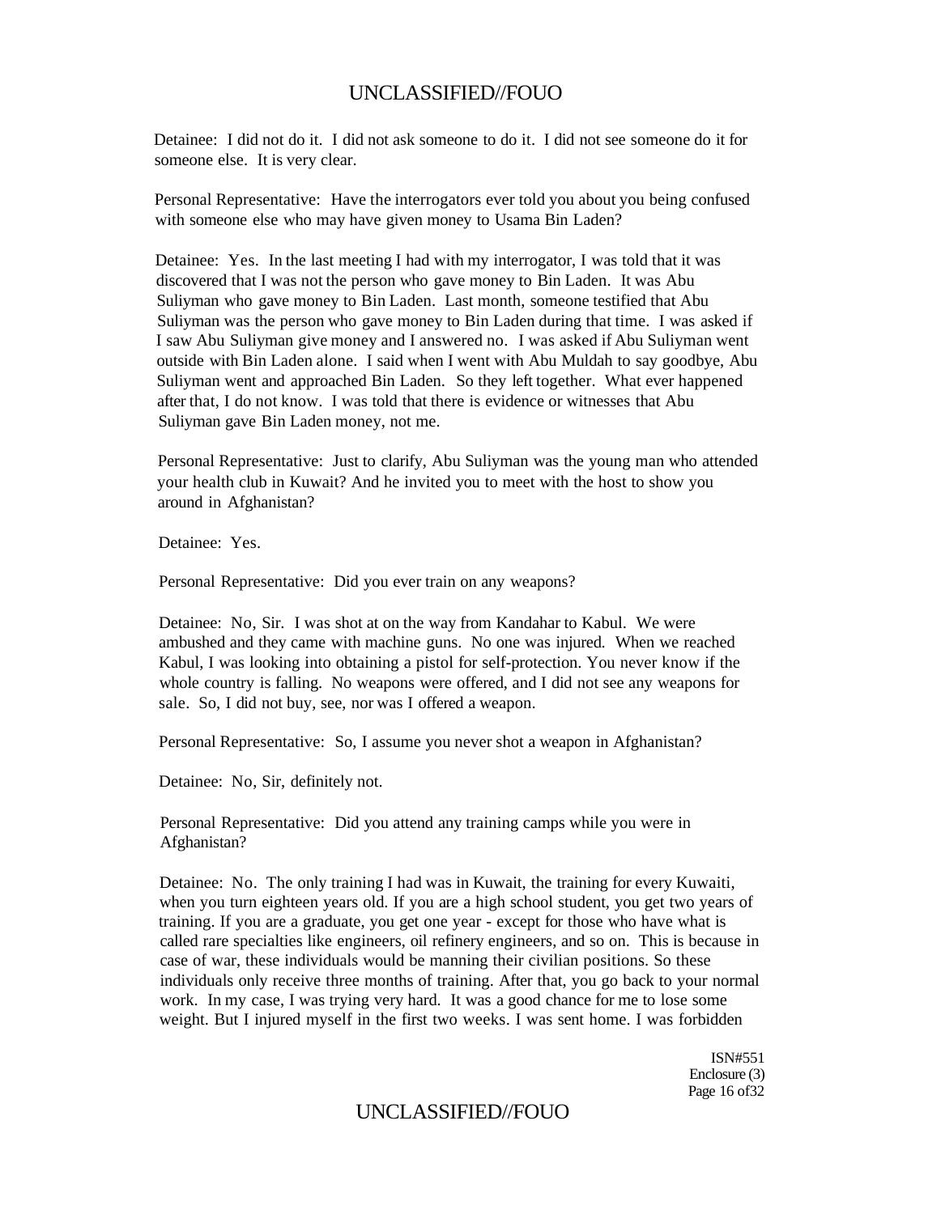Detainee: I did not do it. I did not ask someone to do it. I did not see someone do it for someone else. It is very clear.

Personal Representative: Have the interrogators ever told you about you being confused with someone else who may have given money to Usama Bin Laden?

Detainee: Yes. In the last meeting I had with my interrogator, I was told that it was discovered that I was not the person who gave money to Bin Laden. It was Abu Suliyman who gave money to Bin Laden. Last month, someone testified that Abu Suliyman was the person who gave money to Bin Laden during that time. I was asked if I saw Abu Suliyman give money and I answered no. I was asked if Abu Suliyman went outside with Bin Laden alone. I said when I went with Abu Muldah to say goodbye, Abu Suliyman went and approached Bin Laden. So they left together. What ever happened after that, I do not know. I was told that there is evidence or witnesses that Abu Suliyman gave Bin Laden money, not me.

Personal Representative: Just to clarify, Abu Suliyman was the young man who attended your health club in Kuwait? And he invited you to meet with the host to show you around in Afghanistan?

Detainee: Yes.

Personal Representative: Did you ever train on any weapons?

Detainee: No, Sir. I was shot at on the way from Kandahar to Kabul. We were ambushed and they came with machine guns. No one was injured. When we reached Kabul, I was looking into obtaining a pistol for self-protection. You never know if the whole country is falling. No weapons were offered, and I did not see any weapons for sale. So, I did not buy, see, nor was I offered a weapon.

Personal Representative: So, I assume you never shot a weapon in Afghanistan?

Detainee: No, Sir, definitely not.

Personal Representative: Did you attend any training camps while you were in Afghanistan?

Detainee: No. The only training I had was in Kuwait, the training for every Kuwaiti, when you turn eighteen years old. If you are a high school student, you get two years of training. If you are a graduate, you get one year - except for those who have what is called rare specialties like engineers, oil refinery engineers, and so on. This is because in case of war, these individuals would be manning their civilian positions. So these individuals only receive three months of training. After that, you go back to your normal work. In my case, I was trying very hard. It was a good chance for me to lose some weight. But I injured myself in the first two weeks. I was sent home. I was forbidden

ISN#551
Enclosure (3)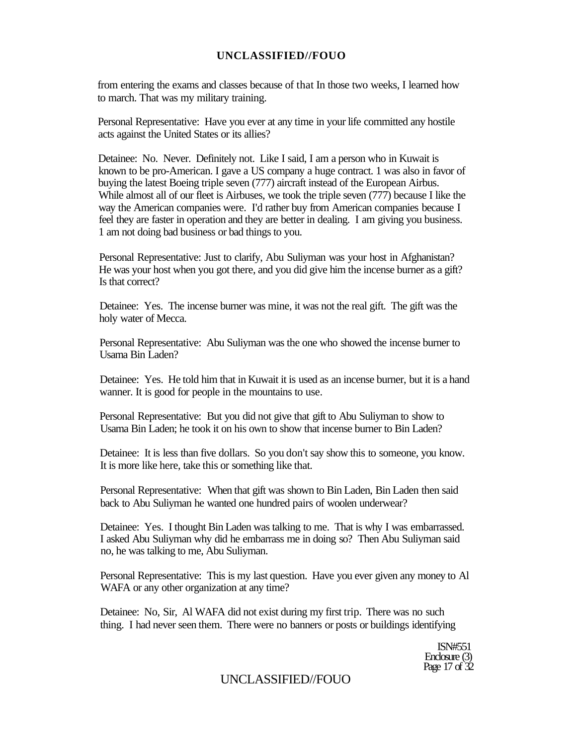from entering the exams and classes because of that In those two weeks, I learned how to march. That was my military training.

Personal Representative: Have you ever at any time in your life committed any hostile acts against the United States or its allies?

Detainee: No. Never. Definitely not. Like I said, I am a person who in Kuwait is known to be pro-American. I gave a US company a huge contract. 1 was also in favor of buying the latest Boeing triple seven (777) aircraft instead of the European Airbus. While almost all of our fleet is Airbuses, we took the triple seven (777) because I like the way the American companies were. I'd rather buy from American companies because I feel they are faster in operation and they are better in dealing. I am giving you business. 1 am not doing bad business or bad things to you.

Personal Representative: Just to clarify, Abu Suliyman was your host in Afghanistan? He was your host when you got there, and you did give him the incense burner as a gift? Is that correct?

Detainee: Yes. The incense burner was mine, it was not the real gift. The gift was the holy water of Mecca.

Personal Representative: Abu Suliyman was the one who showed the incense burner to Usama Bin Laden?

Detainee: Yes. He told him that in Kuwait it is used as an incense burner, but it is a hand wanner. It is good for people in the mountains to use.

Personal Representative: But you did not give that gift to Abu Suliyman to show to Usama Bin Laden; he took it on his own to show that incense burner to Bin Laden?

Detainee: It is less than five dollars. So you don't say show this to someone, you know. It is more like here, take this or something like that.

Personal Representative: When that gift was shown to Bin Laden, Bin Laden then said back to Abu Suliyman he wanted one hundred pairs of woolen underwear?

Detainee: Yes. I thought Bin Laden was talking to me. That is why I was embarrassed. I asked Abu Suliyman why did he embarrass me in doing so? Then Abu Suliyman said no, he was talking to me, Abu Suliyman.

Personal Representative: This is my last question. Have you ever given any money to Al WAFA or any other organization at any time?

Detainee: No, Sir, Al WAFA did not exist during my first trip. There was no such thing. I had never seen them. There were no banners or posts or buildings identifying

ISN#551
Enclosure (3)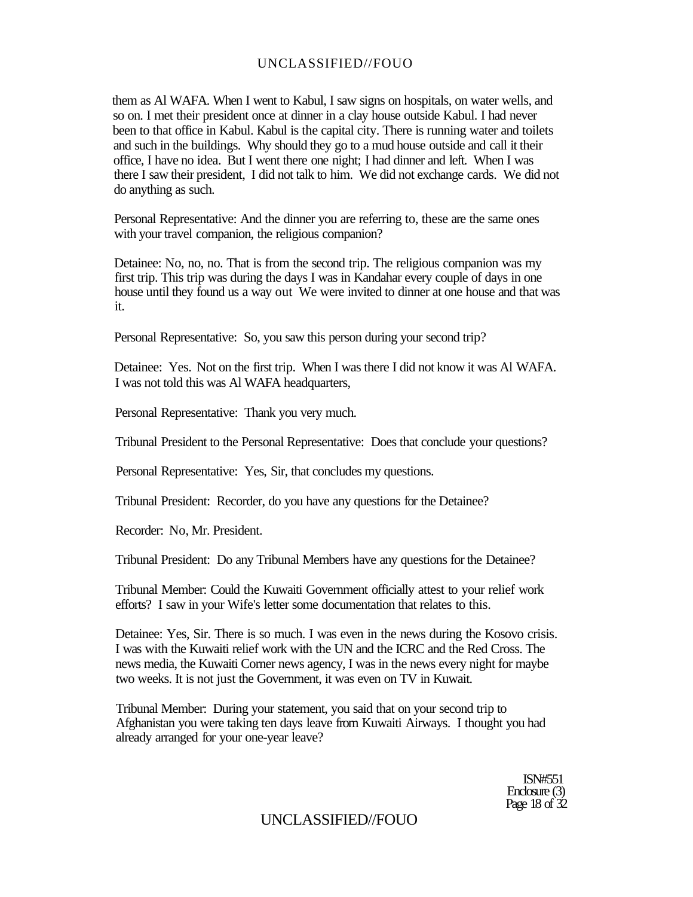them as Al WAFA. When I went to Kabul, I saw signs on hospitals, on water wells, and so on. I met their president once at dinner in a clay house outside Kabul. I had never been to that office in Kabul. Kabul is the capital city. There is running water and toilets and such in the buildings. Why should they go to a mud house outside and call it their office, I have no idea. But I went there one night; I had dinner and left. When I was there I saw their president, I did not talk to him. We did not exchange cards. We did not do anything as such.

Personal Representative: And the dinner you are referring to, these are the same ones with your travel companion, the religious companion?

Detainee: No, no, no. That is from the second trip. The religious companion was my first trip. This trip was during the days I was in Kandahar every couple of days in one house until they found us a way out We were invited to dinner at one house and that was it.

Personal Representative: So, you saw this person during your second trip?

Detainee: Yes. Not on the first trip. When I was there I did not know it was Al WAFA. I was not told this was Al WAFA headquarters,

Personal Representative: Thank you very much.

Tribunal President to the Personal Representative: Does that conclude your questions?

Personal Representative: Yes, Sir, that concludes my questions.

Tribunal President: Recorder, do you have any questions for the Detainee?

Recorder: No, Mr. President.

Tribunal President: Do any Tribunal Members have any questions for the Detainee?

Tribunal Member: Could the Kuwaiti Government officially attest to your relief work efforts? I saw in your Wife's letter some documentation that relates to this.

Detainee: Yes, Sir. There is so much. I was even in the news during the Kosovo crisis. I was with the Kuwaiti relief work with the UN and the ICRC and the Red Cross. The news media, the Kuwaiti Corner news agency, I was in the news every night for maybe two weeks. It is not just the Government, it was even on TV in Kuwait.

Tribunal Member: During your statement, you said that on your second trip to Afghanistan you were taking ten days leave from Kuwaiti Airways. I thought you had already arranged for your one-year leave?

ISN#551
Enclosure (3)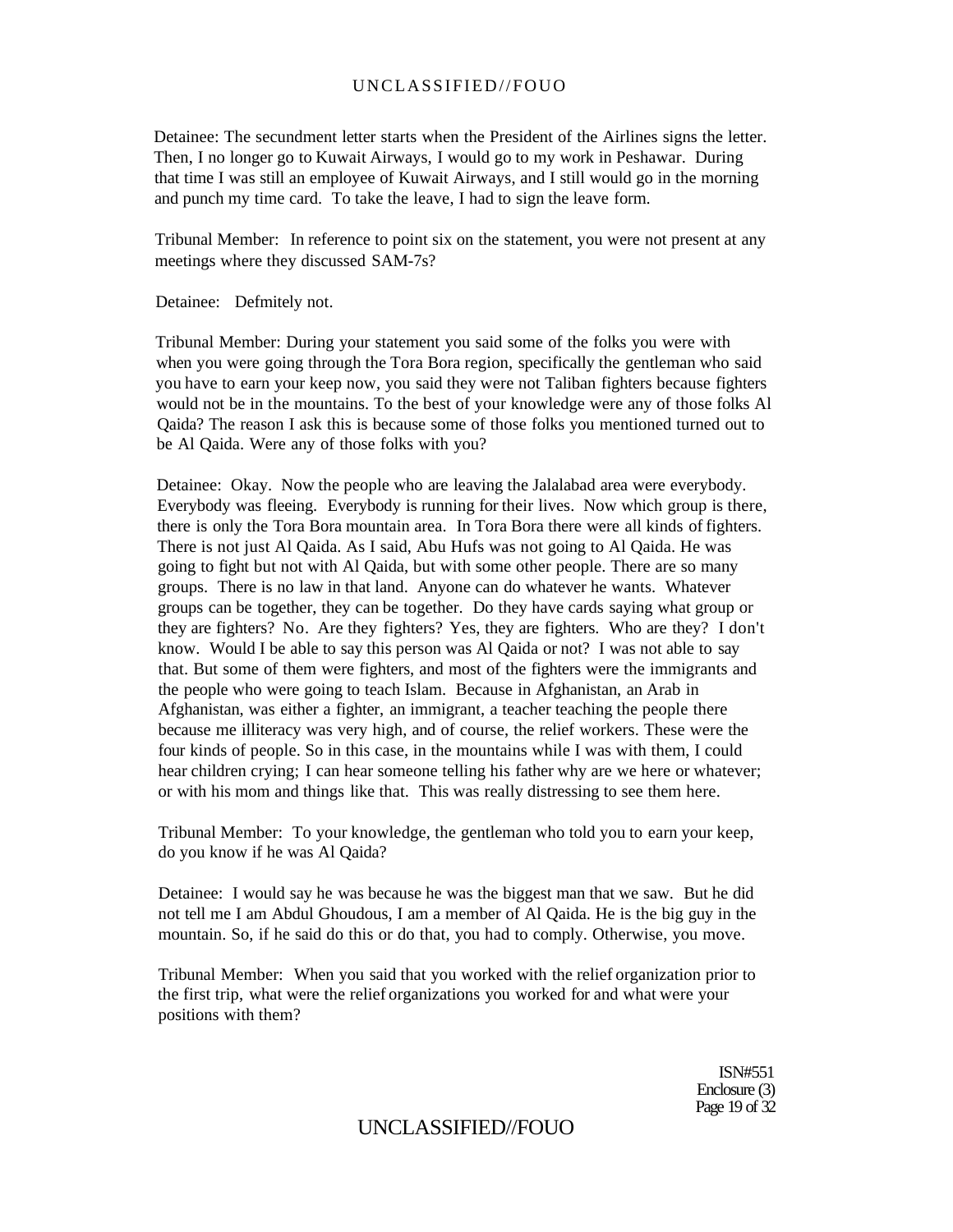Detainee: The secundment letter starts when the President of the Airlines signs the letter. Then, I no longer go to Kuwait Airways, I would go to my work in Peshawar. During that time I was still an employee of Kuwait Airways, and I still would go in the morning and punch my time card. To take the leave, I had to sign the leave form.

Tribunal Member: In reference to point six on the statement, you were not present at any meetings where they discussed SAM-7s?

Detainee: Defmitely not.

Tribunal Member: During your statement you said some of the folks you were with when you were going through the Tora Bora region, specifically the gentleman who said you have to earn your keep now, you said they were not Taliban fighters because fighters would not be in the mountains. To the best of your knowledge were any of those folks Al Qaida? The reason I ask this is because some of those folks you mentioned turned out to be Al Qaida. Were any of those folks with you?

Detainee: Okay. Now the people who are leaving the Jalalabad area were everybody. Everybody was fleeing. Everybody is running for their lives. Now which group is there, there is only the Tora Bora mountain area. In Tora Bora there were all kinds of fighters. There is not just Al Qaida. As I said, Abu Hufs was not going to Al Qaida. He was going to fight but not with Al Qaida, but with some other people. There are so many groups. There is no law in that land. Anyone can do whatever he wants. Whatever groups can be together, they can be together. Do they have cards saying what group or they are fighters? No. Are they fighters? Yes, they are fighters. Who are they? I don't know. Would I be able to say this person was Al Qaida or not? I was not able to say that. But some of them were fighters, and most of the fighters were the immigrants and the people who were going to teach Islam. Because in Afghanistan, an Arab in Afghanistan, was either a fighter, an immigrant, a teacher teaching the people there because me illiteracy was very high, and of course, the relief workers. These were the four kinds of people. So in this case, in the mountains while I was with them, I could hear children crying; I can hear someone telling his father why are we here or whatever; or with his mom and things like that. This was really distressing to see them here.

Tribunal Member: To your knowledge, the gentleman who told you to earn your keep, do you know if he was Al Qaida?

Detainee: I would say he was because he was the biggest man that we saw. But he did not tell me I am Abdul Ghoudous, I am a member of Al Qaida. He is the big guy in the mountain. So, if he said do this or do that, you had to comply. Otherwise, you move.

Tribunal Member: When you said that you worked with the relief organization prior to the first trip, what were the relief organizations you worked for and what were your positions with them?

ISN#551
Enclosure (3)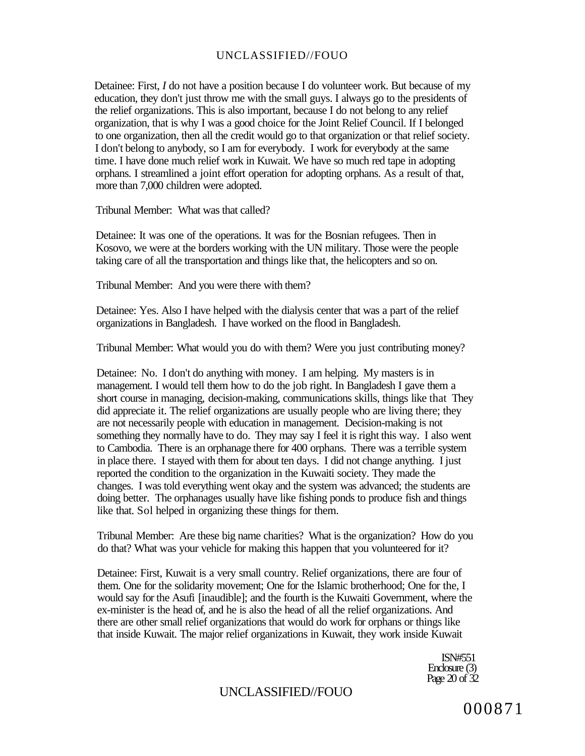Detainee: First, *I* do not have a position because I do volunteer work. But because of my education, they don't just throw me with the small guys. I always go to the presidents of the relief organizations. This is also important, because I do not belong to any relief organization, that is why I was a good choice for the Joint Relief Council. If I belonged to one organization, then all the credit would go to that organization or that relief society. I don't belong to anybody, so I am for everybody. I work for everybody at the same time. I have done much relief work in Kuwait. We have so much red tape in adopting orphans. I streamlined a joint effort operation for adopting orphans. As a result of that, more than 7,000 children were adopted.

Tribunal Member: What was that called?

Detainee: It was one of the operations. It was for the Bosnian refugees. Then in Kosovo, we were at the borders working with the UN military. Those were the people taking care of all the transportation and things like that, the helicopters and so on.

Tribunal Member: And you were there with them?

Detainee: Yes. Also I have helped with the dialysis center that was a part of the relief organizations in Bangladesh. I have worked on the flood in Bangladesh.

Tribunal Member: What would you do with them? Were you just contributing money?

Detainee: No. I don't do anything with money. I am helping. My masters is in management. I would tell them how to do the job right. In Bangladesh I gave them a short course in managing, decision-making, communications skills, things like that They did appreciate it. The relief organizations are usually people who are living there; they are not necessarily people with education in management. Decision-making is not something they normally have to do. They may say I feel it is right this way. I also went to Cambodia. There is an orphanage there for 400 orphans. There was a terrible system in place there. I stayed with them for about ten days. I did not change anything. I just reported the condition to the organization in the Kuwaiti society. They made the changes. I was told everything went okay and the system was advanced; the students are doing better. The orphanages usually have like fishing ponds to produce fish and things like that. Sol helped in organizing these things for them.

Tribunal Member: Are these big name charities? What is the organization? How do you do that? What was your vehicle for making this happen that you volunteered for it?

Detainee: First, Kuwait is a very small country. Relief organizations, there are four of them. One for the solidarity movement; One for the Islamic brotherhood; One for the, I would say for the Asufi [inaudible]; and the fourth is the Kuwaiti Government, where the ex-minister is the head of, and he is also the head of all the relief organizations. And there are other small relief organizations that would do work for orphans or things like that inside Kuwait. The major relief organizations in Kuwait, they work inside Kuwait

ISN#551
Enclosure (3)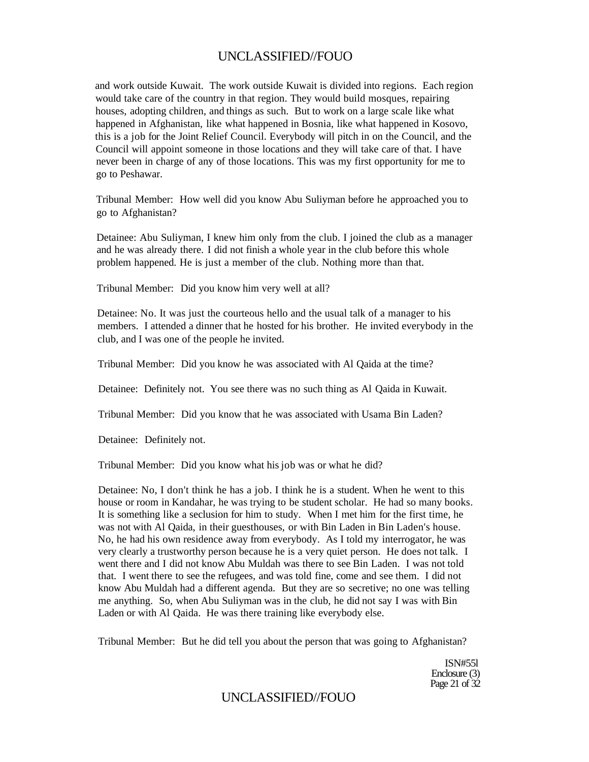and work outside Kuwait. The work outside Kuwait is divided into regions. Each region would take care of the country in that region. They would build mosques, repairing houses, adopting children, and things as such. But to work on a large scale like what happened in Afghanistan, like what happened in Bosnia, like what happened in Kosovo, this is a job for the Joint Relief Council. Everybody will pitch in on the Council, and the Council will appoint someone in those locations and they will take care of that. I have never been in charge of any of those locations. This was my first opportunity for me to go to Peshawar.

Tribunal Member: How well did you know Abu Suliyman before he approached you to go to Afghanistan?

Detainee: Abu Suliyman, I knew him only from the club. I joined the club as a manager and he was already there. I did not finish a whole year in the club before this whole problem happened. He is just a member of the club. Nothing more than that.

Tribunal Member: Did you know him very well at all?

Detainee: No. It was just the courteous hello and the usual talk of a manager to his members. I attended a dinner that he hosted for his brother. He invited everybody in the club, and I was one of the people he invited.

Tribunal Member: Did you know he was associated with Al Qaida at the time?

Detainee: Definitely not. You see there was no such thing as Al Qaida in Kuwait.

Tribunal Member: Did you know that he was associated with Usama Bin Laden?

Detainee: Definitely not.

Tribunal Member: Did you know what his job was or what he did?

Detainee: No, I don't think he has a job. I think he is a student. When he went to this house or room in Kandahar, he was trying to be student scholar. He had so many books. It is something like a seclusion for him to study. When I met him for the first time, he was not with Al Qaida, in their guesthouses, or with Bin Laden in Bin Laden's house. No, he had his own residence away from everybody. As I told my interrogator, he was very clearly a trustworthy person because he is a very quiet person. He does not talk. I went there and I did not know Abu Muldah was there to see Bin Laden. I was not told that. I went there to see the refugees, and was told fine, come and see them. I did not know Abu Muldah had a different agenda. But they are so secretive; no one was telling me anything. So, when Abu Suliyman was in the club, he did not say I was with Bin Laden or with Al Qaida. He was there training like everybody else.

Tribunal Member: But he did tell you about the person that was going to Afghanistan?

ISN#551
Enclosure (3)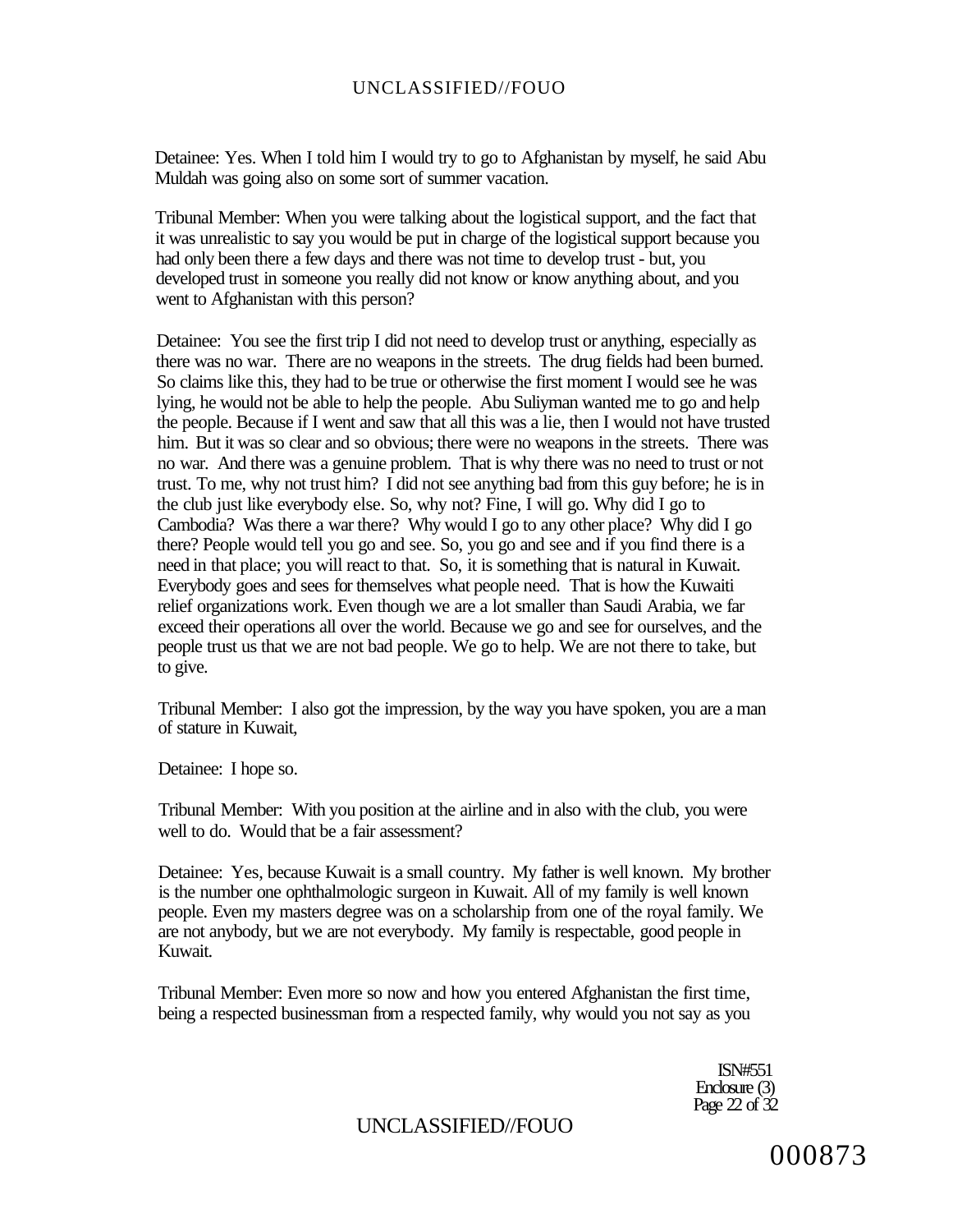Detainee: Yes. When I told him I would try to go to Afghanistan by myself, he said Abu Muldah was going also on some sort of summer vacation.

Tribunal Member: When you were talking about the logistical support, and the fact that it was unrealistic to say you would be put in charge of the logistical support because you had only been there a few days and there was not time to develop trust - but, you developed trust in someone you really did not know or know anything about, and you went to Afghanistan with this person?

Detainee: You see the first trip I did not need to develop trust or anything, especially as there was no war. There are no weapons in the streets. The drug fields had been burned. So claims like this, they had to be true or otherwise the first moment I would see he was lying, he would not be able to help the people. Abu Suliyman wanted me to go and help the people. Because if I went and saw that all this was a lie, then I would not have trusted him. But it was so clear and so obvious; there were no weapons in the streets. There was no war. And there was a genuine problem. That is why there was no need to trust or not trust. To me, why not trust him? I did not see anything bad from this guy before; he is in the club just like everybody else. So, why not? Fine, I will go. Why did I go to Cambodia? Was there a war there? Why would I go to any other place? Why did I go there? People would tell you go and see. So, you go and see and if you find there is a need in that place; you will react to that. So, it is something that is natural in Kuwait. Everybody goes and sees for themselves what people need. That is how the Kuwaiti relief organizations work. Even though we are a lot smaller than Saudi Arabia, we far exceed their operations all over the world. Because we go and see for ourselves, and the people trust us that we are not bad people. We go to help. We are not there to take, but to give.

Tribunal Member: I also got the impression, by the way you have spoken, you are a man of stature in Kuwait,

Detainee: I hope so.

Tribunal Member: With you position at the airline and in also with the club, you were well to do. Would that be a fair assessment?

Detainee: Yes, because Kuwait is a small country. My father is well known. My brother is the number one ophthalmologic surgeon in Kuwait. All of my family is well known people. Even my masters degree was on a scholarship from one of the royal family. We are not anybody, but we are not everybody. My family is respectable, good people in Kuwait.

Tribunal Member: Even more so now and how you entered Afghanistan the first time, being a respected businessman from a respected family, why would you not say as you

ISN#551
Enclosure (3)
Page 22 of 32

000873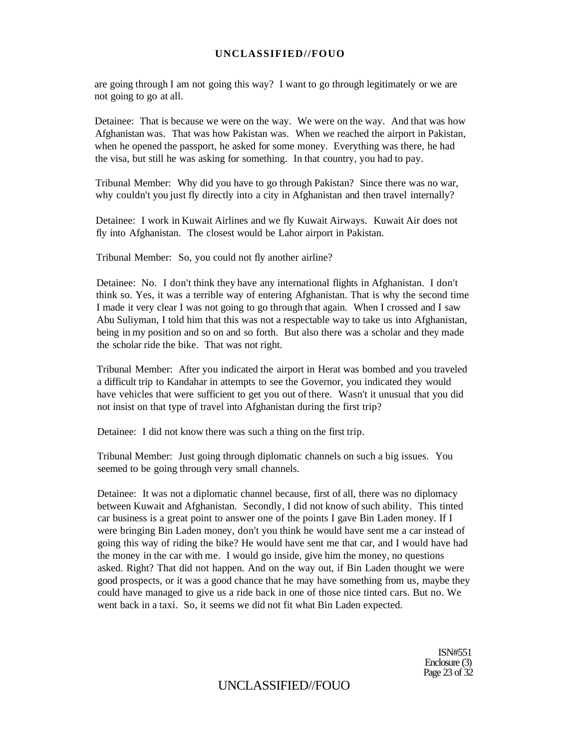are going through I am not going this way? I want to go through legitimately or we are not going to go at all.

Detainee: That is because we were on the way. We were on the way. And that was how Afghanistan was. That was how Pakistan was. When we reached the airport in Pakistan, when he opened the passport, he asked for some money. Everything was there, he had the visa, but still he was asking for something. In that country, you had to pay.

Tribunal Member: Why did you have to go through Pakistan? Since there was no war, why couldn't you just fly directly into a city in Afghanistan and then travel internally?

Detainee: I work in Kuwait Airlines and we fly Kuwait Airways. Kuwait Air does not fly into Afghanistan. The closest would be Lahor airport in Pakistan.

Tribunal Member: So, you could not fly another airline?

Detainee: No. I don't think they have any international flights in Afghanistan. I don't think so. Yes, it was a terrible way of entering Afghanistan. That is why the second time I made it very clear I was not going to go through that again. When I crossed and I saw Abu Suliyman, I told him that this was not a respectable way to take us into Afghanistan, being in my position and so on and so forth. But also there was a scholar and they made the scholar ride the bike. That was not right.

Tribunal Member: After you indicated the airport in Herat was bombed and you traveled a difficult trip to Kandahar in attempts to see the Governor, you indicated they would have vehicles that were sufficient to get you out of there. Wasn't it unusual that you did not insist on that type of travel into Afghanistan during the first trip?

Detainee: I did not know there was such a thing on the first trip.

Tribunal Member: Just going through diplomatic channels on such a big issues. You seemed to be going through very small channels.

Detainee: It was not a diplomatic channel because, first of all, there was no diplomacy between Kuwait and Afghanistan. Secondly, I did not know of such ability. This tinted car business is a great point to answer one of the points I gave Bin Laden money. If I were bringing Bin Laden money, don't you think he would have sent me a car instead of going this way of riding the bike? He would have sent me that car, and I would have had the money in the car with me. I would go inside, give him the money, no questions asked. Right? That did not happen. And on the way out, if Bin Laden thought we were good prospects, or it was a good chance that he may have something from us, maybe they could have managed to give us a ride back in one of those nice tinted cars. But no. We went back in a taxi. So, it seems we did not fit what Bin Laden expected.

ISN#551
Enclosure (3)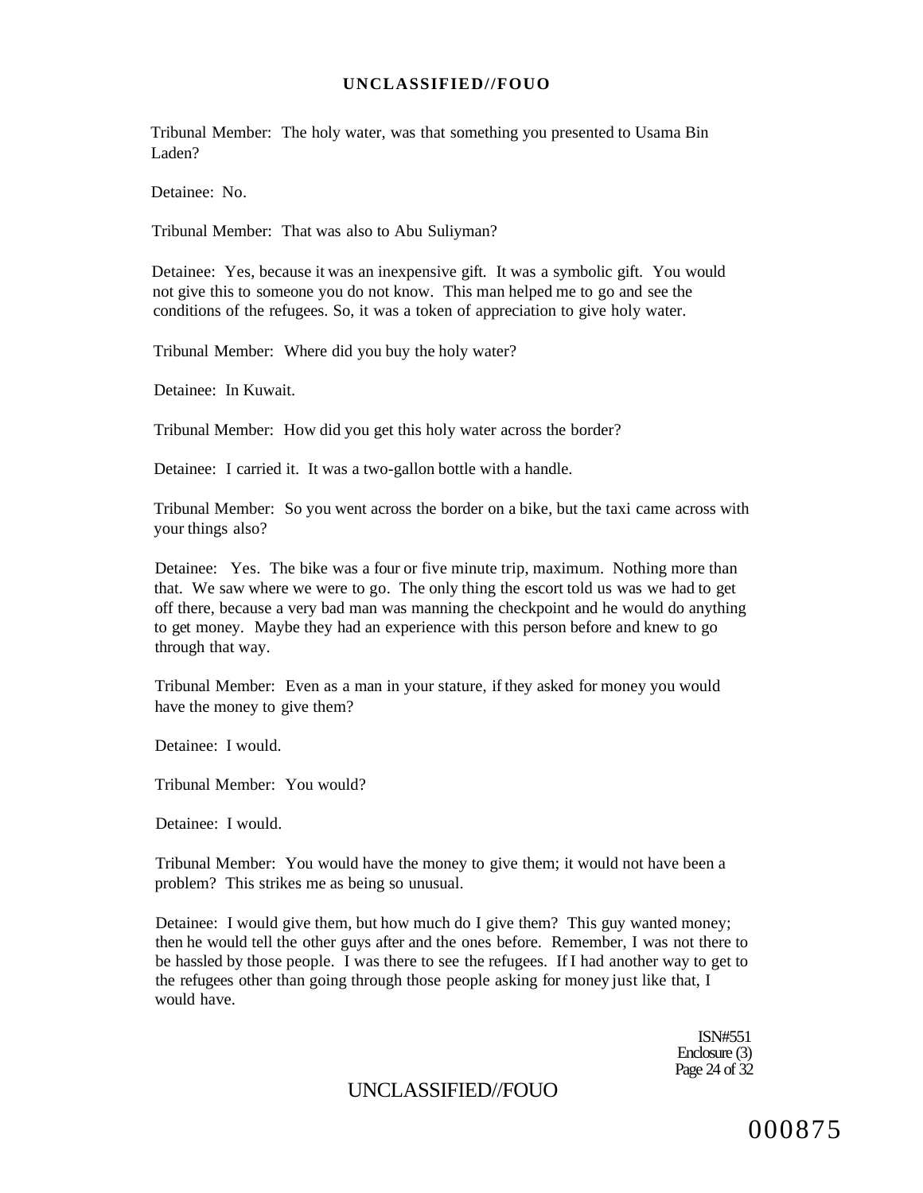Tribunal Member: The holy water, was that something you presented to Usama Bin Laden?

Detainee: No.

Tribunal Member: That was also to Abu Suliyman?

Detainee: Yes, because it was an inexpensive gift. It was a symbolic gift. You would not give this to someone you do not know. This man helped me to go and see the conditions of the refugees. So, it was a token of appreciation to give holy water.

Tribunal Member: Where did you buy the holy water?

Detainee: In Kuwait.

Tribunal Member: How did you get this holy water across the border?

Detainee: I carried it. It was a two-gallon bottle with a handle.

Tribunal Member: So you went across the border on a bike, but the taxi came across with your things also?

Detainee: Yes. The bike was a four or five minute trip, maximum. Nothing more than that. We saw where we were to go. The only thing the escort told us was we had to get off there, because a very bad man was manning the checkpoint and he would do anything to get money. Maybe they had an experience with this person before and knew to go through that way.

Tribunal Member: Even as a man in your stature, if they asked for money you would have the money to give them?

Detainee: I would.

Tribunal Member: You would?

Detainee: I would.

Tribunal Member: You would have the money to give them; it would not have been a problem? This strikes me as being so unusual.

Detainee: I would give them, but how much do I give them? This guy wanted money; then he would tell the other guys after and the ones before. Remember, I was not there to be hassled by those people. I was there to see the refugees. If I had another way to get to the refugees other than going through those people asking for money just like that, I would have.

ISN#551
Enclosure (3)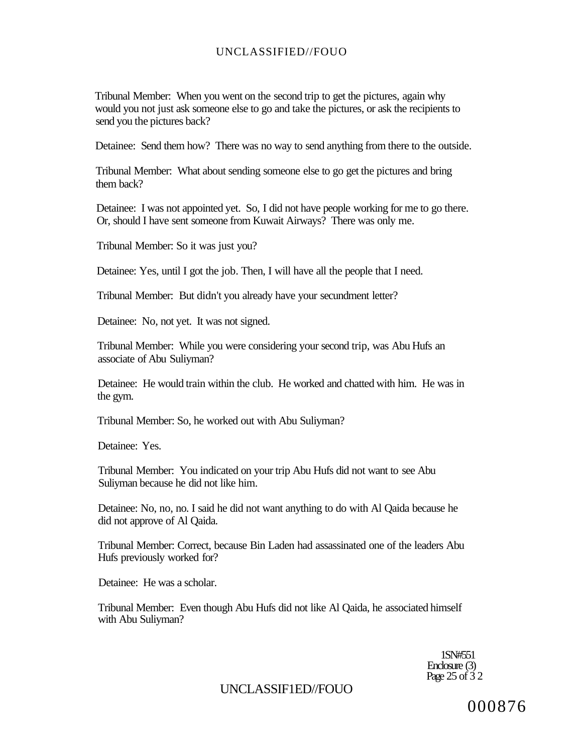Tribunal Member: When you went on the second trip to get the pictures, again why would you not just ask someone else to go and take the pictures, or ask the recipients to send you the pictures back?

Detainee: Send them how? There was no way to send anything from there to the outside.

Tribunal Member: What about sending someone else to go get the pictures and bring them back?

Detainee: I was not appointed yet. So, I did not have people working for me to go there. Or, should I have sent someone from Kuwait Airways? There was only me.

Tribunal Member: So it was just you?

Detainee: Yes, until I got the job. Then, I will have all the people that I need.

Tribunal Member: But didn't you already have your secundment letter?

Detainee: No, not yet. It was not signed.

Tribunal Member: While you were considering your second trip, was Abu Hufs an associate of Abu Suliyman?

Detainee: He would train within the club. He worked and chatted with him. He was in the gym.

Tribunal Member: So, he worked out with Abu Suliyman?

Detainee: Yes.

Tribunal Member: You indicated on your trip Abu Hufs did not want to see Abu Suliyman because he did not like him.

Detainee: No, no, no. I said he did not want anything to do with Al Qaida because he did not approve of Al Qaida.

Tribunal Member: Correct, because Bin Laden had assassinated one of the leaders Abu Hufs previously worked for?

Detainee: He was a scholar.

Tribunal Member: Even though Abu Hufs did not like Al Qaida, he associated himself with Abu Suliyman?

1SN#551
Enclosure (3)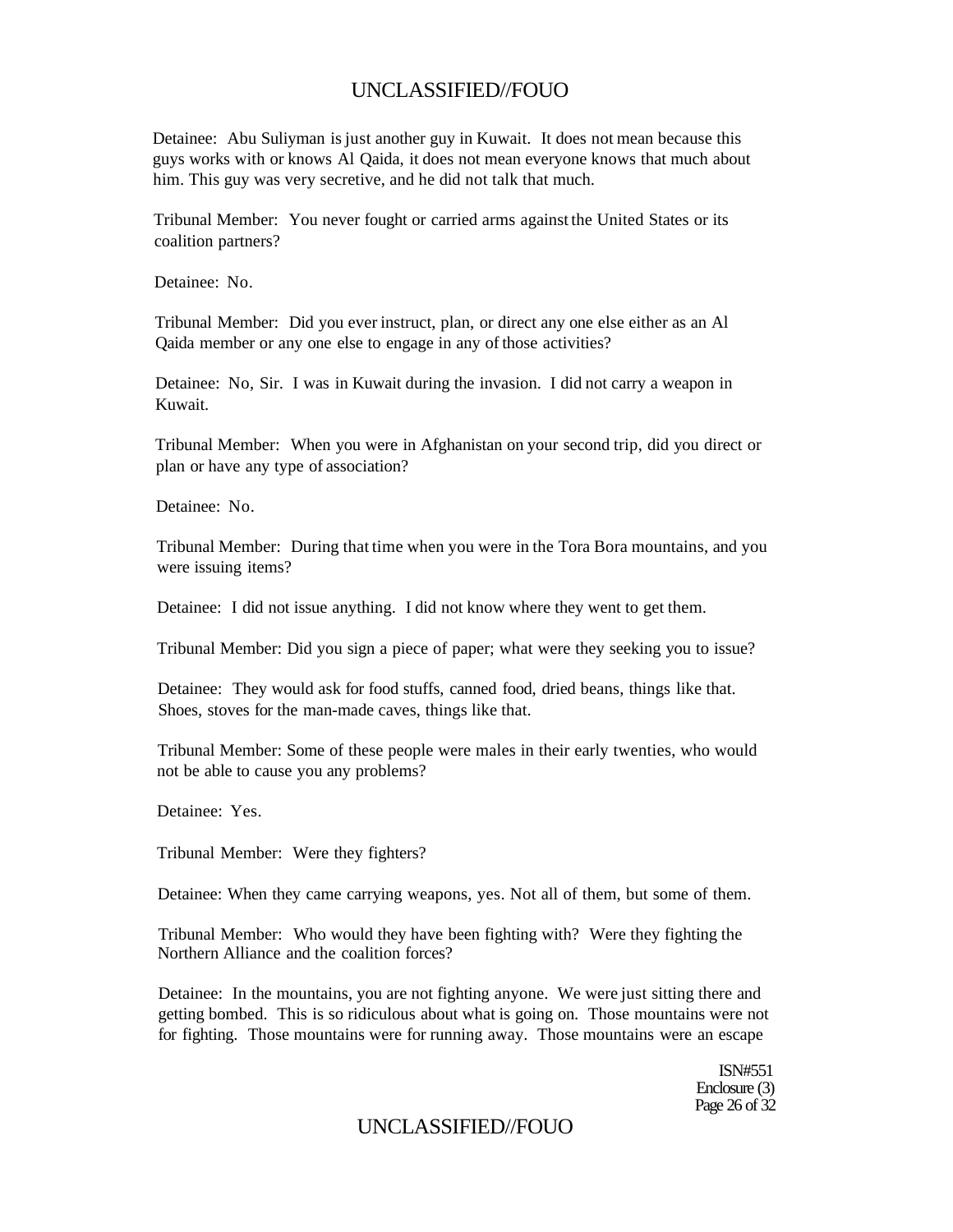Detainee: Abu Suliyman is just another guy in Kuwait. It does not mean because this guys works with or knows Al Qaida, it does not mean everyone knows that much about him. This guy was very secretive, and he did not talk that much.

Tribunal Member: You never fought or carried arms against the United States or its coalition partners?

Detainee: No.

Tribunal Member: Did you ever instruct, plan, or direct any one else either as an Al Qaida member or any one else to engage in any of those activities?

Detainee: No, Sir. I was in Kuwait during the invasion. I did not carry a weapon in Kuwait.

Tribunal Member: When you were in Afghanistan on your second trip, did you direct or plan or have any type of association?

Detainee: No.

Tribunal Member: During that time when you were in the Tora Bora mountains, and you were issuing items?

Detainee: I did not issue anything. I did not know where they went to get them.

Tribunal Member: Did you sign a piece of paper; what were they seeking you to issue?

Detainee: They would ask for food stuffs, canned food, dried beans, things like that. Shoes, stoves for the man-made caves, things like that.

Tribunal Member: Some of these people were males in their early twenties, who would not be able to cause you any problems?

Detainee: Yes.

Tribunal Member: Were they fighters?

Detainee: When they came carrying weapons, yes. Not all of them, but some of them.

Tribunal Member: Who would they have been fighting with? Were they fighting the Northern Alliance and the coalition forces?

Detainee: In the mountains, you are not fighting anyone. We were just sitting there and getting bombed. This is so ridiculous about what is going on. Those mountains were not for fighting. Those mountains were for running away. Those mountains were an escape

ISN#551
Enclosure (3)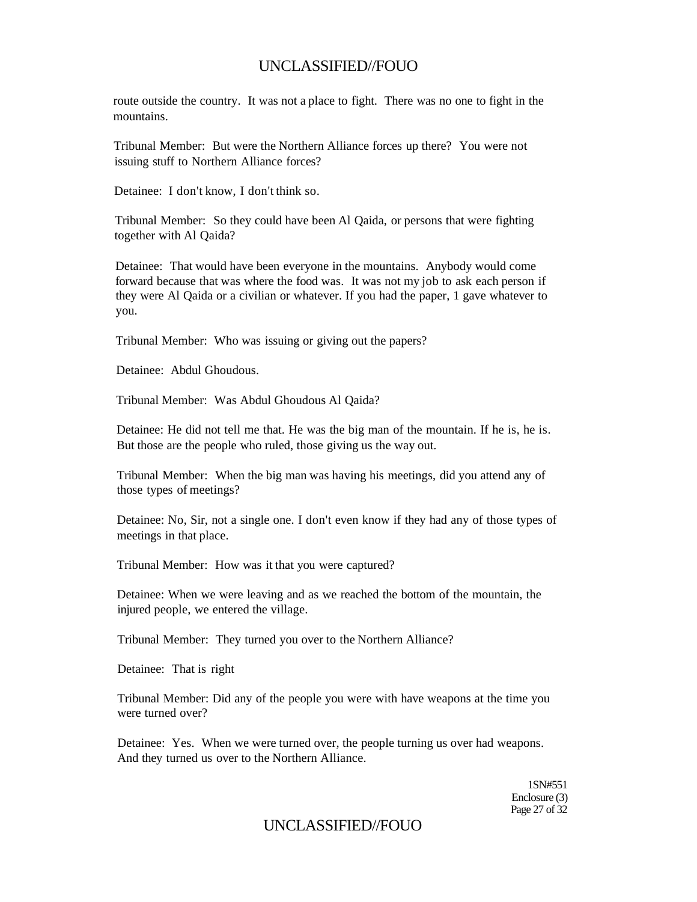route outside the country. It was not a place to fight. There was no one to fight in the mountains.

Tribunal Member: But were the Northern Alliance forces up there? You were not issuing stuff to Northern Alliance forces?

Detainee: I don't know, I don't think so.

Tribunal Member: So they could have been Al Qaida, or persons that were fighting together with Al Qaida?

Detainee: That would have been everyone in the mountains. Anybody would come forward because that was where the food was. It was not my job to ask each person if they were Al Qaida or a civilian or whatever. If you had the paper, 1 gave whatever to you.

Tribunal Member: Who was issuing or giving out the papers?

Detainee: Abdul Ghoudous.

Tribunal Member: Was Abdul Ghoudous Al Qaida?

Detainee: He did not tell me that. He was the big man of the mountain. If he is, he is. But those are the people who ruled, those giving us the way out.

Tribunal Member: When the big man was having his meetings, did you attend any of those types of meetings?

Detainee: No, Sir, not a single one. I don't even know if they had any of those types of meetings in that place.

Tribunal Member: How was it that you were captured?

Detainee: When we were leaving and as we reached the bottom of the mountain, the injured people, we entered the village.

Tribunal Member: They turned you over to the Northern Alliance?

Detainee: That is right

Tribunal Member: Did any of the people you were with have weapons at the time you were turned over?

Detainee: Yes. When we were turned over, the people turning us over had weapons. And they turned us over to the Northern Alliance.

1SN#551
Enclosure (3)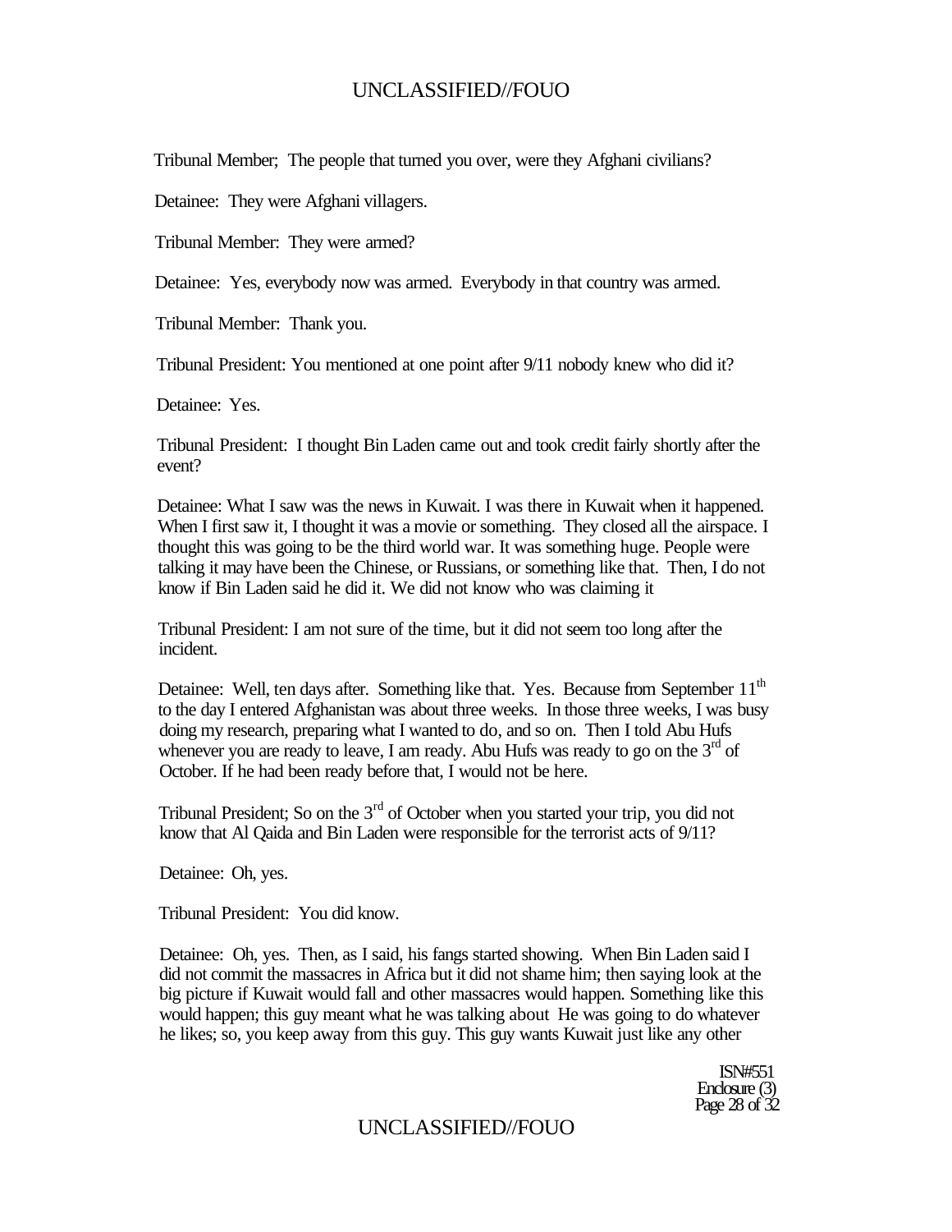Tribunal Member; The people that turned you over, were they Afghani civilians?

Detainee: They were Afghani villagers.

Tribunal Member: They were armed?

Detainee: Yes, everybody now was armed. Everybody in that country was armed.

Tribunal Member: Thank you.

Tribunal President: You mentioned at one point after 9/11 nobody knew who did it?

Detainee: Yes.

Tribunal President: I thought Bin Laden came out and took credit fairly shortly after the event?

Detainee: What I saw was the news in Kuwait. I was there in Kuwait when it happened. When I first saw it, I thought it was a movie or something. They closed all the airspace. I thought this was going to be the third world war. It was something huge. People were talking it may have been the Chinese, or Russians, or something like that. Then, I do not know if Bin Laden said he did it. We did not know who was claiming it

Tribunal President: I am not sure of the time, but it did not seem too long after the incident.

Detainee: Well, ten days after. Something like that. Yes. Because from September 11th to the day I entered Afghanistan was about three weeks. In those three weeks, I was busy doing my research, preparing what I wanted to do, and so on. Then I told Abu Hufs whenever you are ready to leave, I am ready. Abu Hufs was ready to go on the 3rd of October. If he had been ready before that, I would not be here.

Tribunal President; So on the 3rd of October when you started your trip, you did not know that Al Qaida and Bin Laden were responsible for the terrorist acts of 9/11?

Detainee: Oh, yes.

Tribunal President: You did know.

Detainee: Oh, yes. Then, as I said, his fangs started showing. When Bin Laden said I did not commit the massacres in Africa but it did not shame him; then saying look at the big picture if Kuwait would fall and other massacres would happen. Something like this would happen; this guy meant what he was talking about He was going to do whatever he likes; so, you keep away from this guy. This guy wants Kuwait just like any other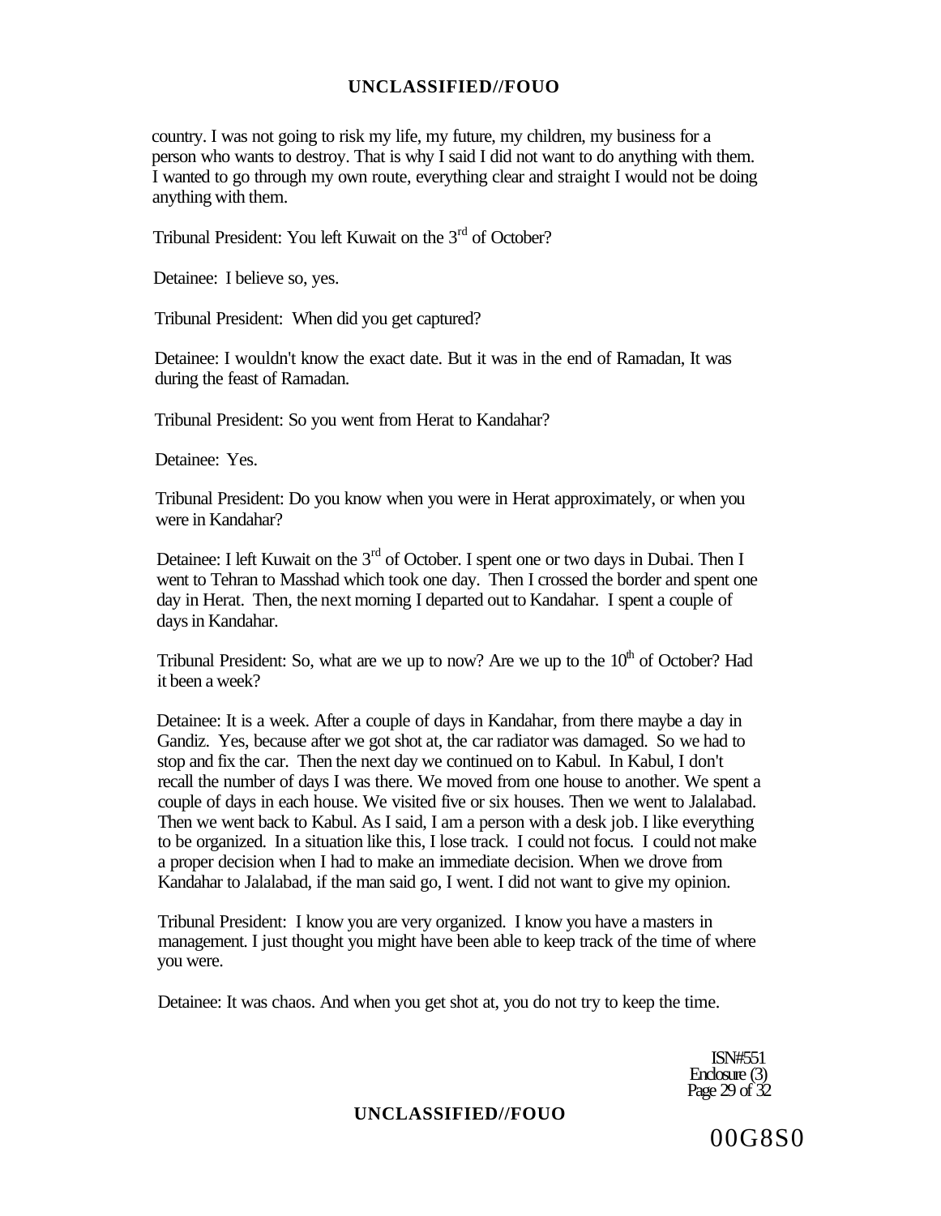country. I was not going to risk my life, my future, my children, my business for a person who wants to destroy. That is why I said I did not want to do anything with them. I wanted to go through my own route, everything clear and straight I would not be doing anything with them.

Tribunal President: You left Kuwait on the 3rd of October?

Detainee: I believe so, yes.

Tribunal President: When did you get captured?

Detainee: I wouldn't know the exact date. But it was in the end of Ramadan, It was during the feast of Ramadan.

Tribunal President: So you went from Herat to Kandahar?

Detainee: Yes.

Tribunal President: Do you know when you were in Herat approximately, or when you were in Kandahar?

Detainee: I left Kuwait on the 3rd of October. I spent one or two days in Dubai. Then I went to Tehran to Masshad which took one day. Then I crossed the border and spent one day in Herat. Then, the next morning I departed out to Kandahar. I spent a couple of days in Kandahar.

Tribunal President: So, what are we up to now? Are we up to the 10th of October? Had it been a week?

Detainee: It is a week. After a couple of days in Kandahar, from there maybe a day in Gandiz. Yes, because after we got shot at, the car radiator was damaged. So we had to stop and fix the car. Then the next day we continued on to Kabul. In Kabul, I don't recall the number of days I was there. We moved from one house to another. We spent a couple of days in each house. We visited five or six houses. Then we went to Jalalabad. Then we went back to Kabul. As I said, I am a person with a desk job. I like everything to be organized. In a situation like this, I lose track. I could not focus. I could not make a proper decision when I had to make an immediate decision. When we drove from Kandahar to Jalalabad, if the man said go, I went. I did not want to give my opinion.

Tribunal President: I know you are very organized. I know you have a masters in management. I just thought you might have been able to keep track of the time of where you were.

Detainee: It was chaos. And when you get shot at, you do not try to keep the time.

ISN#551
Enclosure (3)
Page 29 of 32

00G8S0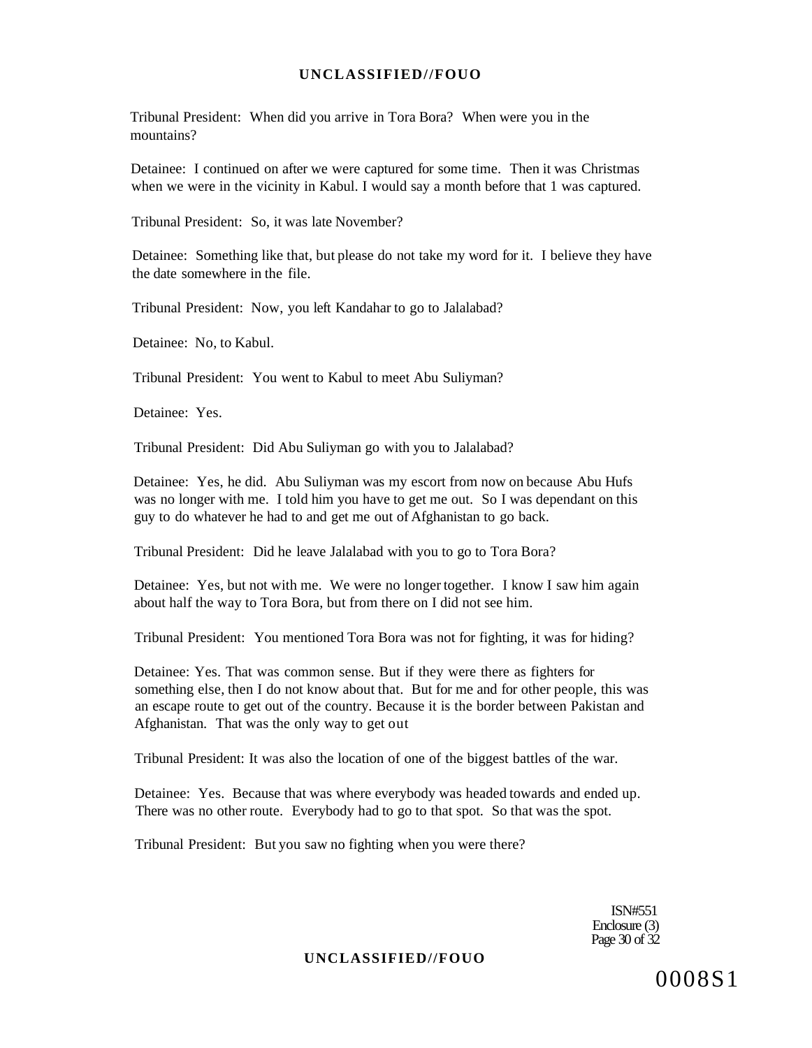Tribunal President: When did you arrive in Tora Bora? When were you in the mountains?

Detainee: I continued on after we were captured for some time. Then it was Christmas when we were in the vicinity in Kabul. I would say a month before that 1 was captured.

Tribunal President: So, it was late November?

Detainee: Something like that, but please do not take my word for it. I believe they have the date somewhere in the file.

Tribunal President: Now, you left Kandahar to go to Jalalabad?

Detainee: No, to Kabul.

Tribunal President: You went to Kabul to meet Abu Suliyman?

Detainee: Yes.

Tribunal President: Did Abu Suliyman go with you to Jalalabad?

Detainee: Yes, he did. Abu Suliyman was my escort from now on because Abu Hufs was no longer with me. I told him you have to get me out. So I was dependant on this guy to do whatever he had to and get me out of Afghanistan to go back.

Tribunal President: Did he leave Jalalabad with you to go to Tora Bora?

Detainee: Yes, but not with me. We were no longer together. I know I saw him again about half the way to Tora Bora, but from there on I did not see him.

Tribunal President: You mentioned Tora Bora was not for fighting, it was for hiding?

Detainee: Yes. That was common sense. But if they were there as fighters for something else, then I do not know about that. But for me and for other people, this was an escape route to get out of the country. Because it is the border between Pakistan and Afghanistan. That was the only way to get out

Tribunal President: It was also the location of one of the biggest battles of the war.

Detainee: Yes. Because that was where everybody was headed towards and ended up. There was no other route. Everybody had to go to that spot. So that was the spot.

Tribunal President: But you saw no fighting when you were there?

ISN#551
Enclosure (3)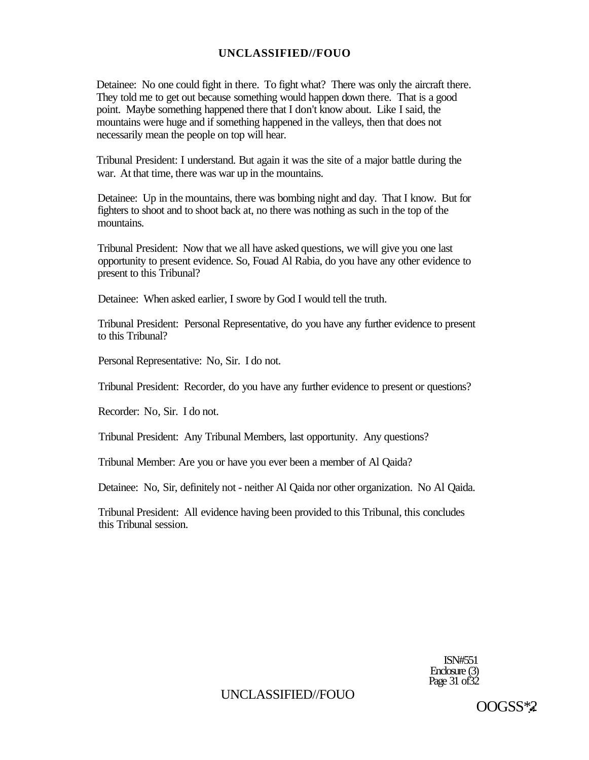Detainee: No one could fight in there. To fight what? There was only the aircraft there. They told me to get out because something would happen down there. That is a good point. Maybe something happened there that I don't know about. Like I said, the mountains were huge and if something happened in the valleys, then that does not necessarily mean the people on top will hear.

Tribunal President: I understand. But again it was the site of a major battle during the war. At that time, there was war up in the mountains.

Detainee: Up in the mountains, there was bombing night and day. That I know. But for fighters to shoot and to shoot back at, no there was nothing as such in the top of the mountains.

Tribunal President: Now that we all have asked questions, we will give you one last opportunity to present evidence. So, Fouad Al Rabia, do you have any other evidence to present to this Tribunal?

Detainee: When asked earlier, I swore by God I would tell the truth.

Tribunal President: Personal Representative, do you have any further evidence to present to this Tribunal?

Personal Representative: No, Sir. I do not.

Tribunal President: Recorder, do you have any further evidence to present or questions?

Recorder: No, Sir. I do not.

Tribunal President: Any Tribunal Members, last opportunity. Any questions?

Tribunal Member: Are you or have you ever been a member of Al Qaida?

Detainee: No, Sir, definitely not - neither Al Qaida nor other organization. No Al Qaida.

Tribunal President: All evidence having been provided to this Tribunal, this concludes this Tribunal session.

ISN#551
Enclosure (3)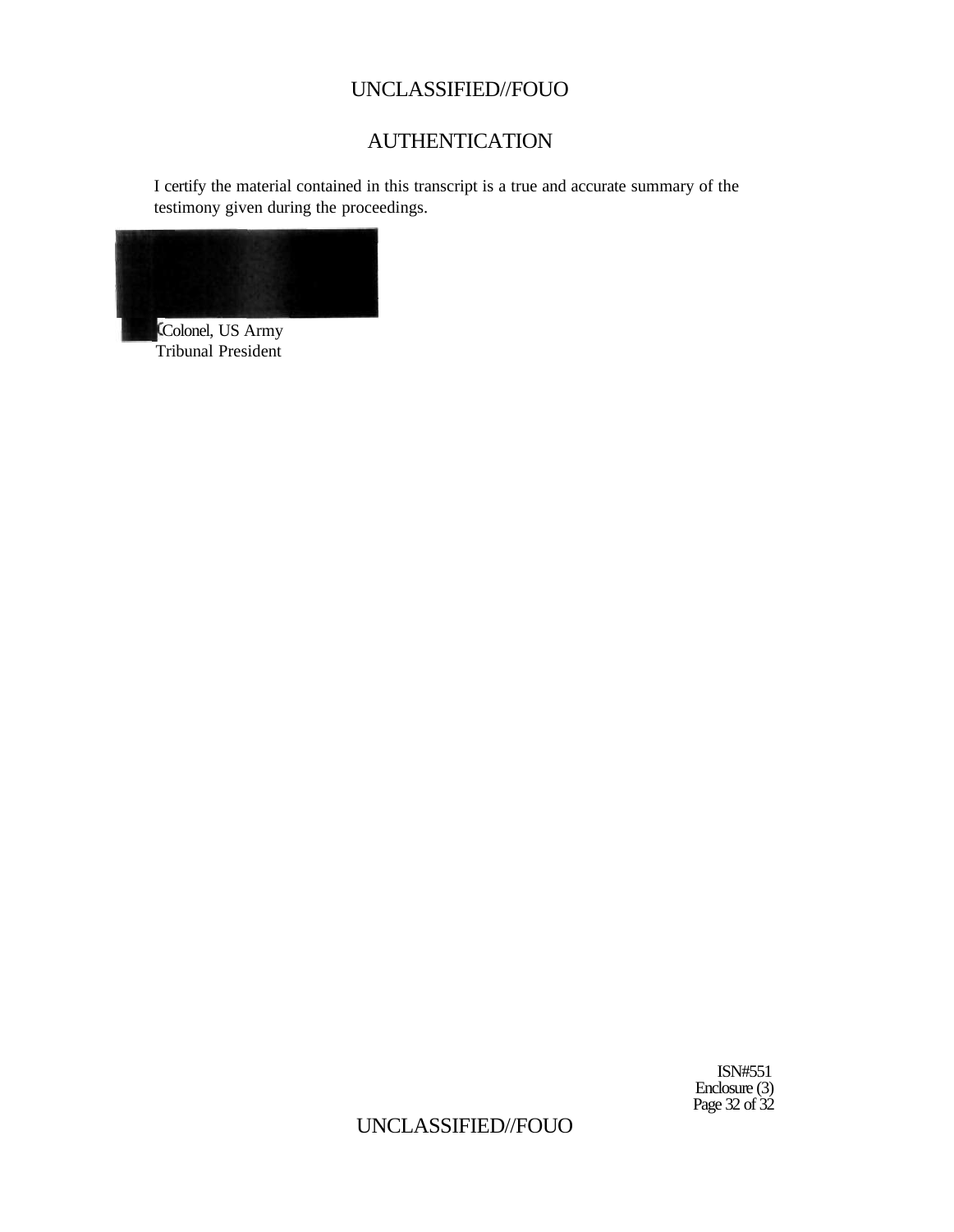# AUTHENTICATION

I certify the material contained in this transcript is a true and accurate summary of the testimony given during the proceedings.

Colonel, US Army
Tribunal President

ISN#551
Enclosure (3)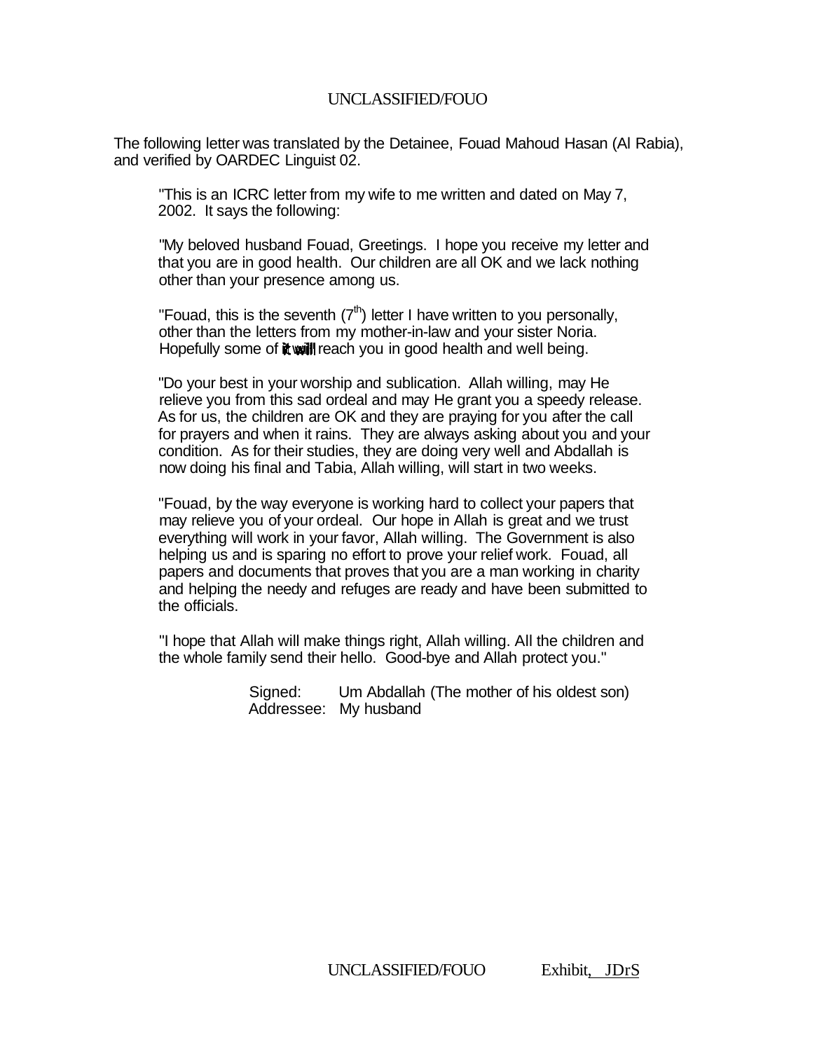UNCLASSIFIED/FOUO

The following letter was translated by the Detainee, Fouad Mahoud Hasan (Al Rabia), and verified by OARDEC Linguist 02.

> "This is an ICRC letter from my wife to me written and dated on May 7, 2002. It says the following:
>
> "My beloved husband Fouad, Greetings. I hope you receive my letter and that you are in good health. Our children are all OK and we lack nothing other than your presence among us.
>
> "Fouad, this is the seventh (7th) letter I have written to you personally, other than the letters from my mother-in-law and your sister Noria. Hopefully some of **it will** reach you in good health and well being.
>
> "Do your best in your worship and sublication. Allah willing, may He relieve you from this sad ordeal and may He grant you a speedy release. As for us, the children are OK and they are praying for you after the call for prayers and when it rains. They are always asking about you and your condition. As for their studies, they are doing very well and Abdallah is now doing his final and Tabia, Allah willing, will start in two weeks.
>
> "Fouad, by the way everyone is working hard to collect your papers that may relieve you of your ordeal. Our hope in Allah is great and we trust everything will work in your favor, Allah willing. The Government is also helping us and is sparing no effort to prove your relief work. Fouad, all papers and documents that proves that you are a man working in charity and helping the needy and refuges are ready and have been submitted to the officials.
>
> "I hope that Allah will make things right, Allah willing. All the children and the whole family send their hello. Good-bye and Allah protect you."
>
> Signed: Um Abdallah (The mother of his oldest son)
> Addressee: My husband

UNCLASSIFIED/FOUO Exhibit, JDrS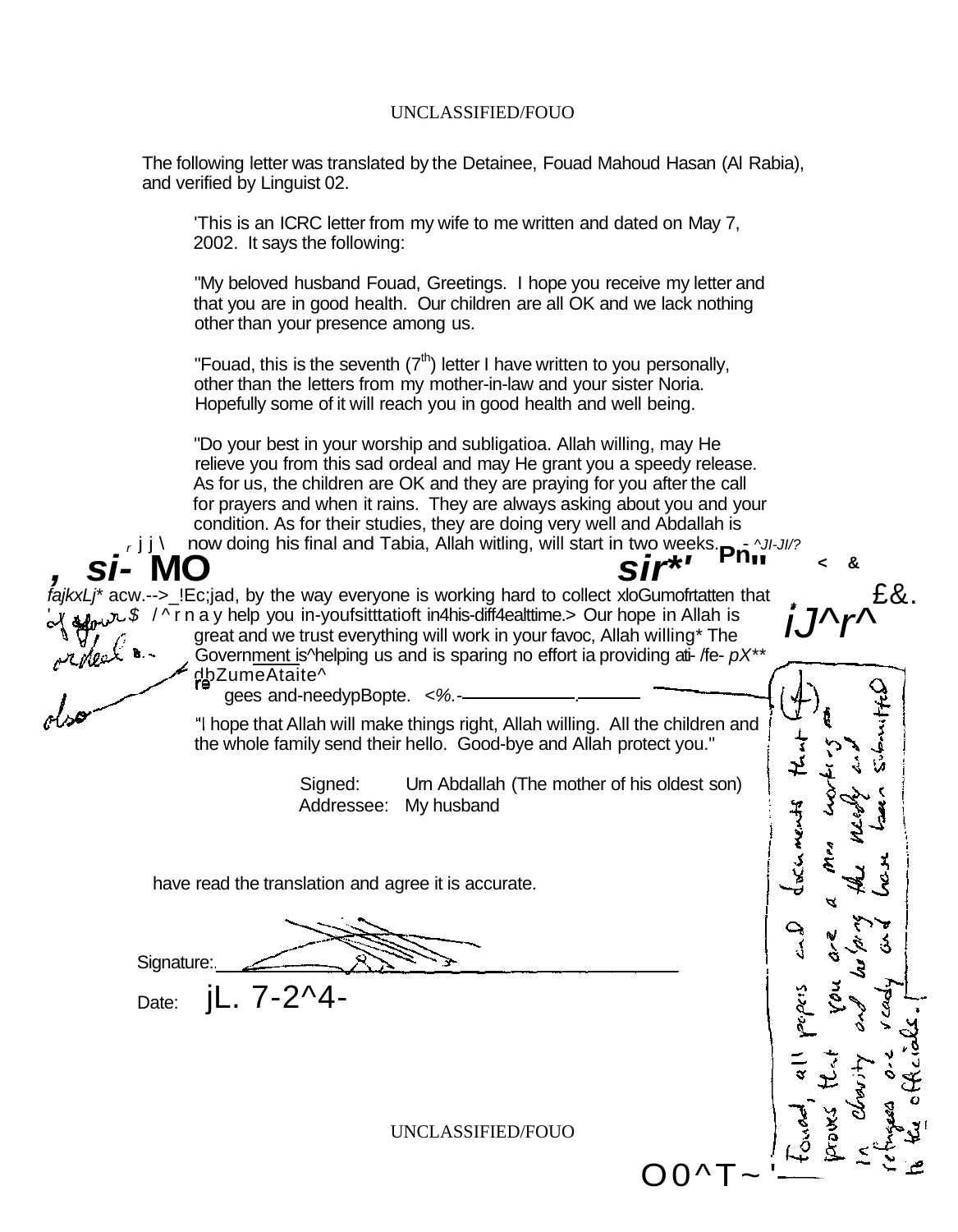The following letter was translated by the Detainee, Fouad Mahoud Hasan (Al Rabia), and verified by Linguist 02.

'This is an ICRC letter from my wife to me written and dated on May 7, 2002. It says the following:

"My beloved husband Fouad, Greetings. I hope you receive my letter and that you are in good health. Our children are all OK and we lack nothing other than your presence among us.

"Fouad, this is the seventh (7th) letter I have written to you personally, other than the letters from my mother-in-law and your sister Noria. Hopefully some of it will reach you in good health and well being.

"Do your best in your worship and subligatioa. Allah willing, may He relieve you from this sad ordeal and may He grant you a speedy release. As for us, the children are OK and they are praying for you after the call for prayers and when it rains. They are always asking about you and your condition. As for their studies, they are doing very well and Abdallah is now doing his final and Tabia, Allah witling, will start in two weeks.

fajkxLj* acw.-->_!Ec;jad, by the way everyone is working hard to collect xloGumofrtatten that / ^ r n a y help you in-youfsitttatioft in4his-diff4ealttime.> Our hope in Allah is great and we trust everything will work in your favoc, Allah willing* The Government is^helping us and is sparing no effort ia providing ati- /fe- pX** dbZumeAtaite^ re gees and-needypBopte.

"I hope that Allah will make things right, Allah willing. All the children and the whole family send their hello. Good-bye and Allah protect you."

Signed: Um Abdallah (The mother of his oldest son)
Addressee: My husband

have read the translation and agree it is accurate.

Signature:

Date: jL. 7-2^4-

Fouad, all papers and documents that (+) proves that you are a man working in charity and helping the needy and refugees are ready and have been submitted to the officials.

of your ordeal also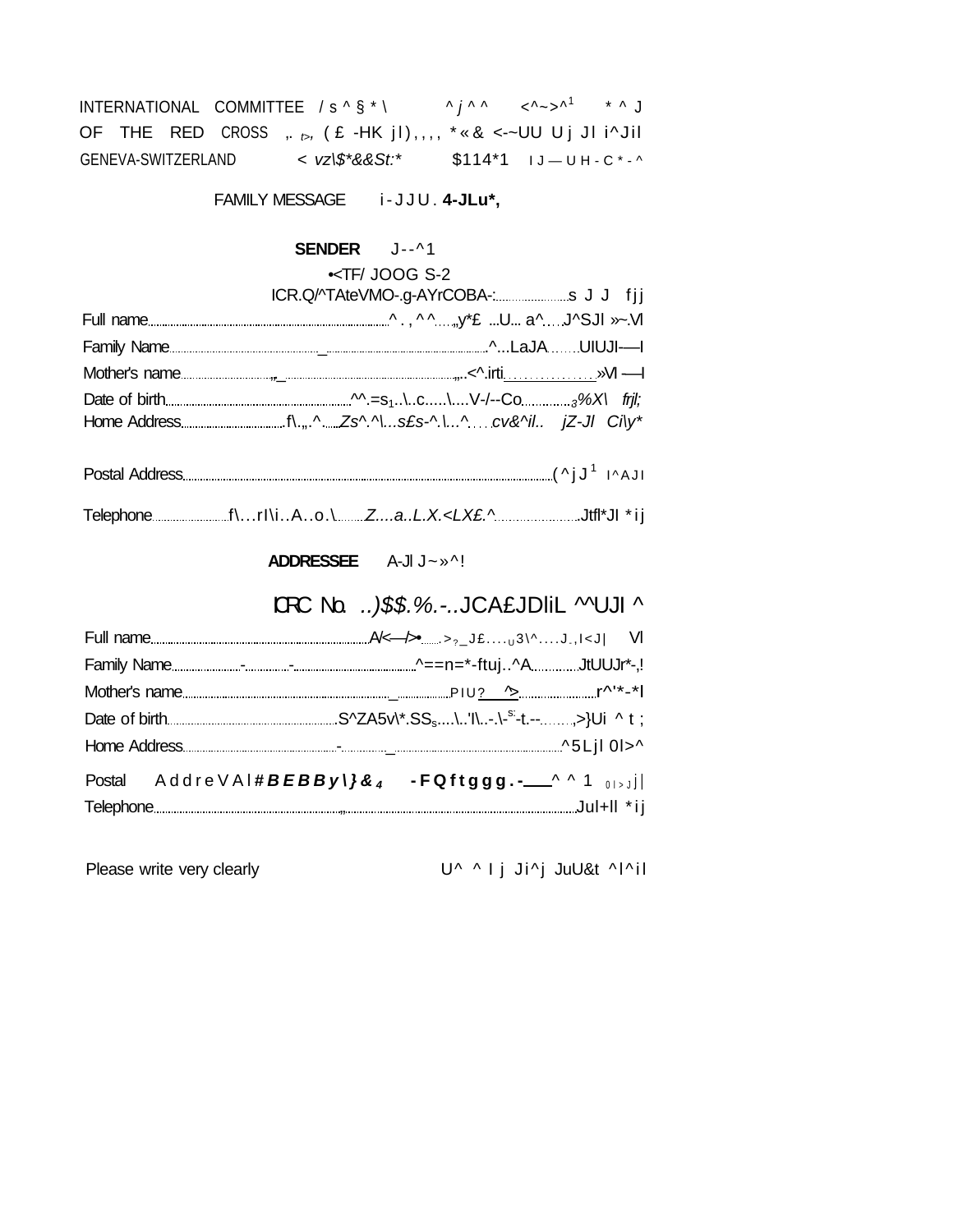INTERNATIONAL COMMITTEE / s ^ § * \ ^ j ^ ^ <^~>^1 * ^ J

OF THE RED CROSS ,. t>, ( £ -HK j l ) , , , , * « & <-~UU U j Jl i^Jil

GENEVA-SWITZERLAND < vz\$*&&St:* $114*1 I J — U H - C * - ^

FAMILY MESSAGE i - J J U . **4-JLu*,**

**SENDER** J--^1

•<TF/ JOOG S-2

ICR.Q/^TAteVMO-.g-AYrCOBA-:........................s J J fjj

Full name..........^ . , ^ ^....„y*£ ...U... a^....J^SJl »~.Vl

Family Name.........._..........^...LaJA........UlUJl-—I

Mother's name..........„_..........„..<^.irti..........»Vl —I

Date of birth..........^^.=s1..\..c.....\....V-/--Co..........3%X\ frjl;

Home Address..........f\.„.^......Zs^.^\...s£s-^.\...^......cv&^il.. jZ-Jl Ci\y*

Postal Address..........( ^ j J 1 I^AJI

Telephone..........f\...rI\i..A..o.\.........Z....a..L.X.<LX£.^..........Jtfl*Jl * i j

**ADDRESSEE** A-Jl J~»^!

ICRC No. ..)$$.%.-..JCA£JDliL ^^UJl ^

Full name..........A/<—/>•.......>?_J£....U3\^....J.,I<J| Vl

Family Name..........-..........-..........^==n=*-ftuj..^A..........JtUUJr*-,!

Mother's name.........._..........PIU? ^>..........r^'*-*I

Date of birth..........S^ZA5v\*.SSs....\..'I\..-.\-s:-t.--........,>}Ui ^ t ;

Home Address..........-.........._..........^5Ljl 0l>^

Postal A d d r e V A l # ***B E B B y \ } & 4*** **- F Q f t g g g . -**____ ^ ^ 1 0l>Jj|

Telephone..........„..........Jul+Il * i j

Please write very clearly U^ ^ I j Ji^j JuU&t ^l^il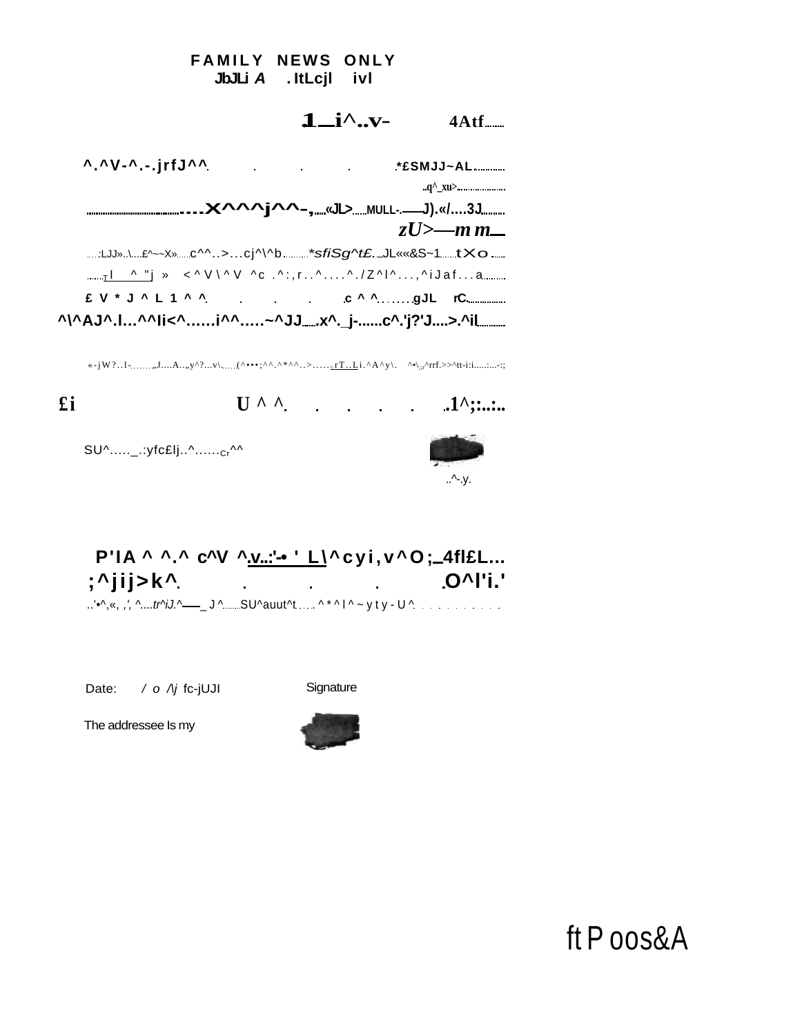FAMILY NEWS ONLY

Date:

Signature

The addressee Is my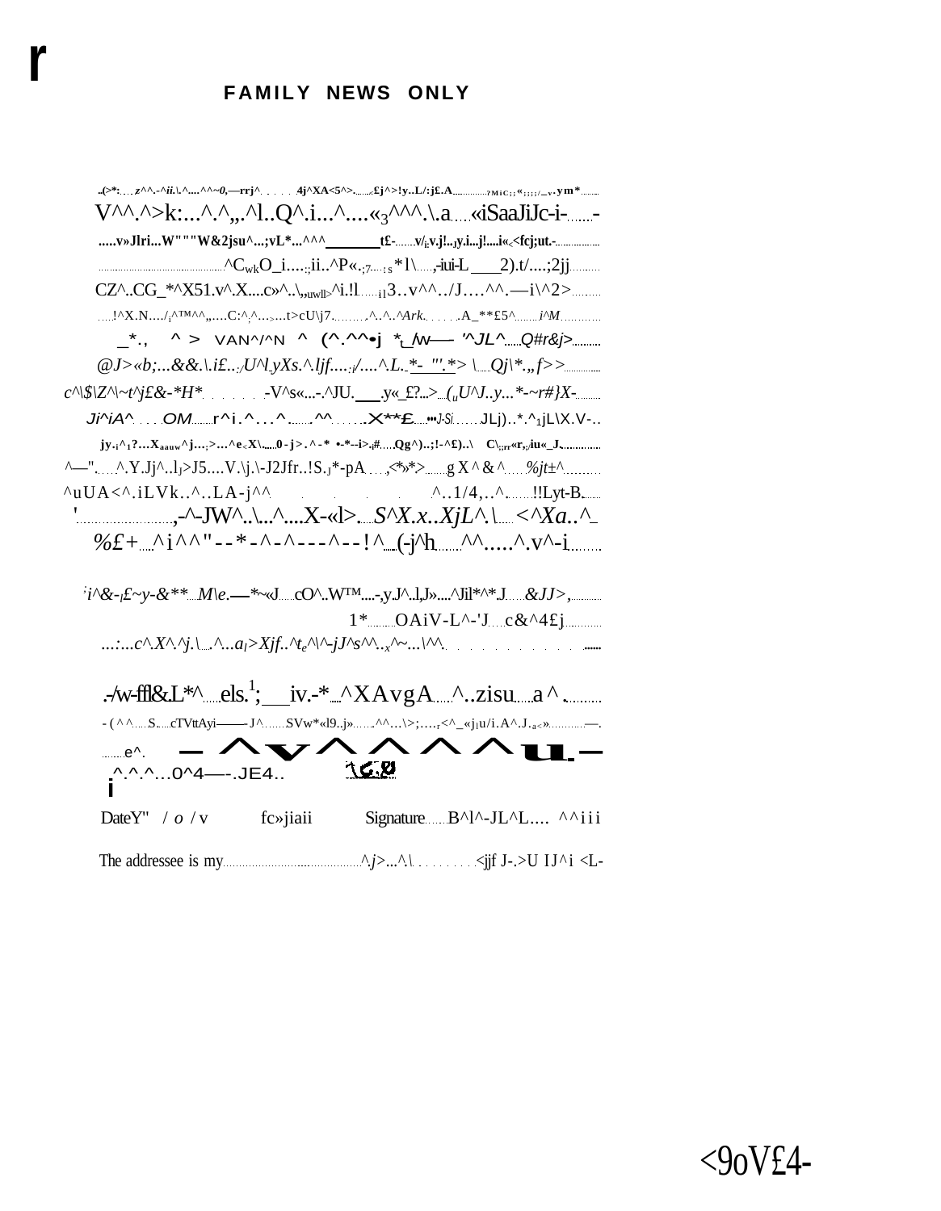**FAMILY NEWS ONLY**

Date Signature

The addressee is my